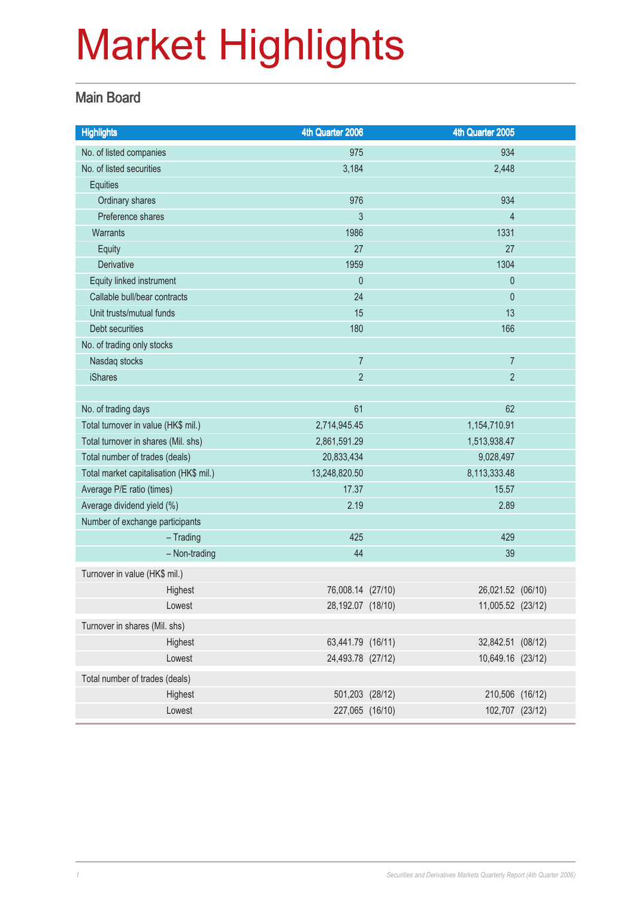# Market Highlights

## Main Board

| Highlights | 4th Quarter 2006 | 4th Quarter 2005 |
|---|---|---|
| No. of listed companies | 975 | 934 |
| No. of listed securities | 3,184 | 2,448 |
| Equities | | |
| Ordinary shares | 976 | 934 |
| Preference shares | 3 | 4 |
| Warrants | 1986 | 1331 |
| Equity | 27 | 27 |
| Derivative | 1959 | 1304 |
| Equity linked instrument | 0 | 0 |
| Callable bull/bear contracts | 24 | 0 |
| Unit trusts/mutual funds | 15 | 13 |
| Debt securities | 180 | 166 |
| No. of trading only stocks | | |
| Nasdaq stocks | 7 | 7 |
| iShares | 2 | 2 |
| | | |
| No. of trading days | 61 | 62 |
| Total turnover in value (HK$ mil.) | 2,714,945.45 | 1,154,710.91 |
| Total turnover in shares (Mil. shs) | 2,861,591.29 | 1,513,938.47 |
| Total number of trades (deals) | 20,833,434 | 9,028,497 |
| Total market capitalisation (HK$ mil.) | 13,248,820.50 | 8,113,333.48 |
| Average P/E ratio (times) | 17.37 | 15.57 |
| Average dividend yield (%) | 2.19 | 2.89 |
| Number of exchange participants | | |
| – Trading | 425 | 429 |
| – Non-trading | 44 | 39 |
| Turnover in value (HK$ mil.) | | |
| Highest | 76,008.14 (27/10) | 26,021.52 (06/10) |
| Lowest | 28,192.07 (18/10) | 11,005.52 (23/12) |
| Turnover in shares (Mil. shs) | | |
| Highest | 63,441.79 (16/11) | 32,842.51 (08/12) |
| Lowest | 24,493.78 (27/12) | 10,649.16 (23/12) |
| Total number of trades (deals) | | |
| Highest | 501,203 (28/12) | 210,506 (16/12) |
| Lowest | 227,065 (16/10) | 102,707 (23/12) |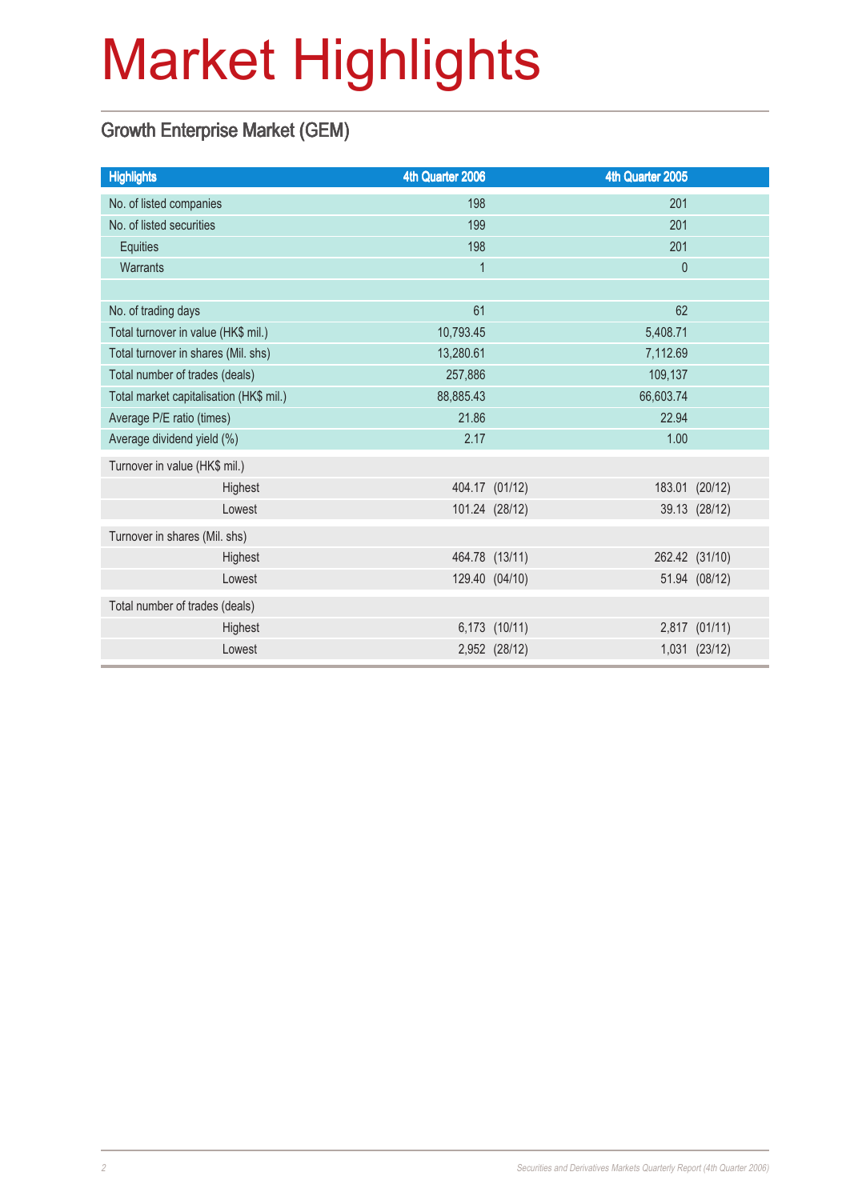# Market Highlights

## Growth Enterprise Market (GEM)

| Highlights | 4th Quarter 2006 | 4th Quarter 2005 |
|---|---|---|
| No. of listed companies | 198 | 201 |
| No. of listed securities | 199 | 201 |
| Equities | 198 | 201 |
| Warrants | 1 | 0 |
| | | |
| No. of trading days | 61 | 62 |
| Total turnover in value (HK$ mil.) | 10,793.45 | 5,408.71 |
| Total turnover in shares (Mil. shs) | 13,280.61 | 7,112.69 |
| Total number of trades (deals) | 257,886 | 109,137 |
| Total market capitalisation (HK$ mil.) | 88,885.43 | 66,603.74 |
| Average P/E ratio (times) | 21.86 | 22.94 |
| Average dividend yield (%) | 2.17 | 1.00 |
| Turnover in value (HK$ mil.) | | |
| Highest | 404.17 (01/12) | 183.01 (20/12) |
| Lowest | 101.24 (28/12) | 39.13 (28/12) |
| Turnover in shares (Mil. shs) | | |
| Highest | 464.78 (13/11) | 262.42 (31/10) |
| Lowest | 129.40 (04/10) | 51.94 (08/12) |
| Total number of trades (deals) | | |
| Highest | 6,173 (10/11) | 2,817 (01/11) |
| Lowest | 2,952 (28/12) | 1,031 (23/12) |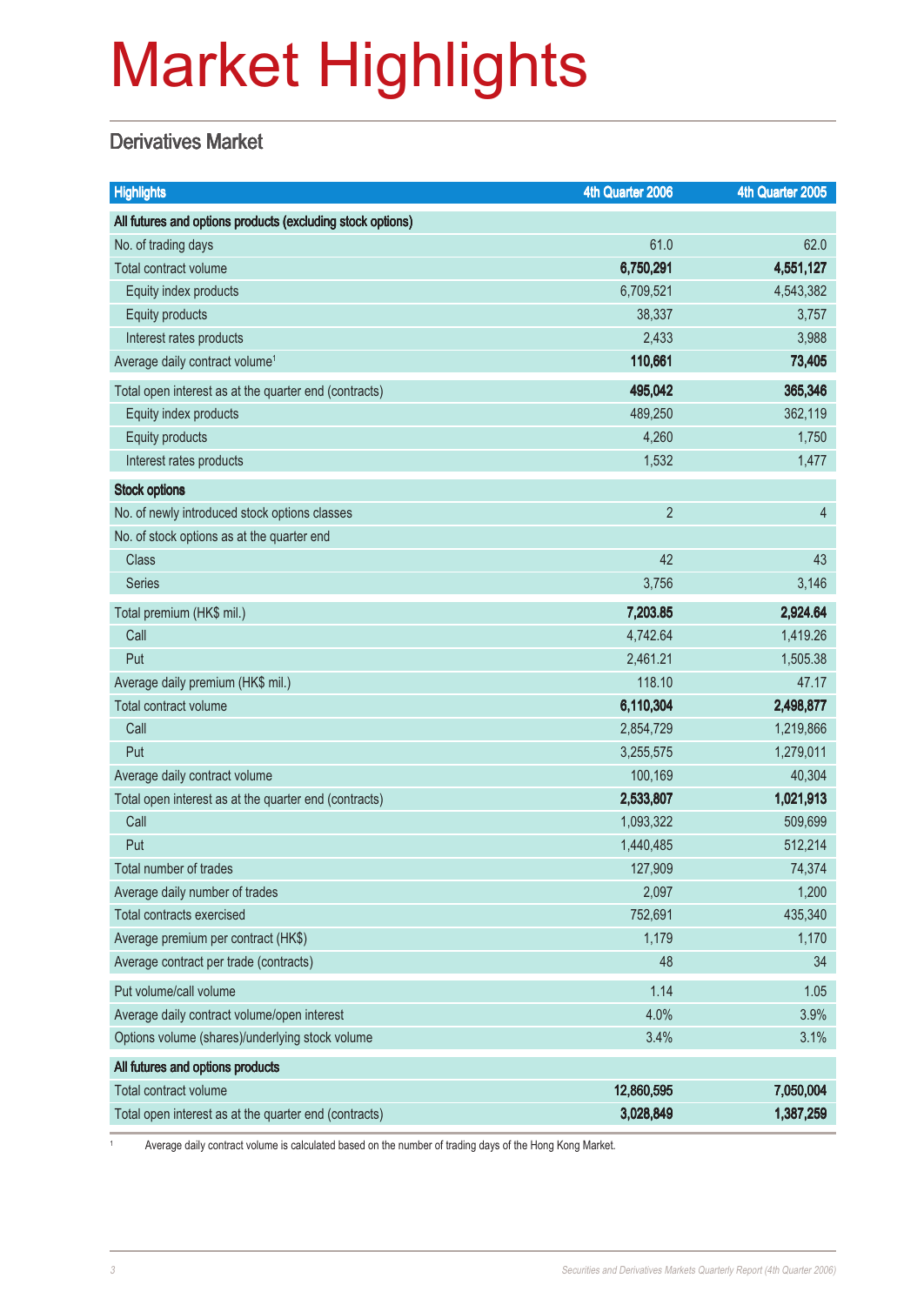# Market Highlights

## Derivatives Market

| Highlights | 4th Quarter 2006 | 4th Quarter 2005 |
|---|---|---|
| **All futures and options products (excluding stock options)** | | |
| No. of trading days | 61.0 | 62.0 |
| Total contract volume | **6,750,291** | **4,551,127** |
| Equity index products | 6,709,521 | 4,543,382 |
| Equity products | 38,337 | 3,757 |
| Interest rates products | 2,433 | 3,988 |
| Average daily contract volume[1] | **110,661** | **73,405** |
| Total open interest as at the quarter end (contracts) | **495,042** | **365,346** |
| Equity index products | 489,250 | 362,119 |
| Equity products | 4,260 | 1,750 |
| Interest rates products | 1,532 | 1,477 |
| **Stock options** | | |
| No. of newly introduced stock options classes | 2 | 4 |
| No. of stock options as at the quarter end | | |
| Class | 42 | 43 |
| Series | 3,756 | 3,146 |
| Total premium (HK$ mil.) | **7,203.85** | **2,924.64** |
| Call | 4,742.64 | 1,419.26 |
| Put | 2,461.21 | 1,505.38 |
| Average daily premium (HK$ mil.) | 118.10 | 47.17 |
| Total contract volume | **6,110,304** | **2,498,877** |
| Call | 2,854,729 | 1,219,866 |
| Put | 3,255,575 | 1,279,011 |
| Average daily contract volume | 100,169 | 40,304 |
| Total open interest as at the quarter end (contracts) | **2,533,807** | **1,021,913** |
| Call | 1,093,322 | 509,699 |
| Put | 1,440,485 | 512,214 |
| Total number of trades | 127,909 | 74,374 |
| Average daily number of trades | 2,097 | 1,200 |
| Total contracts exercised | 752,691 | 435,340 |
| Average premium per contract (HK$) | 1,179 | 1,170 |
| Average contract per trade (contracts) | 48 | 34 |
| Put volume/call volume | 1.14 | 1.05 |
| Average daily contract volume/open interest | 4.0% | 3.9% |
| Options volume (shares)/underlying stock volume | 3.4% | 3.1% |
| **All futures and options products** | | |
| Total contract volume | **12,860,595** | **7,050,004** |
| Total open interest as at the quarter end (contracts) | **3,028,849** | **1,387,259** |

[1] Average daily contract volume is calculated based on the number of trading days of the Hong Kong Market.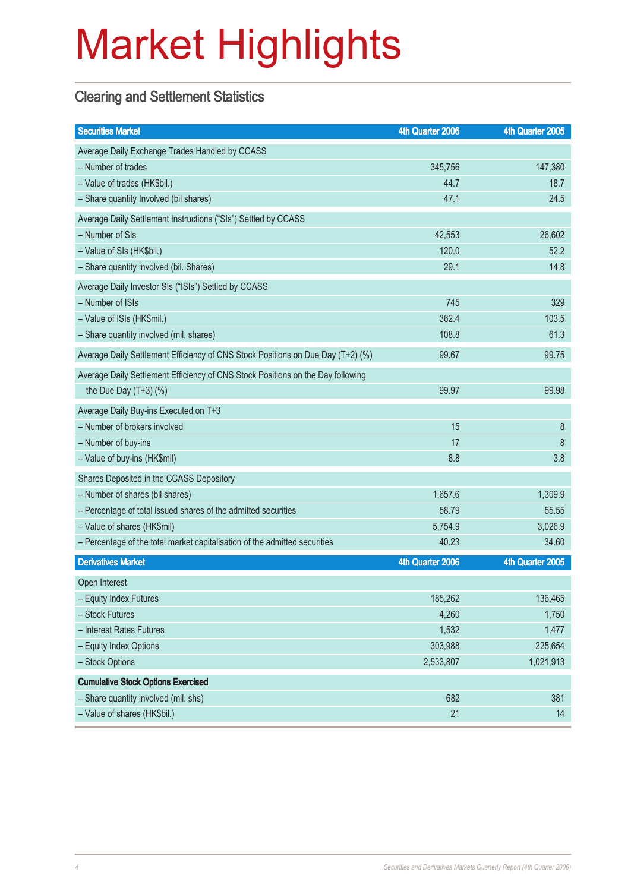# Market Highlights

## Clearing and Settlement Statistics

| Securities Market | 4th Quarter 2006 | 4th Quarter 2005 |
|---|---|---|
| Average Daily Exchange Trades Handled by CCASS | | |
| – Number of trades | 345,756 | 147,380 |
| – Value of trades (HK$bil.) | 44.7 | 18.7 |
| – Share quantity Involved (bil shares) | 47.1 | 24.5 |
| Average Daily Settlement Instructions ("SIs") Settled by CCASS | | |
| – Number of SIs | 42,553 | 26,602 |
| – Value of SIs (HK$bil.) | 120.0 | 52.2 |
| – Share quantity involved (bil. Shares) | 29.1 | 14.8 |
| Average Daily Investor SIs ("ISIs") Settled by CCASS | | |
| – Number of ISIs | 745 | 329 |
| – Value of ISIs (HK$mil.) | 362.4 | 103.5 |
| – Share quantity involved (mil. shares) | 108.8 | 61.3 |
| Average Daily Settlement Efficiency of CNS Stock Positions on Due Day (T+2) (%) | 99.67 | 99.75 |
| Average Daily Settlement Efficiency of CNS Stock Positions on the Day following the Due Day (T+3) (%) | 99.97 | 99.98 |
| Average Daily Buy-ins Executed on T+3 | | |
| – Number of brokers involved | 15 | 8 |
| – Number of buy-ins | 17 | 8 |
| – Value of buy-ins (HK$mil) | 8.8 | 3.8 |
| Shares Deposited in the CCASS Depository | | |
| – Number of shares (bil shares) | 1,657.6 | 1,309.9 |
| – Percentage of total issued shares of the admitted securities | 58.79 | 55.55 |
| – Value of shares (HK$mil) | 5,754.9 | 3,026.9 |
| – Percentage of the total market capitalisation of the admitted securities | 40.23 | 34.60 |

| Derivatives Market | 4th Quarter 2006 | 4th Quarter 2005 |
|---|---|---|
| Open Interest | | |
| – Equity Index Futures | 185,262 | 136,465 |
| – Stock Futures | 4,260 | 1,750 |
| – Interest Rates Futures | 1,532 | 1,477 |
| – Equity Index Options | 303,988 | 225,654 |
| – Stock Options | 2,533,807 | 1,021,913 |
| **Cumulative Stock Options Exercised** | | |
| – Share quantity involved (mil. shs) | 682 | 381 |
| – Value of shares (HK$bil.) | 21 | 14 |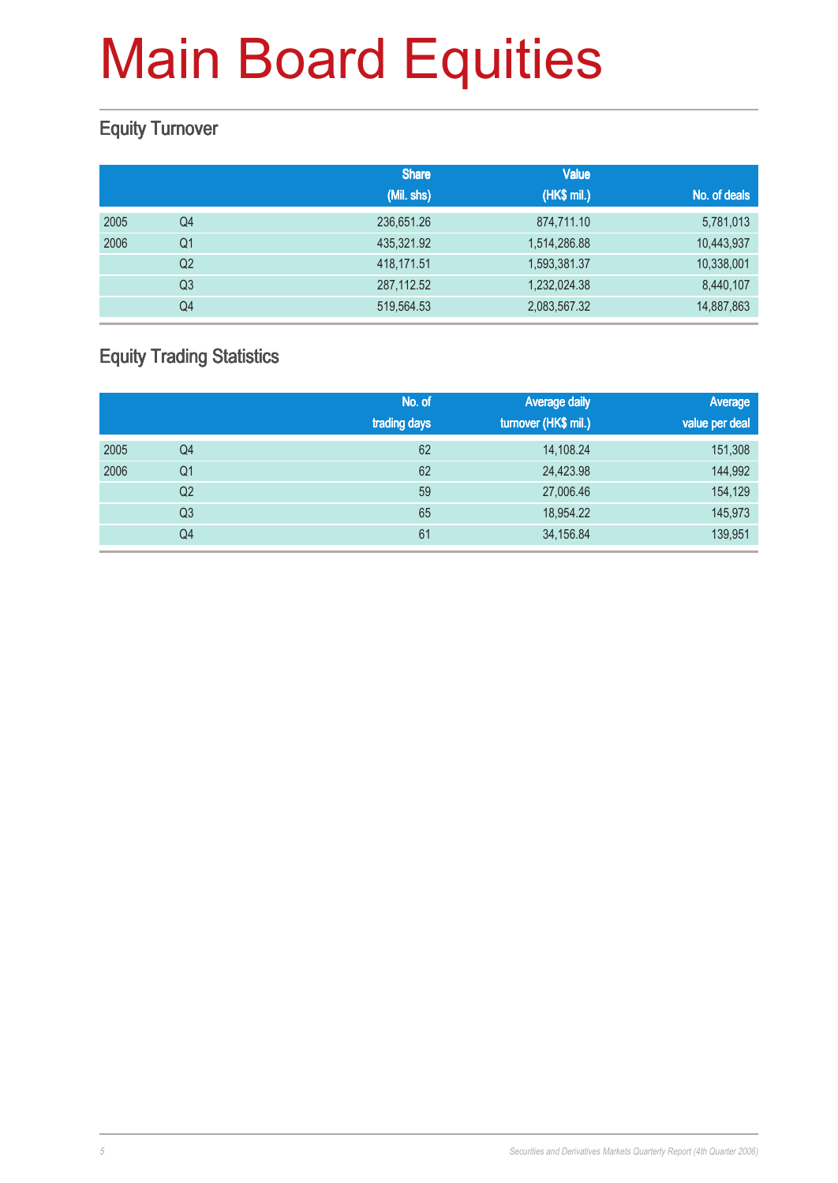# Main Board Equities

## Equity Turnover

| | | Share (Mil. shs) | Value (HK$ mil.) | No. of deals |
|---|---|---|---|---|
| 2005 | Q4 | 236,651.26 | 874,711.10 | 5,781,013 |
| 2006 | Q1 | 435,321.92 | 1,514,286.88 | 10,443,937 |
| | Q2 | 418,171.51 | 1,593,381.37 | 10,338,001 |
| | Q3 | 287,112.52 | 1,232,024.38 | 8,440,107 |
| | Q4 | 519,564.53 | 2,083,567.32 | 14,887,863 |

## Equity Trading Statistics

| | | No. of trading days | Average daily turnover (HK$ mil.) | Average value per deal |
|---|---|---|---|---|
| 2005 | Q4 | 62 | 14,108.24 | 151,308 |
| 2006 | Q1 | 62 | 24,423.98 | 144,992 |
| | Q2 | 59 | 27,006.46 | 154,129 |
| | Q3 | 65 | 18,954.22 | 145,973 |
| | Q4 | 61 | 34,156.84 | 139,951 |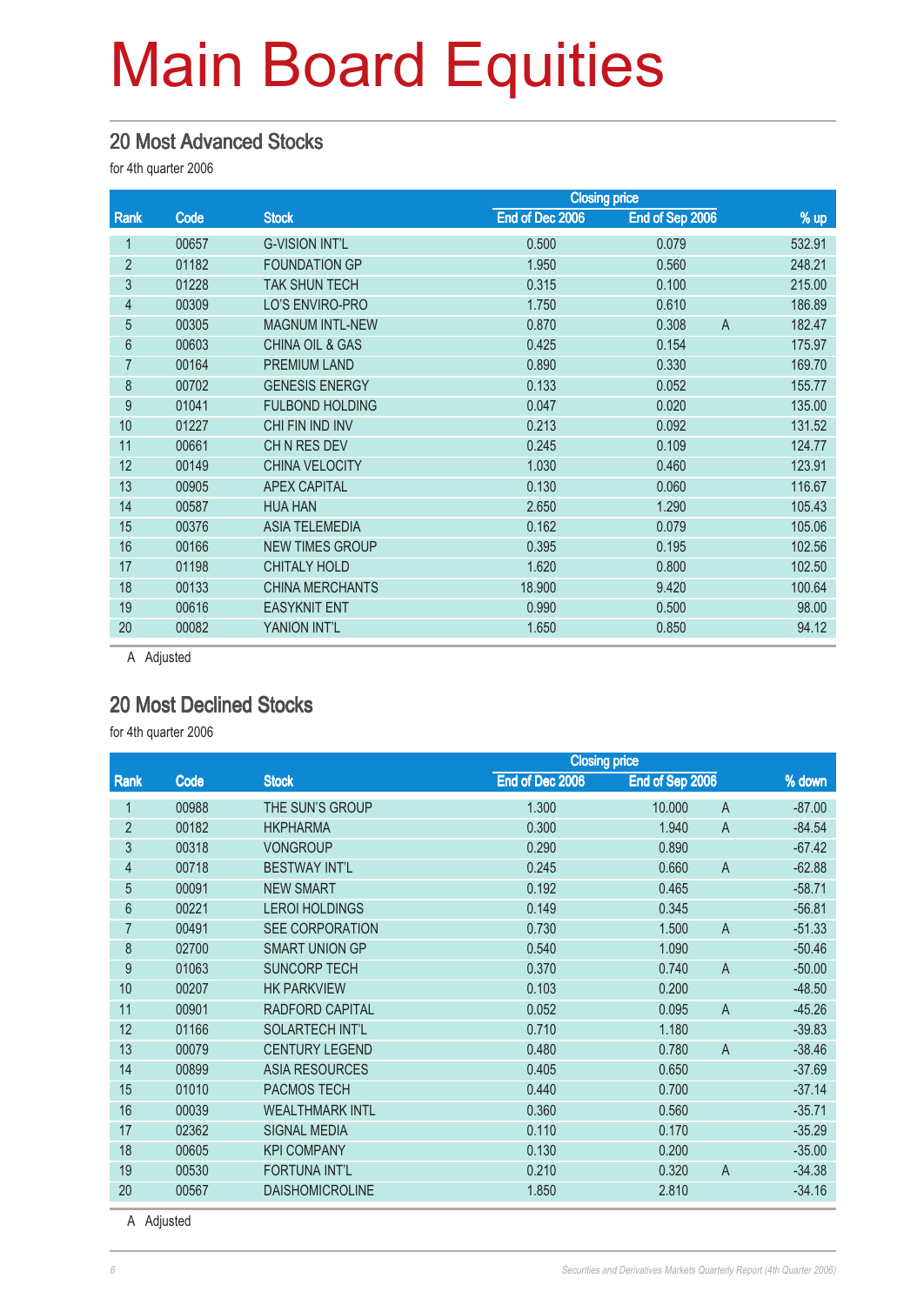# Main Board Equities

## 20 Most Advanced Stocks

for 4th quarter 2006

| Rank | Code | Stock | Closing price End of Dec 2006 | Closing price End of Sep 2006 | | % up |
|---|---|---|---|---|---|---|
| 1 | 00657 | G-VISION INT'L | 0.500 | 0.079 | | 532.91 |
| 2 | 01182 | FOUNDATION GP | 1.950 | 0.560 | | 248.21 |
| 3 | 01228 | TAK SHUN TECH | 0.315 | 0.100 | | 215.00 |
| 4 | 00309 | LO'S ENVIRO-PRO | 1.750 | 0.610 | | 186.89 |
| 5 | 00305 | MAGNUM INTL-NEW | 0.870 | 0.308 | A | 182.47 |
| 6 | 00603 | CHINA OIL & GAS | 0.425 | 0.154 | | 175.97 |
| 7 | 00164 | PREMIUM LAND | 0.890 | 0.330 | | 169.70 |
| 8 | 00702 | GENESIS ENERGY | 0.133 | 0.052 | | 155.77 |
| 9 | 01041 | FULBOND HOLDING | 0.047 | 0.020 | | 135.00 |
| 10 | 01227 | CHI FIN IND INV | 0.213 | 0.092 | | 131.52 |
| 11 | 00661 | CH N RES DEV | 0.245 | 0.109 | | 124.77 |
| 12 | 00149 | CHINA VELOCITY | 1.030 | 0.460 | | 123.91 |
| 13 | 00905 | APEX CAPITAL | 0.130 | 0.060 | | 116.67 |
| 14 | 00587 | HUA HAN | 2.650 | 1.290 | | 105.43 |
| 15 | 00376 | ASIA TELEMEDIA | 0.162 | 0.079 | | 105.06 |
| 16 | 00166 | NEW TIMES GROUP | 0.395 | 0.195 | | 102.56 |
| 17 | 01198 | CHITALY HOLD | 1.620 | 0.800 | | 102.50 |
| 18 | 00133 | CHINA MERCHANTS | 18.900 | 9.420 | | 100.64 |
| 19 | 00616 | EASYKNIT ENT | 0.990 | 0.500 | | 98.00 |
| 20 | 00082 | YANION INT'L | 1.650 | 0.850 | | 94.12 |

A Adjusted

## 20 Most Declined Stocks

for 4th quarter 2006

| Rank | Code | Stock | Closing price End of Dec 2006 | Closing price End of Sep 2006 | | % down |
|---|---|---|---|---|---|---|
| 1 | 00988 | THE SUN'S GROUP | 1.300 | 10.000 | A | -87.00 |
| 2 | 00182 | HKPHARMA | 0.300 | 1.940 | A | -84.54 |
| 3 | 00318 | VONGROUP | 0.290 | 0.890 | | -67.42 |
| 4 | 00718 | BESTWAY INT'L | 0.245 | 0.660 | A | -62.88 |
| 5 | 00091 | NEW SMART | 0.192 | 0.465 | | -58.71 |
| 6 | 00221 | LEROI HOLDINGS | 0.149 | 0.345 | | -56.81 |
| 7 | 00491 | SEE CORPORATION | 0.730 | 1.500 | A | -51.33 |
| 8 | 02700 | SMART UNION GP | 0.540 | 1.090 | | -50.46 |
| 9 | 01063 | SUNCORP TECH | 0.370 | 0.740 | A | -50.00 |
| 10 | 00207 | HK PARKVIEW | 0.103 | 0.200 | | -48.50 |
| 11 | 00901 | RADFORD CAPITAL | 0.052 | 0.095 | A | -45.26 |
| 12 | 01166 | SOLARTECH INT'L | 0.710 | 1.180 | | -39.83 |
| 13 | 00079 | CENTURY LEGEND | 0.480 | 0.780 | A | -38.46 |
| 14 | 00899 | ASIA RESOURCES | 0.405 | 0.650 | | -37.69 |
| 15 | 01010 | PACMOS TECH | 0.440 | 0.700 | | -37.14 |
| 16 | 00039 | WEALTHMARK INTL | 0.360 | 0.560 | | -35.71 |
| 17 | 02362 | SIGNAL MEDIA | 0.110 | 0.170 | | -35.29 |
| 18 | 00605 | KPI COMPANY | 0.130 | 0.200 | | -35.00 |
| 19 | 00530 | FORTUNA INT'L | 0.210 | 0.320 | A | -34.38 |
| 20 | 00567 | DAISHOMICROLINE | 1.850 | 2.810 | | -34.16 |

A Adjusted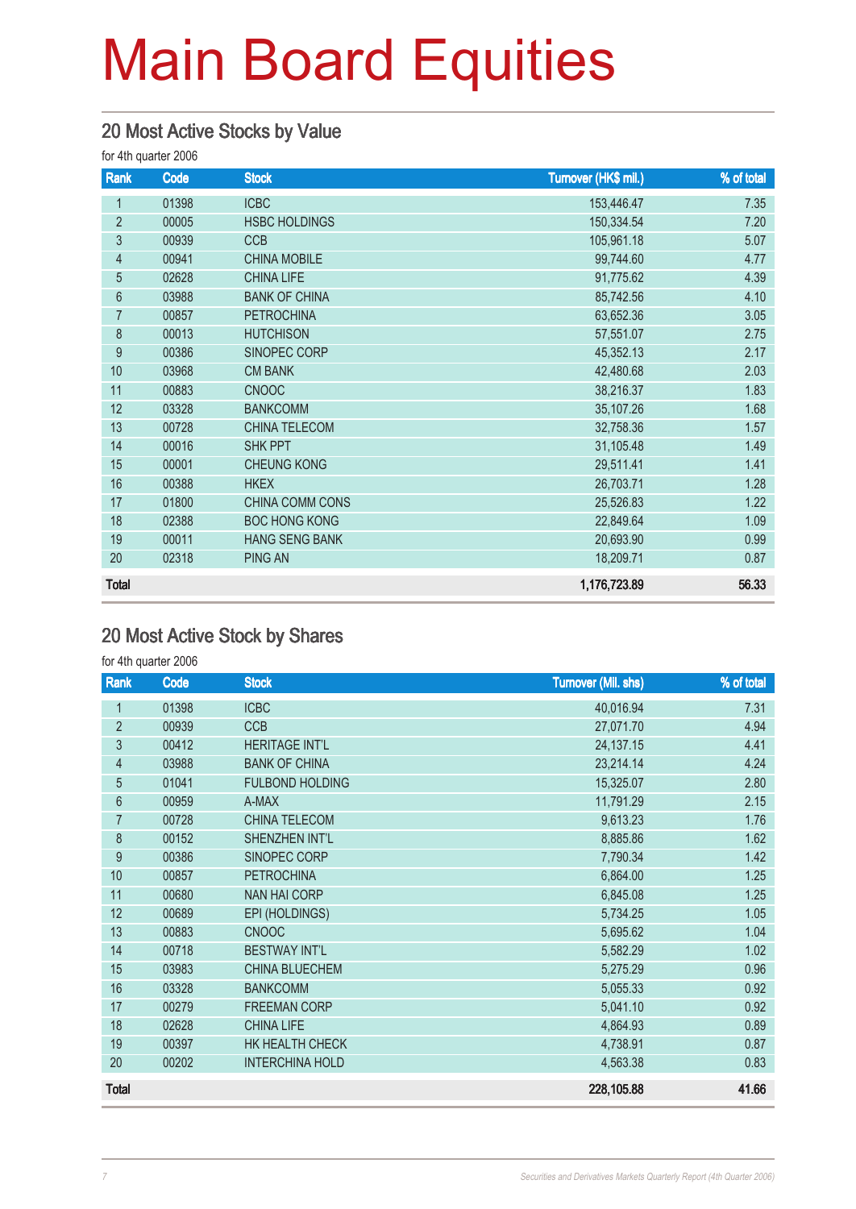# Main Board Equities

## 20 Most Active Stocks by Value

for 4th quarter 2006

| Rank | Code | Stock | Turnover (HK$ mil.) | % of total |
|---|---|---|---|---|
| 1 | 01398 | ICBC | 153,446.47 | 7.35 |
| 2 | 00005 | HSBC HOLDINGS | 150,334.54 | 7.20 |
| 3 | 00939 | CCB | 105,961.18 | 5.07 |
| 4 | 00941 | CHINA MOBILE | 99,744.60 | 4.77 |
| 5 | 02628 | CHINA LIFE | 91,775.62 | 4.39 |
| 6 | 03988 | BANK OF CHINA | 85,742.56 | 4.10 |
| 7 | 00857 | PETROCHINA | 63,652.36 | 3.05 |
| 8 | 00013 | HUTCHISON | 57,551.07 | 2.75 |
| 9 | 00386 | SINOPEC CORP | 45,352.13 | 2.17 |
| 10 | 03968 | CM BANK | 42,480.68 | 2.03 |
| 11 | 00883 | CNOOC | 38,216.37 | 1.83 |
| 12 | 03328 | BANKCOMM | 35,107.26 | 1.68 |
| 13 | 00728 | CHINA TELECOM | 32,758.36 | 1.57 |
| 14 | 00016 | SHK PPT | 31,105.48 | 1.49 |
| 15 | 00001 | CHEUNG KONG | 29,511.41 | 1.41 |
| 16 | 00388 | HKEX | 26,703.71 | 1.28 |
| 17 | 01800 | CHINA COMM CONS | 25,526.83 | 1.22 |
| 18 | 02388 | BOC HONG KONG | 22,849.64 | 1.09 |
| 19 | 00011 | HANG SENG BANK | 20,693.90 | 0.99 |
| 20 | 02318 | PING AN | 18,209.71 | 0.87 |
| **Total** | | | **1,176,723.89** | **56.33** |

## 20 Most Active Stock by Shares

for 4th quarter 2006

| Rank | Code | Stock | Turnover (Mil. shs) | % of total |
|---|---|---|---|---|
| 1 | 01398 | ICBC | 40,016.94 | 7.31 |
| 2 | 00939 | CCB | 27,071.70 | 4.94 |
| 3 | 00412 | HERITAGE INT'L | 24,137.15 | 4.41 |
| 4 | 03988 | BANK OF CHINA | 23,214.14 | 4.24 |
| 5 | 01041 | FULBOND HOLDING | 15,325.07 | 2.80 |
| 6 | 00959 | A-MAX | 11,791.29 | 2.15 |
| 7 | 00728 | CHINA TELECOM | 9,613.23 | 1.76 |
| 8 | 00152 | SHENZHEN INT'L | 8,885.86 | 1.62 |
| 9 | 00386 | SINOPEC CORP | 7,790.34 | 1.42 |
| 10 | 00857 | PETROCHINA | 6,864.00 | 1.25 |
| 11 | 00680 | NAN HAI CORP | 6,845.08 | 1.25 |
| 12 | 00689 | EPI (HOLDINGS) | 5,734.25 | 1.05 |
| 13 | 00883 | CNOOC | 5,695.62 | 1.04 |
| 14 | 00718 | BESTWAY INT'L | 5,582.29 | 1.02 |
| 15 | 03983 | CHINA BLUECHEM | 5,275.29 | 0.96 |
| 16 | 03328 | BANKCOMM | 5,055.33 | 0.92 |
| 17 | 00279 | FREEMAN CORP | 5,041.10 | 0.92 |
| 18 | 02628 | CHINA LIFE | 4,864.93 | 0.89 |
| 19 | 00397 | HK HEALTH CHECK | 4,738.91 | 0.87 |
| 20 | 00202 | INTERCHINA HOLD | 4,563.38 | 0.83 |
| **Total** | | | **228,105.88** | **41.66** |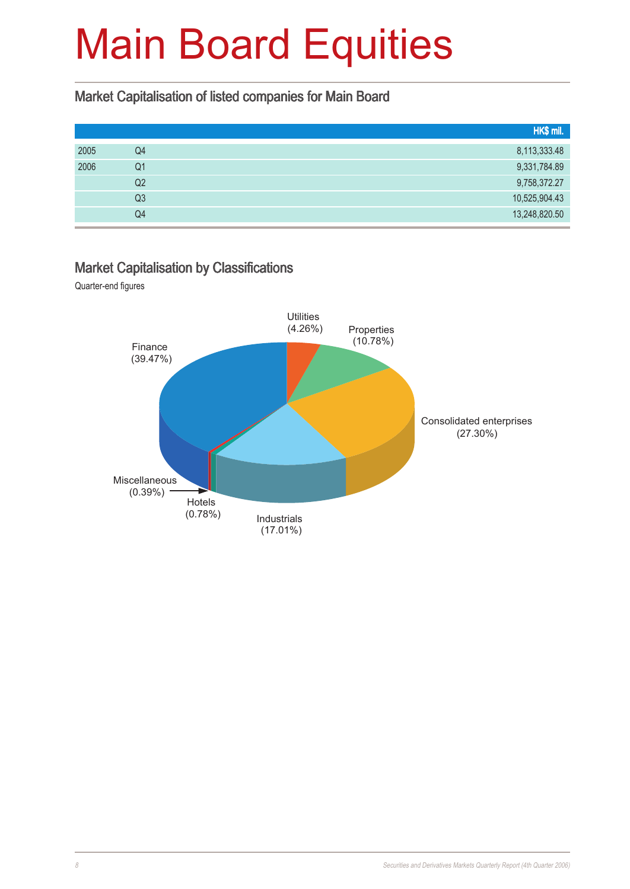# Main Board Equities

## Market Capitalisation of listed companies for Main Board

| | | HK$ mil. |
|---|---|---|
| 2005 | Q4 | 8,113,333.48 |
| 2006 | Q1 | 9,331,784.89 |
| | Q2 | 9,758,372.27 |
| | Q3 | 10,525,904.43 |
| | Q4 | 13,248,820.50 |

## Market Capitalisation by Classifications

Quarter-end figures

Utilities (4.26%)
Properties (10.78%)
Finance (39.47%)
Consolidated enterprises (27.30%)
Miscellaneous (0.39%)
Hotels (0.78%)
Industrials (17.01%)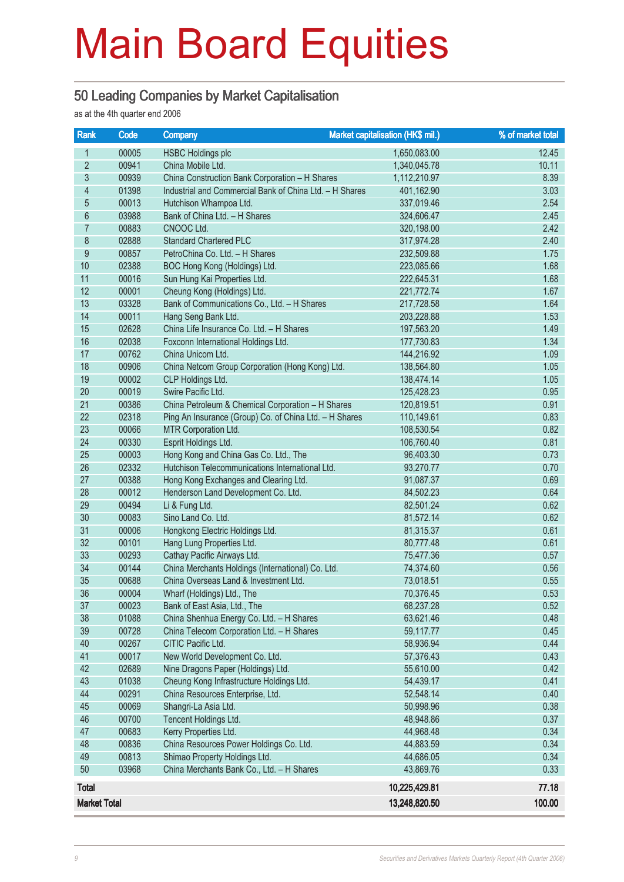# Main Board Equities

## 50 Leading Companies by Market Capitalisation

as at the 4th quarter end 2006

| Rank | Code | Company | Market capitalisation (HK$ mil.) | % of market total |
|---|---|---|---|---|
| 1 | 00005 | HSBC Holdings plc | 1,650,083.00 | 12.45 |
| 2 | 00941 | China Mobile Ltd. | 1,340,045.78 | 10.11 |
| 3 | 00939 | China Construction Bank Corporation – H Shares | 1,112,210.97 | 8.39 |
| 4 | 01398 | Industrial and Commercial Bank of China Ltd. – H Shares | 401,162.90 | 3.03 |
| 5 | 00013 | Hutchison Whampoa Ltd. | 337,019.46 | 2.54 |
| 6 | 03988 | Bank of China Ltd. – H Shares | 324,606.47 | 2.45 |
| 7 | 00883 | CNOOC Ltd. | 320,198.00 | 2.42 |
| 8 | 02888 | Standard Chartered PLC | 317,974.28 | 2.40 |
| 9 | 00857 | PetroChina Co. Ltd. – H Shares | 232,509.88 | 1.75 |
| 10 | 02388 | BOC Hong Kong (Holdings) Ltd. | 223,085.66 | 1.68 |
| 11 | 00016 | Sun Hung Kai Properties Ltd. | 222,645.31 | 1.68 |
| 12 | 00001 | Cheung Kong (Holdings) Ltd. | 221,772.74 | 1.67 |
| 13 | 03328 | Bank of Communications Co., Ltd. – H Shares | 217,728.58 | 1.64 |
| 14 | 00011 | Hang Seng Bank Ltd. | 203,228.88 | 1.53 |
| 15 | 02628 | China Life Insurance Co. Ltd. – H Shares | 197,563.20 | 1.49 |
| 16 | 02038 | Foxconn International Holdings Ltd. | 177,730.83 | 1.34 |
| 17 | 00762 | China Unicom Ltd. | 144,216.92 | 1.09 |
| 18 | 00906 | China Netcom Group Corporation (Hong Kong) Ltd. | 138,564.80 | 1.05 |
| 19 | 00002 | CLP Holdings Ltd. | 138,474.14 | 1.05 |
| 20 | 00019 | Swire Pacific Ltd. | 125,428.23 | 0.95 |
| 21 | 00386 | China Petroleum & Chemical Corporation – H Shares | 120,819.51 | 0.91 |
| 22 | 02318 | Ping An Insurance (Group) Co. of China Ltd. – H Shares | 110,149.61 | 0.83 |
| 23 | 00066 | MTR Corporation Ltd. | 108,530.54 | 0.82 |
| 24 | 00330 | Esprit Holdings Ltd. | 106,760.40 | 0.81 |
| 25 | 00003 | Hong Kong and China Gas Co. Ltd., The | 96,403.30 | 0.73 |
| 26 | 02332 | Hutchison Telecommunications International Ltd. | 93,270.77 | 0.70 |
| 27 | 00388 | Hong Kong Exchanges and Clearing Ltd. | 91,087.37 | 0.69 |
| 28 | 00012 | Henderson Land Development Co. Ltd. | 84,502.23 | 0.64 |
| 29 | 00494 | Li & Fung Ltd. | 82,501.24 | 0.62 |
| 30 | 00083 | Sino Land Co. Ltd. | 81,572.14 | 0.62 |
| 31 | 00006 | Hongkong Electric Holdings Ltd. | 81,315.37 | 0.61 |
| 32 | 00101 | Hang Lung Properties Ltd. | 80,777.48 | 0.61 |
| 33 | 00293 | Cathay Pacific Airways Ltd. | 75,477.36 | 0.57 |
| 34 | 00144 | China Merchants Holdings (International) Co. Ltd. | 74,374.60 | 0.56 |
| 35 | 00688 | China Overseas Land & Investment Ltd. | 73,018.51 | 0.55 |
| 36 | 00004 | Wharf (Holdings) Ltd., The | 70,376.45 | 0.53 |
| 37 | 00023 | Bank of East Asia, Ltd., The | 68,237.28 | 0.52 |
| 38 | 01088 | China Shenhua Energy Co. Ltd. – H Shares | 63,621.46 | 0.48 |
| 39 | 00728 | China Telecom Corporation Ltd. – H Shares | 59,117.77 | 0.45 |
| 40 | 00267 | CITIC Pacific Ltd. | 58,936.94 | 0.44 |
| 41 | 00017 | New World Development Co. Ltd. | 57,376.43 | 0.43 |
| 42 | 02689 | Nine Dragons Paper (Holdings) Ltd. | 55,610.00 | 0.42 |
| 43 | 01038 | Cheung Kong Infrastructure Holdings Ltd. | 54,439.17 | 0.41 |
| 44 | 00291 | China Resources Enterprise, Ltd. | 52,548.14 | 0.40 |
| 45 | 00069 | Shangri-La Asia Ltd. | 50,998.96 | 0.38 |
| 46 | 00700 | Tencent Holdings Ltd. | 48,948.86 | 0.37 |
| 47 | 00683 | Kerry Properties Ltd. | 44,968.48 | 0.34 |
| 48 | 00836 | China Resources Power Holdings Co. Ltd. | 44,883.59 | 0.34 |
| 49 | 00813 | Shimao Property Holdings Ltd. | 44,686.05 | 0.34 |
| 50 | 03968 | China Merchants Bank Co., Ltd. – H Shares | 43,869.76 | 0.33 |
| **Total** | | | **10,225,429.81** | **77.18** |
| **Market Total** | | | **13,248,820.50** | **100.00** |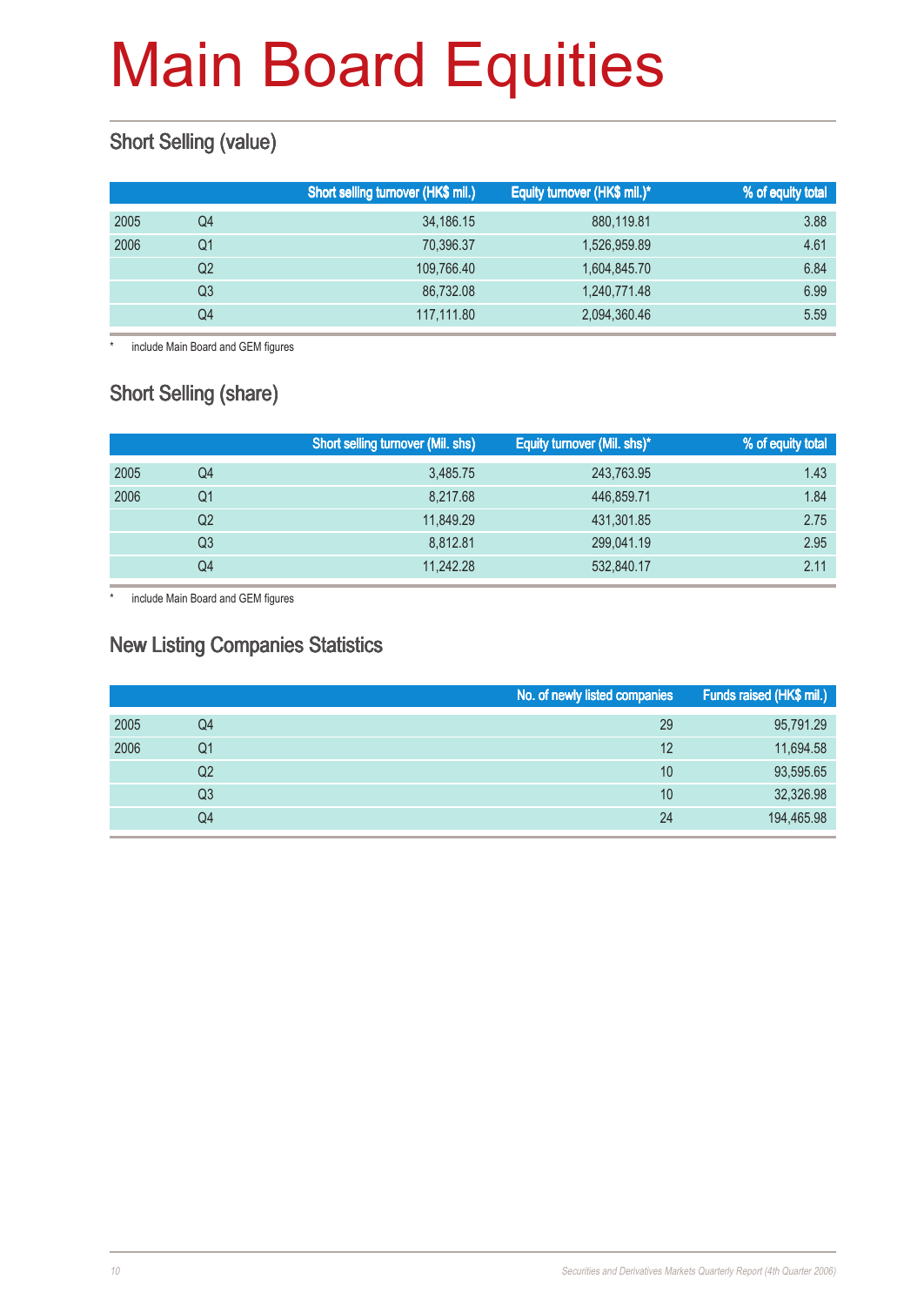# Main Board Equities

## Short Selling (value)

| | | Short selling turnover (HK$ mil.) | Equity turnover (HK$ mil.)* | % of equity total |
|---|---|---|---|---|
| 2005 | Q4 | 34,186.15 | 880,119.81 | 3.88 |
| 2006 | Q1 | 70,396.37 | 1,526,959.89 | 4.61 |
| | Q2 | 109,766.40 | 1,604,845.70 | 6.84 |
| | Q3 | 86,732.08 | 1,240,771.48 | 6.99 |
| | Q4 | 117,111.80 | 2,094,360.46 | 5.59 |

\* include Main Board and GEM figures

## Short Selling (share)

| | | Short selling turnover (Mil. shs) | Equity turnover (Mil. shs)* | % of equity total |
|---|---|---|---|---|
| 2005 | Q4 | 3,485.75 | 243,763.95 | 1.43 |
| 2006 | Q1 | 8,217.68 | 446,859.71 | 1.84 |
| | Q2 | 11,849.29 | 431,301.85 | 2.75 |
| | Q3 | 8,812.81 | 299,041.19 | 2.95 |
| | Q4 | 11,242.28 | 532,840.17 | 2.11 |

\* include Main Board and GEM figures

## New Listing Companies Statistics

| | | No. of newly listed companies | Funds raised (HK$ mil.) |
|---|---|---|---|
| 2005 | Q4 | 29 | 95,791.29 |
| 2006 | Q1 | 12 | 11,694.58 |
| | Q2 | 10 | 93,595.65 |
| | Q3 | 10 | 32,326.98 |
| | Q4 | 24 | 194,465.98 |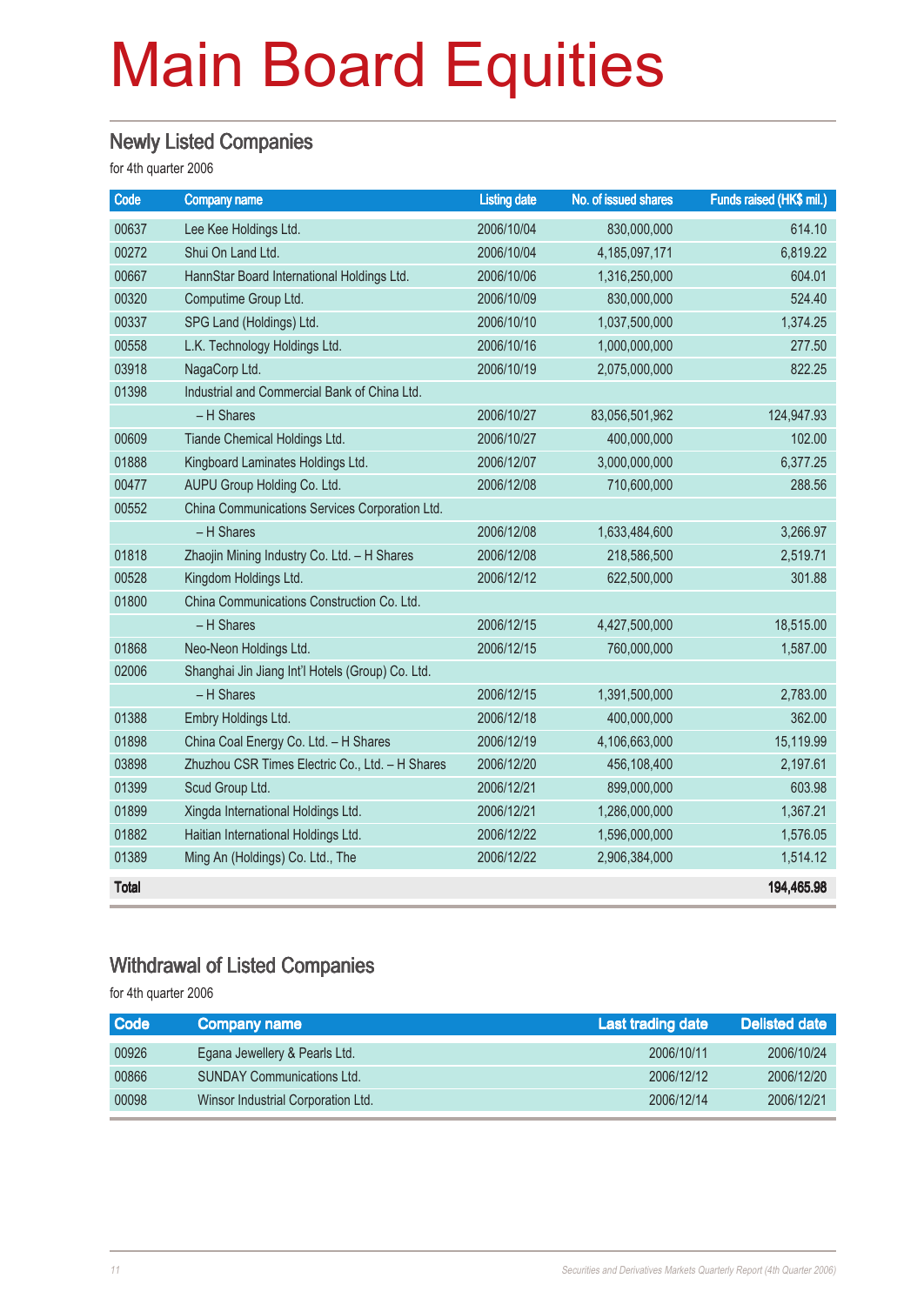# Main Board Equities

## Newly Listed Companies

for 4th quarter 2006

| Code | Company name | Listing date | No. of issued shares | Funds raised (HK$ mil.) |
|---|---|---|---|---|
| 00637 | Lee Kee Holdings Ltd. | 2006/10/04 | 830,000,000 | 614.10 |
| 00272 | Shui On Land Ltd. | 2006/10/04 | 4,185,097,171 | 6,819.22 |
| 00667 | HannStar Board International Holdings Ltd. | 2006/10/06 | 1,316,250,000 | 604.01 |
| 00320 | Computime Group Ltd. | 2006/10/09 | 830,000,000 | 524.40 |
| 00337 | SPG Land (Holdings) Ltd. | 2006/10/10 | 1,037,500,000 | 1,374.25 |
| 00558 | L.K. Technology Holdings Ltd. | 2006/10/16 | 1,000,000,000 | 277.50 |
| 03918 | NagaCorp Ltd. | 2006/10/19 | 2,075,000,000 | 822.25 |
| 01398 | Industrial and Commercial Bank of China Ltd. | | | |
| | – H Shares | 2006/10/27 | 83,056,501,962 | 124,947.93 |
| 00609 | Tiande Chemical Holdings Ltd. | 2006/10/27 | 400,000,000 | 102.00 |
| 01888 | Kingboard Laminates Holdings Ltd. | 2006/12/07 | 3,000,000,000 | 6,377.25 |
| 00477 | AUPU Group Holding Co. Ltd. | 2006/12/08 | 710,600,000 | 288.56 |
| 00552 | China Communications Services Corporation Ltd. | | | |
| | – H Shares | 2006/12/08 | 1,633,484,600 | 3,266.97 |
| 01818 | Zhaojin Mining Industry Co. Ltd. – H Shares | 2006/12/08 | 218,586,500 | 2,519.71 |
| 00528 | Kingdom Holdings Ltd. | 2006/12/12 | 622,500,000 | 301.88 |
| 01800 | China Communications Construction Co. Ltd. | | | |
| | – H Shares | 2006/12/15 | 4,427,500,000 | 18,515.00 |
| 01868 | Neo-Neon Holdings Ltd. | 2006/12/15 | 760,000,000 | 1,587.00 |
| 02006 | Shanghai Jin Jiang Int'l Hotels (Group) Co. Ltd. | | | |
| | – H Shares | 2006/12/15 | 1,391,500,000 | 2,783.00 |
| 01388 | Embry Holdings Ltd. | 2006/12/18 | 400,000,000 | 362.00 |
| 01898 | China Coal Energy Co. Ltd. – H Shares | 2006/12/19 | 4,106,663,000 | 15,119.99 |
| 03898 | Zhuzhou CSR Times Electric Co., Ltd. – H Shares | 2006/12/20 | 456,108,400 | 2,197.61 |
| 01399 | Scud Group Ltd. | 2006/12/21 | 899,000,000 | 603.98 |
| 01899 | Xingda International Holdings Ltd. | 2006/12/21 | 1,286,000,000 | 1,367.21 |
| 01882 | Haitian International Holdings Ltd. | 2006/12/22 | 1,596,000,000 | 1,576.05 |
| 01389 | Ming An (Holdings) Co. Ltd., The | 2006/12/22 | 2,906,384,000 | 1,514.12 |
| **Total** | | | | **194,465.98** |

## Withdrawal of Listed Companies

for 4th quarter 2006

| Code | Company name | Last trading date | Delisted date |
|---|---|---|---|
| 00926 | Egana Jewellery & Pearls Ltd. | 2006/10/11 | 2006/10/24 |
| 00866 | SUNDAY Communications Ltd. | 2006/12/12 | 2006/12/20 |
| 00098 | Winsor Industrial Corporation Ltd. | 2006/12/14 | 2006/12/21 |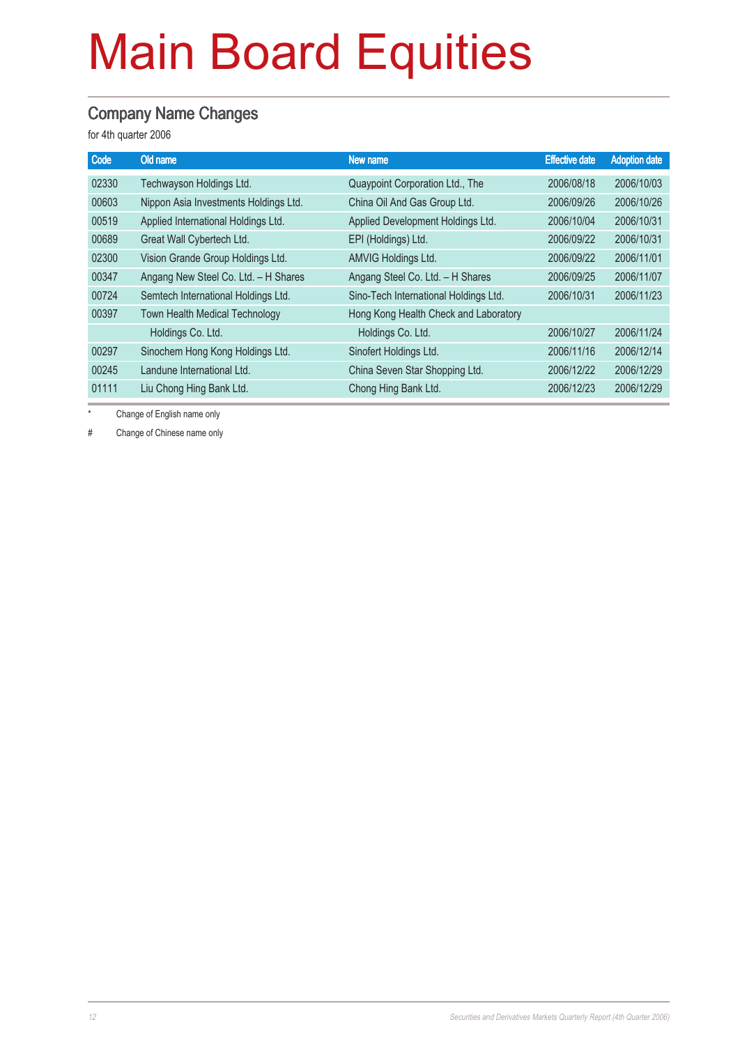# Main Board Equities

## Company Name Changes

for 4th quarter 2006

| Code | Old name | New name | Effective date | Adoption date |
|---|---|---|---|---|
| 02330 | Techwayson Holdings Ltd. | Quaypoint Corporation Ltd., The | 2006/08/18 | 2006/10/03 |
| 00603 | Nippon Asia Investments Holdings Ltd. | China Oil And Gas Group Ltd. | 2006/09/26 | 2006/10/26 |
| 00519 | Applied International Holdings Ltd. | Applied Development Holdings Ltd. | 2006/10/04 | 2006/10/31 |
| 00689 | Great Wall Cybertech Ltd. | EPI (Holdings) Ltd. | 2006/09/22 | 2006/10/31 |
| 02300 | Vision Grande Group Holdings Ltd. | AMVIG Holdings Ltd. | 2006/09/22 | 2006/11/01 |
| 00347 | Angang New Steel Co. Ltd. – H Shares | Angang Steel Co. Ltd. – H Shares | 2006/09/25 | 2006/11/07 |
| 00724 | Semtech International Holdings Ltd. | Sino-Tech International Holdings Ltd. | 2006/10/31 | 2006/11/23 |
| 00397 | Town Health Medical Technology Holdings Co. Ltd. | Hong Kong Health Check and Laboratory Holdings Co. Ltd. | 2006/10/27 | 2006/11/24 |
| 00297 | Sinochem Hong Kong Holdings Ltd. | Sinofert Holdings Ltd. | 2006/11/16 | 2006/12/14 |
| 00245 | Landune International Ltd. | China Seven Star Shopping Ltd. | 2006/12/22 | 2006/12/29 |
| 01111 | Liu Chong Hing Bank Ltd. | Chong Hing Bank Ltd. | 2006/12/23 | 2006/12/29 |

\* Change of English name only

\# Change of Chinese name only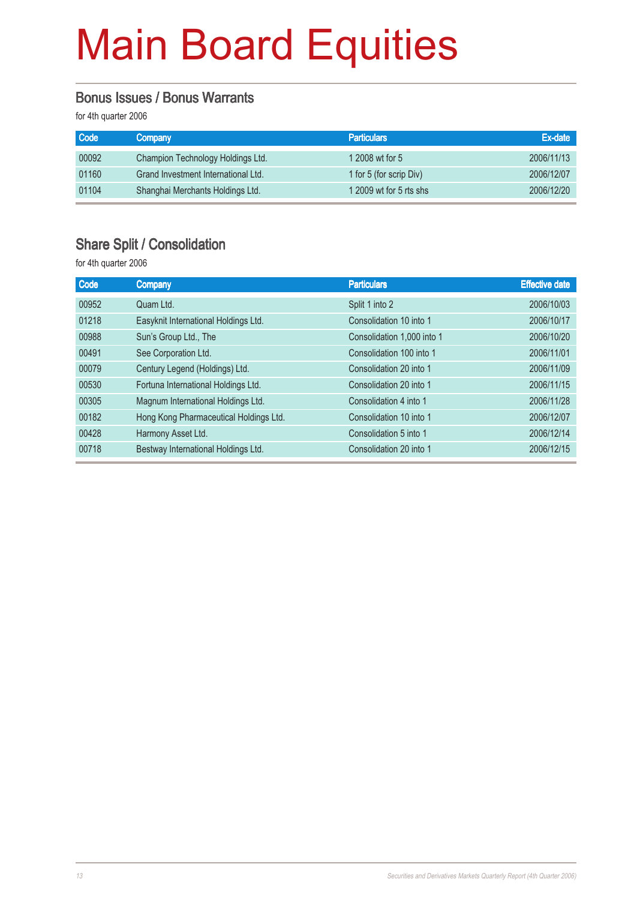# Main Board Equities

## Bonus Issues / Bonus Warrants

for 4th quarter 2006

| Code | Company | Particulars | Ex-date |
|---|---|---|---|
| 00092 | Champion Technology Holdings Ltd. | 1 2008 wt for 5 | 2006/11/13 |
| 01160 | Grand Investment International Ltd. | 1 for 5 (for scrip Div) | 2006/12/07 |
| 01104 | Shanghai Merchants Holdings Ltd. | 1 2009 wt for 5 rts shs | 2006/12/20 |

## Share Split / Consolidation

for 4th quarter 2006

| Code | Company | Particulars | Effective date |
|---|---|---|---|
| 00952 | Quam Ltd. | Split 1 into 2 | 2006/10/03 |
| 01218 | Easyknit International Holdings Ltd. | Consolidation 10 into 1 | 2006/10/17 |
| 00988 | Sun's Group Ltd., The | Consolidation 1,000 into 1 | 2006/10/20 |
| 00491 | See Corporation Ltd. | Consolidation 100 into 1 | 2006/11/01 |
| 00079 | Century Legend (Holdings) Ltd. | Consolidation 20 into 1 | 2006/11/09 |
| 00530 | Fortuna International Holdings Ltd. | Consolidation 20 into 1 | 2006/11/15 |
| 00305 | Magnum International Holdings Ltd. | Consolidation 4 into 1 | 2006/11/28 |
| 00182 | Hong Kong Pharmaceutical Holdings Ltd. | Consolidation 10 into 1 | 2006/12/07 |
| 00428 | Harmony Asset Ltd. | Consolidation 5 into 1 | 2006/12/14 |
| 00718 | Bestway International Holdings Ltd. | Consolidation 20 into 1 | 2006/12/15 |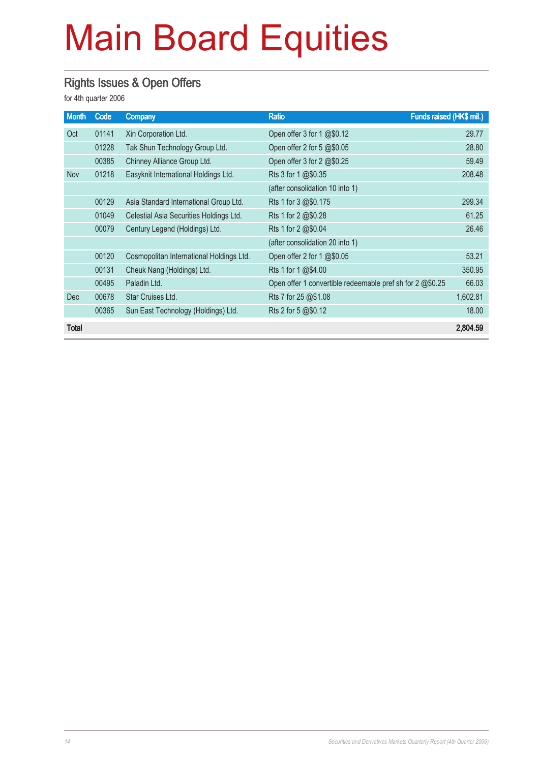# Main Board Equities

## Rights Issues & Open Offers

for 4th quarter 2006

| Month | Code | Company | Ratio | Funds raised (HK$ mil.) |
|---|---|---|---|---|
| Oct | 01141 | Xin Corporation Ltd. | Open offer 3 for 1 @$0.12 | 29.77 |
| | 01228 | Tak Shun Technology Group Ltd. | Open offer 2 for 5 @$0.05 | 28.80 |
| | 00385 | Chinney Alliance Group Ltd. | Open offer 3 for 2 @$0.25 | 59.49 |
| Nov | 01218 | Easyknit International Holdings Ltd. | Rts 3 for 1 @$0.35 | 208.48 |
| | | | (after consolidation 10 into 1) | |
| | 00129 | Asia Standard International Group Ltd. | Rts 1 for 3 @$0.175 | 299.34 |
| | 01049 | Celestial Asia Securities Holdings Ltd. | Rts 1 for 2 @$0.28 | 61.25 |
| | 00079 | Century Legend (Holdings) Ltd. | Rts 1 for 2 @$0.04 | 26.46 |
| | | | (after consolidation 20 into 1) | |
| | 00120 | Cosmopolitan International Holdings Ltd. | Open offer 2 for 1 @$0.05 | 53.21 |
| | 00131 | Cheuk Nang (Holdings) Ltd. | Rts 1 for 1 @$4.00 | 350.95 |
| | 00495 | Paladin Ltd. | Open offer 1 convertible redeemable pref sh for 2 @$0.25 | 66.03 |
| Dec | 00678 | Star Cruises Ltd. | Rts 7 for 25 @$1.08 | 1,602.81 |
| | 00365 | Sun East Technology (Holdings) Ltd. | Rts 2 for 5 @$0.12 | 18.00 |
| **Total** | | | | **2,804.59** |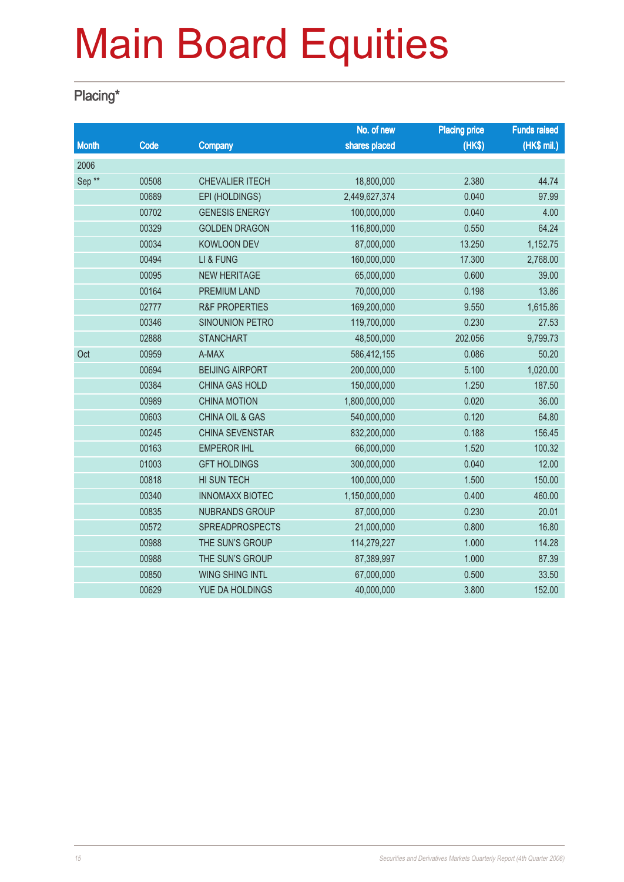# Main Board Equities

## Placing*

| Month | Code | Company | No. of new shares placed | Placing price (HK$) | Funds raised (HK$ mil.) |
|---|---|---|---|---|---|
| 2006 | | | | | |
| Sep ** | 00508 | CHEVALIER ITECH | 18,800,000 | 2.380 | 44.74 |
| | 00689 | EPI (HOLDINGS) | 2,449,627,374 | 0.040 | 97.99 |
| | 00702 | GENESIS ENERGY | 100,000,000 | 0.040 | 4.00 |
| | 00329 | GOLDEN DRAGON | 116,800,000 | 0.550 | 64.24 |
| | 00034 | KOWLOON DEV | 87,000,000 | 13.250 | 1,152.75 |
| | 00494 | LI & FUNG | 160,000,000 | 17.300 | 2,768.00 |
| | 00095 | NEW HERITAGE | 65,000,000 | 0.600 | 39.00 |
| | 00164 | PREMIUM LAND | 70,000,000 | 0.198 | 13.86 |
| | 02777 | R&F PROPERTIES | 169,200,000 | 9.550 | 1,615.86 |
| | 00346 | SINOUNION PETRO | 119,700,000 | 0.230 | 27.53 |
| | 02888 | STANCHART | 48,500,000 | 202.056 | 9,799.73 |
| Oct | 00959 | A-MAX | 586,412,155 | 0.086 | 50.20 |
| | 00694 | BEIJING AIRPORT | 200,000,000 | 5.100 | 1,020.00 |
| | 00384 | CHINA GAS HOLD | 150,000,000 | 1.250 | 187.50 |
| | 00989 | CHINA MOTION | 1,800,000,000 | 0.020 | 36.00 |
| | 00603 | CHINA OIL & GAS | 540,000,000 | 0.120 | 64.80 |
| | 00245 | CHINA SEVENSTAR | 832,200,000 | 0.188 | 156.45 |
| | 00163 | EMPEROR IHL | 66,000,000 | 1.520 | 100.32 |
| | 01003 | GFT HOLDINGS | 300,000,000 | 0.040 | 12.00 |
| | 00818 | HI SUN TECH | 100,000,000 | 1.500 | 150.00 |
| | 00340 | INNOMAXX BIOTEC | 1,150,000,000 | 0.400 | 460.00 |
| | 00835 | NUBRANDS GROUP | 87,000,000 | 0.230 | 20.01 |
| | 00572 | SPREADPROSPECTS | 21,000,000 | 0.800 | 16.80 |
| | 00988 | THE SUN'S GROUP | 114,279,227 | 1.000 | 114.28 |
| | 00988 | THE SUN'S GROUP | 87,389,997 | 1.000 | 87.39 |
| | 00850 | WING SHING INTL | 67,000,000 | 0.500 | 33.50 |
| | 00629 | YUE DA HOLDINGS | 40,000,000 | 3.800 | 152.00 |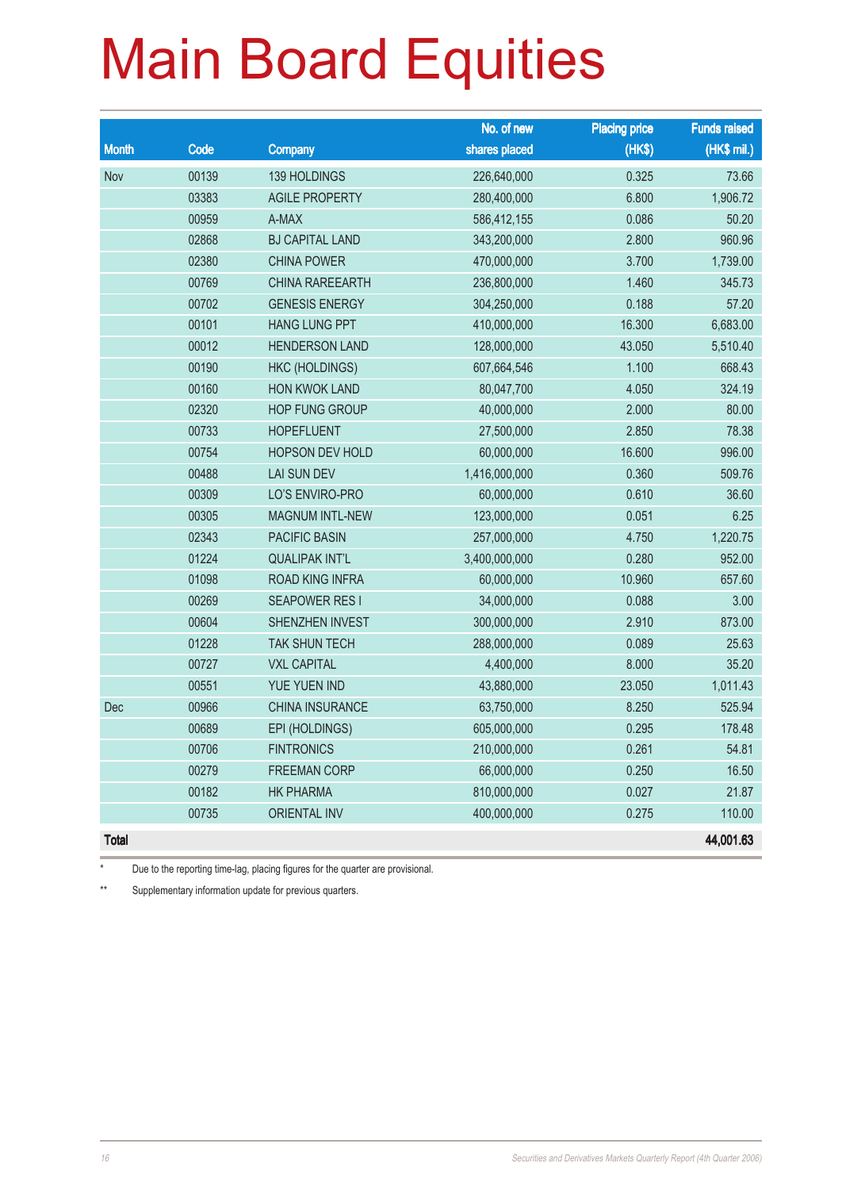# Main Board Equities

| Month | Code | Company | No. of new shares placed | Placing price (HK$) | Funds raised (HK$ mil.) |
|---|---|---|---|---|---|
| Nov | 00139 | 139 HOLDINGS | 226,640,000 | 0.325 | 73.66 |
| | 03383 | AGILE PROPERTY | 280,400,000 | 6.800 | 1,906.72 |
| | 00959 | A-MAX | 586,412,155 | 0.086 | 50.20 |
| | 02868 | BJ CAPITAL LAND | 343,200,000 | 2.800 | 960.96 |
| | 02380 | CHINA POWER | 470,000,000 | 3.700 | 1,739.00 |
| | 00769 | CHINA RAREEARTH | 236,800,000 | 1.460 | 345.73 |
| | 00702 | GENESIS ENERGY | 304,250,000 | 0.188 | 57.20 |
| | 00101 | HANG LUNG PPT | 410,000,000 | 16.300 | 6,683.00 |
| | 00012 | HENDERSON LAND | 128,000,000 | 43.050 | 5,510.40 |
| | 00190 | HKC (HOLDINGS) | 607,664,546 | 1.100 | 668.43 |
| | 00160 | HON KWOK LAND | 80,047,700 | 4.050 | 324.19 |
| | 02320 | HOP FUNG GROUP | 40,000,000 | 2.000 | 80.00 |
| | 00733 | HOPEFLUENT | 27,500,000 | 2.850 | 78.38 |
| | 00754 | HOPSON DEV HOLD | 60,000,000 | 16.600 | 996.00 |
| | 00488 | LAI SUN DEV | 1,416,000,000 | 0.360 | 509.76 |
| | 00309 | LO'S ENVIRO-PRO | 60,000,000 | 0.610 | 36.60 |
| | 00305 | MAGNUM INTL-NEW | 123,000,000 | 0.051 | 6.25 |
| | 02343 | PACIFIC BASIN | 257,000,000 | 4.750 | 1,220.75 |
| | 01224 | QUALIPAK INT'L | 3,400,000,000 | 0.280 | 952.00 |
| | 01098 | ROAD KING INFRA | 60,000,000 | 10.960 | 657.60 |
| | 00269 | SEAPOWER RES I | 34,000,000 | 0.088 | 3.00 |
| | 00604 | SHENZHEN INVEST | 300,000,000 | 2.910 | 873.00 |
| | 01228 | TAK SHUN TECH | 288,000,000 | 0.089 | 25.63 |
| | 00727 | VXL CAPITAL | 4,400,000 | 8.000 | 35.20 |
| | 00551 | YUE YUEN IND | 43,880,000 | 23.050 | 1,011.43 |
| Dec | 00966 | CHINA INSURANCE | 63,750,000 | 8.250 | 525.94 |
| | 00689 | EPI (HOLDINGS) | 605,000,000 | 0.295 | 178.48 |
| | 00706 | FINTRONICS | 210,000,000 | 0.261 | 54.81 |
| | 00279 | FREEMAN CORP | 66,000,000 | 0.250 | 16.50 |
| | 00182 | HK PHARMA | 810,000,000 | 0.027 | 21.87 |
| | 00735 | ORIENTAL INV | 400,000,000 | 0.275 | 110.00 |
| **Total** | | | | | **44,001.63** |

\* Due to the reporting time-lag, placing figures for the quarter are provisional.

\*\* Supplementary information update for previous quarters.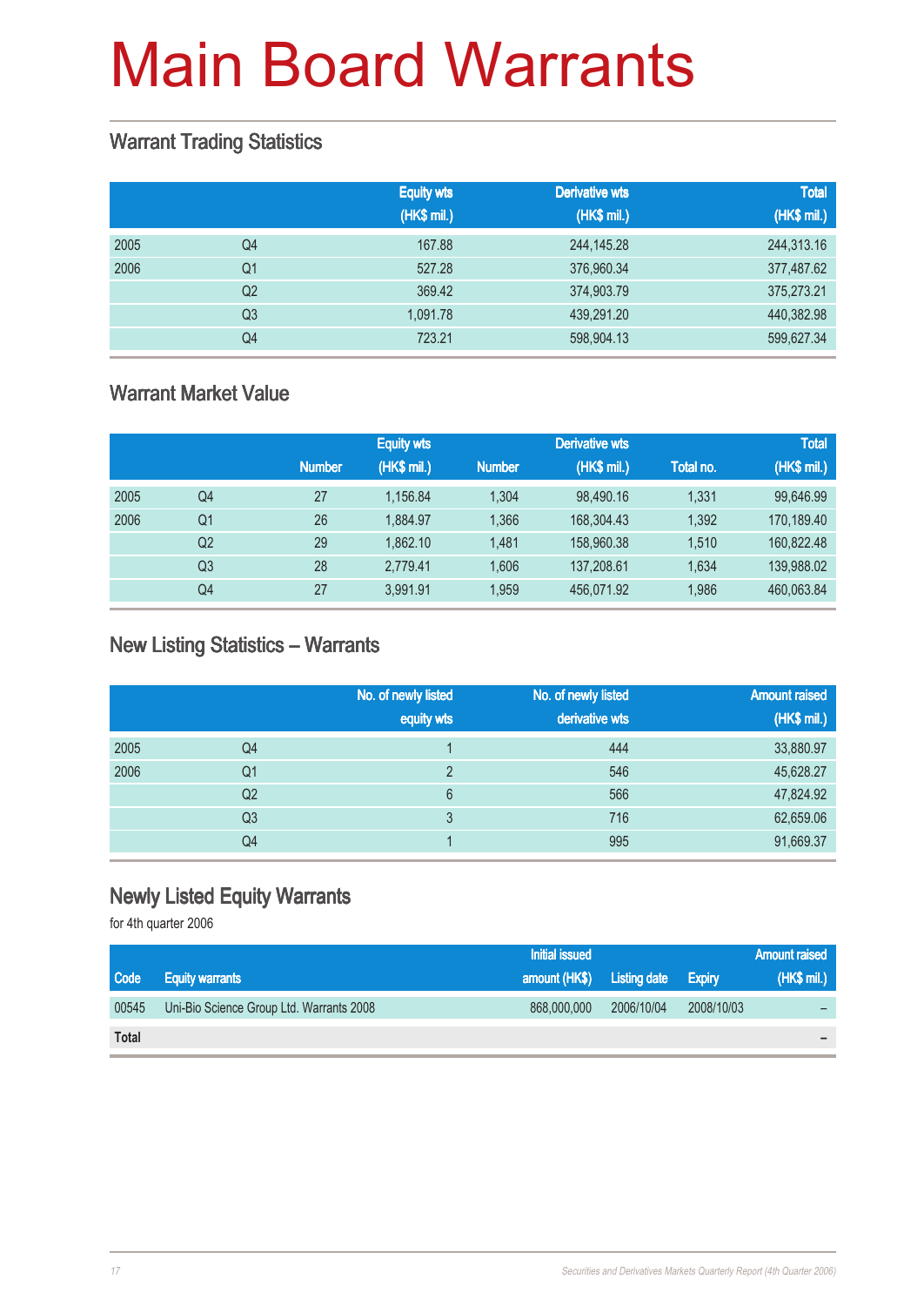# Main Board Warrants

## Warrant Trading Statistics

| | | Equity wts (HK$ mil.) | Derivative wts (HK$ mil.) | Total (HK$ mil.) |
|---|---|---|---|---|
| 2005 | Q4 | 167.88 | 244,145.28 | 244,313.16 |
| 2006 | Q1 | 527.28 | 376,960.34 | 377,487.62 |
| | Q2 | 369.42 | 374,903.79 | 375,273.21 |
| | Q3 | 1,091.78 | 439,291.20 | 440,382.98 |
| | Q4 | 723.21 | 598,904.13 | 599,627.34 |

## Warrant Market Value

| | | Equity wts | | Derivative wts | | Total | |
|---|---|---|---|---|---|---|---|
| | | Number | (HK$ mil.) | Number | (HK$ mil.) | Total no. | (HK$ mil.) |
| 2005 | Q4 | 27 | 1,156.84 | 1,304 | 98,490.16 | 1,331 | 99,646.99 |
| 2006 | Q1 | 26 | 1,884.97 | 1,366 | 168,304.43 | 1,392 | 170,189.40 |
| | Q2 | 29 | 1,862.10 | 1,481 | 158,960.38 | 1,510 | 160,822.48 |
| | Q3 | 28 | 2,779.41 | 1,606 | 137,208.61 | 1,634 | 139,988.02 |
| | Q4 | 27 | 3,991.91 | 1,959 | 456,071.92 | 1,986 | 460,063.84 |

## New Listing Statistics – Warrants

| | | No. of newly listed equity wts | No. of newly listed derivative wts | Amount raised (HK$ mil.) |
|---|---|---|---|---|
| 2005 | Q4 | 1 | 444 | 33,880.97 |
| 2006 | Q1 | 2 | 546 | 45,628.27 |
| | Q2 | 6 | 566 | 47,824.92 |
| | Q3 | 3 | 716 | 62,659.06 |
| | Q4 | 1 | 995 | 91,669.37 |

## Newly Listed Equity Warrants

for 4th quarter 2006

| Code | Equity warrants | Initial issued amount (HK$) | Listing date | Expiry | Amount raised (HK$ mil.) |
|---|---|---|---|---|---|
| 00545 | Uni-Bio Science Group Ltd. Warrants 2008 | 868,000,000 | 2006/10/04 | 2008/10/03 | – |
| **Total** | | | | | – |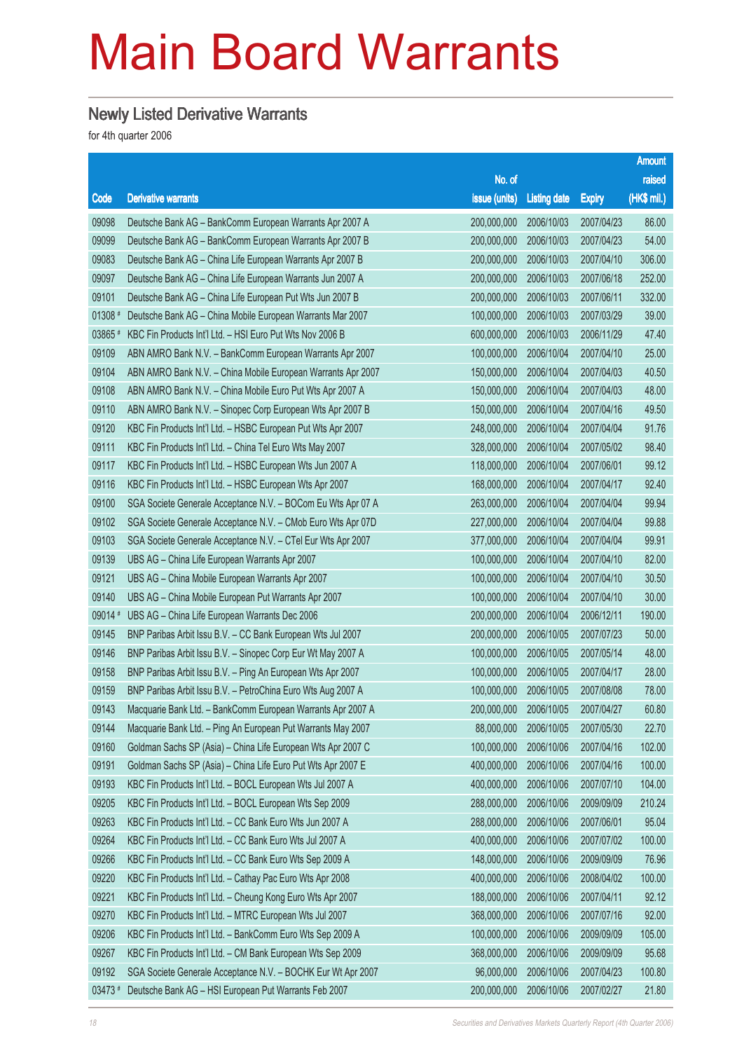# Main Board Warrants

## Newly Listed Derivative Warrants

for 4th quarter 2006

| Code | Derivative warrants | No. of issue (units) | Listing date | Expiry | Amount raised (HK$ mil.) |
|---|---|---|---|---|---|
| 09098 | Deutsche Bank AG – BankComm European Warrants Apr 2007 A | 200,000,000 | 2006/10/03 | 2007/04/23 | 86.00 |
| 09099 | Deutsche Bank AG – BankComm European Warrants Apr 2007 B | 200,000,000 | 2006/10/03 | 2007/04/23 | 54.00 |
| 09083 | Deutsche Bank AG – China Life European Warrants Apr 2007 B | 200,000,000 | 2006/10/03 | 2007/04/10 | 306.00 |
| 09097 | Deutsche Bank AG – China Life European Warrants Jun 2007 A | 200,000,000 | 2006/10/03 | 2007/06/18 | 252.00 |
| 09101 | Deutsche Bank AG – China Life European Put Wts Jun 2007 B | 200,000,000 | 2006/10/03 | 2007/06/11 | 332.00 |
| 01308 # | Deutsche Bank AG – China Mobile European Warrants Mar 2007 | 100,000,000 | 2006/10/03 | 2007/03/29 | 39.00 |
| 03865 # | KBC Fin Products Int'l Ltd. – HSI Euro Put Wts Nov 2006 B | 600,000,000 | 2006/10/03 | 2006/11/29 | 47.40 |
| 09109 | ABN AMRO Bank N.V. – BankComm European Warrants Apr 2007 | 100,000,000 | 2006/10/04 | 2007/04/10 | 25.00 |
| 09104 | ABN AMRO Bank N.V. – China Mobile European Warrants Apr 2007 | 150,000,000 | 2006/10/04 | 2007/04/03 | 40.50 |
| 09108 | ABN AMRO Bank N.V. – China Mobile Euro Put Wts Apr 2007 A | 150,000,000 | 2006/10/04 | 2007/04/03 | 48.00 |
| 09110 | ABN AMRO Bank N.V. – Sinopec Corp European Wts Apr 2007 B | 150,000,000 | 2006/10/04 | 2007/04/16 | 49.50 |
| 09120 | KBC Fin Products Int'l Ltd. – HSBC European Put Wts Apr 2007 | 248,000,000 | 2006/10/04 | 2007/04/04 | 91.76 |
| 09111 | KBC Fin Products Int'l Ltd. – China Tel Euro Wts May 2007 | 328,000,000 | 2006/10/04 | 2007/05/02 | 98.40 |
| 09117 | KBC Fin Products Int'l Ltd. – HSBC European Wts Jun 2007 A | 118,000,000 | 2006/10/04 | 2007/06/01 | 99.12 |
| 09116 | KBC Fin Products Int'l Ltd. – HSBC European Wts Apr 2007 | 168,000,000 | 2006/10/04 | 2007/04/17 | 92.40 |
| 09100 | SGA Societe Generale Acceptance N.V. – BOCom Eu Wts Apr 07 A | 263,000,000 | 2006/10/04 | 2007/04/04 | 99.94 |
| 09102 | SGA Societe Generale Acceptance N.V. – CMob Euro Wts Apr 07D | 227,000,000 | 2006/10/04 | 2007/04/04 | 99.88 |
| 09103 | SGA Societe Generale Acceptance N.V. – CTel Eur Wts Apr 2007 | 377,000,000 | 2006/10/04 | 2007/04/04 | 99.91 |
| 09139 | UBS AG – China Life European Warrants Apr 2007 | 100,000,000 | 2006/10/04 | 2007/04/10 | 82.00 |
| 09121 | UBS AG – China Mobile European Warrants Apr 2007 | 100,000,000 | 2006/10/04 | 2007/04/10 | 30.50 |
| 09140 | UBS AG – China Mobile European Put Warrants Apr 2007 | 100,000,000 | 2006/10/04 | 2007/04/10 | 30.00 |
| 09014 # | UBS AG – China Life European Warrants Dec 2006 | 200,000,000 | 2006/10/04 | 2006/12/11 | 190.00 |
| 09145 | BNP Paribas Arbit Issu B.V. – CC Bank European Wts Jul 2007 | 200,000,000 | 2006/10/05 | 2007/07/23 | 50.00 |
| 09146 | BNP Paribas Arbit Issu B.V. – Sinopec Corp Eur Wt May 2007 A | 100,000,000 | 2006/10/05 | 2007/05/14 | 48.00 |
| 09158 | BNP Paribas Arbit Issu B.V. – Ping An European Wts Apr 2007 | 100,000,000 | 2006/10/05 | 2007/04/17 | 28.00 |
| 09159 | BNP Paribas Arbit Issu B.V. – PetroChina Euro Wts Aug 2007 A | 100,000,000 | 2006/10/05 | 2007/08/08 | 78.00 |
| 09143 | Macquarie Bank Ltd. – BankComm European Warrants Apr 2007 A | 200,000,000 | 2006/10/05 | 2007/04/27 | 60.80 |
| 09144 | Macquarie Bank Ltd. – Ping An European Put Warrants May 2007 | 88,000,000 | 2006/10/05 | 2007/05/30 | 22.70 |
| 09160 | Goldman Sachs SP (Asia) – China Life European Wts Apr 2007 C | 100,000,000 | 2006/10/06 | 2007/04/16 | 102.00 |
| 09191 | Goldman Sachs SP (Asia) – China Life Euro Put Wts Apr 2007 E | 400,000,000 | 2006/10/06 | 2007/04/16 | 100.00 |
| 09193 | KBC Fin Products Int'l Ltd. – BOCL European Wts Jul 2007 A | 400,000,000 | 2006/10/06 | 2007/07/10 | 104.00 |
| 09205 | KBC Fin Products Int'l Ltd. – BOCL European Wts Sep 2009 | 288,000,000 | 2006/10/06 | 2009/09/09 | 210.24 |
| 09263 | KBC Fin Products Int'l Ltd. – CC Bank Euro Wts Jun 2007 A | 288,000,000 | 2006/10/06 | 2007/06/01 | 95.04 |
| 09264 | KBC Fin Products Int'l Ltd. – CC Bank Euro Wts Jul 2007 A | 400,000,000 | 2006/10/06 | 2007/07/02 | 100.00 |
| 09266 | KBC Fin Products Int'l Ltd. – CC Bank Euro Wts Sep 2009 A | 148,000,000 | 2006/10/06 | 2009/09/09 | 76.96 |
| 09220 | KBC Fin Products Int'l Ltd. – Cathay Pac Euro Wts Apr 2008 | 400,000,000 | 2006/10/06 | 2008/04/02 | 100.00 |
| 09221 | KBC Fin Products Int'l Ltd. – Cheung Kong Euro Wts Apr 2007 | 188,000,000 | 2006/10/06 | 2007/04/11 | 92.12 |
| 09270 | KBC Fin Products Int'l Ltd. – MTRC European Wts Jul 2007 | 368,000,000 | 2006/10/06 | 2007/07/16 | 92.00 |
| 09206 | KBC Fin Products Int'l Ltd. – BankComm Euro Wts Sep 2009 A | 100,000,000 | 2006/10/06 | 2009/09/09 | 105.00 |
| 09267 | KBC Fin Products Int'l Ltd. – CM Bank European Wts Sep 2009 | 368,000,000 | 2006/10/06 | 2009/09/09 | 95.68 |
| 09192 | SGA Societe Generale Acceptance N.V. – BOCHK Eur Wt Apr 2007 | 96,000,000 | 2006/10/06 | 2007/04/23 | 100.80 |
| 03473 # | Deutsche Bank AG – HSI European Put Warrants Feb 2007 | 200,000,000 | 2006/10/06 | 2007/02/27 | 21.80 |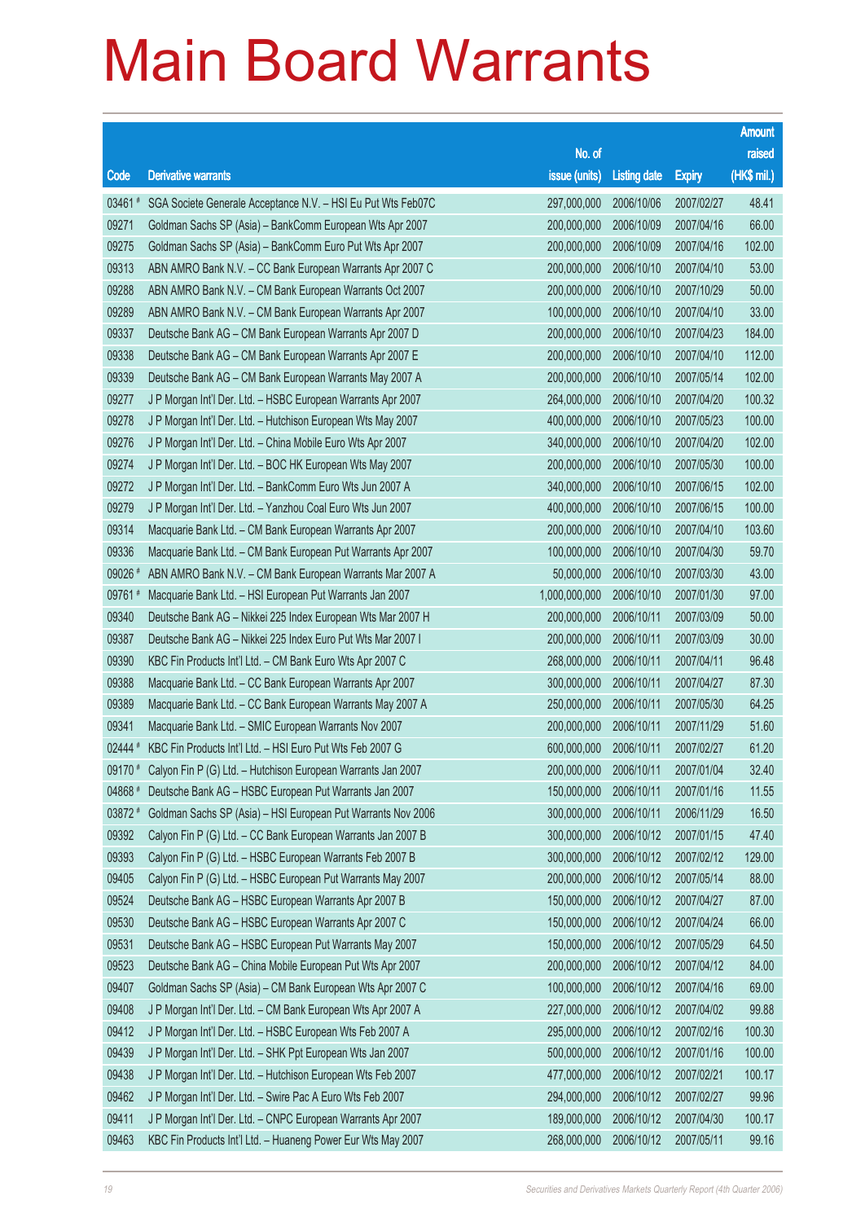# Main Board Warrants

| Code | Derivative warrants | No. of issue (units) | Listing date | Expiry | Amount raised (HK$ mil.) |
|---|---|---|---|---|---|
| 03461 # | SGA Societe Generale Acceptance N.V. – HSI Eu Put Wts Feb07C | 297,000,000 | 2006/10/06 | 2007/02/27 | 48.41 |
| 09271 | Goldman Sachs SP (Asia) – BankComm European Wts Apr 2007 | 200,000,000 | 2006/10/09 | 2007/04/16 | 66.00 |
| 09275 | Goldman Sachs SP (Asia) – BankComm Euro Put Wts Apr 2007 | 200,000,000 | 2006/10/09 | 2007/04/16 | 102.00 |
| 09313 | ABN AMRO Bank N.V. – CC Bank European Warrants Apr 2007 C | 200,000,000 | 2006/10/10 | 2007/04/10 | 53.00 |
| 09288 | ABN AMRO Bank N.V. – CM Bank European Warrants Oct 2007 | 200,000,000 | 2006/10/10 | 2007/10/29 | 50.00 |
| 09289 | ABN AMRO Bank N.V. – CM Bank European Warrants Apr 2007 | 100,000,000 | 2006/10/10 | 2007/04/10 | 33.00 |
| 09337 | Deutsche Bank AG – CM Bank European Warrants Apr 2007 D | 200,000,000 | 2006/10/10 | 2007/04/23 | 184.00 |
| 09338 | Deutsche Bank AG – CM Bank European Warrants Apr 2007 E | 200,000,000 | 2006/10/10 | 2007/04/10 | 112.00 |
| 09339 | Deutsche Bank AG – CM Bank European Warrants May 2007 A | 200,000,000 | 2006/10/10 | 2007/05/14 | 102.00 |
| 09277 | J P Morgan Int'l Der. Ltd. – HSBC European Warrants Apr 2007 | 264,000,000 | 2006/10/10 | 2007/04/20 | 100.32 |
| 09278 | J P Morgan Int'l Der. Ltd. – Hutchison European Wts May 2007 | 400,000,000 | 2006/10/10 | 2007/05/23 | 100.00 |
| 09276 | J P Morgan Int'l Der. Ltd. – China Mobile Euro Wts Apr 2007 | 340,000,000 | 2006/10/10 | 2007/04/20 | 102.00 |
| 09274 | J P Morgan Int'l Der. Ltd. – BOC HK European Wts May 2007 | 200,000,000 | 2006/10/10 | 2007/05/30 | 100.00 |
| 09272 | J P Morgan Int'l Der. Ltd. – BankComm Euro Wts Jun 2007 A | 340,000,000 | 2006/10/10 | 2007/06/15 | 102.00 |
| 09279 | J P Morgan Int'l Der. Ltd. – Yanzhou Coal Euro Wts Jun 2007 | 400,000,000 | 2006/10/10 | 2007/06/15 | 100.00 |
| 09314 | Macquarie Bank Ltd. – CM Bank European Warrants Apr 2007 | 200,000,000 | 2006/10/10 | 2007/04/10 | 103.60 |
| 09336 | Macquarie Bank Ltd. – CM Bank European Put Warrants Apr 2007 | 100,000,000 | 2006/10/10 | 2007/04/30 | 59.70 |
| 09026 # | ABN AMRO Bank N.V. – CM Bank European Warrants Mar 2007 A | 50,000,000 | 2006/10/10 | 2007/03/30 | 43.00 |
| 09761 # | Macquarie Bank Ltd. – HSI European Put Warrants Jan 2007 | 1,000,000,000 | 2006/10/10 | 2007/01/30 | 97.00 |
| 09340 | Deutsche Bank AG – Nikkei 225 Index European Wts Mar 2007 H | 200,000,000 | 2006/10/11 | 2007/03/09 | 50.00 |
| 09387 | Deutsche Bank AG – Nikkei 225 Index Euro Put Wts Mar 2007 I | 200,000,000 | 2006/10/11 | 2007/03/09 | 30.00 |
| 09390 | KBC Fin Products Int'l Ltd. – CM Bank Euro Wts Apr 2007 C | 268,000,000 | 2006/10/11 | 2007/04/11 | 96.48 |
| 09388 | Macquarie Bank Ltd. – CC Bank European Warrants Apr 2007 | 300,000,000 | 2006/10/11 | 2007/04/27 | 87.30 |
| 09389 | Macquarie Bank Ltd. – CC Bank European Warrants May 2007 A | 250,000,000 | 2006/10/11 | 2007/05/30 | 64.25 |
| 09341 | Macquarie Bank Ltd. – SMIC European Warrants Nov 2007 | 200,000,000 | 2006/10/11 | 2007/11/29 | 51.60 |
| 02444 # | KBC Fin Products Int'l Ltd. – HSI Euro Put Wts Feb 2007 G | 600,000,000 | 2006/10/11 | 2007/02/27 | 61.20 |
| 09170 # | Calyon Fin P (G) Ltd. – Hutchison European Warrants Jan 2007 | 200,000,000 | 2006/10/11 | 2007/01/04 | 32.40 |
| 04868 # | Deutsche Bank AG – HSBC European Put Warrants Jan 2007 | 150,000,000 | 2006/10/11 | 2007/01/16 | 11.55 |
| 03872 # | Goldman Sachs SP (Asia) – HSI European Put Warrants Nov 2006 | 300,000,000 | 2006/10/11 | 2006/11/29 | 16.50 |
| 09392 | Calyon Fin P (G) Ltd. – CC Bank European Warrants Jan 2007 B | 300,000,000 | 2006/10/12 | 2007/01/15 | 47.40 |
| 09393 | Calyon Fin P (G) Ltd. – HSBC European Warrants Feb 2007 B | 300,000,000 | 2006/10/12 | 2007/02/12 | 129.00 |
| 09405 | Calyon Fin P (G) Ltd. – HSBC European Put Warrants May 2007 | 200,000,000 | 2006/10/12 | 2007/05/14 | 88.00 |
| 09524 | Deutsche Bank AG – HSBC European Warrants Apr 2007 B | 150,000,000 | 2006/10/12 | 2007/04/27 | 87.00 |
| 09530 | Deutsche Bank AG – HSBC European Warrants Apr 2007 C | 150,000,000 | 2006/10/12 | 2007/04/24 | 66.00 |
| 09531 | Deutsche Bank AG – HSBC European Put Warrants May 2007 | 150,000,000 | 2006/10/12 | 2007/05/29 | 64.50 |
| 09523 | Deutsche Bank AG – China Mobile European Put Wts Apr 2007 | 200,000,000 | 2006/10/12 | 2007/04/12 | 84.00 |
| 09407 | Goldman Sachs SP (Asia) – CM Bank European Wts Apr 2007 C | 100,000,000 | 2006/10/12 | 2007/04/16 | 69.00 |
| 09408 | J P Morgan Int'l Der. Ltd. – CM Bank European Wts Apr 2007 A | 227,000,000 | 2006/10/12 | 2007/04/02 | 99.88 |
| 09412 | J P Morgan Int'l Der. Ltd. – HSBC European Wts Feb 2007 A | 295,000,000 | 2006/10/12 | 2007/02/16 | 100.30 |
| 09439 | J P Morgan Int'l Der. Ltd. – SHK Ppt European Wts Jan 2007 | 500,000,000 | 2006/10/12 | 2007/01/16 | 100.00 |
| 09438 | J P Morgan Int'l Der. Ltd. – Hutchison European Wts Feb 2007 | 477,000,000 | 2006/10/12 | 2007/02/21 | 100.17 |
| 09462 | J P Morgan Int'l Der. Ltd. – Swire Pac A Euro Wts Feb 2007 | 294,000,000 | 2006/10/12 | 2007/02/27 | 99.96 |
| 09411 | J P Morgan Int'l Der. Ltd. – CNPC European Warrants Apr 2007 | 189,000,000 | 2006/10/12 | 2007/04/30 | 100.17 |
| 09463 | KBC Fin Products Int'l Ltd. – Huaneng Power Eur Wts May 2007 | 268,000,000 | 2006/10/12 | 2007/05/11 | 99.16 |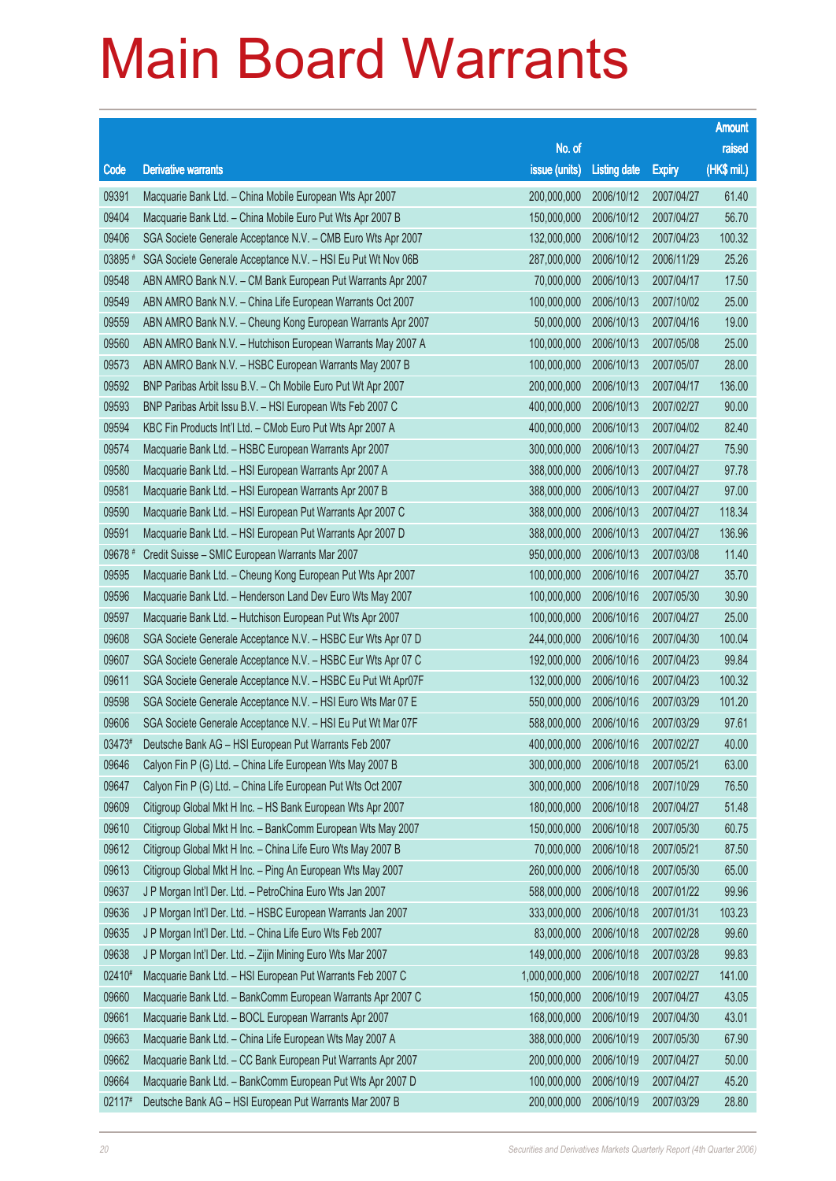# Main Board Warrants

| Code | Derivative warrants | No. of issue (units) | Listing date | Expiry | Amount raised (HK$ mil.) |
|---|---|---|---|---|---|
| 09391 | Macquarie Bank Ltd. – China Mobile European Wts Apr 2007 | 200,000,000 | 2006/10/12 | 2007/04/27 | 61.40 |
| 09404 | Macquarie Bank Ltd. – China Mobile Euro Put Wts Apr 2007 B | 150,000,000 | 2006/10/12 | 2007/04/27 | 56.70 |
| 09406 | SGA Societe Generale Acceptance N.V. – CMB Euro Wts Apr 2007 | 132,000,000 | 2006/10/12 | 2007/04/23 | 100.32 |
| 03895 # | SGA Societe Generale Acceptance N.V. – HSI Eu Put Wt Nov 06B | 287,000,000 | 2006/10/12 | 2006/11/29 | 25.26 |
| 09548 | ABN AMRO Bank N.V. – CM Bank European Put Warrants Apr 2007 | 70,000,000 | 2006/10/13 | 2007/04/17 | 17.50 |
| 09549 | ABN AMRO Bank N.V. – China Life European Warrants Oct 2007 | 100,000,000 | 2006/10/13 | 2007/10/02 | 25.00 |
| 09559 | ABN AMRO Bank N.V. – Cheung Kong European Warrants Apr 2007 | 50,000,000 | 2006/10/13 | 2007/04/16 | 19.00 |
| 09560 | ABN AMRO Bank N.V. – Hutchison European Warrants May 2007 A | 100,000,000 | 2006/10/13 | 2007/05/08 | 25.00 |
| 09573 | ABN AMRO Bank N.V. – HSBC European Warrants May 2007 B | 100,000,000 | 2006/10/13 | 2007/05/07 | 28.00 |
| 09592 | BNP Paribas Arbit Issu B.V. – Ch Mobile Euro Put Wt Apr 2007 | 200,000,000 | 2006/10/13 | 2007/04/17 | 136.00 |
| 09593 | BNP Paribas Arbit Issu B.V. – HSI European Wts Feb 2007 C | 400,000,000 | 2006/10/13 | 2007/02/27 | 90.00 |
| 09594 | KBC Fin Products Int'l Ltd. – CMob Euro Put Wts Apr 2007 A | 400,000,000 | 2006/10/13 | 2007/04/02 | 82.40 |
| 09574 | Macquarie Bank Ltd. – HSBC European Warrants Apr 2007 | 300,000,000 | 2006/10/13 | 2007/04/27 | 75.90 |
| 09580 | Macquarie Bank Ltd. – HSI European Warrants Apr 2007 A | 388,000,000 | 2006/10/13 | 2007/04/27 | 97.78 |
| 09581 | Macquarie Bank Ltd. – HSI European Warrants Apr 2007 B | 388,000,000 | 2006/10/13 | 2007/04/27 | 97.00 |
| 09590 | Macquarie Bank Ltd. – HSI European Put Warrants Apr 2007 C | 388,000,000 | 2006/10/13 | 2007/04/27 | 118.34 |
| 09591 | Macquarie Bank Ltd. – HSI European Put Warrants Apr 2007 D | 388,000,000 | 2006/10/13 | 2007/04/27 | 136.96 |
| 09678 # | Credit Suisse – SMIC European Warrants Mar 2007 | 950,000,000 | 2006/10/13 | 2007/03/08 | 11.40 |
| 09595 | Macquarie Bank Ltd. – Cheung Kong European Put Wts Apr 2007 | 100,000,000 | 2006/10/16 | 2007/04/27 | 35.70 |
| 09596 | Macquarie Bank Ltd. – Henderson Land Dev Euro Wts May 2007 | 100,000,000 | 2006/10/16 | 2007/05/30 | 30.90 |
| 09597 | Macquarie Bank Ltd. – Hutchison European Put Wts Apr 2007 | 100,000,000 | 2006/10/16 | 2007/04/27 | 25.00 |
| 09608 | SGA Societe Generale Acceptance N.V. – HSBC Eur Wts Apr 07 D | 244,000,000 | 2006/10/16 | 2007/04/30 | 100.04 |
| 09607 | SGA Societe Generale Acceptance N.V. – HSBC Eur Wts Apr 07 C | 192,000,000 | 2006/10/16 | 2007/04/23 | 99.84 |
| 09611 | SGA Societe Generale Acceptance N.V. – HSBC Eu Put Wt Apr07F | 132,000,000 | 2006/10/16 | 2007/04/23 | 100.32 |
| 09598 | SGA Societe Generale Acceptance N.V. – HSI Euro Wts Mar 07 E | 550,000,000 | 2006/10/16 | 2007/03/29 | 101.20 |
| 09606 | SGA Societe Generale Acceptance N.V. – HSI Eu Put Wt Mar 07F | 588,000,000 | 2006/10/16 | 2007/03/29 | 97.61 |
| 03473# | Deutsche Bank AG – HSI European Put Warrants Feb 2007 | 400,000,000 | 2006/10/16 | 2007/02/27 | 40.00 |
| 09646 | Calyon Fin P (G) Ltd. – China Life European Wts May 2007 B | 300,000,000 | 2006/10/18 | 2007/05/21 | 63.00 |
| 09647 | Calyon Fin P (G) Ltd. – China Life European Put Wts Oct 2007 | 300,000,000 | 2006/10/18 | 2007/10/29 | 76.50 |
| 09609 | Citigroup Global Mkt H Inc. – HS Bank European Wts Apr 2007 | 180,000,000 | 2006/10/18 | 2007/04/27 | 51.48 |
| 09610 | Citigroup Global Mkt H Inc. – BankComm European Wts May 2007 | 150,000,000 | 2006/10/18 | 2007/05/30 | 60.75 |
| 09612 | Citigroup Global Mkt H Inc. – China Life Euro Wts May 2007 B | 70,000,000 | 2006/10/18 | 2007/05/21 | 87.50 |
| 09613 | Citigroup Global Mkt H Inc. – Ping An European Wts May 2007 | 260,000,000 | 2006/10/18 | 2007/05/30 | 65.00 |
| 09637 | J P Morgan Int'l Der. Ltd. – PetroChina Euro Wts Jan 2007 | 588,000,000 | 2006/10/18 | 2007/01/22 | 99.96 |
| 09636 | J P Morgan Int'l Der. Ltd. – HSBC European Warrants Jan 2007 | 333,000,000 | 2006/10/18 | 2007/01/31 | 103.23 |
| 09635 | J P Morgan Int'l Der. Ltd. – China Life Euro Wts Feb 2007 | 83,000,000 | 2006/10/18 | 2007/02/28 | 99.60 |
| 09638 | J P Morgan Int'l Der. Ltd. – Zijin Mining Euro Wts Mar 2007 | 149,000,000 | 2006/10/18 | 2007/03/28 | 99.83 |
| 02410# | Macquarie Bank Ltd. – HSI European Put Warrants Feb 2007 C | 1,000,000,000 | 2006/10/18 | 2007/02/27 | 141.00 |
| 09660 | Macquarie Bank Ltd. – BankComm European Warrants Apr 2007 C | 150,000,000 | 2006/10/19 | 2007/04/27 | 43.05 |
| 09661 | Macquarie Bank Ltd. – BOCL European Warrants Apr 2007 | 168,000,000 | 2006/10/19 | 2007/04/30 | 43.01 |
| 09663 | Macquarie Bank Ltd. – China Life European Wts May 2007 A | 388,000,000 | 2006/10/19 | 2007/05/30 | 67.90 |
| 09662 | Macquarie Bank Ltd. – CC Bank European Put Warrants Apr 2007 | 200,000,000 | 2006/10/19 | 2007/04/27 | 50.00 |
| 09664 | Macquarie Bank Ltd. – BankComm European Put Wts Apr 2007 D | 100,000,000 | 2006/10/19 | 2007/04/27 | 45.20 |
| 02117# | Deutsche Bank AG – HSI European Put Warrants Mar 2007 B | 200,000,000 | 2006/10/19 | 2007/03/29 | 28.80 |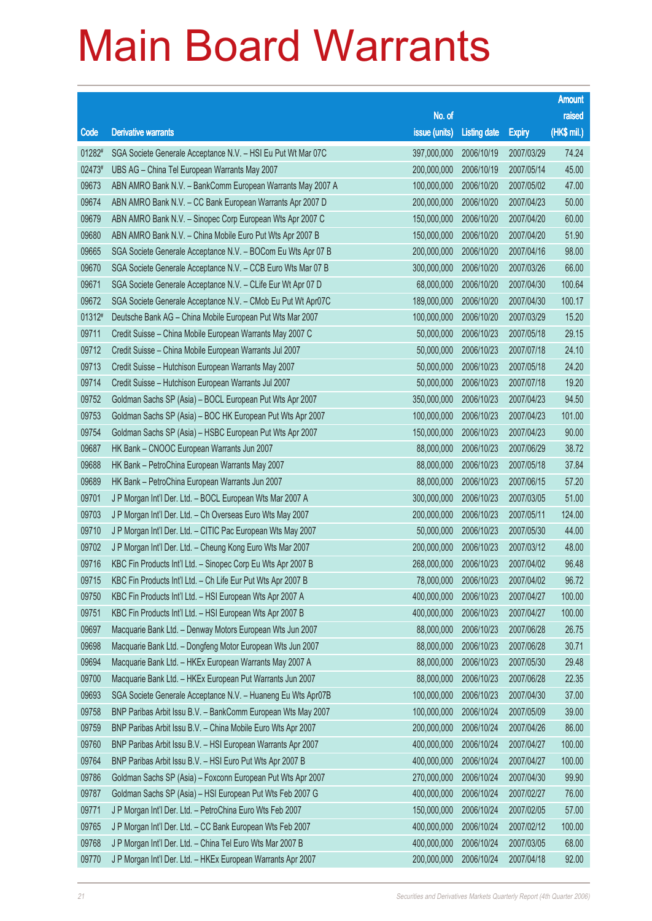# Main Board Warrants

| Code | Derivative warrants | No. of issue (units) | Listing date | Expiry | Amount raised (HK$ mil.) |
|---|---|---|---|---|---|
| 01282# | SGA Societe Generale Acceptance N.V. – HSI Eu Put Wt Mar 07C | 397,000,000 | 2006/10/19 | 2007/03/29 | 74.24 |
| 02473# | UBS AG – China Tel European Warrants May 2007 | 200,000,000 | 2006/10/19 | 2007/05/14 | 45.00 |
| 09673 | ABN AMRO Bank N.V. – BankComm European Warrants May 2007 A | 100,000,000 | 2006/10/20 | 2007/05/02 | 47.00 |
| 09674 | ABN AMRO Bank N.V. – CC Bank European Warrants Apr 2007 D | 200,000,000 | 2006/10/20 | 2007/04/23 | 50.00 |
| 09679 | ABN AMRO Bank N.V. – Sinopec Corp European Wts Apr 2007 C | 150,000,000 | 2006/10/20 | 2007/04/20 | 60.00 |
| 09680 | ABN AMRO Bank N.V. – China Mobile Euro Put Wts Apr 2007 B | 150,000,000 | 2006/10/20 | 2007/04/20 | 51.90 |
| 09665 | SGA Societe Generale Acceptance N.V. – BOCom Eu Wts Apr 07 B | 200,000,000 | 2006/10/20 | 2007/04/16 | 98.00 |
| 09670 | SGA Societe Generale Acceptance N.V. – CCB Euro Wts Mar 07 B | 300,000,000 | 2006/10/20 | 2007/03/26 | 66.00 |
| 09671 | SGA Societe Generale Acceptance N.V. – CLife Eur Wt Apr 07 D | 68,000,000 | 2006/10/20 | 2007/04/30 | 100.64 |
| 09672 | SGA Societe Generale Acceptance N.V. – CMob Eu Put Wt Apr07C | 189,000,000 | 2006/10/20 | 2007/04/30 | 100.17 |
| 01312# | Deutsche Bank AG – China Mobile European Put Wts Mar 2007 | 100,000,000 | 2006/10/20 | 2007/03/29 | 15.20 |
| 09711 | Credit Suisse – China Mobile European Warrants May 2007 C | 50,000,000 | 2006/10/23 | 2007/05/18 | 29.15 |
| 09712 | Credit Suisse – China Mobile European Warrants Jul 2007 | 50,000,000 | 2006/10/23 | 2007/07/18 | 24.10 |
| 09713 | Credit Suisse – Hutchison European Warrants May 2007 | 50,000,000 | 2006/10/23 | 2007/05/18 | 24.20 |
| 09714 | Credit Suisse – Hutchison European Warrants Jul 2007 | 50,000,000 | 2006/10/23 | 2007/07/18 | 19.20 |
| 09752 | Goldman Sachs SP (Asia) – BOCL European Put Wts Apr 2007 | 350,000,000 | 2006/10/23 | 2007/04/23 | 94.50 |
| 09753 | Goldman Sachs SP (Asia) – BOC HK European Put Wts Apr 2007 | 100,000,000 | 2006/10/23 | 2007/04/23 | 101.00 |
| 09754 | Goldman Sachs SP (Asia) – HSBC European Put Wts Apr 2007 | 150,000,000 | 2006/10/23 | 2007/04/23 | 90.00 |
| 09687 | HK Bank – CNOOC European Warrants Jun 2007 | 88,000,000 | 2006/10/23 | 2007/06/29 | 38.72 |
| 09688 | HK Bank – PetroChina European Warrants May 2007 | 88,000,000 | 2006/10/23 | 2007/05/18 | 37.84 |
| 09689 | HK Bank – PetroChina European Warrants Jun 2007 | 88,000,000 | 2006/10/23 | 2007/06/15 | 57.20 |
| 09701 | J P Morgan Int'l Der. Ltd. – BOCL European Wts Mar 2007 A | 300,000,000 | 2006/10/23 | 2007/03/05 | 51.00 |
| 09703 | J P Morgan Int'l Der. Ltd. – Ch Overseas Euro Wts May 2007 | 200,000,000 | 2006/10/23 | 2007/05/11 | 124.00 |
| 09710 | J P Morgan Int'l Der. Ltd. – CITIC Pac European Wts May 2007 | 50,000,000 | 2006/10/23 | 2007/05/30 | 44.00 |
| 09702 | J P Morgan Int'l Der. Ltd. – Cheung Kong Euro Wts Mar 2007 | 200,000,000 | 2006/10/23 | 2007/03/12 | 48.00 |
| 09716 | KBC Fin Products Int'l Ltd. – Sinopec Corp Eu Wts Apr 2007 B | 268,000,000 | 2006/10/23 | 2007/04/02 | 96.48 |
| 09715 | KBC Fin Products Int'l Ltd. – Ch Life Eur Put Wts Apr 2007 B | 78,000,000 | 2006/10/23 | 2007/04/02 | 96.72 |
| 09750 | KBC Fin Products Int'l Ltd. – HSI European Wts Apr 2007 A | 400,000,000 | 2006/10/23 | 2007/04/27 | 100.00 |
| 09751 | KBC Fin Products Int'l Ltd. – HSI European Wts Apr 2007 B | 400,000,000 | 2006/10/23 | 2007/04/27 | 100.00 |
| 09697 | Macquarie Bank Ltd. – Denway Motors European Wts Jun 2007 | 88,000,000 | 2006/10/23 | 2007/06/28 | 26.75 |
| 09698 | Macquarie Bank Ltd. – Dongfeng Motor European Wts Jun 2007 | 88,000,000 | 2006/10/23 | 2007/06/28 | 30.71 |
| 09694 | Macquarie Bank Ltd. – HKEx European Warrants May 2007 A | 88,000,000 | 2006/10/23 | 2007/05/30 | 29.48 |
| 09700 | Macquarie Bank Ltd. – HKEx European Put Warrants Jun 2007 | 88,000,000 | 2006/10/23 | 2007/06/28 | 22.35 |
| 09693 | SGA Societe Generale Acceptance N.V. – Huaneng Eu Wts Apr07B | 100,000,000 | 2006/10/23 | 2007/04/30 | 37.00 |
| 09758 | BNP Paribas Arbit Issu B.V. – BankComm European Wts May 2007 | 100,000,000 | 2006/10/24 | 2007/05/09 | 39.00 |
| 09759 | BNP Paribas Arbit Issu B.V. – China Mobile Euro Wts Apr 2007 | 200,000,000 | 2006/10/24 | 2007/04/26 | 86.00 |
| 09760 | BNP Paribas Arbit Issu B.V. – HSI European Warrants Apr 2007 | 400,000,000 | 2006/10/24 | 2007/04/27 | 100.00 |
| 09764 | BNP Paribas Arbit Issu B.V. – HSI Euro Put Wts Apr 2007 B | 400,000,000 | 2006/10/24 | 2007/04/27 | 100.00 |
| 09786 | Goldman Sachs SP (Asia) – Foxconn European Put Wts Apr 2007 | 270,000,000 | 2006/10/24 | 2007/04/30 | 99.90 |
| 09787 | Goldman Sachs SP (Asia) – HSI European Put Wts Feb 2007 G | 400,000,000 | 2006/10/24 | 2007/02/27 | 76.00 |
| 09771 | J P Morgan Int'l Der. Ltd. – PetroChina Euro Wts Feb 2007 | 150,000,000 | 2006/10/24 | 2007/02/05 | 57.00 |
| 09765 | J P Morgan Int'l Der. Ltd. – CC Bank European Wts Feb 2007 | 400,000,000 | 2006/10/24 | 2007/02/12 | 100.00 |
| 09768 | J P Morgan Int'l Der. Ltd. – China Tel Euro Wts Mar 2007 B | 400,000,000 | 2006/10/24 | 2007/03/05 | 68.00 |
| 09770 | J P Morgan Int'l Der. Ltd. – HKEx European Warrants Apr 2007 | 200,000,000 | 2006/10/24 | 2007/04/18 | 92.00 |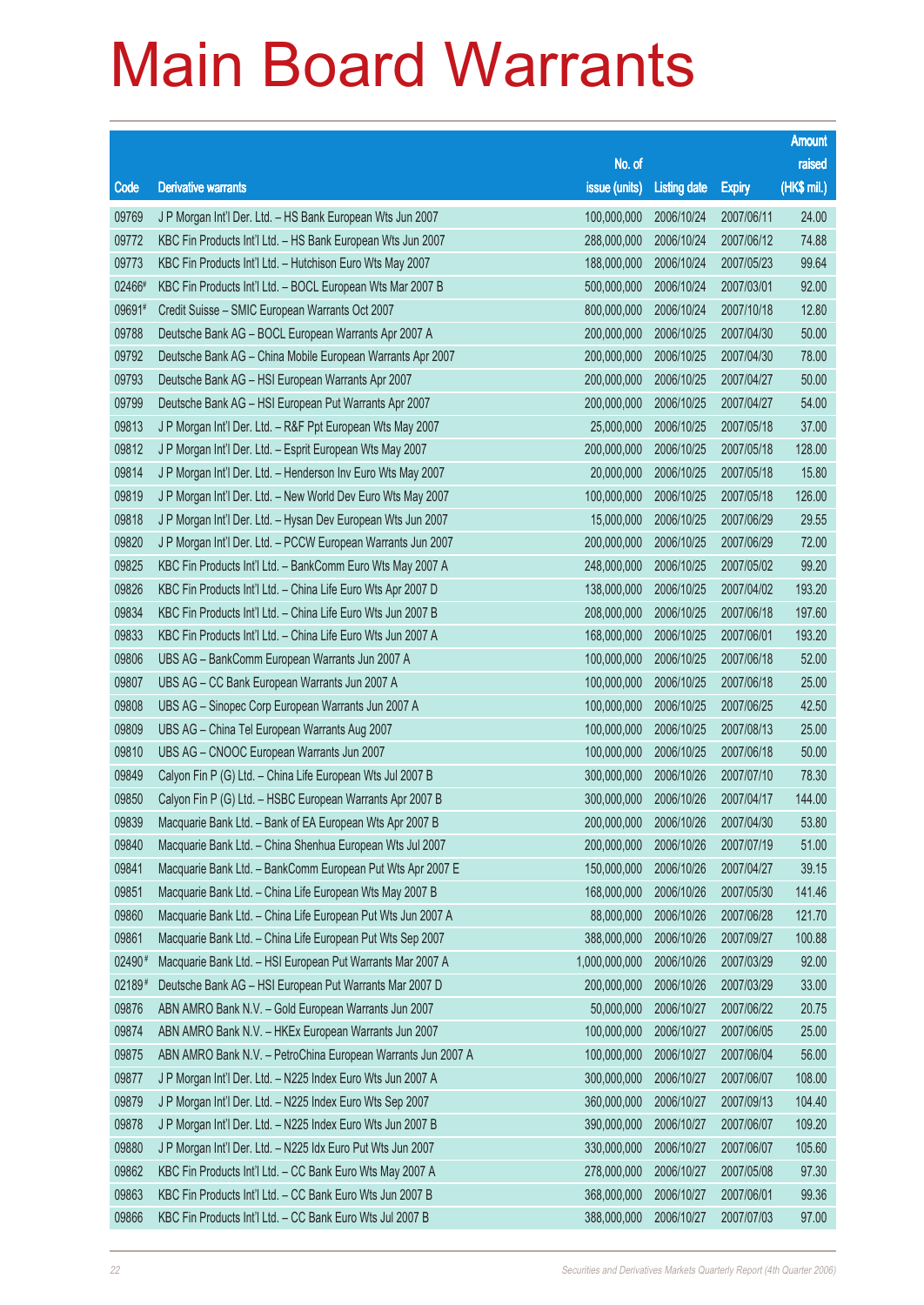# Main Board Warrants

| Code | Derivative warrants | No. of issue (units) | Listing date | Expiry | Amount raised (HK$ mil.) |
|---|---|---|---|---|---|
| 09769 | J P Morgan Int'l Der. Ltd. – HS Bank European Wts Jun 2007 | 100,000,000 | 2006/10/24 | 2007/06/11 | 24.00 |
| 09772 | KBC Fin Products Int'l Ltd. – HS Bank European Wts Jun 2007 | 288,000,000 | 2006/10/24 | 2007/06/12 | 74.88 |
| 09773 | KBC Fin Products Int'l Ltd. – Hutchison Euro Wts May 2007 | 188,000,000 | 2006/10/24 | 2007/05/23 | 99.64 |
| 02466# | KBC Fin Products Int'l Ltd. – BOCL European Wts Mar 2007 B | 500,000,000 | 2006/10/24 | 2007/03/01 | 92.00 |
| 09691# | Credit Suisse – SMIC European Warrants Oct 2007 | 800,000,000 | 2006/10/24 | 2007/10/18 | 12.80 |
| 09788 | Deutsche Bank AG – BOCL European Warrants Apr 2007 A | 200,000,000 | 2006/10/25 | 2007/04/30 | 50.00 |
| 09792 | Deutsche Bank AG – China Mobile European Warrants Apr 2007 | 200,000,000 | 2006/10/25 | 2007/04/30 | 78.00 |
| 09793 | Deutsche Bank AG – HSI European Warrants Apr 2007 | 200,000,000 | 2006/10/25 | 2007/04/27 | 50.00 |
| 09799 | Deutsche Bank AG – HSI European Put Warrants Apr 2007 | 200,000,000 | 2006/10/25 | 2007/04/27 | 54.00 |
| 09813 | J P Morgan Int'l Der. Ltd. – R&F Ppt European Wts May 2007 | 25,000,000 | 2006/10/25 | 2007/05/18 | 37.00 |
| 09812 | J P Morgan Int'l Der. Ltd. – Esprit European Wts May 2007 | 200,000,000 | 2006/10/25 | 2007/05/18 | 128.00 |
| 09814 | J P Morgan Int'l Der. Ltd. – Henderson Inv Euro Wts May 2007 | 20,000,000 | 2006/10/25 | 2007/05/18 | 15.80 |
| 09819 | J P Morgan Int'l Der. Ltd. – New World Dev Euro Wts May 2007 | 100,000,000 | 2006/10/25 | 2007/05/18 | 126.00 |
| 09818 | J P Morgan Int'l Der. Ltd. – Hysan Dev European Wts Jun 2007 | 15,000,000 | 2006/10/25 | 2007/06/29 | 29.55 |
| 09820 | J P Morgan Int'l Der. Ltd. – PCCW European Warrants Jun 2007 | 200,000,000 | 2006/10/25 | 2007/06/29 | 72.00 |
| 09825 | KBC Fin Products Int'l Ltd. – BankComm Euro Wts May 2007 A | 248,000,000 | 2006/10/25 | 2007/05/02 | 99.20 |
| 09826 | KBC Fin Products Int'l Ltd. – China Life Euro Wts Apr 2007 D | 138,000,000 | 2006/10/25 | 2007/04/02 | 193.20 |
| 09834 | KBC Fin Products Int'l Ltd. – China Life Euro Wts Jun 2007 B | 208,000,000 | 2006/10/25 | 2007/06/18 | 197.60 |
| 09833 | KBC Fin Products Int'l Ltd. – China Life Euro Wts Jun 2007 A | 168,000,000 | 2006/10/25 | 2007/06/01 | 193.20 |
| 09806 | UBS AG – BankComm European Warrants Jun 2007 A | 100,000,000 | 2006/10/25 | 2007/06/18 | 52.00 |
| 09807 | UBS AG – CC Bank European Warrants Jun 2007 A | 100,000,000 | 2006/10/25 | 2007/06/18 | 25.00 |
| 09808 | UBS AG – Sinopec Corp European Warrants Jun 2007 A | 100,000,000 | 2006/10/25 | 2007/06/25 | 42.50 |
| 09809 | UBS AG – China Tel European Warrants Aug 2007 | 100,000,000 | 2006/10/25 | 2007/08/13 | 25.00 |
| 09810 | UBS AG – CNOOC European Warrants Jun 2007 | 100,000,000 | 2006/10/25 | 2007/06/18 | 50.00 |
| 09849 | Calyon Fin P (G) Ltd. – China Life European Wts Jul 2007 B | 300,000,000 | 2006/10/26 | 2007/07/10 | 78.30 |
| 09850 | Calyon Fin P (G) Ltd. – HSBC European Warrants Apr 2007 B | 300,000,000 | 2006/10/26 | 2007/04/17 | 144.00 |
| 09839 | Macquarie Bank Ltd. – Bank of EA European Wts Apr 2007 B | 200,000,000 | 2006/10/26 | 2007/04/30 | 53.80 |
| 09840 | Macquarie Bank Ltd. – China Shenhua European Wts Jul 2007 | 200,000,000 | 2006/10/26 | 2007/07/19 | 51.00 |
| 09841 | Macquarie Bank Ltd. – BankComm European Put Wts Apr 2007 E | 150,000,000 | 2006/10/26 | 2007/04/27 | 39.15 |
| 09851 | Macquarie Bank Ltd. – China Life European Wts May 2007 B | 168,000,000 | 2006/10/26 | 2007/05/30 | 141.46 |
| 09860 | Macquarie Bank Ltd. – China Life European Put Wts Jun 2007 A | 88,000,000 | 2006/10/26 | 2007/06/28 | 121.70 |
| 09861 | Macquarie Bank Ltd. – China Life European Put Wts Sep 2007 | 388,000,000 | 2006/10/26 | 2007/09/27 | 100.88 |
| 02490# | Macquarie Bank Ltd. – HSI European Put Warrants Mar 2007 A | 1,000,000,000 | 2006/10/26 | 2007/03/29 | 92.00 |
| 02189# | Deutsche Bank AG – HSI European Put Warrants Mar 2007 D | 200,000,000 | 2006/10/26 | 2007/03/29 | 33.00 |
| 09876 | ABN AMRO Bank N.V. – Gold European Warrants Jun 2007 | 50,000,000 | 2006/10/27 | 2007/06/22 | 20.75 |
| 09874 | ABN AMRO Bank N.V. – HKEx European Warrants Jun 2007 | 100,000,000 | 2006/10/27 | 2007/06/05 | 25.00 |
| 09875 | ABN AMRO Bank N.V. – PetroChina European Warrants Jun 2007 A | 100,000,000 | 2006/10/27 | 2007/06/04 | 56.00 |
| 09877 | J P Morgan Int'l Der. Ltd. – N225 Index Euro Wts Jun 2007 A | 300,000,000 | 2006/10/27 | 2007/06/07 | 108.00 |
| 09879 | J P Morgan Int'l Der. Ltd. – N225 Index Euro Wts Sep 2007 | 360,000,000 | 2006/10/27 | 2007/09/13 | 104.40 |
| 09878 | J P Morgan Int'l Der. Ltd. – N225 Index Euro Wts Jun 2007 B | 390,000,000 | 2006/10/27 | 2007/06/07 | 109.20 |
| 09880 | J P Morgan Int'l Der. Ltd. – N225 Idx Euro Put Wts Jun 2007 | 330,000,000 | 2006/10/27 | 2007/06/07 | 105.60 |
| 09862 | KBC Fin Products Int'l Ltd. – CC Bank Euro Wts May 2007 A | 278,000,000 | 2006/10/27 | 2007/05/08 | 97.30 |
| 09863 | KBC Fin Products Int'l Ltd. – CC Bank Euro Wts Jun 2007 B | 368,000,000 | 2006/10/27 | 2007/06/01 | 99.36 |
| 09866 | KBC Fin Products Int'l Ltd. – CC Bank Euro Wts Jul 2007 B | 388,000,000 | 2006/10/27 | 2007/07/03 | 97.00 |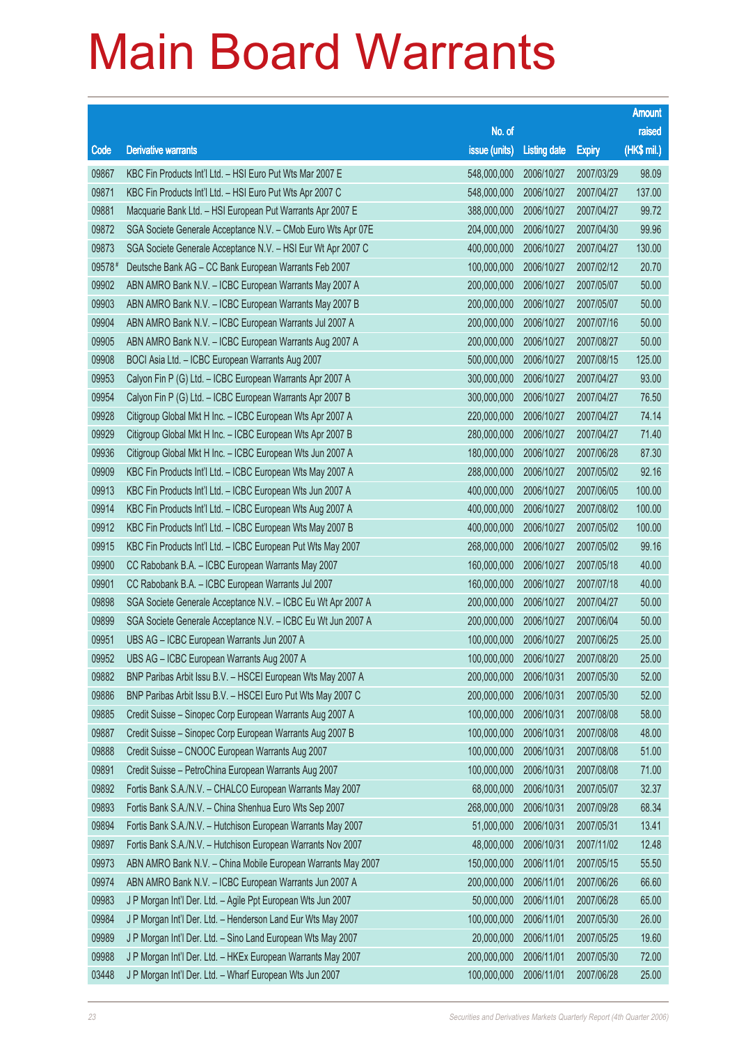# Main Board Warrants

| Code | Derivative warrants | No. of issue (units) | Listing date | Expiry | Amount raised (HK$ mil.) |
|---|---|---|---|---|---|
| 09867 | KBC Fin Products Int'l Ltd. – HSI Euro Put Wts Mar 2007 E | 548,000,000 | 2006/10/27 | 2007/03/29 | 98.09 |
| 09871 | KBC Fin Products Int'l Ltd. – HSI Euro Put Wts Apr 2007 C | 548,000,000 | 2006/10/27 | 2007/04/27 | 137.00 |
| 09881 | Macquarie Bank Ltd. – HSI European Put Warrants Apr 2007 E | 388,000,000 | 2006/10/27 | 2007/04/27 | 99.72 |
| 09872 | SGA Societe Generale Acceptance N.V. – CMob Euro Wts Apr 07E | 204,000,000 | 2006/10/27 | 2007/04/30 | 99.96 |
| 09873 | SGA Societe Generale Acceptance N.V. – HSI Eur Wt Apr 2007 C | 400,000,000 | 2006/10/27 | 2007/04/27 | 130.00 |
| 09578# | Deutsche Bank AG – CC Bank European Warrants Feb 2007 | 100,000,000 | 2006/10/27 | 2007/02/12 | 20.70 |
| 09902 | ABN AMRO Bank N.V. – ICBC European Warrants May 2007 A | 200,000,000 | 2006/10/27 | 2007/05/07 | 50.00 |
| 09903 | ABN AMRO Bank N.V. – ICBC European Warrants May 2007 B | 200,000,000 | 2006/10/27 | 2007/05/07 | 50.00 |
| 09904 | ABN AMRO Bank N.V. – ICBC European Warrants Jul 2007 A | 200,000,000 | 2006/10/27 | 2007/07/16 | 50.00 |
| 09905 | ABN AMRO Bank N.V. – ICBC European Warrants Aug 2007 A | 200,000,000 | 2006/10/27 | 2007/08/27 | 50.00 |
| 09908 | BOCI Asia Ltd. – ICBC European Warrants Aug 2007 | 500,000,000 | 2006/10/27 | 2007/08/15 | 125.00 |
| 09953 | Calyon Fin P (G) Ltd. – ICBC European Warrants Apr 2007 A | 300,000,000 | 2006/10/27 | 2007/04/27 | 93.00 |
| 09954 | Calyon Fin P (G) Ltd. – ICBC European Warrants Apr 2007 B | 300,000,000 | 2006/10/27 | 2007/04/27 | 76.50 |
| 09928 | Citigroup Global Mkt H Inc. – ICBC European Wts Apr 2007 A | 220,000,000 | 2006/10/27 | 2007/04/27 | 74.14 |
| 09929 | Citigroup Global Mkt H Inc. – ICBC European Wts Apr 2007 B | 280,000,000 | 2006/10/27 | 2007/04/27 | 71.40 |
| 09936 | Citigroup Global Mkt H Inc. – ICBC European Wts Jun 2007 A | 180,000,000 | 2006/10/27 | 2007/06/28 | 87.30 |
| 09909 | KBC Fin Products Int'l Ltd. – ICBC European Wts May 2007 A | 288,000,000 | 2006/10/27 | 2007/05/02 | 92.16 |
| 09913 | KBC Fin Products Int'l Ltd. – ICBC European Wts Jun 2007 A | 400,000,000 | 2006/10/27 | 2007/06/05 | 100.00 |
| 09914 | KBC Fin Products Int'l Ltd. – ICBC European Wts Aug 2007 A | 400,000,000 | 2006/10/27 | 2007/08/02 | 100.00 |
| 09912 | KBC Fin Products Int'l Ltd. – ICBC European Wts May 2007 B | 400,000,000 | 2006/10/27 | 2007/05/02 | 100.00 |
| 09915 | KBC Fin Products Int'l Ltd. – ICBC European Put Wts May 2007 | 268,000,000 | 2006/10/27 | 2007/05/02 | 99.16 |
| 09900 | CC Rabobank B.A. – ICBC European Warrants May 2007 | 160,000,000 | 2006/10/27 | 2007/05/18 | 40.00 |
| 09901 | CC Rabobank B.A. – ICBC European Warrants Jul 2007 | 160,000,000 | 2006/10/27 | 2007/07/18 | 40.00 |
| 09898 | SGA Societe Generale Acceptance N.V. – ICBC Eu Wt Apr 2007 A | 200,000,000 | 2006/10/27 | 2007/04/27 | 50.00 |
| 09899 | SGA Societe Generale Acceptance N.V. – ICBC Eu Wt Jun 2007 A | 200,000,000 | 2006/10/27 | 2007/06/04 | 50.00 |
| 09951 | UBS AG – ICBC European Warrants Jun 2007 A | 100,000,000 | 2006/10/27 | 2007/06/25 | 25.00 |
| 09952 | UBS AG – ICBC European Warrants Aug 2007 A | 100,000,000 | 2006/10/27 | 2007/08/20 | 25.00 |
| 09882 | BNP Paribas Arbit Issu B.V. – HSCEI European Wts May 2007 A | 200,000,000 | 2006/10/31 | 2007/05/30 | 52.00 |
| 09886 | BNP Paribas Arbit Issu B.V. – HSCEI Euro Put Wts May 2007 C | 200,000,000 | 2006/10/31 | 2007/05/30 | 52.00 |
| 09885 | Credit Suisse – Sinopec Corp European Warrants Aug 2007 A | 100,000,000 | 2006/10/31 | 2007/08/08 | 58.00 |
| 09887 | Credit Suisse – Sinopec Corp European Warrants Aug 2007 B | 100,000,000 | 2006/10/31 | 2007/08/08 | 48.00 |
| 09888 | Credit Suisse – CNOOC European Warrants Aug 2007 | 100,000,000 | 2006/10/31 | 2007/08/08 | 51.00 |
| 09891 | Credit Suisse – PetroChina European Warrants Aug 2007 | 100,000,000 | 2006/10/31 | 2007/08/08 | 71.00 |
| 09892 | Fortis Bank S.A./N.V. – CHALCO European Warrants May 2007 | 68,000,000 | 2006/10/31 | 2007/05/07 | 32.37 |
| 09893 | Fortis Bank S.A./N.V. – China Shenhua Euro Wts Sep 2007 | 268,000,000 | 2006/10/31 | 2007/09/28 | 68.34 |
| 09894 | Fortis Bank S.A./N.V. – Hutchison European Warrants May 2007 | 51,000,000 | 2006/10/31 | 2007/05/31 | 13.41 |
| 09897 | Fortis Bank S.A./N.V. – Hutchison European Warrants Nov 2007 | 48,000,000 | 2006/10/31 | 2007/11/02 | 12.48 |
| 09973 | ABN AMRO Bank N.V. – China Mobile European Warrants May 2007 | 150,000,000 | 2006/11/01 | 2007/05/15 | 55.50 |
| 09974 | ABN AMRO Bank N.V. – ICBC European Warrants Jun 2007 A | 200,000,000 | 2006/11/01 | 2007/06/26 | 66.60 |
| 09983 | J P Morgan Int'l Der. Ltd. – Agile Ppt European Wts Jun 2007 | 50,000,000 | 2006/11/01 | 2007/06/28 | 65.00 |
| 09984 | J P Morgan Int'l Der. Ltd. – Henderson Land Eur Wts May 2007 | 100,000,000 | 2006/11/01 | 2007/05/30 | 26.00 |
| 09989 | J P Morgan Int'l Der. Ltd. – Sino Land European Wts May 2007 | 20,000,000 | 2006/11/01 | 2007/05/25 | 19.60 |
| 09988 | J P Morgan Int'l Der. Ltd. – HKEx European Warrants May 2007 | 200,000,000 | 2006/11/01 | 2007/05/30 | 72.00 |
| 03448 | J P Morgan Int'l Der. Ltd. – Wharf European Wts Jun 2007 | 100,000,000 | 2006/11/01 | 2007/06/28 | 25.00 |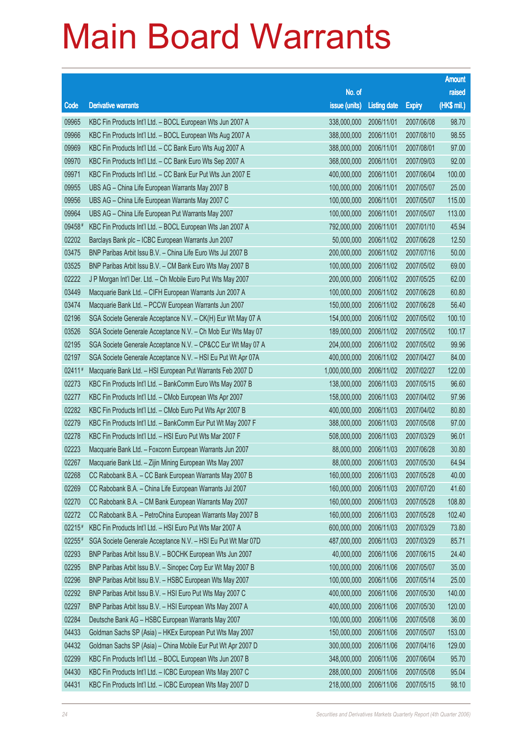# Main Board Warrants

| Code | Derivative warrants | No. of issue (units) | Listing date | Expiry | Amount raised (HK$ mil.) |
|---|---|---|---|---|---|
| 09965 | KBC Fin Products Int'l Ltd. – BOCL European Wts Jun 2007 A | 338,000,000 | 2006/11/01 | 2007/06/08 | 98.70 |
| 09966 | KBC Fin Products Int'l Ltd. – BOCL European Wts Aug 2007 A | 388,000,000 | 2006/11/01 | 2007/08/10 | 98.55 |
| 09969 | KBC Fin Products Int'l Ltd. – CC Bank Euro Wts Aug 2007 A | 388,000,000 | 2006/11/01 | 2007/08/01 | 97.00 |
| 09970 | KBC Fin Products Int'l Ltd. – CC Bank Euro Wts Sep 2007 A | 368,000,000 | 2006/11/01 | 2007/09/03 | 92.00 |
| 09971 | KBC Fin Products Int'l Ltd. – CC Bank Eur Put Wts Jun 2007 E | 400,000,000 | 2006/11/01 | 2007/06/04 | 100.00 |
| 09955 | UBS AG – China Life European Warrants May 2007 B | 100,000,000 | 2006/11/01 | 2007/05/07 | 25.00 |
| 09956 | UBS AG – China Life European Warrants May 2007 C | 100,000,000 | 2006/11/01 | 2007/05/07 | 115.00 |
| 09964 | UBS AG – China Life European Put Warrants May 2007 | 100,000,000 | 2006/11/01 | 2007/05/07 | 113.00 |
| 09458# | KBC Fin Products Int'l Ltd. – BOCL European Wts Jan 2007 A | 792,000,000 | 2006/11/01 | 2007/01/10 | 45.94 |
| 02202 | Barclays Bank plc – ICBC European Warrants Jun 2007 | 50,000,000 | 2006/11/02 | 2007/06/28 | 12.50 |
| 03475 | BNP Paribas Arbit Issu B.V. – China Life Euro Wts Jul 2007 B | 200,000,000 | 2006/11/02 | 2007/07/16 | 50.00 |
| 03525 | BNP Paribas Arbit Issu B.V. – CM Bank Euro Wts May 2007 B | 100,000,000 | 2006/11/02 | 2007/05/02 | 69.00 |
| 02222 | J P Morgan Int'l Der. Ltd. – Ch Mobile Euro Put Wts May 2007 | 200,000,000 | 2006/11/02 | 2007/05/25 | 62.00 |
| 03449 | Macquarie Bank Ltd. – CIFH European Warrants Jun 2007 A | 100,000,000 | 2006/11/02 | 2007/06/28 | 60.80 |
| 03474 | Macquarie Bank Ltd. – PCCW European Warrants Jun 2007 | 150,000,000 | 2006/11/02 | 2007/06/28 | 56.40 |
| 02196 | SGA Societe Generale Acceptance N.V. – CK(H) Eur Wt May 07 A | 154,000,000 | 2006/11/02 | 2007/05/02 | 100.10 |
| 03526 | SGA Societe Generale Acceptance N.V. – Ch Mob Eur Wts May 07 | 189,000,000 | 2006/11/02 | 2007/05/02 | 100.17 |
| 02195 | SGA Societe Generale Acceptance N.V. – CP&CC Eur Wt May 07 A | 204,000,000 | 2006/11/02 | 2007/05/02 | 99.96 |
| 02197 | SGA Societe Generale Acceptance N.V. – HSI Eu Put Wt Apr 07A | 400,000,000 | 2006/11/02 | 2007/04/27 | 84.00 |
| 02411# | Macquarie Bank Ltd. – HSI European Put Warrants Feb 2007 D | 1,000,000,000 | 2006/11/02 | 2007/02/27 | 122.00 |
| 02273 | KBC Fin Products Int'l Ltd. – BankComm Euro Wts May 2007 B | 138,000,000 | 2006/11/03 | 2007/05/15 | 96.60 |
| 02277 | KBC Fin Products Int'l Ltd. – CMob European Wts Apr 2007 | 158,000,000 | 2006/11/03 | 2007/04/02 | 97.96 |
| 02282 | KBC Fin Products Int'l Ltd. – CMob Euro Put Wts Apr 2007 B | 400,000,000 | 2006/11/03 | 2007/04/02 | 80.80 |
| 02279 | KBC Fin Products Int'l Ltd. – BankComm Eur Put Wt May 2007 F | 388,000,000 | 2006/11/03 | 2007/05/08 | 97.00 |
| 02278 | KBC Fin Products Int'l Ltd. – HSI Euro Put Wts Mar 2007 F | 508,000,000 | 2006/11/03 | 2007/03/29 | 96.01 |
| 02223 | Macquarie Bank Ltd. – Foxconn European Warrants Jun 2007 | 88,000,000 | 2006/11/03 | 2007/06/28 | 30.80 |
| 02267 | Macquarie Bank Ltd. – Zijin Mining European Wts May 2007 | 88,000,000 | 2006/11/03 | 2007/05/30 | 64.94 |
| 02268 | CC Rabobank B.A. – CC Bank European Warrants May 2007 B | 160,000,000 | 2006/11/03 | 2007/05/28 | 40.00 |
| 02269 | CC Rabobank B.A. – China Life European Warrants Jul 2007 | 160,000,000 | 2006/11/03 | 2007/07/20 | 41.60 |
| 02270 | CC Rabobank B.A. – CM Bank European Warrants May 2007 | 160,000,000 | 2006/11/03 | 2007/05/28 | 108.80 |
| 02272 | CC Rabobank B.A. – PetroChina European Warrants May 2007 B | 160,000,000 | 2006/11/03 | 2007/05/28 | 102.40 |
| 02215# | KBC Fin Products Int'l Ltd. – HSI Euro Put Wts Mar 2007 A | 600,000,000 | 2006/11/03 | 2007/03/29 | 73.80 |
| 02255# | SGA Societe Generale Acceptance N.V. – HSI Eu Put Wt Mar 07D | 487,000,000 | 2006/11/03 | 2007/03/29 | 85.71 |
| 02293 | BNP Paribas Arbit Issu B.V. – BOCHK European Wts Jun 2007 | 40,000,000 | 2006/11/06 | 2007/06/15 | 24.40 |
| 02295 | BNP Paribas Arbit Issu B.V. – Sinopec Corp Eur Wt May 2007 B | 100,000,000 | 2006/11/06 | 2007/05/07 | 35.00 |
| 02296 | BNP Paribas Arbit Issu B.V. – HSBC European Wts May 2007 | 100,000,000 | 2006/11/06 | 2007/05/14 | 25.00 |
| 02292 | BNP Paribas Arbit Issu B.V. – HSI Euro Put Wts May 2007 C | 400,000,000 | 2006/11/06 | 2007/05/30 | 140.00 |
| 02297 | BNP Paribas Arbit Issu B.V. – HSI European Wts May 2007 A | 400,000,000 | 2006/11/06 | 2007/05/30 | 120.00 |
| 02284 | Deutsche Bank AG – HSBC European Warrants May 2007 | 100,000,000 | 2006/11/06 | 2007/05/08 | 36.00 |
| 04433 | Goldman Sachs SP (Asia) – HKEx European Put Wts May 2007 | 150,000,000 | 2006/11/06 | 2007/05/07 | 153.00 |
| 04432 | Goldman Sachs SP (Asia) – China Mobile Eur Put Wt Apr 2007 D | 300,000,000 | 2006/11/06 | 2007/04/16 | 129.00 |
| 02299 | KBC Fin Products Int'l Ltd. – BOCL European Wts Jun 2007 B | 348,000,000 | 2006/11/06 | 2007/06/04 | 95.70 |
| 04430 | KBC Fin Products Int'l Ltd. – ICBC European Wts May 2007 C | 288,000,000 | 2006/11/06 | 2007/05/08 | 95.04 |
| 04431 | KBC Fin Products Int'l Ltd. – ICBC European Wts May 2007 D | 218,000,000 | 2006/11/06 | 2007/05/15 | 98.10 |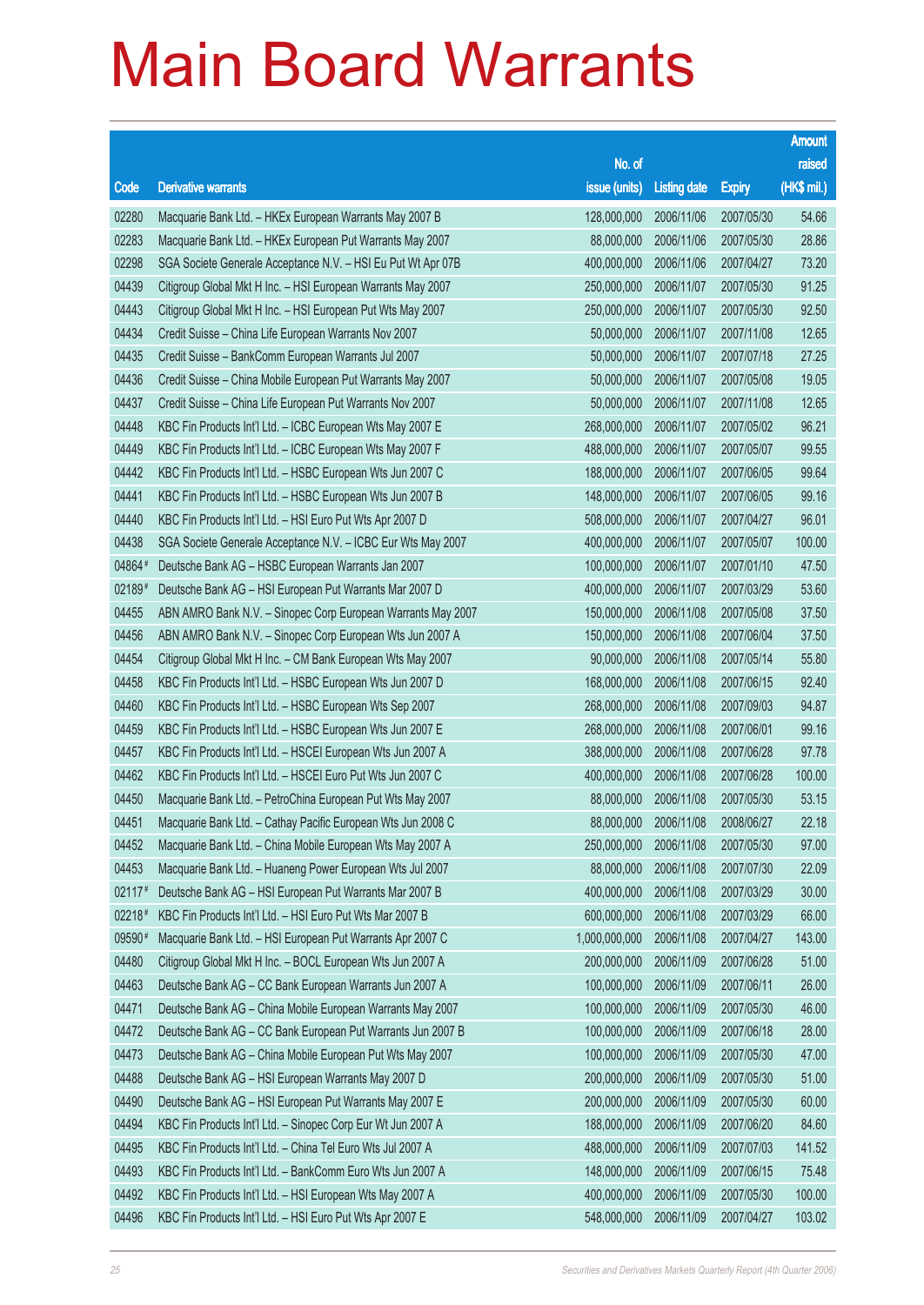# Main Board Warrants

| Code | Derivative warrants | No. of issue (units) | Listing date | Expiry | Amount raised (HK$ mil.) |
|---|---|---|---|---|---|
| 02280 | Macquarie Bank Ltd. – HKEx European Warrants May 2007 B | 128,000,000 | 2006/11/06 | 2007/05/30 | 54.66 |
| 02283 | Macquarie Bank Ltd. – HKEx European Put Warrants May 2007 | 88,000,000 | 2006/11/06 | 2007/05/30 | 28.86 |
| 02298 | SGA Societe Generale Acceptance N.V. – HSI Eu Put Wt Apr 07B | 400,000,000 | 2006/11/06 | 2007/04/27 | 73.20 |
| 04439 | Citigroup Global Mkt H Inc. – HSI European Warrants May 2007 | 250,000,000 | 2006/11/07 | 2007/05/30 | 91.25 |
| 04443 | Citigroup Global Mkt H Inc. – HSI European Put Wts May 2007 | 250,000,000 | 2006/11/07 | 2007/05/30 | 92.50 |
| 04434 | Credit Suisse – China Life European Warrants Nov 2007 | 50,000,000 | 2006/11/07 | 2007/11/08 | 12.65 |
| 04435 | Credit Suisse – BankComm European Warrants Jul 2007 | 50,000,000 | 2006/11/07 | 2007/07/18 | 27.25 |
| 04436 | Credit Suisse – China Mobile European Put Warrants May 2007 | 50,000,000 | 2006/11/07 | 2007/05/08 | 19.05 |
| 04437 | Credit Suisse – China Life European Put Warrants Nov 2007 | 50,000,000 | 2006/11/07 | 2007/11/08 | 12.65 |
| 04448 | KBC Fin Products Int'l Ltd. – ICBC European Wts May 2007 E | 268,000,000 | 2006/11/07 | 2007/05/02 | 96.21 |
| 04449 | KBC Fin Products Int'l Ltd. – ICBC European Wts May 2007 F | 488,000,000 | 2006/11/07 | 2007/05/07 | 99.55 |
| 04442 | KBC Fin Products Int'l Ltd. – HSBC European Wts Jun 2007 C | 188,000,000 | 2006/11/07 | 2007/06/05 | 99.64 |
| 04441 | KBC Fin Products Int'l Ltd. – HSBC European Wts Jun 2007 B | 148,000,000 | 2006/11/07 | 2007/06/05 | 99.16 |
| 04440 | KBC Fin Products Int'l Ltd. – HSI Euro Put Wts Apr 2007 D | 508,000,000 | 2006/11/07 | 2007/04/27 | 96.01 |
| 04438 | SGA Societe Generale Acceptance N.V. – ICBC Eur Wts May 2007 | 400,000,000 | 2006/11/07 | 2007/05/07 | 100.00 |
| 04864# | Deutsche Bank AG – HSBC European Warrants Jan 2007 | 100,000,000 | 2006/11/07 | 2007/01/10 | 47.50 |
| 02189# | Deutsche Bank AG – HSI European Put Warrants Mar 2007 D | 400,000,000 | 2006/11/07 | 2007/03/29 | 53.60 |
| 04455 | ABN AMRO Bank N.V. – Sinopec Corp European Warrants May 2007 | 150,000,000 | 2006/11/08 | 2007/05/08 | 37.50 |
| 04456 | ABN AMRO Bank N.V. – Sinopec Corp European Wts Jun 2007 A | 150,000,000 | 2006/11/08 | 2007/06/04 | 37.50 |
| 04454 | Citigroup Global Mkt H Inc. – CM Bank European Wts May 2007 | 90,000,000 | 2006/11/08 | 2007/05/14 | 55.80 |
| 04458 | KBC Fin Products Int'l Ltd. – HSBC European Wts Jun 2007 D | 168,000,000 | 2006/11/08 | 2007/06/15 | 92.40 |
| 04460 | KBC Fin Products Int'l Ltd. – HSBC European Wts Sep 2007 | 268,000,000 | 2006/11/08 | 2007/09/03 | 94.87 |
| 04459 | KBC Fin Products Int'l Ltd. – HSBC European Wts Jun 2007 E | 268,000,000 | 2006/11/08 | 2007/06/01 | 99.16 |
| 04457 | KBC Fin Products Int'l Ltd. – HSCEI European Wts Jun 2007 A | 388,000,000 | 2006/11/08 | 2007/06/28 | 97.78 |
| 04462 | KBC Fin Products Int'l Ltd. – HSCEI Euro Put Wts Jun 2007 C | 400,000,000 | 2006/11/08 | 2007/06/28 | 100.00 |
| 04450 | Macquarie Bank Ltd. – PetroChina European Put Wts May 2007 | 88,000,000 | 2006/11/08 | 2007/05/30 | 53.15 |
| 04451 | Macquarie Bank Ltd. – Cathay Pacific European Wts Jun 2008 C | 88,000,000 | 2006/11/08 | 2008/06/27 | 22.18 |
| 04452 | Macquarie Bank Ltd. – China Mobile European Wts May 2007 A | 250,000,000 | 2006/11/08 | 2007/05/30 | 97.00 |
| 04453 | Macquarie Bank Ltd. – Huaneng Power European Wts Jul 2007 | 88,000,000 | 2006/11/08 | 2007/07/30 | 22.09 |
| 02117# | Deutsche Bank AG – HSI European Put Warrants Mar 2007 B | 400,000,000 | 2006/11/08 | 2007/03/29 | 30.00 |
| 02218# | KBC Fin Products Int'l Ltd. – HSI Euro Put Wts Mar 2007 B | 600,000,000 | 2006/11/08 | 2007/03/29 | 66.00 |
| 09590# | Macquarie Bank Ltd. – HSI European Put Warrants Apr 2007 C | 1,000,000,000 | 2006/11/08 | 2007/04/27 | 143.00 |
| 04480 | Citigroup Global Mkt H Inc. – BOCL European Wts Jun 2007 A | 200,000,000 | 2006/11/09 | 2007/06/28 | 51.00 |
| 04463 | Deutsche Bank AG – CC Bank European Warrants Jun 2007 A | 100,000,000 | 2006/11/09 | 2007/06/11 | 26.00 |
| 04471 | Deutsche Bank AG – China Mobile European Warrants May 2007 | 100,000,000 | 2006/11/09 | 2007/05/30 | 46.00 |
| 04472 | Deutsche Bank AG – CC Bank European Put Warrants Jun 2007 B | 100,000,000 | 2006/11/09 | 2007/06/18 | 28.00 |
| 04473 | Deutsche Bank AG – China Mobile European Put Wts May 2007 | 100,000,000 | 2006/11/09 | 2007/05/30 | 47.00 |
| 04488 | Deutsche Bank AG – HSI European Warrants May 2007 D | 200,000,000 | 2006/11/09 | 2007/05/30 | 51.00 |
| 04490 | Deutsche Bank AG – HSI European Put Warrants May 2007 E | 200,000,000 | 2006/11/09 | 2007/05/30 | 60.00 |
| 04494 | KBC Fin Products Int'l Ltd. – Sinopec Corp Eur Wt Jun 2007 A | 188,000,000 | 2006/11/09 | 2007/06/20 | 84.60 |
| 04495 | KBC Fin Products Int'l Ltd. – China Tel Euro Wts Jul 2007 A | 488,000,000 | 2006/11/09 | 2007/07/03 | 141.52 |
| 04493 | KBC Fin Products Int'l Ltd. – BankComm Euro Wts Jun 2007 A | 148,000,000 | 2006/11/09 | 2007/06/15 | 75.48 |
| 04492 | KBC Fin Products Int'l Ltd. – HSI European Wts May 2007 A | 400,000,000 | 2006/11/09 | 2007/05/30 | 100.00 |
| 04496 | KBC Fin Products Int'l Ltd. – HSI Euro Put Wts Apr 2007 E | 548,000,000 | 2006/11/09 | 2007/04/27 | 103.02 |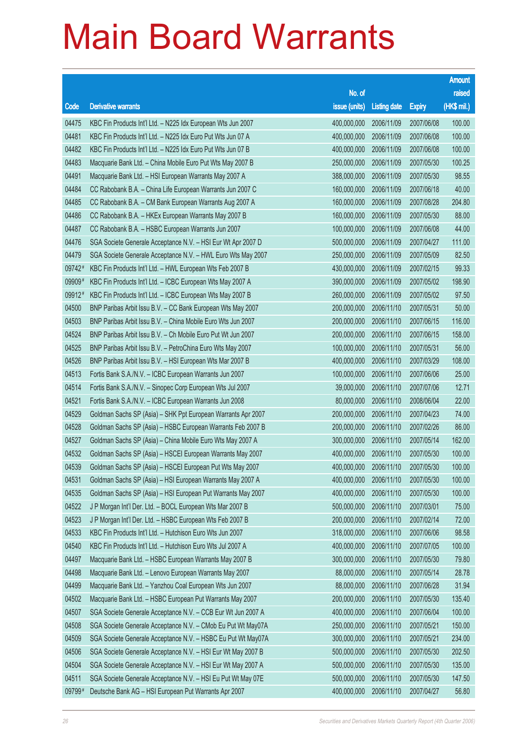# Main Board Warrants

| Code | Derivative warrants | No. of issue (units) | Listing date | Expiry | Amount raised (HK$ mil.) |
|---|---|---|---|---|---|
| 04475 | KBC Fin Products Int'l Ltd. – N225 Idx European Wts Jun 2007 | 400,000,000 | 2006/11/09 | 2007/06/08 | 100.00 |
| 04481 | KBC Fin Products Int'l Ltd. – N225 Idx Euro Put Wts Jun 07 A | 400,000,000 | 2006/11/09 | 2007/06/08 | 100.00 |
| 04482 | KBC Fin Products Int'l Ltd. – N225 Idx Euro Put Wts Jun 07 B | 400,000,000 | 2006/11/09 | 2007/06/08 | 100.00 |
| 04483 | Macquarie Bank Ltd. – China Mobile Euro Put Wts May 2007 B | 250,000,000 | 2006/11/09 | 2007/05/30 | 100.25 |
| 04491 | Macquarie Bank Ltd. – HSI European Warrants May 2007 A | 388,000,000 | 2006/11/09 | 2007/05/30 | 98.55 |
| 04484 | CC Rabobank B.A. – China Life European Warrants Jun 2007 C | 160,000,000 | 2006/11/09 | 2007/06/18 | 40.00 |
| 04485 | CC Rabobank B.A. – CM Bank European Warrants Aug 2007 A | 160,000,000 | 2006/11/09 | 2007/08/28 | 204.80 |
| 04486 | CC Rabobank B.A. – HKEx European Warrants May 2007 B | 160,000,000 | 2006/11/09 | 2007/05/30 | 88.00 |
| 04487 | CC Rabobank B.A. – HSBC European Warrants Jun 2007 | 100,000,000 | 2006/11/09 | 2007/06/08 | 44.00 |
| 04476 | SGA Societe Generale Acceptance N.V. – HSI Eur Wt Apr 2007 D | 500,000,000 | 2006/11/09 | 2007/04/27 | 111.00 |
| 04479 | SGA Societe Generale Acceptance N.V. – HWL Euro Wts May 2007 | 250,000,000 | 2006/11/09 | 2007/05/09 | 82.50 |
| 09742# | KBC Fin Products Int'l Ltd. – HWL European Wts Feb 2007 B | 430,000,000 | 2006/11/09 | 2007/02/15 | 99.33 |
| 09909# | KBC Fin Products Int'l Ltd. – ICBC European Wts May 2007 A | 390,000,000 | 2006/11/09 | 2007/05/02 | 198.90 |
| 09912# | KBC Fin Products Int'l Ltd. – ICBC European Wts May 2007 B | 260,000,000 | 2006/11/09 | 2007/05/02 | 97.50 |
| 04500 | BNP Paribas Arbit Issu B.V. – CC Bank European Wts May 2007 | 200,000,000 | 2006/11/10 | 2007/05/31 | 50.00 |
| 04503 | BNP Paribas Arbit Issu B.V. – China Mobile Euro Wts Jun 2007 | 200,000,000 | 2006/11/10 | 2007/06/15 | 116.00 |
| 04524 | BNP Paribas Arbit Issu B.V. – Ch Mobile Euro Put Wt Jun 2007 | 200,000,000 | 2006/11/10 | 2007/06/15 | 158.00 |
| 04525 | BNP Paribas Arbit Issu B.V. – PetroChina Euro Wts May 2007 | 100,000,000 | 2006/11/10 | 2007/05/31 | 56.00 |
| 04526 | BNP Paribas Arbit Issu B.V. – HSI European Wts Mar 2007 B | 400,000,000 | 2006/11/10 | 2007/03/29 | 108.00 |
| 04513 | Fortis Bank S.A./N.V. – ICBC European Warrants Jun 2007 | 100,000,000 | 2006/11/10 | 2007/06/06 | 25.00 |
| 04514 | Fortis Bank S.A./N.V. – Sinopec Corp European Wts Jul 2007 | 39,000,000 | 2006/11/10 | 2007/07/06 | 12.71 |
| 04521 | Fortis Bank S.A./N.V. – ICBC European Warrants Jun 2008 | 80,000,000 | 2006/11/10 | 2008/06/04 | 22.00 |
| 04529 | Goldman Sachs SP (Asia) – SHK Ppt European Warrants Apr 2007 | 200,000,000 | 2006/11/10 | 2007/04/23 | 74.00 |
| 04528 | Goldman Sachs SP (Asia) – HSBC European Warrants Feb 2007 B | 200,000,000 | 2006/11/10 | 2007/02/26 | 86.00 |
| 04527 | Goldman Sachs SP (Asia) – China Mobile Euro Wts May 2007 A | 300,000,000 | 2006/11/10 | 2007/05/14 | 162.00 |
| 04532 | Goldman Sachs SP (Asia) – HSCEI European Warrants May 2007 | 400,000,000 | 2006/11/10 | 2007/05/30 | 100.00 |
| 04539 | Goldman Sachs SP (Asia) – HSCEI European Put Wts May 2007 | 400,000,000 | 2006/11/10 | 2007/05/30 | 100.00 |
| 04531 | Goldman Sachs SP (Asia) – HSI European Warrants May 2007 A | 400,000,000 | 2006/11/10 | 2007/05/30 | 100.00 |
| 04535 | Goldman Sachs SP (Asia) – HSI European Put Warrants May 2007 | 400,000,000 | 2006/11/10 | 2007/05/30 | 100.00 |
| 04522 | J P Morgan Int'l Der. Ltd. – BOCL European Wts Mar 2007 B | 500,000,000 | 2006/11/10 | 2007/03/01 | 75.00 |
| 04523 | J P Morgan Int'l Der. Ltd. – HSBC European Wts Feb 2007 B | 200,000,000 | 2006/11/10 | 2007/02/14 | 72.00 |
| 04533 | KBC Fin Products Int'l Ltd. – Hutchison Euro Wts Jun 2007 | 318,000,000 | 2006/11/10 | 2007/06/06 | 98.58 |
| 04540 | KBC Fin Products Int'l Ltd. – Hutchison Euro Wts Jul 2007 A | 400,000,000 | 2006/11/10 | 2007/07/05 | 100.00 |
| 04497 | Macquarie Bank Ltd. – HSBC European Warrants May 2007 B | 300,000,000 | 2006/11/10 | 2007/05/30 | 79.80 |
| 04498 | Macquarie Bank Ltd. – Lenovo European Warrants May 2007 | 88,000,000 | 2006/11/10 | 2007/05/14 | 28.78 |
| 04499 | Macquarie Bank Ltd. – Yanzhou Coal European Wts Jun 2007 | 88,000,000 | 2006/11/10 | 2007/06/28 | 31.94 |
| 04502 | Macquarie Bank Ltd. – HSBC European Put Warrants May 2007 | 200,000,000 | 2006/11/10 | 2007/05/30 | 135.40 |
| 04507 | SGA Societe Generale Acceptance N.V. – CCB Eur Wt Jun 2007 A | 400,000,000 | 2006/11/10 | 2007/06/04 | 100.00 |
| 04508 | SGA Societe Generale Acceptance N.V. – CMob Eu Put Wt May07A | 250,000,000 | 2006/11/10 | 2007/05/21 | 150.00 |
| 04509 | SGA Societe Generale Acceptance N.V. – HSBC Eu Put Wt May07A | 300,000,000 | 2006/11/10 | 2007/05/21 | 234.00 |
| 04506 | SGA Societe Generale Acceptance N.V. – HSI Eur Wt May 2007 B | 500,000,000 | 2006/11/10 | 2007/05/30 | 202.50 |
| 04504 | SGA Societe Generale Acceptance N.V. – HSI Eur Wt May 2007 A | 500,000,000 | 2006/11/10 | 2007/05/30 | 135.00 |
| 04511 | SGA Societe Generale Acceptance N.V. – HSI Eu Put Wt May 07E | 500,000,000 | 2006/11/10 | 2007/05/30 | 147.50 |
| 09799# | Deutsche Bank AG – HSI European Put Warrants Apr 2007 | 400,000,000 | 2006/11/10 | 2007/04/27 | 56.80 |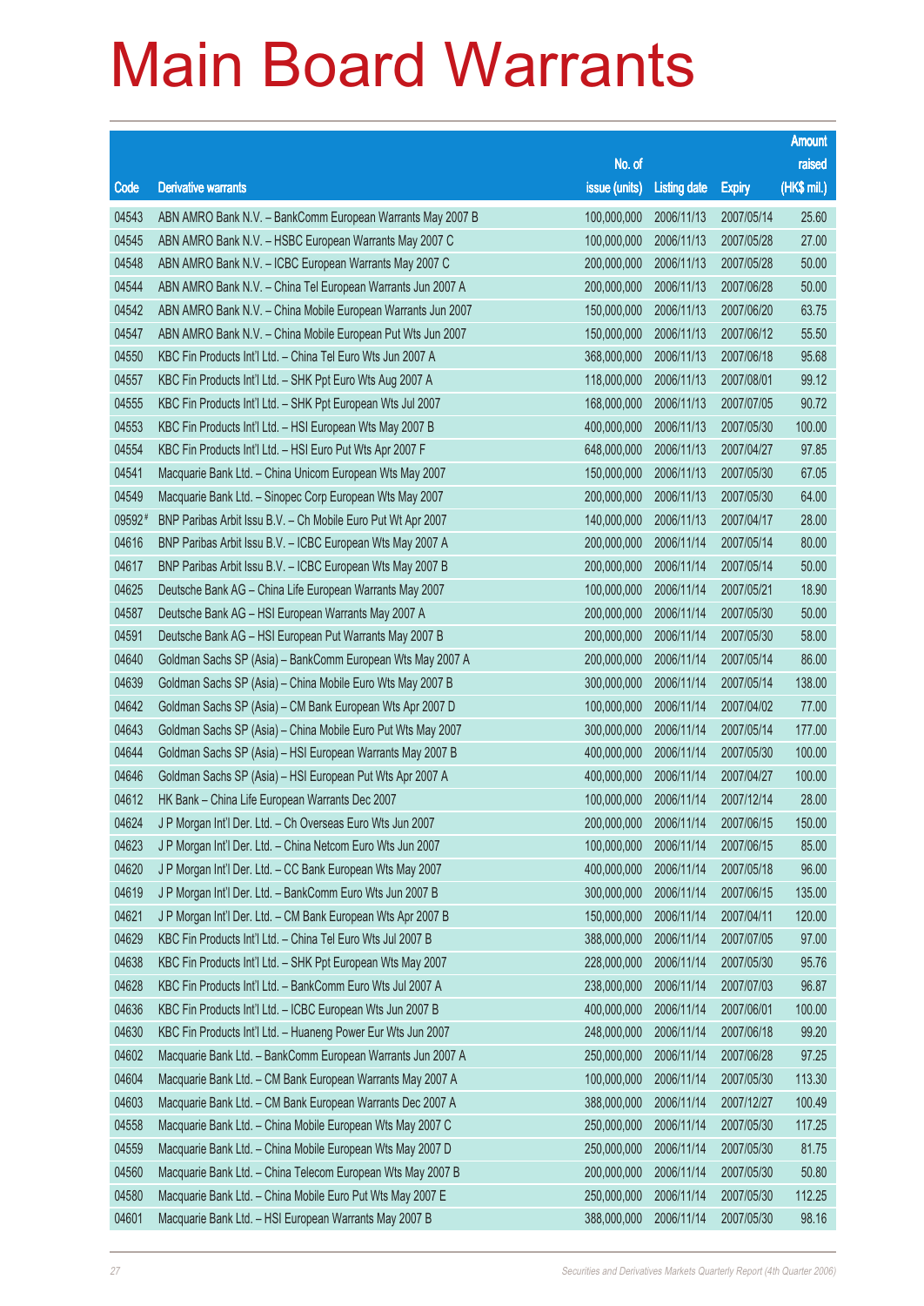# Main Board Warrants

| Code | Derivative warrants | No. of issue (units) | Listing date | Expiry | Amount raised (HK$ mil.) |
|---|---|---|---|---|---|
| 04543 | ABN AMRO Bank N.V. – BankComm European Warrants May 2007 B | 100,000,000 | 2006/11/13 | 2007/05/14 | 25.60 |
| 04545 | ABN AMRO Bank N.V. – HSBC European Warrants May 2007 C | 100,000,000 | 2006/11/13 | 2007/05/28 | 27.00 |
| 04548 | ABN AMRO Bank N.V. – ICBC European Warrants May 2007 C | 200,000,000 | 2006/11/13 | 2007/05/28 | 50.00 |
| 04544 | ABN AMRO Bank N.V. – China Tel European Warrants Jun 2007 A | 200,000,000 | 2006/11/13 | 2007/06/28 | 50.00 |
| 04542 | ABN AMRO Bank N.V. – China Mobile European Warrants Jun 2007 | 150,000,000 | 2006/11/13 | 2007/06/20 | 63.75 |
| 04547 | ABN AMRO Bank N.V. – China Mobile European Put Wts Jun 2007 | 150,000,000 | 2006/11/13 | 2007/06/12 | 55.50 |
| 04550 | KBC Fin Products Int'l Ltd. – China Tel Euro Wts Jun 2007 A | 368,000,000 | 2006/11/13 | 2007/06/18 | 95.68 |
| 04557 | KBC Fin Products Int'l Ltd. – SHK Ppt Euro Wts Aug 2007 A | 118,000,000 | 2006/11/13 | 2007/08/01 | 99.12 |
| 04555 | KBC Fin Products Int'l Ltd. – SHK Ppt European Wts Jul 2007 | 168,000,000 | 2006/11/13 | 2007/07/05 | 90.72 |
| 04553 | KBC Fin Products Int'l Ltd. – HSI European Wts May 2007 B | 400,000,000 | 2006/11/13 | 2007/05/30 | 100.00 |
| 04554 | KBC Fin Products Int'l Ltd. – HSI Euro Put Wts Apr 2007 F | 648,000,000 | 2006/11/13 | 2007/04/27 | 97.85 |
| 04541 | Macquarie Bank Ltd. – China Unicom European Wts May 2007 | 150,000,000 | 2006/11/13 | 2007/05/30 | 67.05 |
| 04549 | Macquarie Bank Ltd. – Sinopec Corp European Wts May 2007 | 200,000,000 | 2006/11/13 | 2007/05/30 | 64.00 |
| 09592# | BNP Paribas Arbit Issu B.V. – Ch Mobile Euro Put Wt Apr 2007 | 140,000,000 | 2006/11/13 | 2007/04/17 | 28.00 |
| 04616 | BNP Paribas Arbit Issu B.V. – ICBC European Wts May 2007 A | 200,000,000 | 2006/11/14 | 2007/05/14 | 80.00 |
| 04617 | BNP Paribas Arbit Issu B.V. – ICBC European Wts May 2007 B | 200,000,000 | 2006/11/14 | 2007/05/14 | 50.00 |
| 04625 | Deutsche Bank AG – China Life European Warrants May 2007 | 100,000,000 | 2006/11/14 | 2007/05/21 | 18.90 |
| 04587 | Deutsche Bank AG – HSI European Warrants May 2007 A | 200,000,000 | 2006/11/14 | 2007/05/30 | 50.00 |
| 04591 | Deutsche Bank AG – HSI European Put Warrants May 2007 B | 200,000,000 | 2006/11/14 | 2007/05/30 | 58.00 |
| 04640 | Goldman Sachs SP (Asia) – BankComm European Wts May 2007 A | 200,000,000 | 2006/11/14 | 2007/05/14 | 86.00 |
| 04639 | Goldman Sachs SP (Asia) – China Mobile Euro Wts May 2007 B | 300,000,000 | 2006/11/14 | 2007/05/14 | 138.00 |
| 04642 | Goldman Sachs SP (Asia) – CM Bank European Wts Apr 2007 D | 100,000,000 | 2006/11/14 | 2007/04/02 | 77.00 |
| 04643 | Goldman Sachs SP (Asia) – China Mobile Euro Put Wts May 2007 | 300,000,000 | 2006/11/14 | 2007/05/14 | 177.00 |
| 04644 | Goldman Sachs SP (Asia) – HSI European Warrants May 2007 B | 400,000,000 | 2006/11/14 | 2007/05/30 | 100.00 |
| 04646 | Goldman Sachs SP (Asia) – HSI European Put Wts Apr 2007 A | 400,000,000 | 2006/11/14 | 2007/04/27 | 100.00 |
| 04612 | HK Bank – China Life European Warrants Dec 2007 | 100,000,000 | 2006/11/14 | 2007/12/14 | 28.00 |
| 04624 | J P Morgan Int'l Der. Ltd. – Ch Overseas Euro Wts Jun 2007 | 200,000,000 | 2006/11/14 | 2007/06/15 | 150.00 |
| 04623 | J P Morgan Int'l Der. Ltd. – China Netcom Euro Wts Jun 2007 | 100,000,000 | 2006/11/14 | 2007/06/15 | 85.00 |
| 04620 | J P Morgan Int'l Der. Ltd. – CC Bank European Wts May 2007 | 400,000,000 | 2006/11/14 | 2007/05/18 | 96.00 |
| 04619 | J P Morgan Int'l Der. Ltd. – BankComm Euro Wts Jun 2007 B | 300,000,000 | 2006/11/14 | 2007/06/15 | 135.00 |
| 04621 | J P Morgan Int'l Der. Ltd. – CM Bank European Wts Apr 2007 B | 150,000,000 | 2006/11/14 | 2007/04/11 | 120.00 |
| 04629 | KBC Fin Products Int'l Ltd. – China Tel Euro Wts Jul 2007 B | 388,000,000 | 2006/11/14 | 2007/07/05 | 97.00 |
| 04638 | KBC Fin Products Int'l Ltd. – SHK Ppt European Wts May 2007 | 228,000,000 | 2006/11/14 | 2007/05/30 | 95.76 |
| 04628 | KBC Fin Products Int'l Ltd. – BankComm Euro Wts Jul 2007 A | 238,000,000 | 2006/11/14 | 2007/07/03 | 96.87 |
| 04636 | KBC Fin Products Int'l Ltd. – ICBC European Wts Jun 2007 B | 400,000,000 | 2006/11/14 | 2007/06/01 | 100.00 |
| 04630 | KBC Fin Products Int'l Ltd. – Huaneng Power Eur Wts Jun 2007 | 248,000,000 | 2006/11/14 | 2007/06/18 | 99.20 |
| 04602 | Macquarie Bank Ltd. – BankComm European Warrants Jun 2007 A | 250,000,000 | 2006/11/14 | 2007/06/28 | 97.25 |
| 04604 | Macquarie Bank Ltd. – CM Bank European Warrants May 2007 A | 100,000,000 | 2006/11/14 | 2007/05/30 | 113.30 |
| 04603 | Macquarie Bank Ltd. – CM Bank European Warrants Dec 2007 A | 388,000,000 | 2006/11/14 | 2007/12/27 | 100.49 |
| 04558 | Macquarie Bank Ltd. – China Mobile European Wts May 2007 C | 250,000,000 | 2006/11/14 | 2007/05/30 | 117.25 |
| 04559 | Macquarie Bank Ltd. – China Mobile European Wts May 2007 D | 250,000,000 | 2006/11/14 | 2007/05/30 | 81.75 |
| 04560 | Macquarie Bank Ltd. – China Telecom European Wts May 2007 B | 200,000,000 | 2006/11/14 | 2007/05/30 | 50.80 |
| 04580 | Macquarie Bank Ltd. – China Mobile Euro Put Wts May 2007 E | 250,000,000 | 2006/11/14 | 2007/05/30 | 112.25 |
| 04601 | Macquarie Bank Ltd. – HSI European Warrants May 2007 B | 388,000,000 | 2006/11/14 | 2007/05/30 | 98.16 |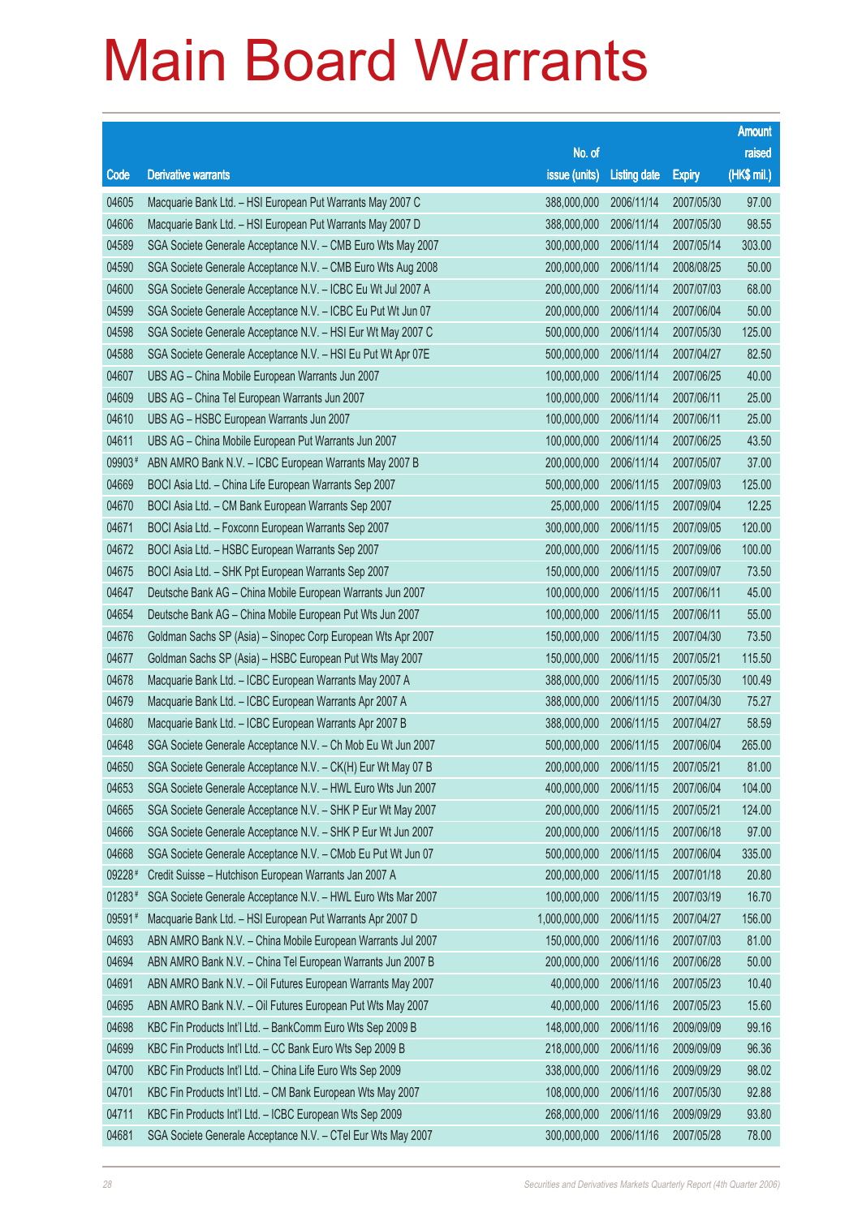# Main Board Warrants

| Code | Derivative warrants | No. of issue (units) | Listing date | Expiry | Amount raised (HK$ mil.) |
|---|---|---|---|---|---|
| 04605 | Macquarie Bank Ltd. – HSI European Put Warrants May 2007 C | 388,000,000 | 2006/11/14 | 2007/05/30 | 97.00 |
| 04606 | Macquarie Bank Ltd. – HSI European Put Warrants May 2007 D | 388,000,000 | 2006/11/14 | 2007/05/30 | 98.55 |
| 04589 | SGA Societe Generale Acceptance N.V. – CMB Euro Wts May 2007 | 300,000,000 | 2006/11/14 | 2007/05/14 | 303.00 |
| 04590 | SGA Societe Generale Acceptance N.V. – CMB Euro Wts Aug 2008 | 200,000,000 | 2006/11/14 | 2008/08/25 | 50.00 |
| 04600 | SGA Societe Generale Acceptance N.V. – ICBC Eu Wt Jul 2007 A | 200,000,000 | 2006/11/14 | 2007/07/03 | 68.00 |
| 04599 | SGA Societe Generale Acceptance N.V. – ICBC Eu Put Wt Jun 07 | 200,000,000 | 2006/11/14 | 2007/06/04 | 50.00 |
| 04598 | SGA Societe Generale Acceptance N.V. – HSI Eur Wt May 2007 C | 500,000,000 | 2006/11/14 | 2007/05/30 | 125.00 |
| 04588 | SGA Societe Generale Acceptance N.V. – HSI Eu Put Wt Apr 07E | 500,000,000 | 2006/11/14 | 2007/04/27 | 82.50 |
| 04607 | UBS AG – China Mobile European Warrants Jun 2007 | 100,000,000 | 2006/11/14 | 2007/06/25 | 40.00 |
| 04609 | UBS AG – China Tel European Warrants Jun 2007 | 100,000,000 | 2006/11/14 | 2007/06/11 | 25.00 |
| 04610 | UBS AG – HSBC European Warrants Jun 2007 | 100,000,000 | 2006/11/14 | 2007/06/11 | 25.00 |
| 04611 | UBS AG – China Mobile European Put Warrants Jun 2007 | 100,000,000 | 2006/11/14 | 2007/06/25 | 43.50 |
| 09903# | ABN AMRO Bank N.V. – ICBC European Warrants May 2007 B | 200,000,000 | 2006/11/14 | 2007/05/07 | 37.00 |
| 04669 | BOCI Asia Ltd. – China Life European Warrants Sep 2007 | 500,000,000 | 2006/11/15 | 2007/09/03 | 125.00 |
| 04670 | BOCI Asia Ltd. – CM Bank European Warrants Sep 2007 | 25,000,000 | 2006/11/15 | 2007/09/04 | 12.25 |
| 04671 | BOCI Asia Ltd. – Foxconn European Warrants Sep 2007 | 300,000,000 | 2006/11/15 | 2007/09/05 | 120.00 |
| 04672 | BOCI Asia Ltd. – HSBC European Warrants Sep 2007 | 200,000,000 | 2006/11/15 | 2007/09/06 | 100.00 |
| 04675 | BOCI Asia Ltd. – SHK Ppt European Warrants Sep 2007 | 150,000,000 | 2006/11/15 | 2007/09/07 | 73.50 |
| 04647 | Deutsche Bank AG – China Mobile European Warrants Jun 2007 | 100,000,000 | 2006/11/15 | 2007/06/11 | 45.00 |
| 04654 | Deutsche Bank AG – China Mobile European Put Wts Jun 2007 | 100,000,000 | 2006/11/15 | 2007/06/11 | 55.00 |
| 04676 | Goldman Sachs SP (Asia) – Sinopec Corp European Wts Apr 2007 | 150,000,000 | 2006/11/15 | 2007/04/30 | 73.50 |
| 04677 | Goldman Sachs SP (Asia) – HSBC European Put Wts May 2007 | 150,000,000 | 2006/11/15 | 2007/05/21 | 115.50 |
| 04678 | Macquarie Bank Ltd. – ICBC European Warrants May 2007 A | 388,000,000 | 2006/11/15 | 2007/05/30 | 100.49 |
| 04679 | Macquarie Bank Ltd. – ICBC European Warrants Apr 2007 A | 388,000,000 | 2006/11/15 | 2007/04/30 | 75.27 |
| 04680 | Macquarie Bank Ltd. – ICBC European Warrants Apr 2007 B | 388,000,000 | 2006/11/15 | 2007/04/27 | 58.59 |
| 04648 | SGA Societe Generale Acceptance N.V. – Ch Mob Eu Wt Jun 2007 | 500,000,000 | 2006/11/15 | 2007/06/04 | 265.00 |
| 04650 | SGA Societe Generale Acceptance N.V. – CK(H) Eur Wt May 07 B | 200,000,000 | 2006/11/15 | 2007/05/21 | 81.00 |
| 04653 | SGA Societe Generale Acceptance N.V. – HWL Euro Wts Jun 2007 | 400,000,000 | 2006/11/15 | 2007/06/04 | 104.00 |
| 04665 | SGA Societe Generale Acceptance N.V. – SHK P Eur Wt May 2007 | 200,000,000 | 2006/11/15 | 2007/05/21 | 124.00 |
| 04666 | SGA Societe Generale Acceptance N.V. – SHK P Eur Wt Jun 2007 | 200,000,000 | 2006/11/15 | 2007/06/18 | 97.00 |
| 04668 | SGA Societe Generale Acceptance N.V. – CMob Eu Put Wt Jun 07 | 500,000,000 | 2006/11/15 | 2007/06/04 | 335.00 |
| 09228# | Credit Suisse – Hutchison European Warrants Jan 2007 A | 200,000,000 | 2006/11/15 | 2007/01/18 | 20.80 |
| 01283# | SGA Societe Generale Acceptance N.V. – HWL Euro Wts Mar 2007 | 100,000,000 | 2006/11/15 | 2007/03/19 | 16.70 |
| 09591# | Macquarie Bank Ltd. – HSI European Put Warrants Apr 2007 D | 1,000,000,000 | 2006/11/15 | 2007/04/27 | 156.00 |
| 04693 | ABN AMRO Bank N.V. – China Mobile European Warrants Jul 2007 | 150,000,000 | 2006/11/16 | 2007/07/03 | 81.00 |
| 04694 | ABN AMRO Bank N.V. – China Tel European Warrants Jun 2007 B | 200,000,000 | 2006/11/16 | 2007/06/28 | 50.00 |
| 04691 | ABN AMRO Bank N.V. – Oil Futures European Warrants May 2007 | 40,000,000 | 2006/11/16 | 2007/05/23 | 10.40 |
| 04695 | ABN AMRO Bank N.V. – Oil Futures European Put Wts May 2007 | 40,000,000 | 2006/11/16 | 2007/05/23 | 15.60 |
| 04698 | KBC Fin Products Int'l Ltd. – BankComm Euro Wts Sep 2009 B | 148,000,000 | 2006/11/16 | 2009/09/09 | 99.16 |
| 04699 | KBC Fin Products Int'l Ltd. – CC Bank Euro Wts Sep 2009 B | 218,000,000 | 2006/11/16 | 2009/09/09 | 96.36 |
| 04700 | KBC Fin Products Int'l Ltd. – China Life Euro Wts Sep 2009 | 338,000,000 | 2006/11/16 | 2009/09/29 | 98.02 |
| 04701 | KBC Fin Products Int'l Ltd. – CM Bank European Wts May 2007 | 108,000,000 | 2006/11/16 | 2007/05/30 | 92.88 |
| 04711 | KBC Fin Products Int'l Ltd. – ICBC European Wts Sep 2009 | 268,000,000 | 2006/11/16 | 2009/09/29 | 93.80 |
| 04681 | SGA Societe Generale Acceptance N.V. – CTel Eur Wts May 2007 | 300,000,000 | 2006/11/16 | 2007/05/28 | 78.00 |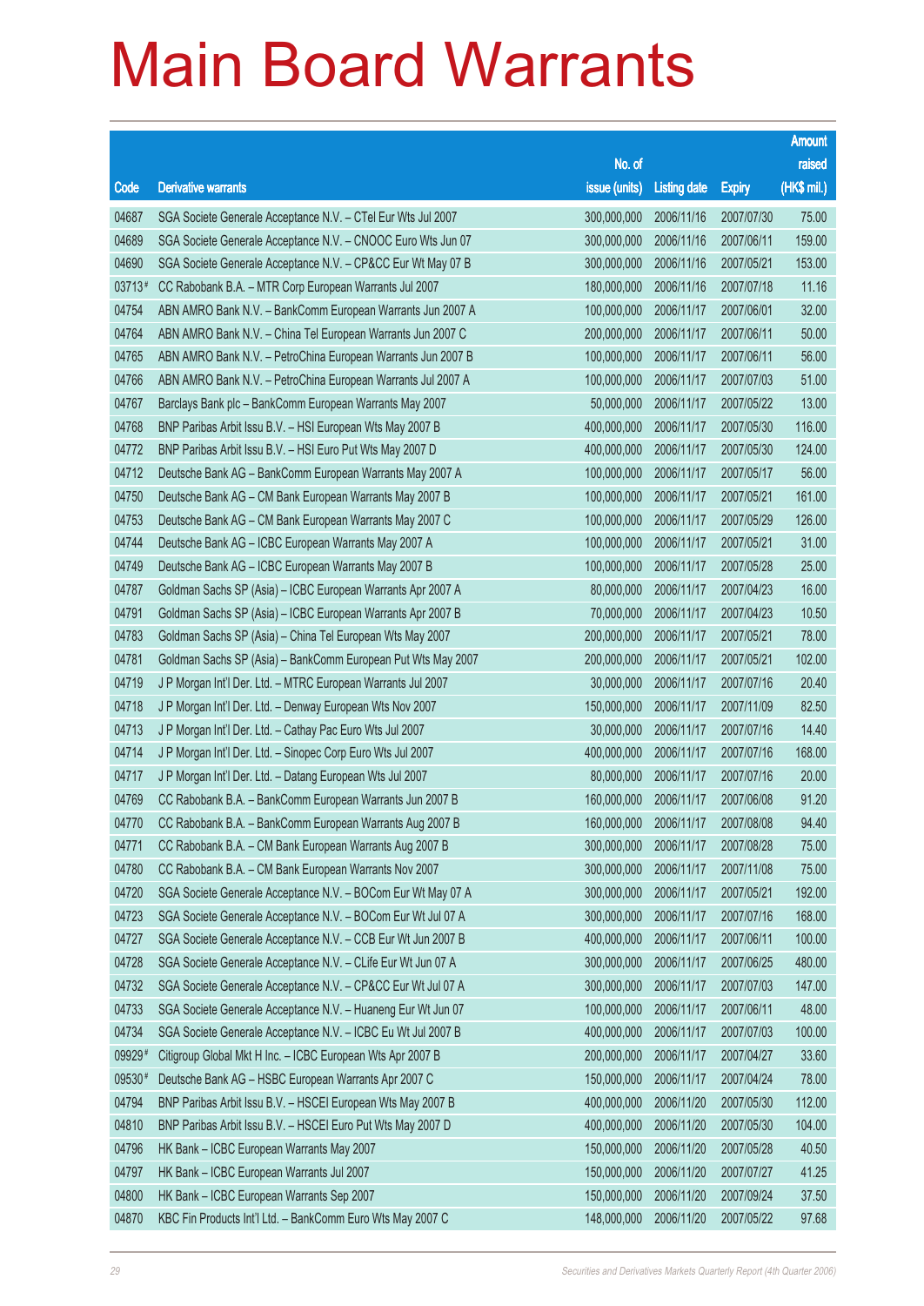# Main Board Warrants

| Code | Derivative warrants | No. of issue (units) | Listing date | Expiry | Amount raised (HK$ mil.) |
|---|---|---|---|---|---|
| 04687 | SGA Societe Generale Acceptance N.V. – CTel Eur Wts Jul 2007 | 300,000,000 | 2006/11/16 | 2007/07/30 | 75.00 |
| 04689 | SGA Societe Generale Acceptance N.V. – CNOOC Euro Wts Jun 07 | 300,000,000 | 2006/11/16 | 2007/06/11 | 159.00 |
| 04690 | SGA Societe Generale Acceptance N.V. – CP&CC Eur Wt May 07 B | 300,000,000 | 2006/11/16 | 2007/05/21 | 153.00 |
| 03713# | CC Rabobank B.A. – MTR Corp European Warrants Jul 2007 | 180,000,000 | 2006/11/16 | 2007/07/18 | 11.16 |
| 04754 | ABN AMRO Bank N.V. – BankComm European Warrants Jun 2007 A | 100,000,000 | 2006/11/17 | 2007/06/01 | 32.00 |
| 04764 | ABN AMRO Bank N.V. – China Tel European Warrants Jun 2007 C | 200,000,000 | 2006/11/17 | 2007/06/11 | 50.00 |
| 04765 | ABN AMRO Bank N.V. – PetroChina European Warrants Jun 2007 B | 100,000,000 | 2006/11/17 | 2007/06/11 | 56.00 |
| 04766 | ABN AMRO Bank N.V. – PetroChina European Warrants Jul 2007 A | 100,000,000 | 2006/11/17 | 2007/07/03 | 51.00 |
| 04767 | Barclays Bank plc – BankComm European Warrants May 2007 | 50,000,000 | 2006/11/17 | 2007/05/22 | 13.00 |
| 04768 | BNP Paribas Arbit Issu B.V. – HSI European Wts May 2007 B | 400,000,000 | 2006/11/17 | 2007/05/30 | 116.00 |
| 04772 | BNP Paribas Arbit Issu B.V. – HSI Euro Put Wts May 2007 D | 400,000,000 | 2006/11/17 | 2007/05/30 | 124.00 |
| 04712 | Deutsche Bank AG – BankComm European Warrants May 2007 A | 100,000,000 | 2006/11/17 | 2007/05/17 | 56.00 |
| 04750 | Deutsche Bank AG – CM Bank European Warrants May 2007 B | 100,000,000 | 2006/11/17 | 2007/05/21 | 161.00 |
| 04753 | Deutsche Bank AG – CM Bank European Warrants May 2007 C | 100,000,000 | 2006/11/17 | 2007/05/29 | 126.00 |
| 04744 | Deutsche Bank AG – ICBC European Warrants May 2007 A | 100,000,000 | 2006/11/17 | 2007/05/21 | 31.00 |
| 04749 | Deutsche Bank AG – ICBC European Warrants May 2007 B | 100,000,000 | 2006/11/17 | 2007/05/28 | 25.00 |
| 04787 | Goldman Sachs SP (Asia) – ICBC European Warrants Apr 2007 A | 80,000,000 | 2006/11/17 | 2007/04/23 | 16.00 |
| 04791 | Goldman Sachs SP (Asia) – ICBC European Warrants Apr 2007 B | 70,000,000 | 2006/11/17 | 2007/04/23 | 10.50 |
| 04783 | Goldman Sachs SP (Asia) – China Tel European Wts May 2007 | 200,000,000 | 2006/11/17 | 2007/05/21 | 78.00 |
| 04781 | Goldman Sachs SP (Asia) – BankComm European Put Wts May 2007 | 200,000,000 | 2006/11/17 | 2007/05/21 | 102.00 |
| 04719 | J P Morgan Int'l Der. Ltd. – MTRC European Warrants Jul 2007 | 30,000,000 | 2006/11/17 | 2007/07/16 | 20.40 |
| 04718 | J P Morgan Int'l Der. Ltd. – Denway European Wts Nov 2007 | 150,000,000 | 2006/11/17 | 2007/11/09 | 82.50 |
| 04713 | J P Morgan Int'l Der. Ltd. – Cathay Pac Euro Wts Jul 2007 | 30,000,000 | 2006/11/17 | 2007/07/16 | 14.40 |
| 04714 | J P Morgan Int'l Der. Ltd. – Sinopec Corp Euro Wts Jul 2007 | 400,000,000 | 2006/11/17 | 2007/07/16 | 168.00 |
| 04717 | J P Morgan Int'l Der. Ltd. – Datang European Wts Jul 2007 | 80,000,000 | 2006/11/17 | 2007/07/16 | 20.00 |
| 04769 | CC Rabobank B.A. – BankComm European Warrants Jun 2007 B | 160,000,000 | 2006/11/17 | 2007/06/08 | 91.20 |
| 04770 | CC Rabobank B.A. – BankComm European Warrants Aug 2007 B | 160,000,000 | 2006/11/17 | 2007/08/08 | 94.40 |
| 04771 | CC Rabobank B.A. – CM Bank European Warrants Aug 2007 B | 300,000,000 | 2006/11/17 | 2007/08/28 | 75.00 |
| 04780 | CC Rabobank B.A. – CM Bank European Warrants Nov 2007 | 300,000,000 | 2006/11/17 | 2007/11/08 | 75.00 |
| 04720 | SGA Societe Generale Acceptance N.V. – BOCom Eur Wt May 07 A | 300,000,000 | 2006/11/17 | 2007/05/21 | 192.00 |
| 04723 | SGA Societe Generale Acceptance N.V. – BOCom Eur Wt Jul 07 A | 300,000,000 | 2006/11/17 | 2007/07/16 | 168.00 |
| 04727 | SGA Societe Generale Acceptance N.V. – CCB Eur Wt Jun 2007 B | 400,000,000 | 2006/11/17 | 2007/06/11 | 100.00 |
| 04728 | SGA Societe Generale Acceptance N.V. – CLife Eur Wt Jun 07 A | 300,000,000 | 2006/11/17 | 2007/06/25 | 480.00 |
| 04732 | SGA Societe Generale Acceptance N.V. – CP&CC Eur Wt Jul 07 A | 300,000,000 | 2006/11/17 | 2007/07/03 | 147.00 |
| 04733 | SGA Societe Generale Acceptance N.V. – Huaneng Eur Wt Jun 07 | 100,000,000 | 2006/11/17 | 2007/06/11 | 48.00 |
| 04734 | SGA Societe Generale Acceptance N.V. – ICBC Eu Wt Jul 2007 B | 400,000,000 | 2006/11/17 | 2007/07/03 | 100.00 |
| 09929# | Citigroup Global Mkt H Inc. – ICBC European Wts Apr 2007 B | 200,000,000 | 2006/11/17 | 2007/04/27 | 33.60 |
| 09530# | Deutsche Bank AG – HSBC European Warrants Apr 2007 C | 150,000,000 | 2006/11/17 | 2007/04/24 | 78.00 |
| 04794 | BNP Paribas Arbit Issu B.V. – HSCEI European Wts May 2007 B | 400,000,000 | 2006/11/20 | 2007/05/30 | 112.00 |
| 04810 | BNP Paribas Arbit Issu B.V. – HSCEI Euro Put Wts May 2007 D | 400,000,000 | 2006/11/20 | 2007/05/30 | 104.00 |
| 04796 | HK Bank – ICBC European Warrants May 2007 | 150,000,000 | 2006/11/20 | 2007/05/28 | 40.50 |
| 04797 | HK Bank – ICBC European Warrants Jul 2007 | 150,000,000 | 2006/11/20 | 2007/07/27 | 41.25 |
| 04800 | HK Bank – ICBC European Warrants Sep 2007 | 150,000,000 | 2006/11/20 | 2007/09/24 | 37.50 |
| 04870 | KBC Fin Products Int'l Ltd. – BankComm Euro Wts May 2007 C | 148,000,000 | 2006/11/20 | 2007/05/22 | 97.68 |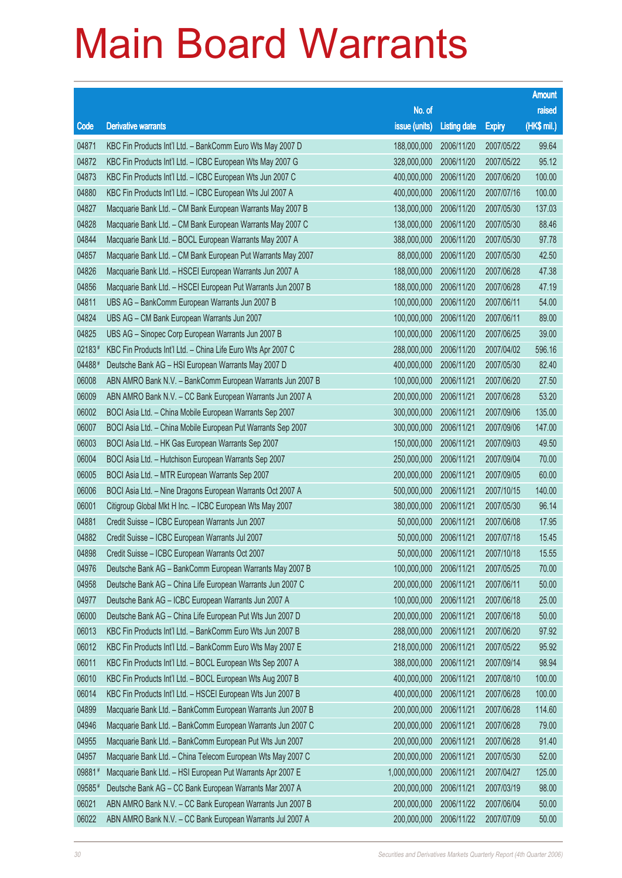# Main Board Warrants

| Code | Derivative warrants | No. of issue (units) | Listing date | Expiry | Amount raised (HK$ mil.) |
|---|---|---|---|---|---|
| 04871 | KBC Fin Products Int'l Ltd. – BankComm Euro Wts May 2007 D | 188,000,000 | 2006/11/20 | 2007/05/22 | 99.64 |
| 04872 | KBC Fin Products Int'l Ltd. – ICBC European Wts May 2007 G | 328,000,000 | 2006/11/20 | 2007/05/22 | 95.12 |
| 04873 | KBC Fin Products Int'l Ltd. – ICBC European Wts Jun 2007 C | 400,000,000 | 2006/11/20 | 2007/06/20 | 100.00 |
| 04880 | KBC Fin Products Int'l Ltd. – ICBC European Wts Jul 2007 A | 400,000,000 | 2006/11/20 | 2007/07/16 | 100.00 |
| 04827 | Macquarie Bank Ltd. – CM Bank European Warrants May 2007 B | 138,000,000 | 2006/11/20 | 2007/05/30 | 137.03 |
| 04828 | Macquarie Bank Ltd. – CM Bank European Warrants May 2007 C | 138,000,000 | 2006/11/20 | 2007/05/30 | 88.46 |
| 04844 | Macquarie Bank Ltd. – BOCL European Warrants May 2007 A | 388,000,000 | 2006/11/20 | 2007/05/30 | 97.78 |
| 04857 | Macquarie Bank Ltd. – CM Bank European Put Warrants May 2007 | 88,000,000 | 2006/11/20 | 2007/05/30 | 42.50 |
| 04826 | Macquarie Bank Ltd. – HSCEI European Warrants Jun 2007 A | 188,000,000 | 2006/11/20 | 2007/06/28 | 47.38 |
| 04856 | Macquarie Bank Ltd. – HSCEI European Put Warrants Jun 2007 B | 188,000,000 | 2006/11/20 | 2007/06/28 | 47.19 |
| 04811 | UBS AG – BankComm European Warrants Jun 2007 B | 100,000,000 | 2006/11/20 | 2007/06/11 | 54.00 |
| 04824 | UBS AG – CM Bank European Warrants Jun 2007 | 100,000,000 | 2006/11/20 | 2007/06/11 | 89.00 |
| 04825 | UBS AG – Sinopec Corp European Warrants Jun 2007 B | 100,000,000 | 2006/11/20 | 2007/06/25 | 39.00 |
| 02183# | KBC Fin Products Int'l Ltd. – China Life Euro Wts Apr 2007 C | 288,000,000 | 2006/11/20 | 2007/04/02 | 596.16 |
| 04488# | Deutsche Bank AG – HSI European Warrants May 2007 D | 400,000,000 | 2006/11/20 | 2007/05/30 | 82.40 |
| 06008 | ABN AMRO Bank N.V. – BankComm European Warrants Jun 2007 B | 100,000,000 | 2006/11/21 | 2007/06/20 | 27.50 |
| 06009 | ABN AMRO Bank N.V. – CC Bank European Warrants Jun 2007 A | 200,000,000 | 2006/11/21 | 2007/06/28 | 53.20 |
| 06002 | BOCI Asia Ltd. – China Mobile European Warrants Sep 2007 | 300,000,000 | 2006/11/21 | 2007/09/06 | 135.00 |
| 06007 | BOCI Asia Ltd. – China Mobile European Put Warrants Sep 2007 | 300,000,000 | 2006/11/21 | 2007/09/06 | 147.00 |
| 06003 | BOCI Asia Ltd. – HK Gas European Warrants Sep 2007 | 150,000,000 | 2006/11/21 | 2007/09/03 | 49.50 |
| 06004 | BOCI Asia Ltd. – Hutchison European Warrants Sep 2007 | 250,000,000 | 2006/11/21 | 2007/09/04 | 70.00 |
| 06005 | BOCI Asia Ltd. – MTR European Warrants Sep 2007 | 200,000,000 | 2006/11/21 | 2007/09/05 | 60.00 |
| 06006 | BOCI Asia Ltd. – Nine Dragons European Warrants Oct 2007 A | 500,000,000 | 2006/11/21 | 2007/10/15 | 140.00 |
| 06001 | Citigroup Global Mkt H Inc. – ICBC European Wts May 2007 | 380,000,000 | 2006/11/21 | 2007/05/30 | 96.14 |
| 04881 | Credit Suisse – ICBC European Warrants Jun 2007 | 50,000,000 | 2006/11/21 | 2007/06/08 | 17.95 |
| 04882 | Credit Suisse – ICBC European Warrants Jul 2007 | 50,000,000 | 2006/11/21 | 2007/07/18 | 15.45 |
| 04898 | Credit Suisse – ICBC European Warrants Oct 2007 | 50,000,000 | 2006/11/21 | 2007/10/18 | 15.55 |
| 04976 | Deutsche Bank AG – BankComm European Warrants May 2007 B | 100,000,000 | 2006/11/21 | 2007/05/25 | 70.00 |
| 04958 | Deutsche Bank AG – China Life European Warrants Jun 2007 C | 200,000,000 | 2006/11/21 | 2007/06/11 | 50.00 |
| 04977 | Deutsche Bank AG – ICBC European Warrants Jun 2007 A | 100,000,000 | 2006/11/21 | 2007/06/18 | 25.00 |
| 06000 | Deutsche Bank AG – China Life European Put Wts Jun 2007 D | 200,000,000 | 2006/11/21 | 2007/06/18 | 50.00 |
| 06013 | KBC Fin Products Int'l Ltd. – BankComm Euro Wts Jun 2007 B | 288,000,000 | 2006/11/21 | 2007/06/20 | 97.92 |
| 06012 | KBC Fin Products Int'l Ltd. – BankComm Euro Wts May 2007 E | 218,000,000 | 2006/11/21 | 2007/05/22 | 95.92 |
| 06011 | KBC Fin Products Int'l Ltd. – BOCL European Wts Sep 2007 A | 388,000,000 | 2006/11/21 | 2007/09/14 | 98.94 |
| 06010 | KBC Fin Products Int'l Ltd. – BOCL European Wts Aug 2007 B | 400,000,000 | 2006/11/21 | 2007/08/10 | 100.00 |
| 06014 | KBC Fin Products Int'l Ltd. – HSCEI European Wts Jun 2007 B | 400,000,000 | 2006/11/21 | 2007/06/28 | 100.00 |
| 04899 | Macquarie Bank Ltd. – BankComm European Warrants Jun 2007 B | 200,000,000 | 2006/11/21 | 2007/06/28 | 114.60 |
| 04946 | Macquarie Bank Ltd. – BankComm European Warrants Jun 2007 C | 200,000,000 | 2006/11/21 | 2007/06/28 | 79.00 |
| 04955 | Macquarie Bank Ltd. – BankComm European Put Wts Jun 2007 | 200,000,000 | 2006/11/21 | 2007/06/28 | 91.40 |
| 04957 | Macquarie Bank Ltd. – China Telecom European Wts May 2007 C | 200,000,000 | 2006/11/21 | 2007/05/30 | 52.00 |
| 09881# | Macquarie Bank Ltd. – HSI European Put Warrants Apr 2007 E | 1,000,000,000 | 2006/11/21 | 2007/04/27 | 125.00 |
| 09585# | Deutsche Bank AG – CC Bank European Warrants Mar 2007 A | 200,000,000 | 2006/11/21 | 2007/03/19 | 98.00 |
| 06021 | ABN AMRO Bank N.V. – CC Bank European Warrants Jun 2007 B | 200,000,000 | 2006/11/22 | 2007/06/04 | 50.00 |
| 06022 | ABN AMRO Bank N.V. – CC Bank European Warrants Jul 2007 A | 200,000,000 | 2006/11/22 | 2007/07/09 | 50.00 |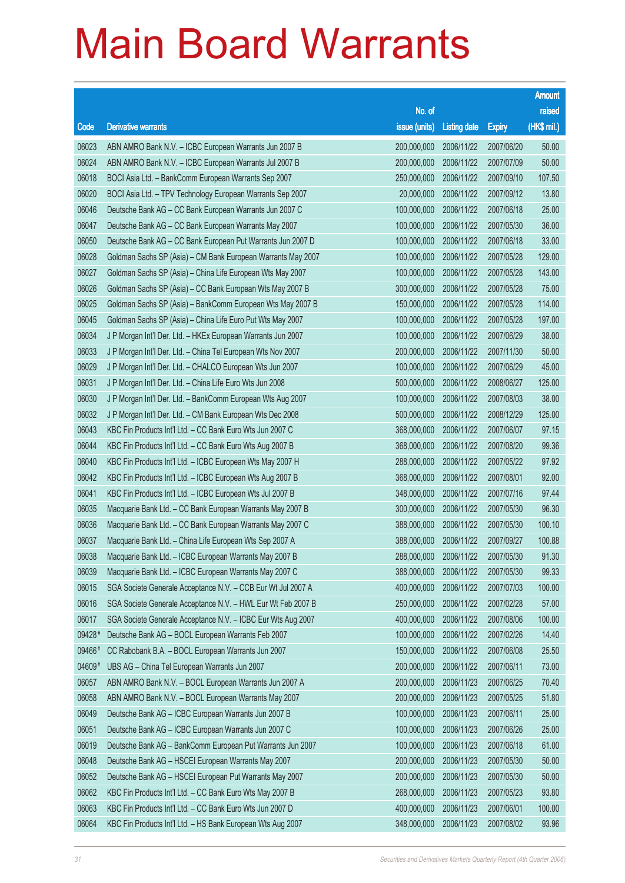# Main Board Warrants

| Code | Derivative warrants | No. of issue (units) | Listing date | Expiry | Amount raised (HK$ mil.) |
|---|---|---|---|---|---|
| 06023 | ABN AMRO Bank N.V. – ICBC European Warrants Jun 2007 B | 200,000,000 | 2006/11/22 | 2007/06/20 | 50.00 |
| 06024 | ABN AMRO Bank N.V. – ICBC European Warrants Jul 2007 B | 200,000,000 | 2006/11/22 | 2007/07/09 | 50.00 |
| 06018 | BOCI Asia Ltd. – BankComm European Warrants Sep 2007 | 250,000,000 | 2006/11/22 | 2007/09/10 | 107.50 |
| 06020 | BOCI Asia Ltd. – TPV Technology European Warrants Sep 2007 | 20,000,000 | 2006/11/22 | 2007/09/12 | 13.80 |
| 06046 | Deutsche Bank AG – CC Bank European Warrants Jun 2007 C | 100,000,000 | 2006/11/22 | 2007/06/18 | 25.00 |
| 06047 | Deutsche Bank AG – CC Bank European Warrants May 2007 | 100,000,000 | 2006/11/22 | 2007/05/30 | 36.00 |
| 06050 | Deutsche Bank AG – CC Bank European Put Warrants Jun 2007 D | 100,000,000 | 2006/11/22 | 2007/06/18 | 33.00 |
| 06028 | Goldman Sachs SP (Asia) – CM Bank European Warrants May 2007 | 100,000,000 | 2006/11/22 | 2007/05/28 | 129.00 |
| 06027 | Goldman Sachs SP (Asia) – China Life European Wts May 2007 | 100,000,000 | 2006/11/22 | 2007/05/28 | 143.00 |
| 06026 | Goldman Sachs SP (Asia) – CC Bank European Wts May 2007 B | 300,000,000 | 2006/11/22 | 2007/05/28 | 75.00 |
| 06025 | Goldman Sachs SP (Asia) – BankComm European Wts May 2007 B | 150,000,000 | 2006/11/22 | 2007/05/28 | 114.00 |
| 06045 | Goldman Sachs SP (Asia) – China Life Euro Put Wts May 2007 | 100,000,000 | 2006/11/22 | 2007/05/28 | 197.00 |
| 06034 | J P Morgan Int'l Der. Ltd. – HKEx European Warrants Jun 2007 | 100,000,000 | 2006/11/22 | 2007/06/29 | 38.00 |
| 06033 | J P Morgan Int'l Der. Ltd. – China Tel European Wts Nov 2007 | 200,000,000 | 2006/11/22 | 2007/11/30 | 50.00 |
| 06029 | J P Morgan Int'l Der. Ltd. – CHALCO European Wts Jun 2007 | 100,000,000 | 2006/11/22 | 2007/06/29 | 45.00 |
| 06031 | J P Morgan Int'l Der. Ltd. – China Life Euro Wts Jun 2008 | 500,000,000 | 2006/11/22 | 2008/06/27 | 125.00 |
| 06030 | J P Morgan Int'l Der. Ltd. – BankComm European Wts Aug 2007 | 100,000,000 | 2006/11/22 | 2007/08/03 | 38.00 |
| 06032 | J P Morgan Int'l Der. Ltd. – CM Bank European Wts Dec 2008 | 500,000,000 | 2006/11/22 | 2008/12/29 | 125.00 |
| 06043 | KBC Fin Products Int'l Ltd. – CC Bank Euro Wts Jun 2007 C | 368,000,000 | 2006/11/22 | 2007/06/07 | 97.15 |
| 06044 | KBC Fin Products Int'l Ltd. – CC Bank Euro Wts Aug 2007 B | 368,000,000 | 2006/11/22 | 2007/08/20 | 99.36 |
| 06040 | KBC Fin Products Int'l Ltd. – ICBC European Wts May 2007 H | 288,000,000 | 2006/11/22 | 2007/05/22 | 97.92 |
| 06042 | KBC Fin Products Int'l Ltd. – ICBC European Wts Aug 2007 B | 368,000,000 | 2006/11/22 | 2007/08/01 | 92.00 |
| 06041 | KBC Fin Products Int'l Ltd. – ICBC European Wts Jul 2007 B | 348,000,000 | 2006/11/22 | 2007/07/16 | 97.44 |
| 06035 | Macquarie Bank Ltd. – CC Bank European Warrants May 2007 B | 300,000,000 | 2006/11/22 | 2007/05/30 | 96.30 |
| 06036 | Macquarie Bank Ltd. – CC Bank European Warrants May 2007 C | 388,000,000 | 2006/11/22 | 2007/05/30 | 100.10 |
| 06037 | Macquarie Bank Ltd. – China Life European Wts Sep 2007 A | 388,000,000 | 2006/11/22 | 2007/09/27 | 100.88 |
| 06038 | Macquarie Bank Ltd. – ICBC European Warrants May 2007 B | 288,000,000 | 2006/11/22 | 2007/05/30 | 91.30 |
| 06039 | Macquarie Bank Ltd. – ICBC European Warrants May 2007 C | 388,000,000 | 2006/11/22 | 2007/05/30 | 99.33 |
| 06015 | SGA Societe Generale Acceptance N.V. – CCB Eur Wt Jul 2007 A | 400,000,000 | 2006/11/22 | 2007/07/03 | 100.00 |
| 06016 | SGA Societe Generale Acceptance N.V. – HWL Eur Wt Feb 2007 B | 250,000,000 | 2006/11/22 | 2007/02/28 | 57.00 |
| 06017 | SGA Societe Generale Acceptance N.V. – ICBC Eur Wts Aug 2007 | 400,000,000 | 2006/11/22 | 2007/08/06 | 100.00 |
| 09428 # | Deutsche Bank AG – BOCL European Warrants Feb 2007 | 100,000,000 | 2006/11/22 | 2007/02/26 | 14.40 |
| 09466 # | CC Rabobank B.A. – BOCL European Warrants Jun 2007 | 150,000,000 | 2006/11/22 | 2007/06/08 | 25.50 |
| 04609 # | UBS AG – China Tel European Warrants Jun 2007 | 200,000,000 | 2006/11/22 | 2007/06/11 | 73.00 |
| 06057 | ABN AMRO Bank N.V. – BOCL European Warrants Jun 2007 A | 200,000,000 | 2006/11/23 | 2007/06/25 | 70.40 |
| 06058 | ABN AMRO Bank N.V. – BOCL European Warrants May 2007 | 200,000,000 | 2006/11/23 | 2007/05/25 | 51.80 |
| 06049 | Deutsche Bank AG – ICBC European Warrants Jun 2007 B | 100,000,000 | 2006/11/23 | 2007/06/11 | 25.00 |
| 06051 | Deutsche Bank AG – ICBC European Warrants Jun 2007 C | 100,000,000 | 2006/11/23 | 2007/06/26 | 25.00 |
| 06019 | Deutsche Bank AG – BankComm European Put Warrants Jun 2007 | 100,000,000 | 2006/11/23 | 2007/06/18 | 61.00 |
| 06048 | Deutsche Bank AG – HSCEI European Warrants May 2007 | 200,000,000 | 2006/11/23 | 2007/05/30 | 50.00 |
| 06052 | Deutsche Bank AG – HSCEI European Put Warrants May 2007 | 200,000,000 | 2006/11/23 | 2007/05/30 | 50.00 |
| 06062 | KBC Fin Products Int'l Ltd. – CC Bank Euro Wts May 2007 B | 268,000,000 | 2006/11/23 | 2007/05/23 | 93.80 |
| 06063 | KBC Fin Products Int'l Ltd. – CC Bank Euro Wts Jun 2007 D | 400,000,000 | 2006/11/23 | 2007/06/01 | 100.00 |
| 06064 | KBC Fin Products Int'l Ltd. – HS Bank European Wts Aug 2007 | 348,000,000 | 2006/11/23 | 2007/08/02 | 93.96 |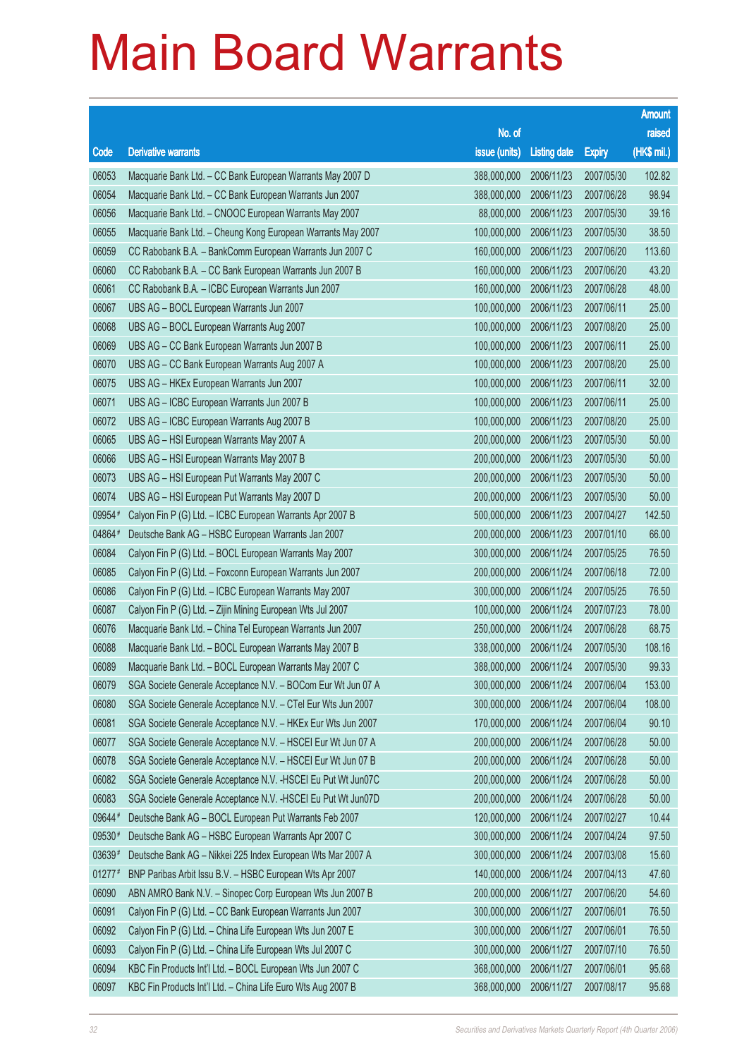# Main Board Warrants

| Code | Derivative warrants | No. of issue (units) | Listing date | Expiry | Amount raised (HK$ mil.) |
|---|---|---|---|---|---|
| 06053 | Macquarie Bank Ltd. – CC Bank European Warrants May 2007 D | 388,000,000 | 2006/11/23 | 2007/05/30 | 102.82 |
| 06054 | Macquarie Bank Ltd. – CC Bank European Warrants Jun 2007 | 388,000,000 | 2006/11/23 | 2007/06/28 | 98.94 |
| 06056 | Macquarie Bank Ltd. – CNOOC European Warrants May 2007 | 88,000,000 | 2006/11/23 | 2007/05/30 | 39.16 |
| 06055 | Macquarie Bank Ltd. – Cheung Kong European Warrants May 2007 | 100,000,000 | 2006/11/23 | 2007/05/30 | 38.50 |
| 06059 | CC Rabobank B.A. – BankComm European Warrants Jun 2007 C | 160,000,000 | 2006/11/23 | 2007/06/20 | 113.60 |
| 06060 | CC Rabobank B.A. – CC Bank European Warrants Jun 2007 B | 160,000,000 | 2006/11/23 | 2007/06/20 | 43.20 |
| 06061 | CC Rabobank B.A. – ICBC European Warrants Jun 2007 | 160,000,000 | 2006/11/23 | 2007/06/28 | 48.00 |
| 06067 | UBS AG – BOCL European Warrants Jun 2007 | 100,000,000 | 2006/11/23 | 2007/06/11 | 25.00 |
| 06068 | UBS AG – BOCL European Warrants Aug 2007 | 100,000,000 | 2006/11/23 | 2007/08/20 | 25.00 |
| 06069 | UBS AG – CC Bank European Warrants Jun 2007 B | 100,000,000 | 2006/11/23 | 2007/06/11 | 25.00 |
| 06070 | UBS AG – CC Bank European Warrants Aug 2007 A | 100,000,000 | 2006/11/23 | 2007/08/20 | 25.00 |
| 06075 | UBS AG – HKEx European Warrants Jun 2007 | 100,000,000 | 2006/11/23 | 2007/06/11 | 32.00 |
| 06071 | UBS AG – ICBC European Warrants Jun 2007 B | 100,000,000 | 2006/11/23 | 2007/06/11 | 25.00 |
| 06072 | UBS AG – ICBC European Warrants Aug 2007 B | 100,000,000 | 2006/11/23 | 2007/08/20 | 25.00 |
| 06065 | UBS AG – HSI European Warrants May 2007 A | 200,000,000 | 2006/11/23 | 2007/05/30 | 50.00 |
| 06066 | UBS AG – HSI European Warrants May 2007 B | 200,000,000 | 2006/11/23 | 2007/05/30 | 50.00 |
| 06073 | UBS AG – HSI European Put Warrants May 2007 C | 200,000,000 | 2006/11/23 | 2007/05/30 | 50.00 |
| 06074 | UBS AG – HSI European Put Warrants May 2007 D | 200,000,000 | 2006/11/23 | 2007/05/30 | 50.00 |
| 09954# | Calyon Fin P (G) Ltd. – ICBC European Warrants Apr 2007 B | 500,000,000 | 2006/11/23 | 2007/04/27 | 142.50 |
| 04864# | Deutsche Bank AG – HSBC European Warrants Jan 2007 | 200,000,000 | 2006/11/23 | 2007/01/10 | 66.00 |
| 06084 | Calyon Fin P (G) Ltd. – BOCL European Warrants May 2007 | 300,000,000 | 2006/11/24 | 2007/05/25 | 76.50 |
| 06085 | Calyon Fin P (G) Ltd. – Foxconn European Warrants Jun 2007 | 200,000,000 | 2006/11/24 | 2007/06/18 | 72.00 |
| 06086 | Calyon Fin P (G) Ltd. – ICBC European Warrants May 2007 | 300,000,000 | 2006/11/24 | 2007/05/25 | 76.50 |
| 06087 | Calyon Fin P (G) Ltd. – Zijin Mining European Wts Jul 2007 | 100,000,000 | 2006/11/24 | 2007/07/23 | 78.00 |
| 06076 | Macquarie Bank Ltd. – China Tel European Warrants Jun 2007 | 250,000,000 | 2006/11/24 | 2007/06/28 | 68.75 |
| 06088 | Macquarie Bank Ltd. – BOCL European Warrants May 2007 B | 338,000,000 | 2006/11/24 | 2007/05/30 | 108.16 |
| 06089 | Macquarie Bank Ltd. – BOCL European Warrants May 2007 C | 388,000,000 | 2006/11/24 | 2007/05/30 | 99.33 |
| 06079 | SGA Societe Generale Acceptance N.V. – BOCom Eur Wt Jun 07 A | 300,000,000 | 2006/11/24 | 2007/06/04 | 153.00 |
| 06080 | SGA Societe Generale Acceptance N.V. – CTel Eur Wts Jun 2007 | 300,000,000 | 2006/11/24 | 2007/06/04 | 108.00 |
| 06081 | SGA Societe Generale Acceptance N.V. – HKEx Eur Wts Jun 2007 | 170,000,000 | 2006/11/24 | 2007/06/04 | 90.10 |
| 06077 | SGA Societe Generale Acceptance N.V. – HSCEI Eur Wt Jun 07 A | 200,000,000 | 2006/11/24 | 2007/06/28 | 50.00 |
| 06078 | SGA Societe Generale Acceptance N.V. – HSCEI Eur Wt Jun 07 B | 200,000,000 | 2006/11/24 | 2007/06/28 | 50.00 |
| 06082 | SGA Societe Generale Acceptance N.V. -HSCEI Eu Put Wt Jun07C | 200,000,000 | 2006/11/24 | 2007/06/28 | 50.00 |
| 06083 | SGA Societe Generale Acceptance N.V. -HSCEI Eu Put Wt Jun07D | 200,000,000 | 2006/11/24 | 2007/06/28 | 50.00 |
| 09644# | Deutsche Bank AG – BOCL European Put Warrants Feb 2007 | 120,000,000 | 2006/11/24 | 2007/02/27 | 10.44 |
| 09530# | Deutsche Bank AG – HSBC European Warrants Apr 2007 C | 300,000,000 | 2006/11/24 | 2007/04/24 | 97.50 |
| 03639# | Deutsche Bank AG – Nikkei 225 Index European Wts Mar 2007 A | 300,000,000 | 2006/11/24 | 2007/03/08 | 15.60 |
| 01277# | BNP Paribas Arbit Issu B.V. – HSBC European Wts Apr 2007 | 140,000,000 | 2006/11/24 | 2007/04/13 | 47.60 |
| 06090 | ABN AMRO Bank N.V. – Sinopec Corp European Wts Jun 2007 B | 200,000,000 | 2006/11/27 | 2007/06/20 | 54.60 |
| 06091 | Calyon Fin P (G) Ltd. – CC Bank European Warrants Jun 2007 | 300,000,000 | 2006/11/27 | 2007/06/01 | 76.50 |
| 06092 | Calyon Fin P (G) Ltd. – China Life European Wts Jun 2007 E | 300,000,000 | 2006/11/27 | 2007/06/01 | 76.50 |
| 06093 | Calyon Fin P (G) Ltd. – China Life European Wts Jul 2007 C | 300,000,000 | 2006/11/27 | 2007/07/10 | 76.50 |
| 06094 | KBC Fin Products Int'l Ltd. – BOCL European Wts Jun 2007 C | 368,000,000 | 2006/11/27 | 2007/06/01 | 95.68 |
| 06097 | KBC Fin Products Int'l Ltd. – China Life Euro Wts Aug 2007 B | 368,000,000 | 2006/11/27 | 2007/08/17 | 95.68 |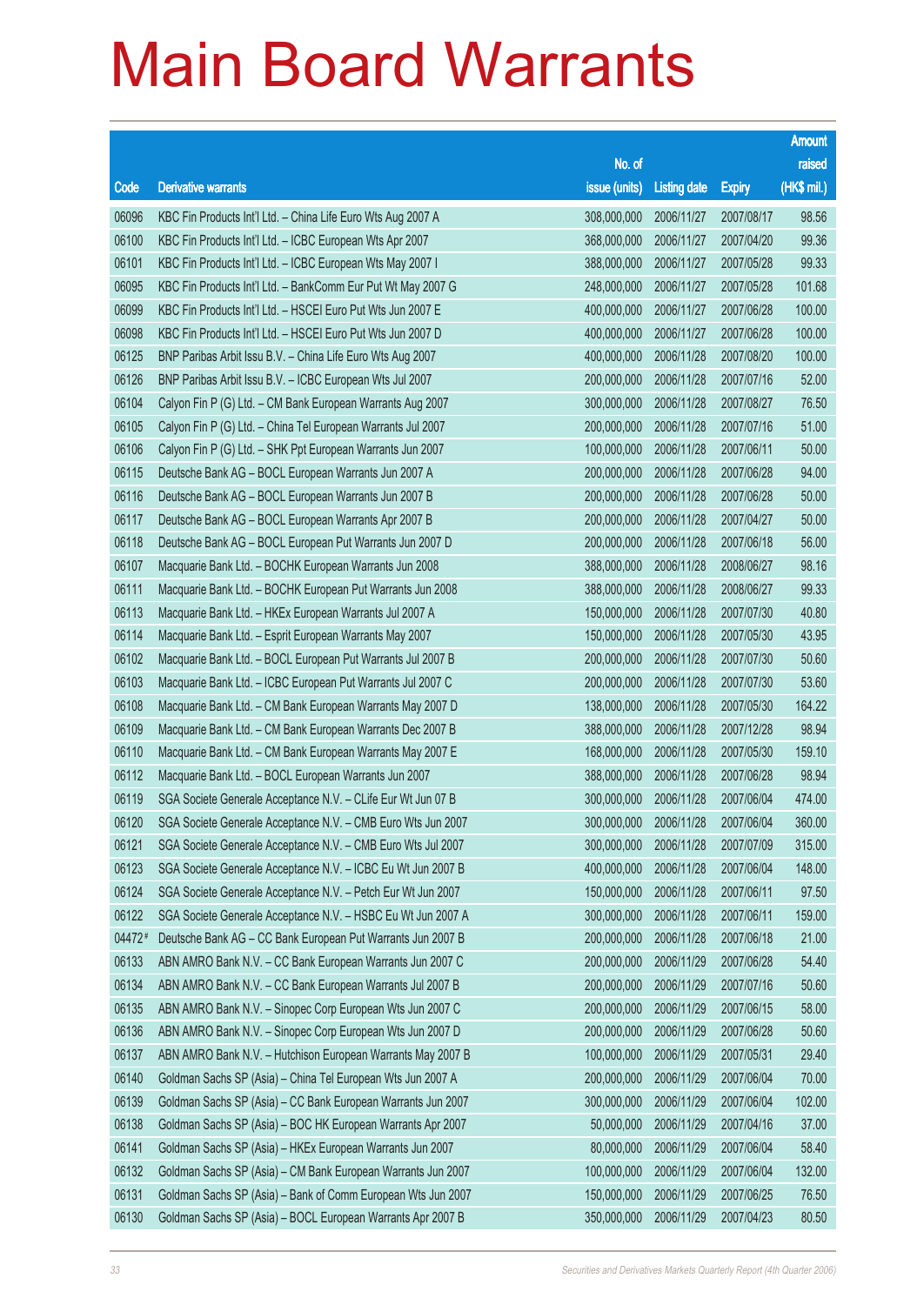# Main Board Warrants

| Code | Derivative warrants | No. of issue (units) | Listing date | Expiry | Amount raised (HK$ mil.) |
|---|---|---|---|---|---|
| 06096 | KBC Fin Products Int'l Ltd. – China Life Euro Wts Aug 2007 A | 308,000,000 | 2006/11/27 | 2007/08/17 | 98.56 |
| 06100 | KBC Fin Products Int'l Ltd. – ICBC European Wts Apr 2007 | 368,000,000 | 2006/11/27 | 2007/04/20 | 99.36 |
| 06101 | KBC Fin Products Int'l Ltd. – ICBC European Wts May 2007 I | 388,000,000 | 2006/11/27 | 2007/05/28 | 99.33 |
| 06095 | KBC Fin Products Int'l Ltd. – BankComm Eur Put Wt May 2007 G | 248,000,000 | 2006/11/27 | 2007/05/28 | 101.68 |
| 06099 | KBC Fin Products Int'l Ltd. – HSCEI Euro Put Wts Jun 2007 E | 400,000,000 | 2006/11/27 | 2007/06/28 | 100.00 |
| 06098 | KBC Fin Products Int'l Ltd. – HSCEI Euro Put Wts Jun 2007 D | 400,000,000 | 2006/11/27 | 2007/06/28 | 100.00 |
| 06125 | BNP Paribas Arbit Issu B.V. – China Life Euro Wts Aug 2007 | 400,000,000 | 2006/11/28 | 2007/08/20 | 100.00 |
| 06126 | BNP Paribas Arbit Issu B.V. – ICBC European Wts Jul 2007 | 200,000,000 | 2006/11/28 | 2007/07/16 | 52.00 |
| 06104 | Calyon Fin P (G) Ltd. – CM Bank European Warrants Aug 2007 | 300,000,000 | 2006/11/28 | 2007/08/27 | 76.50 |
| 06105 | Calyon Fin P (G) Ltd. – China Tel European Warrants Jul 2007 | 200,000,000 | 2006/11/28 | 2007/07/16 | 51.00 |
| 06106 | Calyon Fin P (G) Ltd. – SHK Ppt European Warrants Jun 2007 | 100,000,000 | 2006/11/28 | 2007/06/11 | 50.00 |
| 06115 | Deutsche Bank AG – BOCL European Warrants Jun 2007 A | 200,000,000 | 2006/11/28 | 2007/06/28 | 94.00 |
| 06116 | Deutsche Bank AG – BOCL European Warrants Jun 2007 B | 200,000,000 | 2006/11/28 | 2007/06/28 | 50.00 |
| 06117 | Deutsche Bank AG – BOCL European Warrants Apr 2007 B | 200,000,000 | 2006/11/28 | 2007/04/27 | 50.00 |
| 06118 | Deutsche Bank AG – BOCL European Put Warrants Jun 2007 D | 200,000,000 | 2006/11/28 | 2007/06/18 | 56.00 |
| 06107 | Macquarie Bank Ltd. – BOCHK European Warrants Jun 2008 | 388,000,000 | 2006/11/28 | 2008/06/27 | 98.16 |
| 06111 | Macquarie Bank Ltd. – BOCHK European Put Warrants Jun 2008 | 388,000,000 | 2006/11/28 | 2008/06/27 | 99.33 |
| 06113 | Macquarie Bank Ltd. – HKEx European Warrants Jul 2007 A | 150,000,000 | 2006/11/28 | 2007/07/30 | 40.80 |
| 06114 | Macquarie Bank Ltd. – Esprit European Warrants May 2007 | 150,000,000 | 2006/11/28 | 2007/05/30 | 43.95 |
| 06102 | Macquarie Bank Ltd. – BOCL European Put Warrants Jul 2007 B | 200,000,000 | 2006/11/28 | 2007/07/30 | 50.60 |
| 06103 | Macquarie Bank Ltd. – ICBC European Put Warrants Jul 2007 C | 200,000,000 | 2006/11/28 | 2007/07/30 | 53.60 |
| 06108 | Macquarie Bank Ltd. – CM Bank European Warrants May 2007 D | 138,000,000 | 2006/11/28 | 2007/05/30 | 164.22 |
| 06109 | Macquarie Bank Ltd. – CM Bank European Warrants Dec 2007 B | 388,000,000 | 2006/11/28 | 2007/12/28 | 98.94 |
| 06110 | Macquarie Bank Ltd. – CM Bank European Warrants May 2007 E | 168,000,000 | 2006/11/28 | 2007/05/30 | 159.10 |
| 06112 | Macquarie Bank Ltd. – BOCL European Warrants Jun 2007 | 388,000,000 | 2006/11/28 | 2007/06/28 | 98.94 |
| 06119 | SGA Societe Generale Acceptance N.V. – CLife Eur Wt Jun 07 B | 300,000,000 | 2006/11/28 | 2007/06/04 | 474.00 |
| 06120 | SGA Societe Generale Acceptance N.V. – CMB Euro Wts Jun 2007 | 300,000,000 | 2006/11/28 | 2007/06/04 | 360.00 |
| 06121 | SGA Societe Generale Acceptance N.V. – CMB Euro Wts Jul 2007 | 300,000,000 | 2006/11/28 | 2007/07/09 | 315.00 |
| 06123 | SGA Societe Generale Acceptance N.V. – ICBC Eu Wt Jun 2007 B | 400,000,000 | 2006/11/28 | 2007/06/04 | 148.00 |
| 06124 | SGA Societe Generale Acceptance N.V. – Petch Eur Wt Jun 2007 | 150,000,000 | 2006/11/28 | 2007/06/11 | 97.50 |
| 06122 | SGA Societe Generale Acceptance N.V. – HSBC Eu Wt Jun 2007 A | 300,000,000 | 2006/11/28 | 2007/06/11 | 159.00 |
| 04472# | Deutsche Bank AG – CC Bank European Put Warrants Jun 2007 B | 200,000,000 | 2006/11/28 | 2007/06/18 | 21.00 |
| 06133 | ABN AMRO Bank N.V. – CC Bank European Warrants Jun 2007 C | 200,000,000 | 2006/11/29 | 2007/06/28 | 54.40 |
| 06134 | ABN AMRO Bank N.V. – CC Bank European Warrants Jul 2007 B | 200,000,000 | 2006/11/29 | 2007/07/16 | 50.60 |
| 06135 | ABN AMRO Bank N.V. – Sinopec Corp European Wts Jun 2007 C | 200,000,000 | 2006/11/29 | 2007/06/15 | 58.00 |
| 06136 | ABN AMRO Bank N.V. – Sinopec Corp European Wts Jun 2007 D | 200,000,000 | 2006/11/29 | 2007/06/28 | 50.60 |
| 06137 | ABN AMRO Bank N.V. – Hutchison European Warrants May 2007 B | 100,000,000 | 2006/11/29 | 2007/05/31 | 29.40 |
| 06140 | Goldman Sachs SP (Asia) – China Tel European Wts Jun 2007 A | 200,000,000 | 2006/11/29 | 2007/06/04 | 70.00 |
| 06139 | Goldman Sachs SP (Asia) – CC Bank European Warrants Jun 2007 | 300,000,000 | 2006/11/29 | 2007/06/04 | 102.00 |
| 06138 | Goldman Sachs SP (Asia) – BOC HK European Warrants Apr 2007 | 50,000,000 | 2006/11/29 | 2007/04/16 | 37.00 |
| 06141 | Goldman Sachs SP (Asia) – HKEx European Warrants Jun 2007 | 80,000,000 | 2006/11/29 | 2007/06/04 | 58.40 |
| 06132 | Goldman Sachs SP (Asia) – CM Bank European Warrants Jun 2007 | 100,000,000 | 2006/11/29 | 2007/06/04 | 132.00 |
| 06131 | Goldman Sachs SP (Asia) – Bank of Comm European Wts Jun 2007 | 150,000,000 | 2006/11/29 | 2007/06/25 | 76.50 |
| 06130 | Goldman Sachs SP (Asia) – BOCL European Warrants Apr 2007 B | 350,000,000 | 2006/11/29 | 2007/04/23 | 80.50 |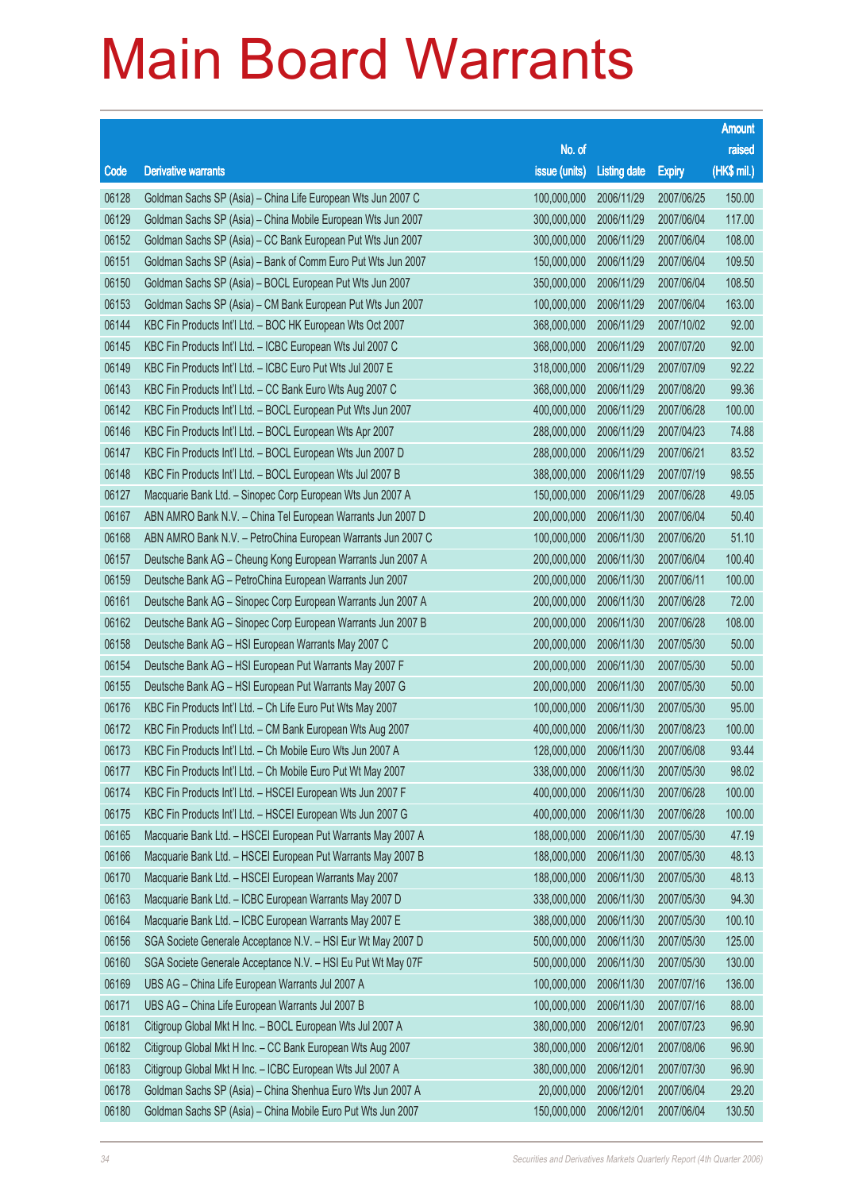# Main Board Warrants

| Code | Derivative warrants | No. of issue (units) | Listing date | Expiry | Amount raised (HK$ mil.) |
|---|---|---|---|---|---|
| 06128 | Goldman Sachs SP (Asia) – China Life European Wts Jun 2007 C | 100,000,000 | 2006/11/29 | 2007/06/25 | 150.00 |
| 06129 | Goldman Sachs SP (Asia) – China Mobile European Wts Jun 2007 | 300,000,000 | 2006/11/29 | 2007/06/04 | 117.00 |
| 06152 | Goldman Sachs SP (Asia) – CC Bank European Put Wts Jun 2007 | 300,000,000 | 2006/11/29 | 2007/06/04 | 108.00 |
| 06151 | Goldman Sachs SP (Asia) – Bank of Comm Euro Put Wts Jun 2007 | 150,000,000 | 2006/11/29 | 2007/06/04 | 109.50 |
| 06150 | Goldman Sachs SP (Asia) – BOCL European Put Wts Jun 2007 | 350,000,000 | 2006/11/29 | 2007/06/04 | 108.50 |
| 06153 | Goldman Sachs SP (Asia) – CM Bank European Put Wts Jun 2007 | 100,000,000 | 2006/11/29 | 2007/06/04 | 163.00 |
| 06144 | KBC Fin Products Int'l Ltd. – BOC HK European Wts Oct 2007 | 368,000,000 | 2006/11/29 | 2007/10/02 | 92.00 |
| 06145 | KBC Fin Products Int'l Ltd. – ICBC European Wts Jul 2007 C | 368,000,000 | 2006/11/29 | 2007/07/20 | 92.00 |
| 06149 | KBC Fin Products Int'l Ltd. – ICBC Euro Put Wts Jul 2007 E | 318,000,000 | 2006/11/29 | 2007/07/09 | 92.22 |
| 06143 | KBC Fin Products Int'l Ltd. – CC Bank Euro Wts Aug 2007 C | 368,000,000 | 2006/11/29 | 2007/08/20 | 99.36 |
| 06142 | KBC Fin Products Int'l Ltd. – BOCL European Put Wts Jun 2007 | 400,000,000 | 2006/11/29 | 2007/06/28 | 100.00 |
| 06146 | KBC Fin Products Int'l Ltd. – BOCL European Wts Apr 2007 | 288,000,000 | 2006/11/29 | 2007/04/23 | 74.88 |
| 06147 | KBC Fin Products Int'l Ltd. – BOCL European Wts Jun 2007 D | 288,000,000 | 2006/11/29 | 2007/06/21 | 83.52 |
| 06148 | KBC Fin Products Int'l Ltd. – BOCL European Wts Jul 2007 B | 388,000,000 | 2006/11/29 | 2007/07/19 | 98.55 |
| 06127 | Macquarie Bank Ltd. – Sinopec Corp European Wts Jun 2007 A | 150,000,000 | 2006/11/29 | 2007/06/28 | 49.05 |
| 06167 | ABN AMRO Bank N.V. – China Tel European Warrants Jun 2007 D | 200,000,000 | 2006/11/30 | 2007/06/04 | 50.40 |
| 06168 | ABN AMRO Bank N.V. – PetroChina European Warrants Jun 2007 C | 100,000,000 | 2006/11/30 | 2007/06/20 | 51.10 |
| 06157 | Deutsche Bank AG – Cheung Kong European Warrants Jun 2007 A | 200,000,000 | 2006/11/30 | 2007/06/04 | 100.40 |
| 06159 | Deutsche Bank AG – PetroChina European Warrants Jun 2007 | 200,000,000 | 2006/11/30 | 2007/06/11 | 100.00 |
| 06161 | Deutsche Bank AG – Sinopec Corp European Warrants Jun 2007 A | 200,000,000 | 2006/11/30 | 2007/06/28 | 72.00 |
| 06162 | Deutsche Bank AG – Sinopec Corp European Warrants Jun 2007 B | 200,000,000 | 2006/11/30 | 2007/06/28 | 108.00 |
| 06158 | Deutsche Bank AG – HSI European Warrants May 2007 C | 200,000,000 | 2006/11/30 | 2007/05/30 | 50.00 |
| 06154 | Deutsche Bank AG – HSI European Put Warrants May 2007 F | 200,000,000 | 2006/11/30 | 2007/05/30 | 50.00 |
| 06155 | Deutsche Bank AG – HSI European Put Warrants May 2007 G | 200,000,000 | 2006/11/30 | 2007/05/30 | 50.00 |
| 06176 | KBC Fin Products Int'l Ltd. – Ch Life Euro Put Wts May 2007 | 100,000,000 | 2006/11/30 | 2007/05/30 | 95.00 |
| 06172 | KBC Fin Products Int'l Ltd. – CM Bank European Wts Aug 2007 | 400,000,000 | 2006/11/30 | 2007/08/23 | 100.00 |
| 06173 | KBC Fin Products Int'l Ltd. – Ch Mobile Euro Wts Jun 2007 A | 128,000,000 | 2006/11/30 | 2007/06/08 | 93.44 |
| 06177 | KBC Fin Products Int'l Ltd. – Ch Mobile Euro Put Wt May 2007 | 338,000,000 | 2006/11/30 | 2007/05/30 | 98.02 |
| 06174 | KBC Fin Products Int'l Ltd. – HSCEI European Wts Jun 2007 F | 400,000,000 | 2006/11/30 | 2007/06/28 | 100.00 |
| 06175 | KBC Fin Products Int'l Ltd. – HSCEI European Wts Jun 2007 G | 400,000,000 | 2006/11/30 | 2007/06/28 | 100.00 |
| 06165 | Macquarie Bank Ltd. – HSCEI European Put Warrants May 2007 A | 188,000,000 | 2006/11/30 | 2007/05/30 | 47.19 |
| 06166 | Macquarie Bank Ltd. – HSCEI European Put Warrants May 2007 B | 188,000,000 | 2006/11/30 | 2007/05/30 | 48.13 |
| 06170 | Macquarie Bank Ltd. – HSCEI European Warrants May 2007 | 188,000,000 | 2006/11/30 | 2007/05/30 | 48.13 |
| 06163 | Macquarie Bank Ltd. – ICBC European Warrants May 2007 D | 338,000,000 | 2006/11/30 | 2007/05/30 | 94.30 |
| 06164 | Macquarie Bank Ltd. – ICBC European Warrants May 2007 E | 388,000,000 | 2006/11/30 | 2007/05/30 | 100.10 |
| 06156 | SGA Societe Generale Acceptance N.V. – HSI Eur Wt May 2007 D | 500,000,000 | 2006/11/30 | 2007/05/30 | 125.00 |
| 06160 | SGA Societe Generale Acceptance N.V. – HSI Eu Put Wt May 07F | 500,000,000 | 2006/11/30 | 2007/05/30 | 130.00 |
| 06169 | UBS AG – China Life European Warrants Jul 2007 A | 100,000,000 | 2006/11/30 | 2007/07/16 | 136.00 |
| 06171 | UBS AG – China Life European Warrants Jul 2007 B | 100,000,000 | 2006/11/30 | 2007/07/16 | 88.00 |
| 06181 | Citigroup Global Mkt H Inc. – BOCL European Wts Jul 2007 A | 380,000,000 | 2006/12/01 | 2007/07/23 | 96.90 |
| 06182 | Citigroup Global Mkt H Inc. – CC Bank European Wts Aug 2007 | 380,000,000 | 2006/12/01 | 2007/08/06 | 96.90 |
| 06183 | Citigroup Global Mkt H Inc. – ICBC European Wts Jul 2007 A | 380,000,000 | 2006/12/01 | 2007/07/30 | 96.90 |
| 06178 | Goldman Sachs SP (Asia) – China Shenhua Euro Wts Jun 2007 A | 20,000,000 | 2006/12/01 | 2007/06/04 | 29.20 |
| 06180 | Goldman Sachs SP (Asia) – China Mobile Euro Put Wts Jun 2007 | 150,000,000 | 2006/12/01 | 2007/06/04 | 130.50 |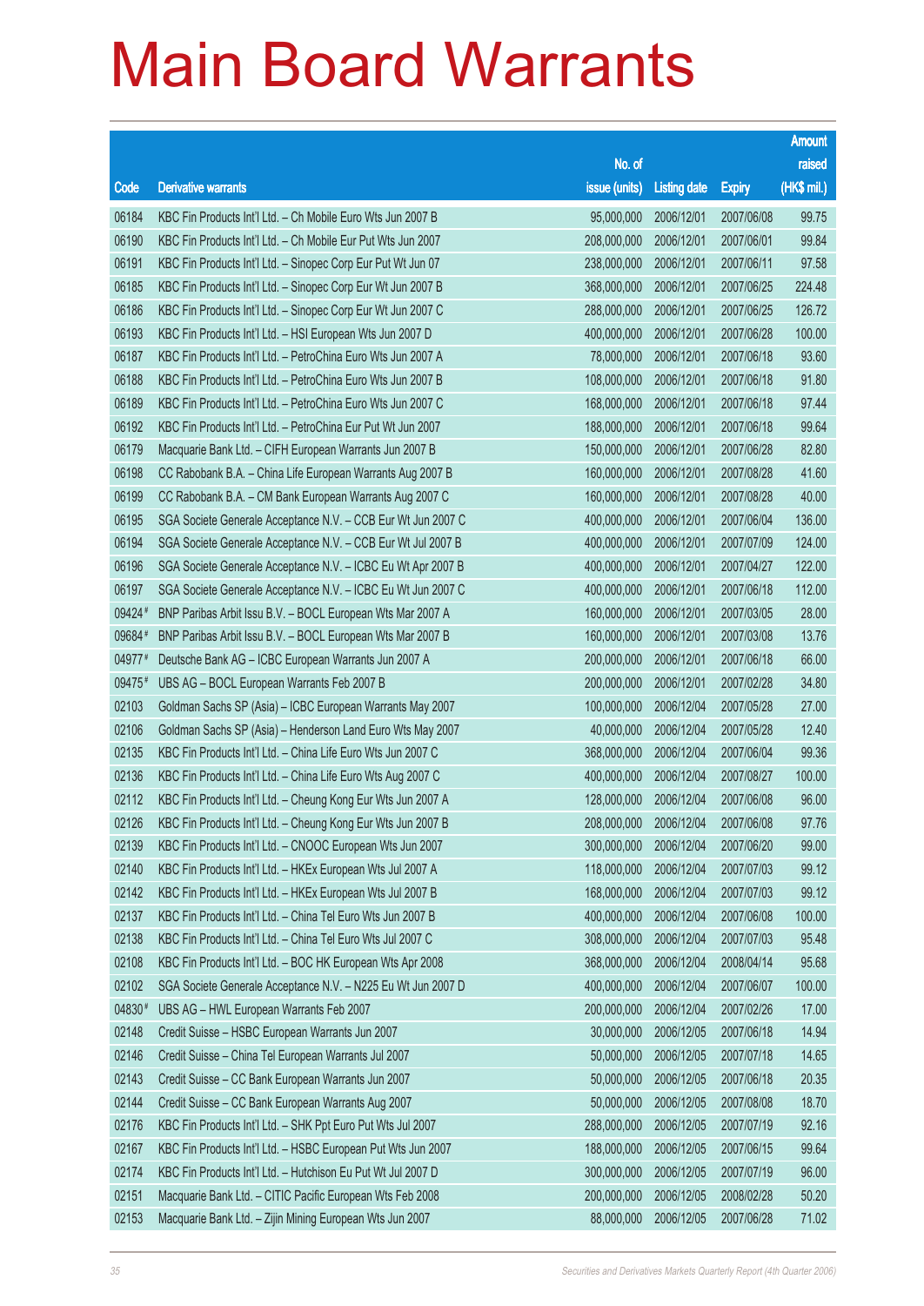# Main Board Warrants

| Code | Derivative warrants | No. of issue (units) | Listing date | Expiry | Amount raised (HK$ mil.) |
|---|---|---|---|---|---|
| 06184 | KBC Fin Products Int'l Ltd. – Ch Mobile Euro Wts Jun 2007 B | 95,000,000 | 2006/12/01 | 2007/06/08 | 99.75 |
| 06190 | KBC Fin Products Int'l Ltd. – Ch Mobile Eur Put Wts Jun 2007 | 208,000,000 | 2006/12/01 | 2007/06/01 | 99.84 |
| 06191 | KBC Fin Products Int'l Ltd. – Sinopec Corp Eur Put Wt Jun 07 | 238,000,000 | 2006/12/01 | 2007/06/11 | 97.58 |
| 06185 | KBC Fin Products Int'l Ltd. – Sinopec Corp Eur Wt Jun 2007 B | 368,000,000 | 2006/12/01 | 2007/06/25 | 224.48 |
| 06186 | KBC Fin Products Int'l Ltd. – Sinopec Corp Eur Wt Jun 2007 C | 288,000,000 | 2006/12/01 | 2007/06/25 | 126.72 |
| 06193 | KBC Fin Products Int'l Ltd. – HSI European Wts Jun 2007 D | 400,000,000 | 2006/12/01 | 2007/06/28 | 100.00 |
| 06187 | KBC Fin Products Int'l Ltd. – PetroChina Euro Wts Jun 2007 A | 78,000,000 | 2006/12/01 | 2007/06/18 | 93.60 |
| 06188 | KBC Fin Products Int'l Ltd. – PetroChina Euro Wts Jun 2007 B | 108,000,000 | 2006/12/01 | 2007/06/18 | 91.80 |
| 06189 | KBC Fin Products Int'l Ltd. – PetroChina Euro Wts Jun 2007 C | 168,000,000 | 2006/12/01 | 2007/06/18 | 97.44 |
| 06192 | KBC Fin Products Int'l Ltd. – PetroChina Eur Put Wt Jun 2007 | 188,000,000 | 2006/12/01 | 2007/06/18 | 99.64 |
| 06179 | Macquarie Bank Ltd. – CIFH European Warrants Jun 2007 B | 150,000,000 | 2006/12/01 | 2007/06/28 | 82.80 |
| 06198 | CC Rabobank B.A. – China Life European Warrants Aug 2007 B | 160,000,000 | 2006/12/01 | 2007/08/28 | 41.60 |
| 06199 | CC Rabobank B.A. – CM Bank European Warrants Aug 2007 C | 160,000,000 | 2006/12/01 | 2007/08/28 | 40.00 |
| 06195 | SGA Societe Generale Acceptance N.V. – CCB Eur Wt Jun 2007 C | 400,000,000 | 2006/12/01 | 2007/06/04 | 136.00 |
| 06194 | SGA Societe Generale Acceptance N.V. – CCB Eur Wt Jul 2007 B | 400,000,000 | 2006/12/01 | 2007/07/09 | 124.00 |
| 06196 | SGA Societe Generale Acceptance N.V. – ICBC Eu Wt Apr 2007 B | 400,000,000 | 2006/12/01 | 2007/04/27 | 122.00 |
| 06197 | SGA Societe Generale Acceptance N.V. – ICBC Eu Wt Jun 2007 C | 400,000,000 | 2006/12/01 | 2007/06/18 | 112.00 |
| 09424# | BNP Paribas Arbit Issu B.V. – BOCL European Wts Mar 2007 A | 160,000,000 | 2006/12/01 | 2007/03/05 | 28.00 |
| 09684# | BNP Paribas Arbit Issu B.V. – BOCL European Wts Mar 2007 B | 160,000,000 | 2006/12/01 | 2007/03/08 | 13.76 |
| 04977# | Deutsche Bank AG – ICBC European Warrants Jun 2007 A | 200,000,000 | 2006/12/01 | 2007/06/18 | 66.00 |
| 09475# | UBS AG – BOCL European Warrants Feb 2007 B | 200,000,000 | 2006/12/01 | 2007/02/28 | 34.80 |
| 02103 | Goldman Sachs SP (Asia) – ICBC European Warrants May 2007 | 100,000,000 | 2006/12/04 | 2007/05/28 | 27.00 |
| 02106 | Goldman Sachs SP (Asia) – Henderson Land Euro Wts May 2007 | 40,000,000 | 2006/12/04 | 2007/05/28 | 12.40 |
| 02135 | KBC Fin Products Int'l Ltd. – China Life Euro Wts Jun 2007 C | 368,000,000 | 2006/12/04 | 2007/06/04 | 99.36 |
| 02136 | KBC Fin Products Int'l Ltd. – China Life Euro Wts Aug 2007 C | 400,000,000 | 2006/12/04 | 2007/08/27 | 100.00 |
| 02112 | KBC Fin Products Int'l Ltd. – Cheung Kong Eur Wts Jun 2007 A | 128,000,000 | 2006/12/04 | 2007/06/08 | 96.00 |
| 02126 | KBC Fin Products Int'l Ltd. – Cheung Kong Eur Wts Jun 2007 B | 208,000,000 | 2006/12/04 | 2007/06/08 | 97.76 |
| 02139 | KBC Fin Products Int'l Ltd. – CNOOC European Wts Jun 2007 | 300,000,000 | 2006/12/04 | 2007/06/20 | 99.00 |
| 02140 | KBC Fin Products Int'l Ltd. – HKEx European Wts Jul 2007 A | 118,000,000 | 2006/12/04 | 2007/07/03 | 99.12 |
| 02142 | KBC Fin Products Int'l Ltd. – HKEx European Wts Jul 2007 B | 168,000,000 | 2006/12/04 | 2007/07/03 | 99.12 |
| 02137 | KBC Fin Products Int'l Ltd. – China Tel Euro Wts Jun 2007 B | 400,000,000 | 2006/12/04 | 2007/06/08 | 100.00 |
| 02138 | KBC Fin Products Int'l Ltd. – China Tel Euro Wts Jul 2007 C | 308,000,000 | 2006/12/04 | 2007/07/03 | 95.48 |
| 02108 | KBC Fin Products Int'l Ltd. – BOC HK European Wts Apr 2008 | 368,000,000 | 2006/12/04 | 2008/04/14 | 95.68 |
| 02102 | SGA Societe Generale Acceptance N.V. – N225 Eu Wt Jun 2007 D | 400,000,000 | 2006/12/04 | 2007/06/07 | 100.00 |
| 04830# | UBS AG – HWL European Warrants Feb 2007 | 200,000,000 | 2006/12/04 | 2007/02/26 | 17.00 |
| 02148 | Credit Suisse – HSBC European Warrants Jun 2007 | 30,000,000 | 2006/12/05 | 2007/06/18 | 14.94 |
| 02146 | Credit Suisse – China Tel European Warrants Jul 2007 | 50,000,000 | 2006/12/05 | 2007/07/18 | 14.65 |
| 02143 | Credit Suisse – CC Bank European Warrants Jun 2007 | 50,000,000 | 2006/12/05 | 2007/06/18 | 20.35 |
| 02144 | Credit Suisse – CC Bank European Warrants Aug 2007 | 50,000,000 | 2006/12/05 | 2007/08/08 | 18.70 |
| 02176 | KBC Fin Products Int'l Ltd. – SHK Ppt Euro Put Wts Jul 2007 | 288,000,000 | 2006/12/05 | 2007/07/19 | 92.16 |
| 02167 | KBC Fin Products Int'l Ltd. – HSBC European Put Wts Jun 2007 | 188,000,000 | 2006/12/05 | 2007/06/15 | 99.64 |
| 02174 | KBC Fin Products Int'l Ltd. – Hutchison Eu Put Wt Jul 2007 D | 300,000,000 | 2006/12/05 | 2007/07/19 | 96.00 |
| 02151 | Macquarie Bank Ltd. – CITIC Pacific European Wts Feb 2008 | 200,000,000 | 2006/12/05 | 2008/02/28 | 50.20 |
| 02153 | Macquarie Bank Ltd. – Zijin Mining European Wts Jun 2007 | 88,000,000 | 2006/12/05 | 2007/06/28 | 71.02 |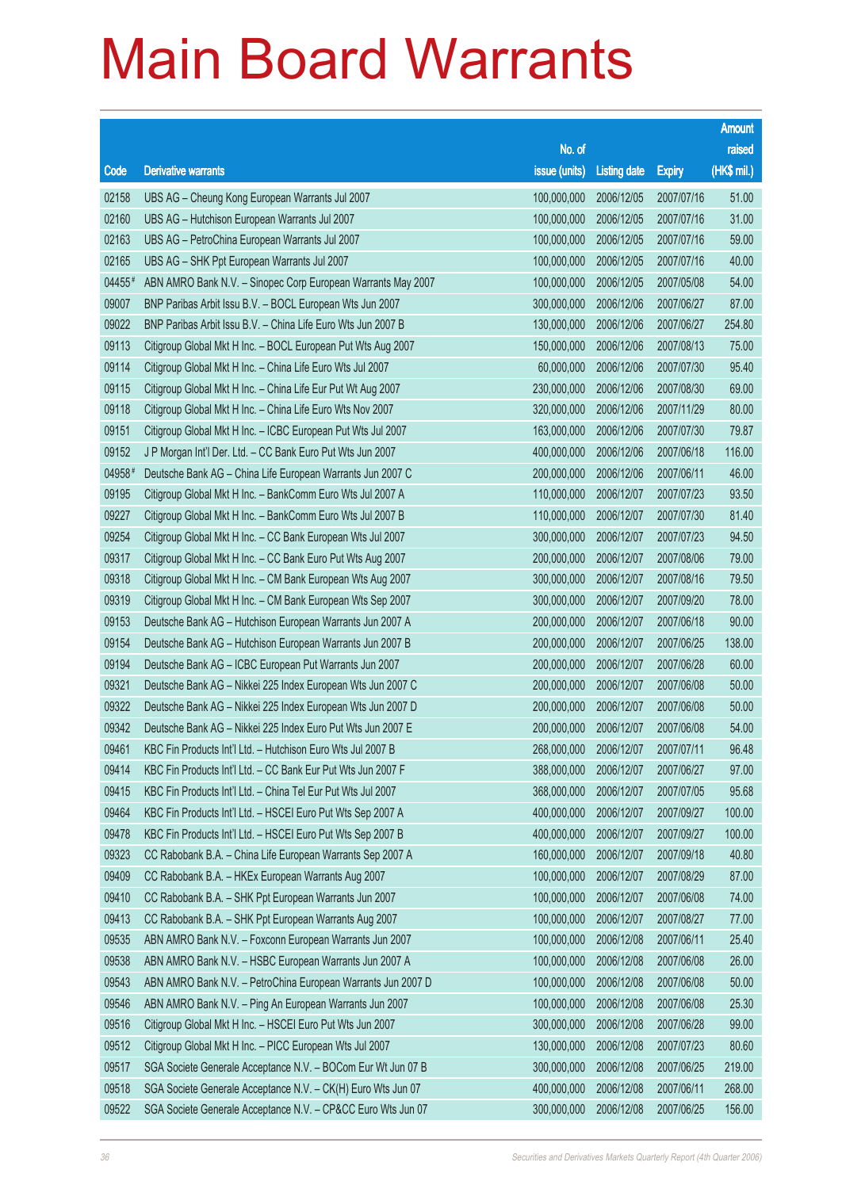# Main Board Warrants

| Code | Derivative warrants | No. of issue (units) | Listing date | Expiry | Amount raised (HK$ mil.) |
|---|---|---|---|---|---|
| 02158 | UBS AG – Cheung Kong European Warrants Jul 2007 | 100,000,000 | 2006/12/05 | 2007/07/16 | 51.00 |
| 02160 | UBS AG – Hutchison European Warrants Jul 2007 | 100,000,000 | 2006/12/05 | 2007/07/16 | 31.00 |
| 02163 | UBS AG – PetroChina European Warrants Jul 2007 | 100,000,000 | 2006/12/05 | 2007/07/16 | 59.00 |
| 02165 | UBS AG – SHK Ppt European Warrants Jul 2007 | 100,000,000 | 2006/12/05 | 2007/07/16 | 40.00 |
| 04455# | ABN AMRO Bank N.V. – Sinopec Corp European Warrants May 2007 | 100,000,000 | 2006/12/05 | 2007/05/08 | 54.00 |
| 09007 | BNP Paribas Arbit Issu B.V. – BOCL European Wts Jun 2007 | 300,000,000 | 2006/12/06 | 2007/06/27 | 87.00 |
| 09022 | BNP Paribas Arbit Issu B.V. – China Life Euro Wts Jun 2007 B | 130,000,000 | 2006/12/06 | 2007/06/27 | 254.80 |
| 09113 | Citigroup Global Mkt H Inc. – BOCL European Put Wts Aug 2007 | 150,000,000 | 2006/12/06 | 2007/08/13 | 75.00 |
| 09114 | Citigroup Global Mkt H Inc. – China Life Euro Wts Jul 2007 | 60,000,000 | 2006/12/06 | 2007/07/30 | 95.40 |
| 09115 | Citigroup Global Mkt H Inc. – China Life Eur Put Wt Aug 2007 | 230,000,000 | 2006/12/06 | 2007/08/30 | 69.00 |
| 09118 | Citigroup Global Mkt H Inc. – China Life Euro Wts Nov 2007 | 320,000,000 | 2006/12/06 | 2007/11/29 | 80.00 |
| 09151 | Citigroup Global Mkt H Inc. – ICBC European Put Wts Jul 2007 | 163,000,000 | 2006/12/06 | 2007/07/30 | 79.87 |
| 09152 | J P Morgan Int'l Der. Ltd. – CC Bank Euro Put Wts Jun 2007 | 400,000,000 | 2006/12/06 | 2007/06/18 | 116.00 |
| 04958# | Deutsche Bank AG – China Life European Warrants Jun 2007 C | 200,000,000 | 2006/12/06 | 2007/06/11 | 46.00 |
| 09195 | Citigroup Global Mkt H Inc. – BankComm Euro Wts Jul 2007 A | 110,000,000 | 2006/12/07 | 2007/07/23 | 93.50 |
| 09227 | Citigroup Global Mkt H Inc. – BankComm Euro Wts Jul 2007 B | 110,000,000 | 2006/12/07 | 2007/07/30 | 81.40 |
| 09254 | Citigroup Global Mkt H Inc. – CC Bank European Wts Jul 2007 | 300,000,000 | 2006/12/07 | 2007/07/23 | 94.50 |
| 09317 | Citigroup Global Mkt H Inc. – CC Bank Euro Put Wts Aug 2007 | 200,000,000 | 2006/12/07 | 2007/08/06 | 79.00 |
| 09318 | Citigroup Global Mkt H Inc. – CM Bank European Wts Aug 2007 | 300,000,000 | 2006/12/07 | 2007/08/16 | 79.50 |
| 09319 | Citigroup Global Mkt H Inc. – CM Bank European Wts Sep 2007 | 300,000,000 | 2006/12/07 | 2007/09/20 | 78.00 |
| 09153 | Deutsche Bank AG – Hutchison European Warrants Jun 2007 A | 200,000,000 | 2006/12/07 | 2007/06/18 | 90.00 |
| 09154 | Deutsche Bank AG – Hutchison European Warrants Jun 2007 B | 200,000,000 | 2006/12/07 | 2007/06/25 | 138.00 |
| 09194 | Deutsche Bank AG – ICBC European Put Warrants Jun 2007 | 200,000,000 | 2006/12/07 | 2007/06/28 | 60.00 |
| 09321 | Deutsche Bank AG – Nikkei 225 Index European Wts Jun 2007 C | 200,000,000 | 2006/12/07 | 2007/06/08 | 50.00 |
| 09322 | Deutsche Bank AG – Nikkei 225 Index European Wts Jun 2007 D | 200,000,000 | 2006/12/07 | 2007/06/08 | 50.00 |
| 09342 | Deutsche Bank AG – Nikkei 225 Index Euro Put Wts Jun 2007 E | 200,000,000 | 2006/12/07 | 2007/06/08 | 54.00 |
| 09461 | KBC Fin Products Int'l Ltd. – Hutchison Euro Wts Jul 2007 B | 268,000,000 | 2006/12/07 | 2007/07/11 | 96.48 |
| 09414 | KBC Fin Products Int'l Ltd. – CC Bank Eur Put Wts Jun 2007 F | 388,000,000 | 2006/12/07 | 2007/06/27 | 97.00 |
| 09415 | KBC Fin Products Int'l Ltd. – China Tel Eur Put Wts Jul 2007 | 368,000,000 | 2006/12/07 | 2007/07/05 | 95.68 |
| 09464 | KBC Fin Products Int'l Ltd. – HSCEI Euro Put Wts Sep 2007 A | 400,000,000 | 2006/12/07 | 2007/09/27 | 100.00 |
| 09478 | KBC Fin Products Int'l Ltd. – HSCEI Euro Put Wts Sep 2007 B | 400,000,000 | 2006/12/07 | 2007/09/27 | 100.00 |
| 09323 | CC Rabobank B.A. – China Life European Warrants Sep 2007 A | 160,000,000 | 2006/12/07 | 2007/09/18 | 40.80 |
| 09409 | CC Rabobank B.A. – HKEx European Warrants Aug 2007 | 100,000,000 | 2006/12/07 | 2007/08/29 | 87.00 |
| 09410 | CC Rabobank B.A. – SHK Ppt European Warrants Jun 2007 | 100,000,000 | 2006/12/07 | 2007/06/08 | 74.00 |
| 09413 | CC Rabobank B.A. – SHK Ppt European Warrants Aug 2007 | 100,000,000 | 2006/12/07 | 2007/08/27 | 77.00 |
| 09535 | ABN AMRO Bank N.V. – Foxconn European Warrants Jun 2007 | 100,000,000 | 2006/12/08 | 2007/06/11 | 25.40 |
| 09538 | ABN AMRO Bank N.V. – HSBC European Warrants Jun 2007 A | 100,000,000 | 2006/12/08 | 2007/06/08 | 26.00 |
| 09543 | ABN AMRO Bank N.V. – PetroChina European Warrants Jun 2007 D | 100,000,000 | 2006/12/08 | 2007/06/08 | 50.00 |
| 09546 | ABN AMRO Bank N.V. – Ping An European Warrants Jun 2007 | 100,000,000 | 2006/12/08 | 2007/06/08 | 25.30 |
| 09516 | Citigroup Global Mkt H Inc. – HSCEI Euro Put Wts Jun 2007 | 300,000,000 | 2006/12/08 | 2007/06/28 | 99.00 |
| 09512 | Citigroup Global Mkt H Inc. – PICC European Wts Jul 2007 | 130,000,000 | 2006/12/08 | 2007/07/23 | 80.60 |
| 09517 | SGA Societe Generale Acceptance N.V. – BOCom Eur Wt Jun 07 B | 300,000,000 | 2006/12/08 | 2007/06/25 | 219.00 |
| 09518 | SGA Societe Generale Acceptance N.V. – CK(H) Euro Wts Jun 07 | 400,000,000 | 2006/12/08 | 2007/06/11 | 268.00 |
| 09522 | SGA Societe Generale Acceptance N.V. – CP&CC Euro Wts Jun 07 | 300,000,000 | 2006/12/08 | 2007/06/25 | 156.00 |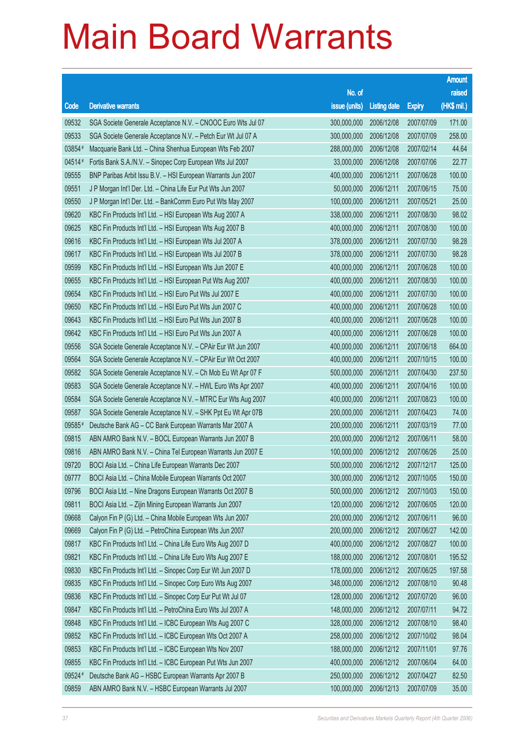# Main Board Warrants

| Code | Derivative warrants | No. of issue (units) | Listing date | Expiry | Amount raised (HK$ mil.) |
|---|---|---|---|---|---|
| 09532 | SGA Societe Generale Acceptance N.V. – CNOOC Euro Wts Jul 07 | 300,000,000 | 2006/12/08 | 2007/07/09 | 171.00 |
| 09533 | SGA Societe Generale Acceptance N.V. – Petch Eur Wt Jul 07 A | 300,000,000 | 2006/12/08 | 2007/07/09 | 258.00 |
| 03854# | Macquarie Bank Ltd. – China Shenhua European Wts Feb 2007 | 288,000,000 | 2006/12/08 | 2007/02/14 | 44.64 |
| 04514# | Fortis Bank S.A./N.V. – Sinopec Corp European Wts Jul 2007 | 33,000,000 | 2006/12/08 | 2007/07/06 | 22.77 |
| 09555 | BNP Paribas Arbit Issu B.V. – HSI European Warrants Jun 2007 | 400,000,000 | 2006/12/11 | 2007/06/28 | 100.00 |
| 09551 | J P Morgan Int'l Der. Ltd. – China Life Eur Put Wts Jun 2007 | 50,000,000 | 2006/12/11 | 2007/06/15 | 75.00 |
| 09550 | J P Morgan Int'l Der. Ltd. – BankComm Euro Put Wts May 2007 | 100,000,000 | 2006/12/11 | 2007/05/21 | 25.00 |
| 09620 | KBC Fin Products Int'l Ltd. – HSI European Wts Aug 2007 A | 338,000,000 | 2006/12/11 | 2007/08/30 | 98.02 |
| 09625 | KBC Fin Products Int'l Ltd. – HSI European Wts Aug 2007 B | 400,000,000 | 2006/12/11 | 2007/08/30 | 100.00 |
| 09616 | KBC Fin Products Int'l Ltd. – HSI European Wts Jul 2007 A | 378,000,000 | 2006/12/11 | 2007/07/30 | 98.28 |
| 09617 | KBC Fin Products Int'l Ltd. – HSI European Wts Jul 2007 B | 378,000,000 | 2006/12/11 | 2007/07/30 | 98.28 |
| 09599 | KBC Fin Products Int'l Ltd. – HSI European Wts Jun 2007 E | 400,000,000 | 2006/12/11 | 2007/06/28 | 100.00 |
| 09655 | KBC Fin Products Int'l Ltd. – HSI European Put Wts Aug 2007 | 400,000,000 | 2006/12/11 | 2007/08/30 | 100.00 |
| 09654 | KBC Fin Products Int'l Ltd. – HSI Euro Put Wts Jul 2007 E | 400,000,000 | 2006/12/11 | 2007/07/30 | 100.00 |
| 09650 | KBC Fin Products Int'l Ltd. – HSI Euro Put Wts Jun 2007 C | 400,000,000 | 2006/12/11 | 2007/06/28 | 100.00 |
| 09643 | KBC Fin Products Int'l Ltd. – HSI Euro Put Wts Jun 2007 B | 400,000,000 | 2006/12/11 | 2007/06/28 | 100.00 |
| 09642 | KBC Fin Products Int'l Ltd. – HSI Euro Put Wts Jun 2007 A | 400,000,000 | 2006/12/11 | 2007/06/28 | 100.00 |
| 09556 | SGA Societe Generale Acceptance N.V. – CPAir Eur Wt Jun 2007 | 400,000,000 | 2006/12/11 | 2007/06/18 | 664.00 |
| 09564 | SGA Societe Generale Acceptance N.V. – CPAir Eur Wt Oct 2007 | 400,000,000 | 2006/12/11 | 2007/10/15 | 100.00 |
| 09582 | SGA Societe Generale Acceptance N.V. – Ch Mob Eu Wt Apr 07 F | 500,000,000 | 2006/12/11 | 2007/04/30 | 237.50 |
| 09583 | SGA Societe Generale Acceptance N.V. – HWL Euro Wts Apr 2007 | 400,000,000 | 2006/12/11 | 2007/04/16 | 100.00 |
| 09584 | SGA Societe Generale Acceptance N.V. – MTRC Eur Wts Aug 2007 | 400,000,000 | 2006/12/11 | 2007/08/23 | 100.00 |
| 09587 | SGA Societe Generale Acceptance N.V. – SHK Ppt Eu Wt Apr 07B | 200,000,000 | 2006/12/11 | 2007/04/23 | 74.00 |
| 09585# | Deutsche Bank AG – CC Bank European Warrants Mar 2007 A | 200,000,000 | 2006/12/11 | 2007/03/19 | 77.00 |
| 09815 | ABN AMRO Bank N.V. – BOCL European Warrants Jun 2007 B | 200,000,000 | 2006/12/12 | 2007/06/11 | 58.00 |
| 09816 | ABN AMRO Bank N.V. – China Tel European Warrants Jun 2007 E | 100,000,000 | 2006/12/12 | 2007/06/26 | 25.00 |
| 09720 | BOCI Asia Ltd. – China Life European Warrants Dec 2007 | 500,000,000 | 2006/12/12 | 2007/12/17 | 125.00 |
| 09777 | BOCI Asia Ltd. – China Mobile European Warrants Oct 2007 | 300,000,000 | 2006/12/12 | 2007/10/05 | 150.00 |
| 09796 | BOCI Asia Ltd. – Nine Dragons European Warrants Oct 2007 B | 500,000,000 | 2006/12/12 | 2007/10/03 | 150.00 |
| 09811 | BOCI Asia Ltd. – Zijin Mining European Warrants Jun 2007 | 120,000,000 | 2006/12/12 | 2007/06/05 | 120.00 |
| 09668 | Calyon Fin P (G) Ltd. – China Mobile European Wts Jun 2007 | 200,000,000 | 2006/12/12 | 2007/06/11 | 96.00 |
| 09669 | Calyon Fin P (G) Ltd. – PetroChina European Wts Jun 2007 | 200,000,000 | 2006/12/12 | 2007/06/27 | 142.00 |
| 09817 | KBC Fin Products Int'l Ltd. – China Life Euro Wts Aug 2007 D | 400,000,000 | 2006/12/12 | 2007/08/27 | 100.00 |
| 09821 | KBC Fin Products Int'l Ltd. – China Life Euro Wts Aug 2007 E | 188,000,000 | 2006/12/12 | 2007/08/01 | 195.52 |
| 09830 | KBC Fin Products Int'l Ltd. – Sinopec Corp Eur Wt Jun 2007 D | 178,000,000 | 2006/12/12 | 2007/06/25 | 197.58 |
| 09835 | KBC Fin Products Int'l Ltd. – Sinopec Corp Euro Wts Aug 2007 | 348,000,000 | 2006/12/12 | 2007/08/10 | 90.48 |
| 09836 | KBC Fin Products Int'l Ltd. – Sinopec Corp Eur Put Wt Jul 07 | 128,000,000 | 2006/12/12 | 2007/07/20 | 96.00 |
| 09847 | KBC Fin Products Int'l Ltd. – PetroChina Euro Wts Jul 2007 A | 148,000,000 | 2006/12/12 | 2007/07/11 | 94.72 |
| 09848 | KBC Fin Products Int'l Ltd. – ICBC European Wts Aug 2007 C | 328,000,000 | 2006/12/12 | 2007/08/10 | 98.40 |
| 09852 | KBC Fin Products Int'l Ltd. – ICBC European Wts Oct 2007 A | 258,000,000 | 2006/12/12 | 2007/10/02 | 98.04 |
| 09853 | KBC Fin Products Int'l Ltd. – ICBC European Wts Nov 2007 | 188,000,000 | 2006/12/12 | 2007/11/01 | 97.76 |
| 09855 | KBC Fin Products Int'l Ltd. – ICBC European Put Wts Jun 2007 | 400,000,000 | 2006/12/12 | 2007/06/04 | 64.00 |
| 09524# | Deutsche Bank AG – HSBC European Warrants Apr 2007 B | 250,000,000 | 2006/12/12 | 2007/04/27 | 82.50 |
| 09859 | ABN AMRO Bank N.V. – HSBC European Warrants Jul 2007 | 100,000,000 | 2006/12/13 | 2007/07/09 | 35.00 |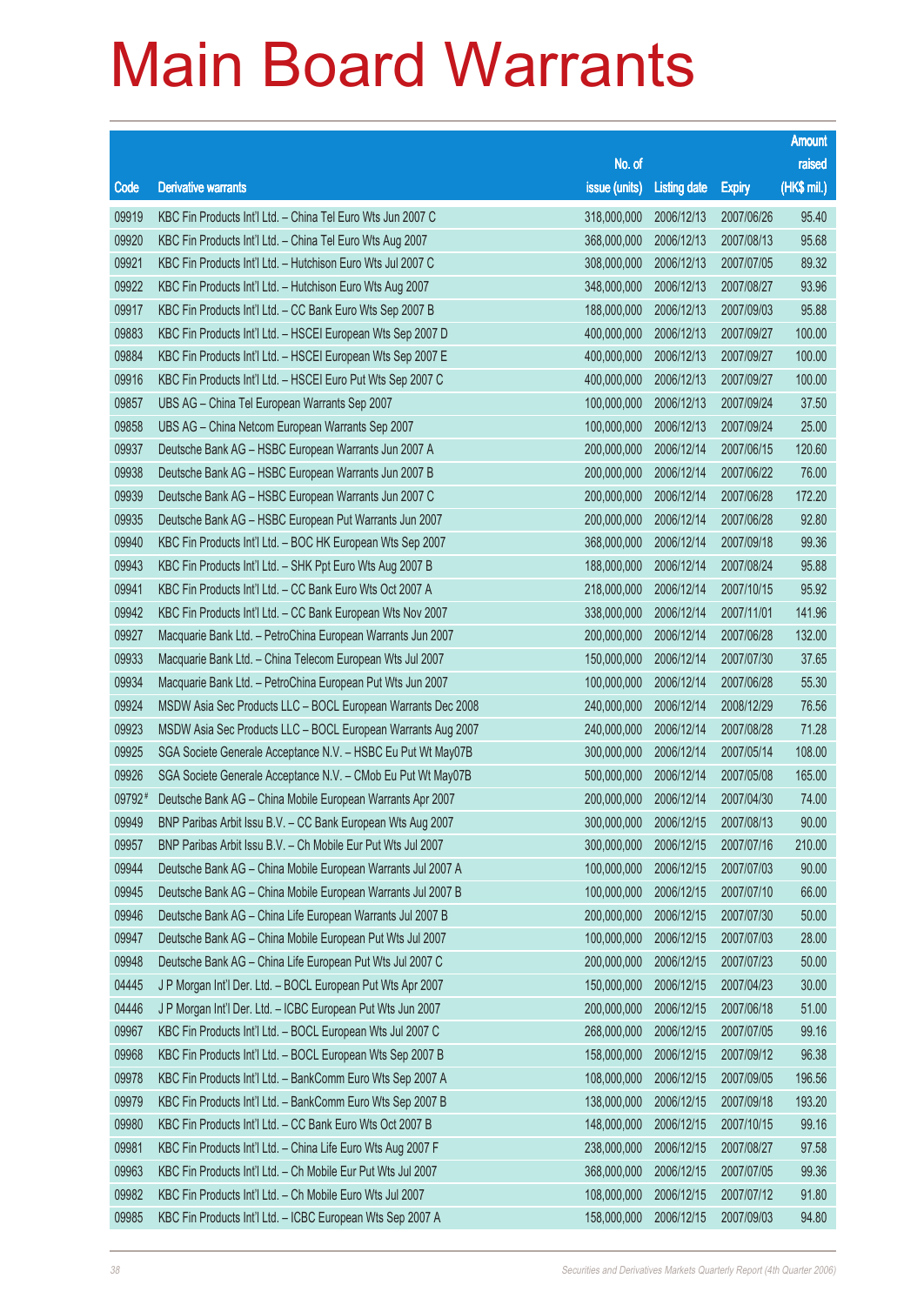# Main Board Warrants

| Code | Derivative warrants | No. of issue (units) | Listing date | Expiry | Amount raised (HK$ mil.) |
|---|---|---|---|---|---|
| 09919 | KBC Fin Products Int'l Ltd. – China Tel Euro Wts Jun 2007 C | 318,000,000 | 2006/12/13 | 2007/06/26 | 95.40 |
| 09920 | KBC Fin Products Int'l Ltd. – China Tel Euro Wts Aug 2007 | 368,000,000 | 2006/12/13 | 2007/08/13 | 95.68 |
| 09921 | KBC Fin Products Int'l Ltd. – Hutchison Euro Wts Jul 2007 C | 308,000,000 | 2006/12/13 | 2007/07/05 | 89.32 |
| 09922 | KBC Fin Products Int'l Ltd. – Hutchison Euro Wts Aug 2007 | 348,000,000 | 2006/12/13 | 2007/08/27 | 93.96 |
| 09917 | KBC Fin Products Int'l Ltd. – CC Bank Euro Wts Sep 2007 B | 188,000,000 | 2006/12/13 | 2007/09/03 | 95.88 |
| 09883 | KBC Fin Products Int'l Ltd. – HSCEI European Wts Sep 2007 D | 400,000,000 | 2006/12/13 | 2007/09/27 | 100.00 |
| 09884 | KBC Fin Products Int'l Ltd. – HSCEI European Wts Sep 2007 E | 400,000,000 | 2006/12/13 | 2007/09/27 | 100.00 |
| 09916 | KBC Fin Products Int'l Ltd. – HSCEI Euro Put Wts Sep 2007 C | 400,000,000 | 2006/12/13 | 2007/09/27 | 100.00 |
| 09857 | UBS AG – China Tel European Warrants Sep 2007 | 100,000,000 | 2006/12/13 | 2007/09/24 | 37.50 |
| 09858 | UBS AG – China Netcom European Warrants Sep 2007 | 100,000,000 | 2006/12/13 | 2007/09/24 | 25.00 |
| 09937 | Deutsche Bank AG – HSBC European Warrants Jun 2007 A | 200,000,000 | 2006/12/14 | 2007/06/15 | 120.60 |
| 09938 | Deutsche Bank AG – HSBC European Warrants Jun 2007 B | 200,000,000 | 2006/12/14 | 2007/06/22 | 76.00 |
| 09939 | Deutsche Bank AG – HSBC European Warrants Jun 2007 C | 200,000,000 | 2006/12/14 | 2007/06/28 | 172.20 |
| 09935 | Deutsche Bank AG – HSBC European Put Warrants Jun 2007 | 200,000,000 | 2006/12/14 | 2007/06/28 | 92.80 |
| 09940 | KBC Fin Products Int'l Ltd. – BOC HK European Wts Sep 2007 | 368,000,000 | 2006/12/14 | 2007/09/18 | 99.36 |
| 09943 | KBC Fin Products Int'l Ltd. – SHK Ppt Euro Wts Aug 2007 B | 188,000,000 | 2006/12/14 | 2007/08/24 | 95.88 |
| 09941 | KBC Fin Products Int'l Ltd. – CC Bank Euro Wts Oct 2007 A | 218,000,000 | 2006/12/14 | 2007/10/15 | 95.92 |
| 09942 | KBC Fin Products Int'l Ltd. – CC Bank European Wts Nov 2007 | 338,000,000 | 2006/12/14 | 2007/11/01 | 141.96 |
| 09927 | Macquarie Bank Ltd. – PetroChina European Warrants Jun 2007 | 200,000,000 | 2006/12/14 | 2007/06/28 | 132.00 |
| 09933 | Macquarie Bank Ltd. – China Telecom European Wts Jul 2007 | 150,000,000 | 2006/12/14 | 2007/07/30 | 37.65 |
| 09934 | Macquarie Bank Ltd. – PetroChina European Put Wts Jun 2007 | 100,000,000 | 2006/12/14 | 2007/06/28 | 55.30 |
| 09924 | MSDW Asia Sec Products LLC – BOCL European Warrants Dec 2008 | 240,000,000 | 2006/12/14 | 2008/12/29 | 76.56 |
| 09923 | MSDW Asia Sec Products LLC – BOCL European Warrants Aug 2007 | 240,000,000 | 2006/12/14 | 2007/08/28 | 71.28 |
| 09925 | SGA Societe Generale Acceptance N.V. – HSBC Eu Put Wt May07B | 300,000,000 | 2006/12/14 | 2007/05/14 | 108.00 |
| 09926 | SGA Societe Generale Acceptance N.V. – CMob Eu Put Wt May07B | 500,000,000 | 2006/12/14 | 2007/05/08 | 165.00 |
| 09792# | Deutsche Bank AG – China Mobile European Warrants Apr 2007 | 200,000,000 | 2006/12/14 | 2007/04/30 | 74.00 |
| 09949 | BNP Paribas Arbit Issu B.V. – CC Bank European Wts Aug 2007 | 300,000,000 | 2006/12/15 | 2007/08/13 | 90.00 |
| 09957 | BNP Paribas Arbit Issu B.V. – Ch Mobile Eur Put Wts Jul 2007 | 300,000,000 | 2006/12/15 | 2007/07/16 | 210.00 |
| 09944 | Deutsche Bank AG – China Mobile European Warrants Jul 2007 A | 100,000,000 | 2006/12/15 | 2007/07/03 | 90.00 |
| 09945 | Deutsche Bank AG – China Mobile European Warrants Jul 2007 B | 100,000,000 | 2006/12/15 | 2007/07/10 | 66.00 |
| 09946 | Deutsche Bank AG – China Life European Warrants Jul 2007 B | 200,000,000 | 2006/12/15 | 2007/07/30 | 50.00 |
| 09947 | Deutsche Bank AG – China Mobile European Put Wts Jul 2007 | 100,000,000 | 2006/12/15 | 2007/07/03 | 28.00 |
| 09948 | Deutsche Bank AG – China Life European Put Wts Jul 2007 C | 200,000,000 | 2006/12/15 | 2007/07/23 | 50.00 |
| 04445 | J P Morgan Int'l Der. Ltd. – BOCL European Put Wts Apr 2007 | 150,000,000 | 2006/12/15 | 2007/04/23 | 30.00 |
| 04446 | J P Morgan Int'l Der. Ltd. – ICBC European Put Wts Jun 2007 | 200,000,000 | 2006/12/15 | 2007/06/18 | 51.00 |
| 09967 | KBC Fin Products Int'l Ltd. – BOCL European Wts Jul 2007 C | 268,000,000 | 2006/12/15 | 2007/07/05 | 99.16 |
| 09968 | KBC Fin Products Int'l Ltd. – BOCL European Wts Sep 2007 B | 158,000,000 | 2006/12/15 | 2007/09/12 | 96.38 |
| 09978 | KBC Fin Products Int'l Ltd. – BankComm Euro Wts Sep 2007 A | 108,000,000 | 2006/12/15 | 2007/09/05 | 196.56 |
| 09979 | KBC Fin Products Int'l Ltd. – BankComm Euro Wts Sep 2007 B | 138,000,000 | 2006/12/15 | 2007/09/18 | 193.20 |
| 09980 | KBC Fin Products Int'l Ltd. – CC Bank Euro Wts Oct 2007 B | 148,000,000 | 2006/12/15 | 2007/10/15 | 99.16 |
| 09981 | KBC Fin Products Int'l Ltd. – China Life Euro Wts Aug 2007 F | 238,000,000 | 2006/12/15 | 2007/08/27 | 97.58 |
| 09963 | KBC Fin Products Int'l Ltd. – Ch Mobile Eur Put Wts Jul 2007 | 368,000,000 | 2006/12/15 | 2007/07/05 | 99.36 |
| 09982 | KBC Fin Products Int'l Ltd. – Ch Mobile Euro Wts Jul 2007 | 108,000,000 | 2006/12/15 | 2007/07/12 | 91.80 |
| 09985 | KBC Fin Products Int'l Ltd. – ICBC European Wts Sep 2007 A | 158,000,000 | 2006/12/15 | 2007/09/03 | 94.80 |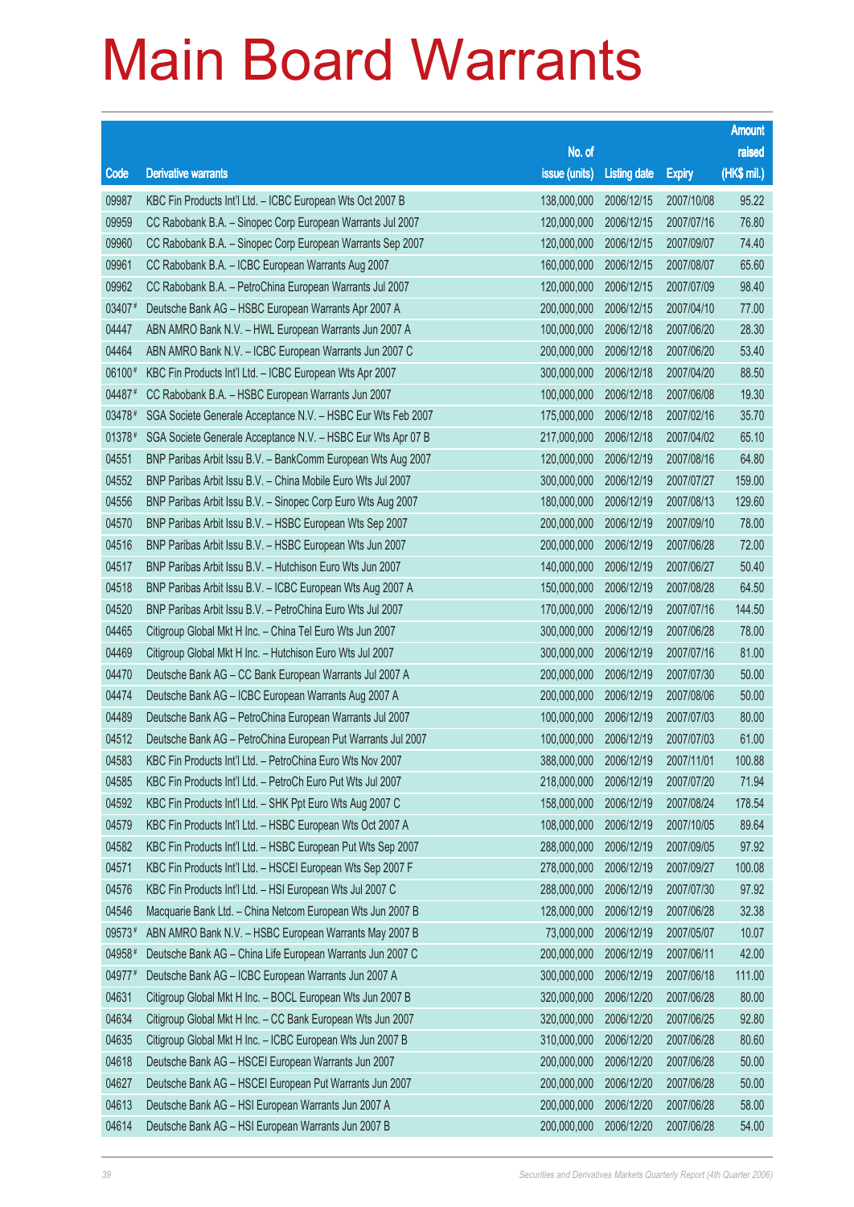# Main Board Warrants

| Code | Derivative warrants | No. of issue (units) | Listing date | Expiry | Amount raised (HK$ mil.) |
|---|---|---|---|---|---|
| 09987 | KBC Fin Products Int'l Ltd. – ICBC European Wts Oct 2007 B | 138,000,000 | 2006/12/15 | 2007/10/08 | 95.22 |
| 09959 | CC Rabobank B.A. – Sinopec Corp European Warrants Jul 2007 | 120,000,000 | 2006/12/15 | 2007/07/16 | 76.80 |
| 09960 | CC Rabobank B.A. – Sinopec Corp European Warrants Sep 2007 | 120,000,000 | 2006/12/15 | 2007/09/07 | 74.40 |
| 09961 | CC Rabobank B.A. – ICBC European Warrants Aug 2007 | 160,000,000 | 2006/12/15 | 2007/08/07 | 65.60 |
| 09962 | CC Rabobank B.A. – PetroChina European Warrants Jul 2007 | 120,000,000 | 2006/12/15 | 2007/07/09 | 98.40 |
| 03407# | Deutsche Bank AG – HSBC European Warrants Apr 2007 A | 200,000,000 | 2006/12/15 | 2007/04/10 | 77.00 |
| 04447 | ABN AMRO Bank N.V. – HWL European Warrants Jun 2007 A | 100,000,000 | 2006/12/18 | 2007/06/20 | 28.30 |
| 04464 | ABN AMRO Bank N.V. – ICBC European Warrants Jun 2007 C | 200,000,000 | 2006/12/18 | 2007/06/20 | 53.40 |
| 06100# | KBC Fin Products Int'l Ltd. – ICBC European Wts Apr 2007 | 300,000,000 | 2006/12/18 | 2007/04/20 | 88.50 |
| 04487# | CC Rabobank B.A. – HSBC European Warrants Jun 2007 | 100,000,000 | 2006/12/18 | 2007/06/08 | 19.30 |
| 03478# | SGA Societe Generale Acceptance N.V. – HSBC Eur Wts Feb 2007 | 175,000,000 | 2006/12/18 | 2007/02/16 | 35.70 |
| 01378# | SGA Societe Generale Acceptance N.V. – HSBC Eur Wts Apr 07 B | 217,000,000 | 2006/12/18 | 2007/04/02 | 65.10 |
| 04551 | BNP Paribas Arbit Issu B.V. – BankComm European Wts Aug 2007 | 120,000,000 | 2006/12/19 | 2007/08/16 | 64.80 |
| 04552 | BNP Paribas Arbit Issu B.V. – China Mobile Euro Wts Jul 2007 | 300,000,000 | 2006/12/19 | 2007/07/27 | 159.00 |
| 04556 | BNP Paribas Arbit Issu B.V. – Sinopec Corp Euro Wts Aug 2007 | 180,000,000 | 2006/12/19 | 2007/08/13 | 129.60 |
| 04570 | BNP Paribas Arbit Issu B.V. – HSBC European Wts Sep 2007 | 200,000,000 | 2006/12/19 | 2007/09/10 | 78.00 |
| 04516 | BNP Paribas Arbit Issu B.V. – HSBC European Wts Jun 2007 | 200,000,000 | 2006/12/19 | 2007/06/28 | 72.00 |
| 04517 | BNP Paribas Arbit Issu B.V. – Hutchison Euro Wts Jun 2007 | 140,000,000 | 2006/12/19 | 2007/06/27 | 50.40 |
| 04518 | BNP Paribas Arbit Issu B.V. – ICBC European Wts Aug 2007 A | 150,000,000 | 2006/12/19 | 2007/08/28 | 64.50 |
| 04520 | BNP Paribas Arbit Issu B.V. – PetroChina Euro Wts Jul 2007 | 170,000,000 | 2006/12/19 | 2007/07/16 | 144.50 |
| 04465 | Citigroup Global Mkt H Inc. – China Tel Euro Wts Jun 2007 | 300,000,000 | 2006/12/19 | 2007/06/28 | 78.00 |
| 04469 | Citigroup Global Mkt H Inc. – Hutchison Euro Wts Jul 2007 | 300,000,000 | 2006/12/19 | 2007/07/16 | 81.00 |
| 04470 | Deutsche Bank AG – CC Bank European Warrants Jul 2007 A | 200,000,000 | 2006/12/19 | 2007/07/30 | 50.00 |
| 04474 | Deutsche Bank AG – ICBC European Warrants Aug 2007 A | 200,000,000 | 2006/12/19 | 2007/08/06 | 50.00 |
| 04489 | Deutsche Bank AG – PetroChina European Warrants Jul 2007 | 100,000,000 | 2006/12/19 | 2007/07/03 | 80.00 |
| 04512 | Deutsche Bank AG – PetroChina European Put Warrants Jul 2007 | 100,000,000 | 2006/12/19 | 2007/07/03 | 61.00 |
| 04583 | KBC Fin Products Int'l Ltd. – PetroChina Euro Wts Nov 2007 | 388,000,000 | 2006/12/19 | 2007/11/01 | 100.88 |
| 04585 | KBC Fin Products Int'l Ltd. – PetroCh Euro Put Wts Jul 2007 | 218,000,000 | 2006/12/19 | 2007/07/20 | 71.94 |
| 04592 | KBC Fin Products Int'l Ltd. – SHK Ppt Euro Wts Aug 2007 C | 158,000,000 | 2006/12/19 | 2007/08/24 | 178.54 |
| 04579 | KBC Fin Products Int'l Ltd. – HSBC European Wts Oct 2007 A | 108,000,000 | 2006/12/19 | 2007/10/05 | 89.64 |
| 04582 | KBC Fin Products Int'l Ltd. – HSBC European Put Wts Sep 2007 | 288,000,000 | 2006/12/19 | 2007/09/05 | 97.92 |
| 04571 | KBC Fin Products Int'l Ltd. – HSCEI European Wts Sep 2007 F | 278,000,000 | 2006/12/19 | 2007/09/27 | 100.08 |
| 04576 | KBC Fin Products Int'l Ltd. – HSI European Wts Jul 2007 C | 288,000,000 | 2006/12/19 | 2007/07/30 | 97.92 |
| 04546 | Macquarie Bank Ltd. – China Netcom European Wts Jun 2007 B | 128,000,000 | 2006/12/19 | 2007/06/28 | 32.38 |
| 09573# | ABN AMRO Bank N.V. – HSBC European Warrants May 2007 B | 73,000,000 | 2006/12/19 | 2007/05/07 | 10.07 |
| 04958# | Deutsche Bank AG – China Life European Warrants Jun 2007 C | 200,000,000 | 2006/12/19 | 2007/06/11 | 42.00 |
| 04977# | Deutsche Bank AG – ICBC European Warrants Jun 2007 A | 300,000,000 | 2006/12/19 | 2007/06/18 | 111.00 |
| 04631 | Citigroup Global Mkt H Inc. – BOCL European Wts Jun 2007 B | 320,000,000 | 2006/12/20 | 2007/06/28 | 80.00 |
| 04634 | Citigroup Global Mkt H Inc. – CC Bank European Wts Jun 2007 | 320,000,000 | 2006/12/20 | 2007/06/25 | 92.80 |
| 04635 | Citigroup Global Mkt H Inc. – ICBC European Wts Jun 2007 B | 310,000,000 | 2006/12/20 | 2007/06/28 | 80.60 |
| 04618 | Deutsche Bank AG – HSCEI European Warrants Jun 2007 | 200,000,000 | 2006/12/20 | 2007/06/28 | 50.00 |
| 04627 | Deutsche Bank AG – HSCEI European Put Warrants Jun 2007 | 200,000,000 | 2006/12/20 | 2007/06/28 | 50.00 |
| 04613 | Deutsche Bank AG – HSI European Warrants Jun 2007 A | 200,000,000 | 2006/12/20 | 2007/06/28 | 58.00 |
| 04614 | Deutsche Bank AG – HSI European Warrants Jun 2007 B | 200,000,000 | 2006/12/20 | 2007/06/28 | 54.00 |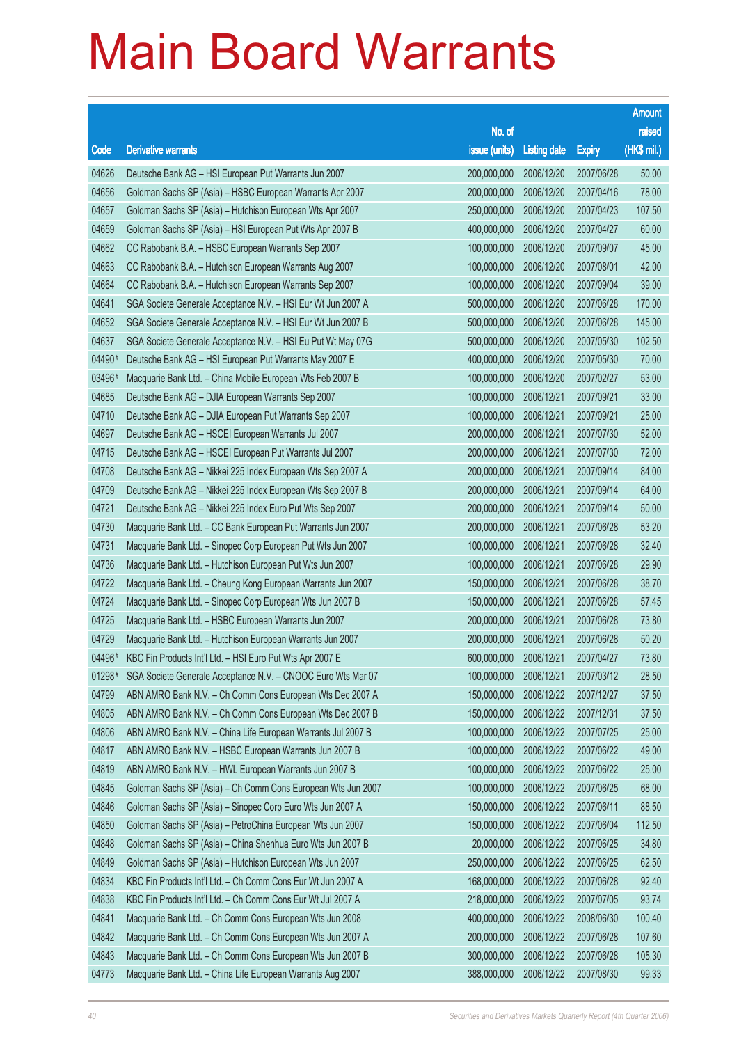# Main Board Warrants

| Code | Derivative warrants | No. of issue (units) | Listing date | Expiry | Amount raised (HK$ mil.) |
|---|---|---|---|---|---|
| 04626 | Deutsche Bank AG – HSI European Put Warrants Jun 2007 | 200,000,000 | 2006/12/20 | 2007/06/28 | 50.00 |
| 04656 | Goldman Sachs SP (Asia) – HSBC European Warrants Apr 2007 | 200,000,000 | 2006/12/20 | 2007/04/16 | 78.00 |
| 04657 | Goldman Sachs SP (Asia) – Hutchison European Wts Apr 2007 | 250,000,000 | 2006/12/20 | 2007/04/23 | 107.50 |
| 04659 | Goldman Sachs SP (Asia) – HSI European Put Wts Apr 2007 B | 400,000,000 | 2006/12/20 | 2007/04/27 | 60.00 |
| 04662 | CC Rabobank B.A. – HSBC European Warrants Sep 2007 | 100,000,000 | 2006/12/20 | 2007/09/07 | 45.00 |
| 04663 | CC Rabobank B.A. – Hutchison European Warrants Aug 2007 | 100,000,000 | 2006/12/20 | 2007/08/01 | 42.00 |
| 04664 | CC Rabobank B.A. – Hutchison European Warrants Sep 2007 | 100,000,000 | 2006/12/20 | 2007/09/04 | 39.00 |
| 04641 | SGA Societe Generale Acceptance N.V. – HSI Eur Wt Jun 2007 A | 500,000,000 | 2006/12/20 | 2007/06/28 | 170.00 |
| 04652 | SGA Societe Generale Acceptance N.V. – HSI Eur Wt Jun 2007 B | 500,000,000 | 2006/12/20 | 2007/06/28 | 145.00 |
| 04637 | SGA Societe Generale Acceptance N.V. – HSI Eu Put Wt May 07G | 500,000,000 | 2006/12/20 | 2007/05/30 | 102.50 |
| 04490# | Deutsche Bank AG – HSI European Put Warrants May 2007 E | 400,000,000 | 2006/12/20 | 2007/05/30 | 70.00 |
| 03496# | Macquarie Bank Ltd. – China Mobile European Wts Feb 2007 B | 100,000,000 | 2006/12/20 | 2007/02/27 | 53.00 |
| 04685 | Deutsche Bank AG – DJIA European Warrants Sep 2007 | 100,000,000 | 2006/12/21 | 2007/09/21 | 33.00 |
| 04710 | Deutsche Bank AG – DJIA European Put Warrants Sep 2007 | 100,000,000 | 2006/12/21 | 2007/09/21 | 25.00 |
| 04697 | Deutsche Bank AG – HSCEI European Warrants Jul 2007 | 200,000,000 | 2006/12/21 | 2007/07/30 | 52.00 |
| 04715 | Deutsche Bank AG – HSCEI European Put Warrants Jul 2007 | 200,000,000 | 2006/12/21 | 2007/07/30 | 72.00 |
| 04708 | Deutsche Bank AG – Nikkei 225 Index European Wts Sep 2007 A | 200,000,000 | 2006/12/21 | 2007/09/14 | 84.00 |
| 04709 | Deutsche Bank AG – Nikkei 225 Index European Wts Sep 2007 B | 200,000,000 | 2006/12/21 | 2007/09/14 | 64.00 |
| 04721 | Deutsche Bank AG – Nikkei 225 Index Euro Put Wts Sep 2007 | 200,000,000 | 2006/12/21 | 2007/09/14 | 50.00 |
| 04730 | Macquarie Bank Ltd. – CC Bank European Put Warrants Jun 2007 | 200,000,000 | 2006/12/21 | 2007/06/28 | 53.20 |
| 04731 | Macquarie Bank Ltd. – Sinopec Corp European Put Wts Jun 2007 | 100,000,000 | 2006/12/21 | 2007/06/28 | 32.40 |
| 04736 | Macquarie Bank Ltd. – Hutchison European Put Wts Jun 2007 | 100,000,000 | 2006/12/21 | 2007/06/28 | 29.90 |
| 04722 | Macquarie Bank Ltd. – Cheung Kong European Warrants Jun 2007 | 150,000,000 | 2006/12/21 | 2007/06/28 | 38.70 |
| 04724 | Macquarie Bank Ltd. – Sinopec Corp European Wts Jun 2007 B | 150,000,000 | 2006/12/21 | 2007/06/28 | 57.45 |
| 04725 | Macquarie Bank Ltd. – HSBC European Warrants Jun 2007 | 200,000,000 | 2006/12/21 | 2007/06/28 | 73.80 |
| 04729 | Macquarie Bank Ltd. – Hutchison European Warrants Jun 2007 | 200,000,000 | 2006/12/21 | 2007/06/28 | 50.20 |
| 04496# | KBC Fin Products Int'l Ltd. – HSI Euro Put Wts Apr 2007 E | 600,000,000 | 2006/12/21 | 2007/04/27 | 73.80 |
| 01298# | SGA Societe Generale Acceptance N.V. – CNOOC Euro Wts Mar 07 | 100,000,000 | 2006/12/21 | 2007/03/12 | 28.50 |
| 04799 | ABN AMRO Bank N.V. – Ch Comm Cons European Wts Dec 2007 A | 150,000,000 | 2006/12/22 | 2007/12/27 | 37.50 |
| 04805 | ABN AMRO Bank N.V. – Ch Comm Cons European Wts Dec 2007 B | 150,000,000 | 2006/12/22 | 2007/12/31 | 37.50 |
| 04806 | ABN AMRO Bank N.V. – China Life European Warrants Jul 2007 B | 100,000,000 | 2006/12/22 | 2007/07/25 | 25.00 |
| 04817 | ABN AMRO Bank N.V. – HSBC European Warrants Jun 2007 B | 100,000,000 | 2006/12/22 | 2007/06/22 | 49.00 |
| 04819 | ABN AMRO Bank N.V. – HWL European Warrants Jun 2007 B | 100,000,000 | 2006/12/22 | 2007/06/22 | 25.00 |
| 04845 | Goldman Sachs SP (Asia) – Ch Comm Cons European Wts Jun 2007 | 100,000,000 | 2006/12/22 | 2007/06/25 | 68.00 |
| 04846 | Goldman Sachs SP (Asia) – Sinopec Corp Euro Wts Jun 2007 A | 150,000,000 | 2006/12/22 | 2007/06/11 | 88.50 |
| 04850 | Goldman Sachs SP (Asia) – PetroChina European Wts Jun 2007 | 150,000,000 | 2006/12/22 | 2007/06/04 | 112.50 |
| 04848 | Goldman Sachs SP (Asia) – China Shenhua Euro Wts Jun 2007 B | 20,000,000 | 2006/12/22 | 2007/06/25 | 34.80 |
| 04849 | Goldman Sachs SP (Asia) – Hutchison European Wts Jun 2007 | 250,000,000 | 2006/12/22 | 2007/06/25 | 62.50 |
| 04834 | KBC Fin Products Int'l Ltd. – Ch Comm Cons Eur Wt Jun 2007 A | 168,000,000 | 2006/12/22 | 2007/06/28 | 92.40 |
| 04838 | KBC Fin Products Int'l Ltd. – Ch Comm Cons Eur Wt Jul 2007 A | 218,000,000 | 2006/12/22 | 2007/07/05 | 93.74 |
| 04841 | Macquarie Bank Ltd. – Ch Comm Cons European Wts Jun 2008 | 400,000,000 | 2006/12/22 | 2008/06/30 | 100.40 |
| 04842 | Macquarie Bank Ltd. – Ch Comm Cons European Wts Jun 2007 A | 200,000,000 | 2006/12/22 | 2007/06/28 | 107.60 |
| 04843 | Macquarie Bank Ltd. – Ch Comm Cons European Wts Jun 2007 B | 300,000,000 | 2006/12/22 | 2007/06/28 | 105.30 |
| 04773 | Macquarie Bank Ltd. – China Life European Warrants Aug 2007 | 388,000,000 | 2006/12/22 | 2007/08/30 | 99.33 |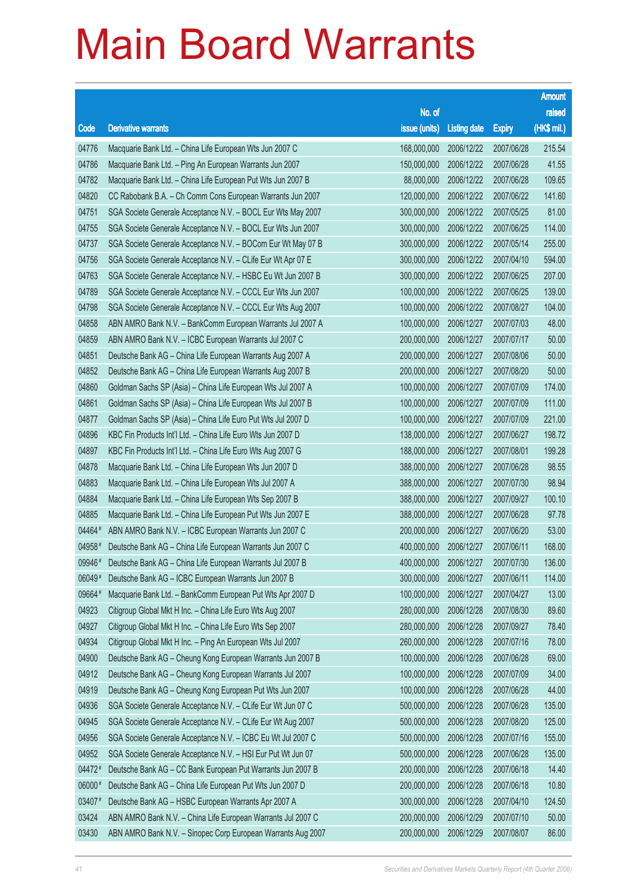# Main Board Warrants

| Code | Derivative warrants | No. of issue (units) | Listing date | Expiry | Amount raised (HK$ mil.) |
|---|---|---|---|---|---|
| 04776 | Macquarie Bank Ltd. – China Life European Wts Jun 2007 C | 168,000,000 | 2006/12/22 | 2007/06/28 | 215.54 |
| 04786 | Macquarie Bank Ltd. – Ping An European Warrants Jun 2007 | 150,000,000 | 2006/12/22 | 2007/06/28 | 41.55 |
| 04782 | Macquarie Bank Ltd. – China Life European Put Wts Jun 2007 B | 88,000,000 | 2006/12/22 | 2007/06/28 | 109.65 |
| 04820 | CC Rabobank B.A. – Ch Comm Cons European Warrants Jun 2007 | 120,000,000 | 2006/12/22 | 2007/06/22 | 141.60 |
| 04751 | SGA Societe Generale Acceptance N.V. – BOCL Eur Wts May 2007 | 300,000,000 | 2006/12/22 | 2007/05/25 | 81.00 |
| 04755 | SGA Societe Generale Acceptance N.V. – BOCL Eur Wts Jun 2007 | 300,000,000 | 2006/12/22 | 2007/06/25 | 114.00 |
| 04737 | SGA Societe Generale Acceptance N.V. – BOCom Eur Wt May 07 B | 300,000,000 | 2006/12/22 | 2007/05/14 | 255.00 |
| 04756 | SGA Societe Generale Acceptance N.V. – CLife Eur Wt Apr 07 E | 300,000,000 | 2006/12/22 | 2007/04/10 | 594.00 |
| 04763 | SGA Societe Generale Acceptance N.V. – HSBC Eu Wt Jun 2007 B | 300,000,000 | 2006/12/22 | 2007/06/25 | 207.00 |
| 04789 | SGA Societe Generale Acceptance N.V. – CCCL Eur Wts Jun 2007 | 100,000,000 | 2006/12/22 | 2007/06/25 | 139.00 |
| 04798 | SGA Societe Generale Acceptance N.V. – CCCL Eur Wts Aug 2007 | 100,000,000 | 2006/12/22 | 2007/08/27 | 104.00 |
| 04858 | ABN AMRO Bank N.V. – BankComm European Warrants Jul 2007 A | 100,000,000 | 2006/12/27 | 2007/07/03 | 48.00 |
| 04859 | ABN AMRO Bank N.V. – ICBC European Warrants Jul 2007 C | 200,000,000 | 2006/12/27 | 2007/07/17 | 50.00 |
| 04851 | Deutsche Bank AG – China Life European Warrants Aug 2007 A | 200,000,000 | 2006/12/27 | 2007/08/06 | 50.00 |
| 04852 | Deutsche Bank AG – China Life European Warrants Aug 2007 B | 200,000,000 | 2006/12/27 | 2007/08/20 | 50.00 |
| 04860 | Goldman Sachs SP (Asia) – China Life European Wts Jul 2007 A | 100,000,000 | 2006/12/27 | 2007/07/09 | 174.00 |
| 04861 | Goldman Sachs SP (Asia) – China Life European Wts Jul 2007 B | 100,000,000 | 2006/12/27 | 2007/07/09 | 111.00 |
| 04877 | Goldman Sachs SP (Asia) – China Life Euro Put Wts Jul 2007 D | 100,000,000 | 2006/12/27 | 2007/07/09 | 221.00 |
| 04896 | KBC Fin Products Int'l Ltd. – China Life Euro Wts Jun 2007 D | 138,000,000 | 2006/12/27 | 2007/06/27 | 198.72 |
| 04897 | KBC Fin Products Int'l Ltd. – China Life Euro Wts Aug 2007 G | 188,000,000 | 2006/12/27 | 2007/08/01 | 199.28 |
| 04878 | Macquarie Bank Ltd. – China Life European Wts Jun 2007 D | 388,000,000 | 2006/12/27 | 2007/06/28 | 98.55 |
| 04883 | Macquarie Bank Ltd. – China Life European Wts Jul 2007 A | 388,000,000 | 2006/12/27 | 2007/07/30 | 98.94 |
| 04884 | Macquarie Bank Ltd. – China Life European Wts Sep 2007 B | 388,000,000 | 2006/12/27 | 2007/09/27 | 100.10 |
| 04885 | Macquarie Bank Ltd. – China Life European Put Wts Jun 2007 E | 388,000,000 | 2006/12/27 | 2007/06/28 | 97.78 |
| 04464# | ABN AMRO Bank N.V. – ICBC European Warrants Jun 2007 C | 200,000,000 | 2006/12/27 | 2007/06/20 | 53.00 |
| 04958# | Deutsche Bank AG – China Life European Warrants Jun 2007 C | 400,000,000 | 2006/12/27 | 2007/06/11 | 168.00 |
| 09946# | Deutsche Bank AG – China Life European Warrants Jul 2007 B | 400,000,000 | 2006/12/27 | 2007/07/30 | 136.00 |
| 06049# | Deutsche Bank AG – ICBC European Warrants Jun 2007 B | 300,000,000 | 2006/12/27 | 2007/06/11 | 114.00 |
| 09664# | Macquarie Bank Ltd. – BankComm European Put Wts Apr 2007 D | 100,000,000 | 2006/12/27 | 2007/04/27 | 13.00 |
| 04923 | Citigroup Global Mkt H Inc. – China Life Euro Wts Aug 2007 | 280,000,000 | 2006/12/28 | 2007/08/30 | 89.60 |
| 04927 | Citigroup Global Mkt H Inc. – China Life Euro Wts Sep 2007 | 280,000,000 | 2006/12/28 | 2007/09/27 | 78.40 |
| 04934 | Citigroup Global Mkt H Inc. – Ping An European Wts Jul 2007 | 260,000,000 | 2006/12/28 | 2007/07/16 | 78.00 |
| 04900 | Deutsche Bank AG – Cheung Kong European Warrants Jun 2007 B | 100,000,000 | 2006/12/28 | 2007/06/28 | 69.00 |
| 04912 | Deutsche Bank AG – Cheung Kong European Warrants Jul 2007 | 100,000,000 | 2006/12/28 | 2007/07/09 | 34.00 |
| 04919 | Deutsche Bank AG – Cheung Kong European Put Wts Jun 2007 | 100,000,000 | 2006/12/28 | 2007/06/28 | 44.00 |
| 04936 | SGA Societe Generale Acceptance N.V. – CLife Eur Wt Jun 07 C | 500,000,000 | 2006/12/28 | 2007/06/28 | 135.00 |
| 04945 | SGA Societe Generale Acceptance N.V. – CLife Eur Wt Aug 2007 | 500,000,000 | 2006/12/28 | 2007/08/20 | 125.00 |
| 04956 | SGA Societe Generale Acceptance N.V. – ICBC Eu Wt Jul 2007 C | 500,000,000 | 2006/12/28 | 2007/07/16 | 155.00 |
| 04952 | SGA Societe Generale Acceptance N.V. – HSI Eur Put Wt Jun 07 | 500,000,000 | 2006/12/28 | 2007/06/28 | 135.00 |
| 04472# | Deutsche Bank AG – CC Bank European Put Warrants Jun 2007 B | 200,000,000 | 2006/12/28 | 2007/06/18 | 14.40 |
| 06000# | Deutsche Bank AG – China Life European Put Wts Jun 2007 D | 200,000,000 | 2006/12/28 | 2007/06/18 | 10.80 |
| 03407# | Deutsche Bank AG – HSBC European Warrants Apr 2007 A | 300,000,000 | 2006/12/28 | 2007/04/10 | 124.50 |
| 03424 | ABN AMRO Bank N.V. – China Life European Warrants Jul 2007 C | 200,000,000 | 2006/12/29 | 2007/07/10 | 50.00 |
| 03430 | ABN AMRO Bank N.V. – Sinopec Corp European Warrants Aug 2007 | 200,000,000 | 2006/12/29 | 2007/08/07 | 86.00 |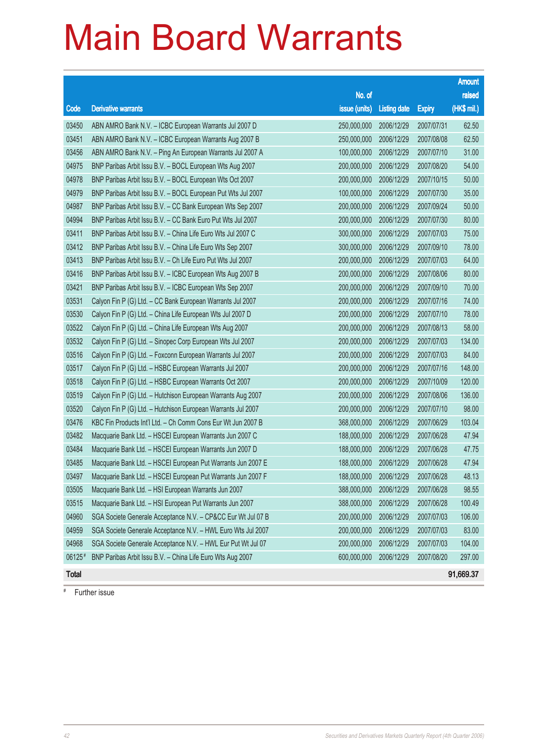# Main Board Warrants

| Code | Derivative warrants | No. of issue (units) | Listing date | Expiry | Amount raised (HK$ mil.) |
|---|---|---|---|---|---|
| 03450 | ABN AMRO Bank N.V. – ICBC European Warrants Jul 2007 D | 250,000,000 | 2006/12/29 | 2007/07/31 | 62.50 |
| 03451 | ABN AMRO Bank N.V. – ICBC European Warrants Aug 2007 B | 250,000,000 | 2006/12/29 | 2007/08/08 | 62.50 |
| 03456 | ABN AMRO Bank N.V. – Ping An European Warrants Jul 2007 A | 100,000,000 | 2006/12/29 | 2007/07/10 | 31.00 |
| 04975 | BNP Paribas Arbit Issu B.V. – BOCL European Wts Aug 2007 | 200,000,000 | 2006/12/29 | 2007/08/20 | 54.00 |
| 04978 | BNP Paribas Arbit Issu B.V. – BOCL European Wts Oct 2007 | 200,000,000 | 2006/12/29 | 2007/10/15 | 50.00 |
| 04979 | BNP Paribas Arbit Issu B.V. – BOCL European Put Wts Jul 2007 | 100,000,000 | 2006/12/29 | 2007/07/30 | 35.00 |
| 04987 | BNP Paribas Arbit Issu B.V. – CC Bank European Wts Sep 2007 | 200,000,000 | 2006/12/29 | 2007/09/24 | 50.00 |
| 04994 | BNP Paribas Arbit Issu B.V. – CC Bank Euro Put Wts Jul 2007 | 200,000,000 | 2006/12/29 | 2007/07/30 | 80.00 |
| 03411 | BNP Paribas Arbit Issu B.V. – China Life Euro Wts Jul 2007 C | 300,000,000 | 2006/12/29 | 2007/07/03 | 75.00 |
| 03412 | BNP Paribas Arbit Issu B.V. – China Life Euro Wts Sep 2007 | 300,000,000 | 2006/12/29 | 2007/09/10 | 78.00 |
| 03413 | BNP Paribas Arbit Issu B.V. – Ch Life Euro Put Wts Jul 2007 | 200,000,000 | 2006/12/29 | 2007/07/03 | 64.00 |
| 03416 | BNP Paribas Arbit Issu B.V. – ICBC European Wts Aug 2007 B | 200,000,000 | 2006/12/29 | 2007/08/06 | 80.00 |
| 03421 | BNP Paribas Arbit Issu B.V. – ICBC European Wts Sep 2007 | 200,000,000 | 2006/12/29 | 2007/09/10 | 70.00 |
| 03531 | Calyon Fin P (G) Ltd. – CC Bank European Warrants Jul 2007 | 200,000,000 | 2006/12/29 | 2007/07/16 | 74.00 |
| 03530 | Calyon Fin P (G) Ltd. – China Life European Wts Jul 2007 D | 200,000,000 | 2006/12/29 | 2007/07/10 | 78.00 |
| 03522 | Calyon Fin P (G) Ltd. – China Life European Wts Aug 2007 | 200,000,000 | 2006/12/29 | 2007/08/13 | 58.00 |
| 03532 | Calyon Fin P (G) Ltd. – Sinopec Corp European Wts Jul 2007 | 200,000,000 | 2006/12/29 | 2007/07/03 | 134.00 |
| 03516 | Calyon Fin P (G) Ltd. – Foxconn European Warrants Jul 2007 | 200,000,000 | 2006/12/29 | 2007/07/03 | 84.00 |
| 03517 | Calyon Fin P (G) Ltd. – HSBC European Warrants Jul 2007 | 200,000,000 | 2006/12/29 | 2007/07/16 | 148.00 |
| 03518 | Calyon Fin P (G) Ltd. – HSBC European Warrants Oct 2007 | 200,000,000 | 2006/12/29 | 2007/10/09 | 120.00 |
| 03519 | Calyon Fin P (G) Ltd. – Hutchison European Warrants Aug 2007 | 200,000,000 | 2006/12/29 | 2007/08/06 | 136.00 |
| 03520 | Calyon Fin P (G) Ltd. – Hutchison European Warrants Jul 2007 | 200,000,000 | 2006/12/29 | 2007/07/10 | 98.00 |
| 03476 | KBC Fin Products Int'l Ltd. – Ch Comm Cons Eur Wt Jun 2007 B | 368,000,000 | 2006/12/29 | 2007/06/29 | 103.04 |
| 03482 | Macquarie Bank Ltd. – HSCEI European Warrants Jun 2007 C | 188,000,000 | 2006/12/29 | 2007/06/28 | 47.94 |
| 03484 | Macquarie Bank Ltd. – HSCEI European Warrants Jun 2007 D | 188,000,000 | 2006/12/29 | 2007/06/28 | 47.75 |
| 03485 | Macquarie Bank Ltd. – HSCEI European Put Warrants Jun 2007 E | 188,000,000 | 2006/12/29 | 2007/06/28 | 47.94 |
| 03497 | Macquarie Bank Ltd. – HSCEI European Put Warrants Jun 2007 F | 188,000,000 | 2006/12/29 | 2007/06/28 | 48.13 |
| 03505 | Macquarie Bank Ltd. – HSI European Warrants Jun 2007 | 388,000,000 | 2006/12/29 | 2007/06/28 | 98.55 |
| 03515 | Macquarie Bank Ltd. – HSI European Put Warrants Jun 2007 | 388,000,000 | 2006/12/29 | 2007/06/28 | 100.49 |
| 04960 | SGA Societe Generale Acceptance N.V. – CP&CC Eur Wt Jul 07 B | 200,000,000 | 2006/12/29 | 2007/07/03 | 106.00 |
| 04959 | SGA Societe Generale Acceptance N.V. – HWL Euro Wts Jul 2007 | 200,000,000 | 2006/12/29 | 2007/07/03 | 83.00 |
| 04968 | SGA Societe Generale Acceptance N.V. – HWL Eur Put Wt Jul 07 | 200,000,000 | 2006/12/29 | 2007/07/03 | 104.00 |
| 06125# | BNP Paribas Arbit Issu B.V. – China Life Euro Wts Aug 2007 | 600,000,000 | 2006/12/29 | 2007/08/20 | 297.00 |
| **Total** | | | | | **91,669.37** |

# Further issue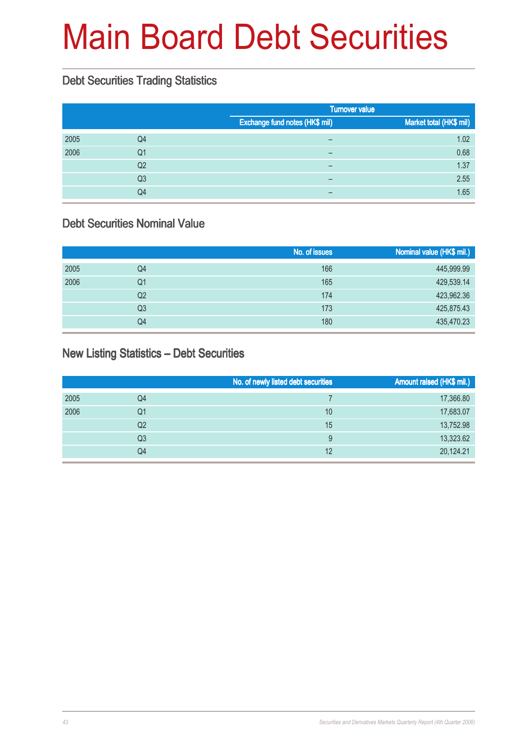# Main Board Debt Securities

## Debt Securities Trading Statistics

| | | Turnover value | |
|---|---|---|---|
| | | Exchange fund notes (HK$ mil) | Market total (HK$ mil) |
| 2005 | Q4 | – | 1.02 |
| 2006 | Q1 | – | 0.68 |
| | Q2 | – | 1.37 |
| | Q3 | – | 2.55 |
| | Q4 | – | 1.65 |

## Debt Securities Nominal Value

| | | No. of issues | Nominal value (HK$ mil.) |
|---|---|---|---|
| 2005 | Q4 | 166 | 445,999.99 |
| 2006 | Q1 | 165 | 429,539.14 |
| | Q2 | 174 | 423,962.36 |
| | Q3 | 173 | 425,875.43 |
| | Q4 | 180 | 435,470.23 |

## New Listing Statistics – Debt Securities

| | | No. of newly listed debt securities | Amount raised (HK$ mil.) |
|---|---|---|---|
| 2005 | Q4 | 7 | 17,366.80 |
| 2006 | Q1 | 10 | 17,683.07 |
| | Q2 | 15 | 13,752.98 |
| | Q3 | 9 | 13,323.62 |
| | Q4 | 12 | 20,124.21 |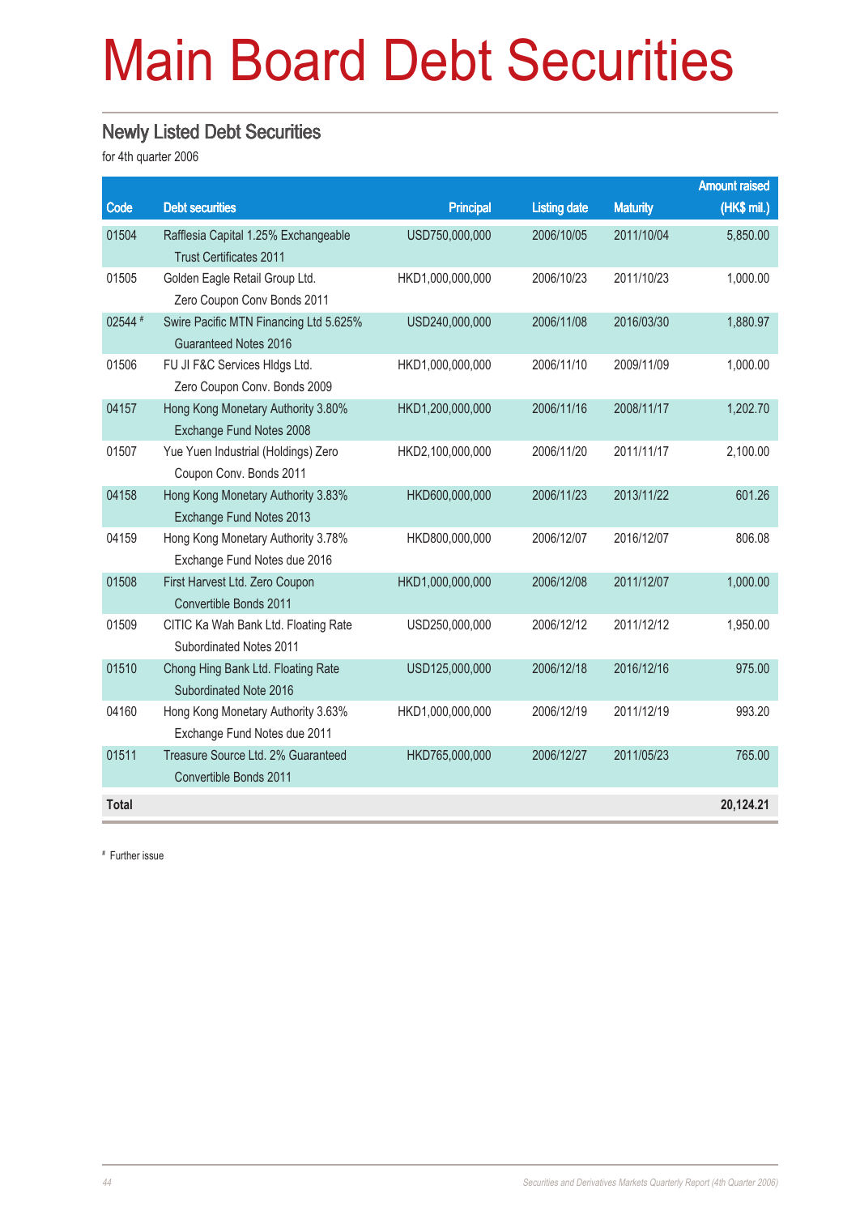# Main Board Debt Securities

## Newly Listed Debt Securities

for 4th quarter 2006

| Code | Debt securities | Principal | Listing date | Maturity | Amount raised (HK$ mil.) |
|---|---|---|---|---|---|
| 01504 | Rafflesia Capital 1.25% Exchangeable Trust Certificates 2011 | USD750,000,000 | 2006/10/05 | 2011/10/04 | 5,850.00 |
| 01505 | Golden Eagle Retail Group Ltd. Zero Coupon Conv Bonds 2011 | HKD1,000,000,000 | 2006/10/23 | 2011/10/23 | 1,000.00 |
| 02544 # | Swire Pacific MTN Financing Ltd 5.625% Guaranteed Notes 2016 | USD240,000,000 | 2006/11/08 | 2016/03/30 | 1,880.97 |
| 01506 | FU JI F&C Services Hldgs Ltd. Zero Coupon Conv. Bonds 2009 | HKD1,000,000,000 | 2006/11/10 | 2009/11/09 | 1,000.00 |
| 04157 | Hong Kong Monetary Authority 3.80% Exchange Fund Notes 2008 | HKD1,200,000,000 | 2006/11/16 | 2008/11/17 | 1,202.70 |
| 01507 | Yue Yuen Industrial (Holdings) Zero Coupon Conv. Bonds 2011 | HKD2,100,000,000 | 2006/11/20 | 2011/11/17 | 2,100.00 |
| 04158 | Hong Kong Monetary Authority 3.83% Exchange Fund Notes 2013 | HKD600,000,000 | 2006/11/23 | 2013/11/22 | 601.26 |
| 04159 | Hong Kong Monetary Authority 3.78% Exchange Fund Notes due 2016 | HKD800,000,000 | 2006/12/07 | 2016/12/07 | 806.08 |
| 01508 | First Harvest Ltd. Zero Coupon Convertible Bonds 2011 | HKD1,000,000,000 | 2006/12/08 | 2011/12/07 | 1,000.00 |
| 01509 | CITIC Ka Wah Bank Ltd. Floating Rate Subordinated Notes 2011 | USD250,000,000 | 2006/12/12 | 2011/12/12 | 1,950.00 |
| 01510 | Chong Hing Bank Ltd. Floating Rate Subordinated Note 2016 | USD125,000,000 | 2006/12/18 | 2016/12/16 | 975.00 |
| 04160 | Hong Kong Monetary Authority 3.63% Exchange Fund Notes due 2011 | HKD1,000,000,000 | 2006/12/19 | 2011/12/19 | 993.20 |
| 01511 | Treasure Source Ltd. 2% Guaranteed Convertible Bonds 2011 | HKD765,000,000 | 2006/12/27 | 2011/05/23 | 765.00 |
| **Total** | | | | | **20,124.21** |

# Further issue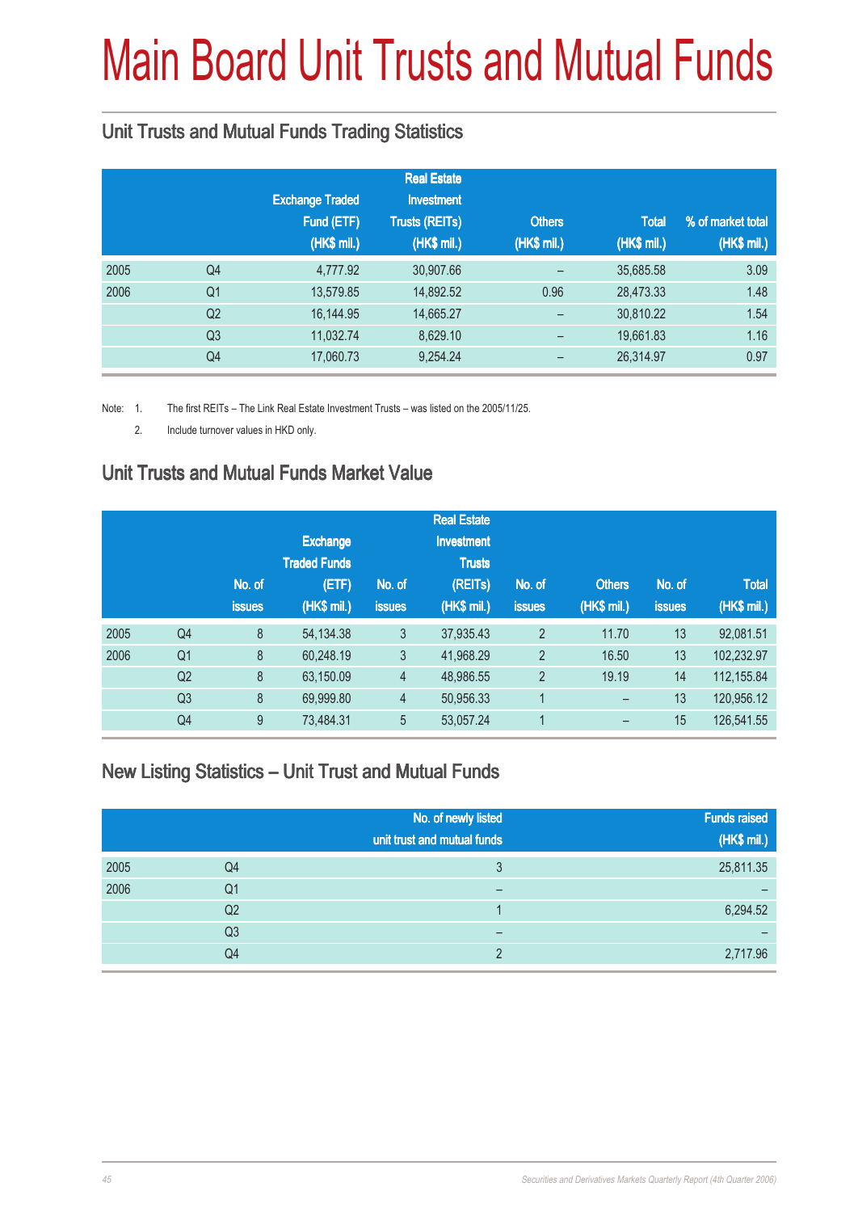# Main Board Unit Trusts and Mutual Funds

## Unit Trusts and Mutual Funds Trading Statistics

| | | Exchange Traded Fund (ETF) (HK$ mil.) | Real Estate Investment Trusts (REITs) (HK$ mil.) | Others (HK$ mil.) | Total (HK$ mil.) | % of market total (HK$ mil.) |
|---|---|---|---|---|---|---|
| 2005 | Q4 | 4,777.92 | 30,907.66 | – | 35,685.58 | 3.09 |
| 2006 | Q1 | 13,579.85 | 14,892.52 | 0.96 | 28,473.33 | 1.48 |
| | Q2 | 16,144.95 | 14,665.27 | – | 30,810.22 | 1.54 |
| | Q3 | 11,032.74 | 8,629.10 | – | 19,661.83 | 1.16 |
| | Q4 | 17,060.73 | 9,254.24 | – | 26,314.97 | 0.97 |

Note: 1. The first REITs – The Link Real Estate Investment Trusts – was listed on the 2005/11/25.

2. Include turnover values in HKD only.

## Unit Trusts and Mutual Funds Market Value

| | | No. of issues | Exchange Traded Funds (ETF) (HK$ mil.) | No. of issues | Real Estate Investment Trusts (REITs) (HK$ mil.) | No. of issues | Others (HK$ mil.) | No. of issues | Total (HK$ mil.) |
|---|---|---|---|---|---|---|---|---|---|
| 2005 | Q4 | 8 | 54,134.38 | 3 | 37,935.43 | 2 | 11.70 | 13 | 92,081.51 |
| 2006 | Q1 | 8 | 60,248.19 | 3 | 41,968.29 | 2 | 16.50 | 13 | 102,232.97 |
| | Q2 | 8 | 63,150.09 | 4 | 48,986.55 | 2 | 19.19 | 14 | 112,155.84 |
| | Q3 | 8 | 69,999.80 | 4 | 50,956.33 | 1 | – | 13 | 120,956.12 |
| | Q4 | 9 | 73,484.31 | 5 | 53,057.24 | 1 | – | 15 | 126,541.55 |

## New Listing Statistics – Unit Trust and Mutual Funds

| | | No. of newly listed unit trust and mutual funds | Funds raised (HK$ mil.) |
|---|---|---|---|
| 2005 | Q4 | 3 | 25,811.35 |
| 2006 | Q1 | – | – |
| | Q2 | 1 | 6,294.52 |
| | Q3 | – | – |
| | Q4 | 2 | 2,717.96 |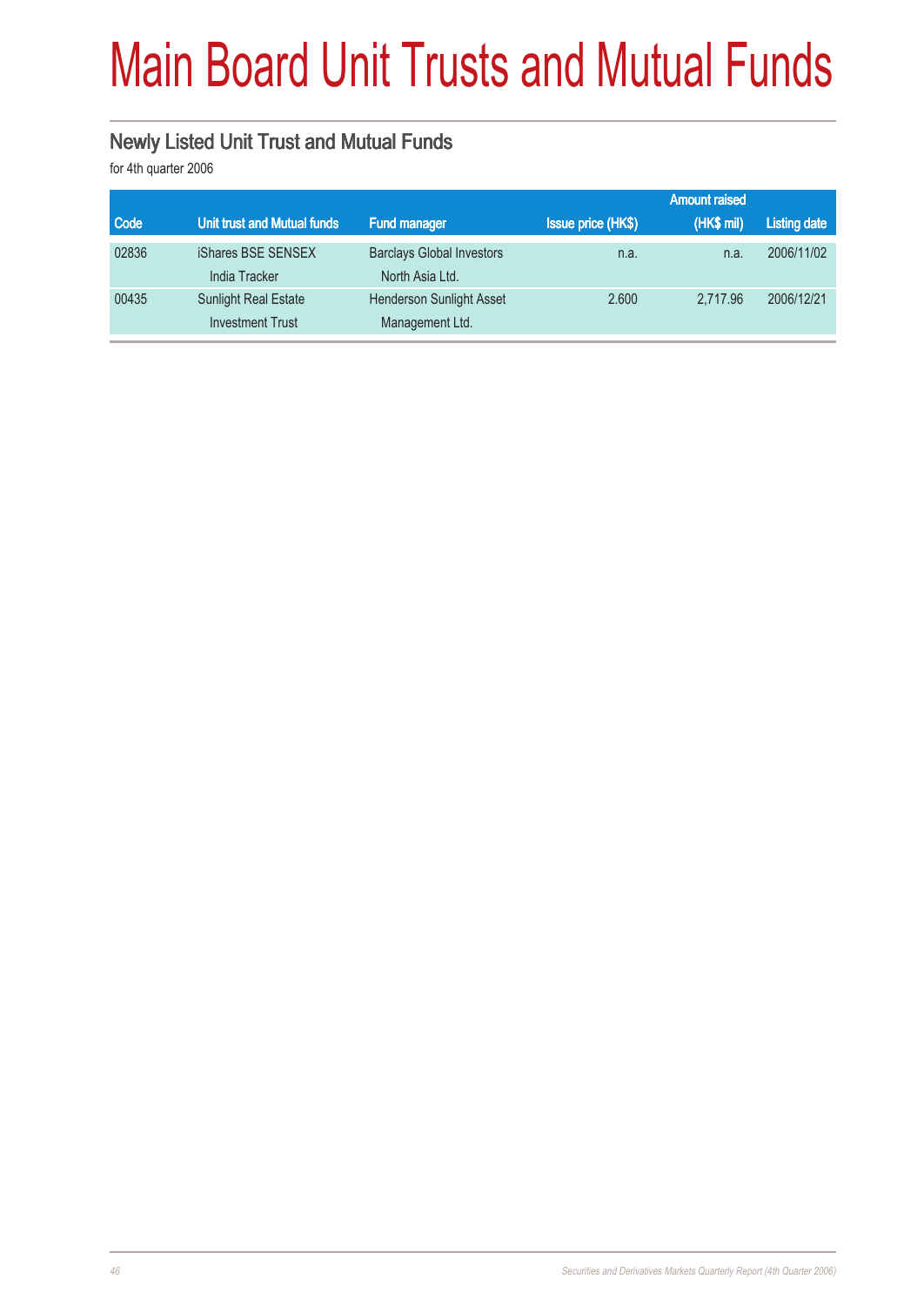# Main Board Unit Trusts and Mutual Funds

## Newly Listed Unit Trust and Mutual Funds

for 4th quarter 2006

| Code | Unit trust and Mutual funds | Fund manager | Issue price (HK$) | Amount raised (HK$ mil) | Listing date |
|---|---|---|---|---|---|
| 02836 | iShares BSE SENSEX India Tracker | Barclays Global Investors North Asia Ltd. | n.a. | n.a. | 2006/11/02 |
| 00435 | Sunlight Real Estate Investment Trust | Henderson Sunlight Asset Management Ltd. | 2.600 | 2,717.96 | 2006/12/21 |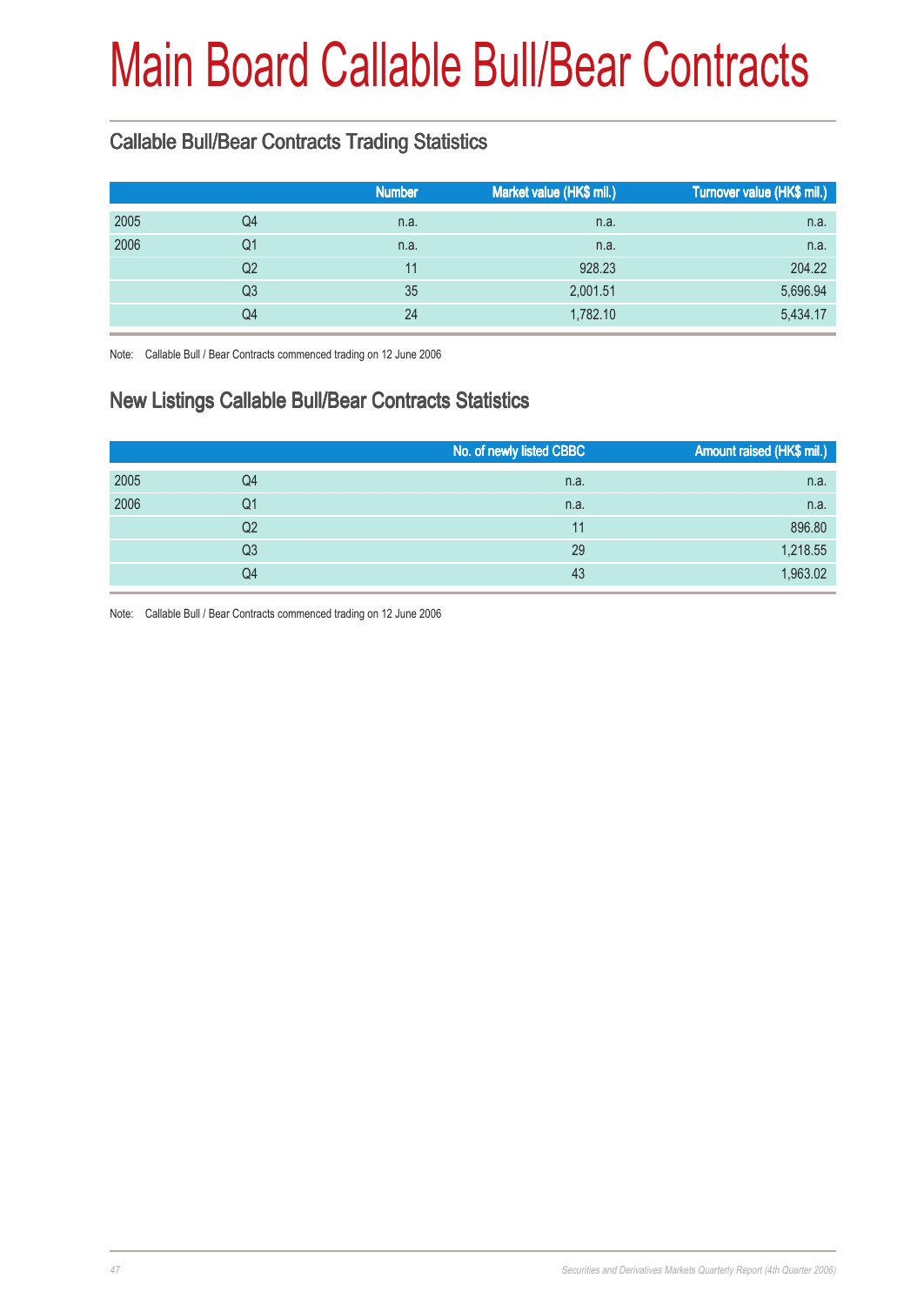# Main Board Callable Bull/Bear Contracts

## Callable Bull/Bear Contracts Trading Statistics

| | | Number | Market value (HK$ mil.) | Turnover value (HK$ mil.) |
|---|---|---|---|---|
| 2005 | Q4 | n.a. | n.a. | n.a. |
| 2006 | Q1 | n.a. | n.a. | n.a. |
| | Q2 | 11 | 928.23 | 204.22 |
| | Q3 | 35 | 2,001.51 | 5,696.94 |
| | Q4 | 24 | 1,782.10 | 5,434.17 |

Note: Callable Bull / Bear Contracts commenced trading on 12 June 2006

## New Listings Callable Bull/Bear Contracts Statistics

| | | No. of newly listed CBBC | Amount raised (HK$ mil.) |
|---|---|---|---|
| 2005 | Q4 | n.a. | n.a. |
| 2006 | Q1 | n.a. | n.a. |
| | Q2 | 11 | 896.80 |
| | Q3 | 29 | 1,218.55 |
| | Q4 | 43 | 1,963.02 |

Note: Callable Bull / Bear Contracts commenced trading on 12 June 2006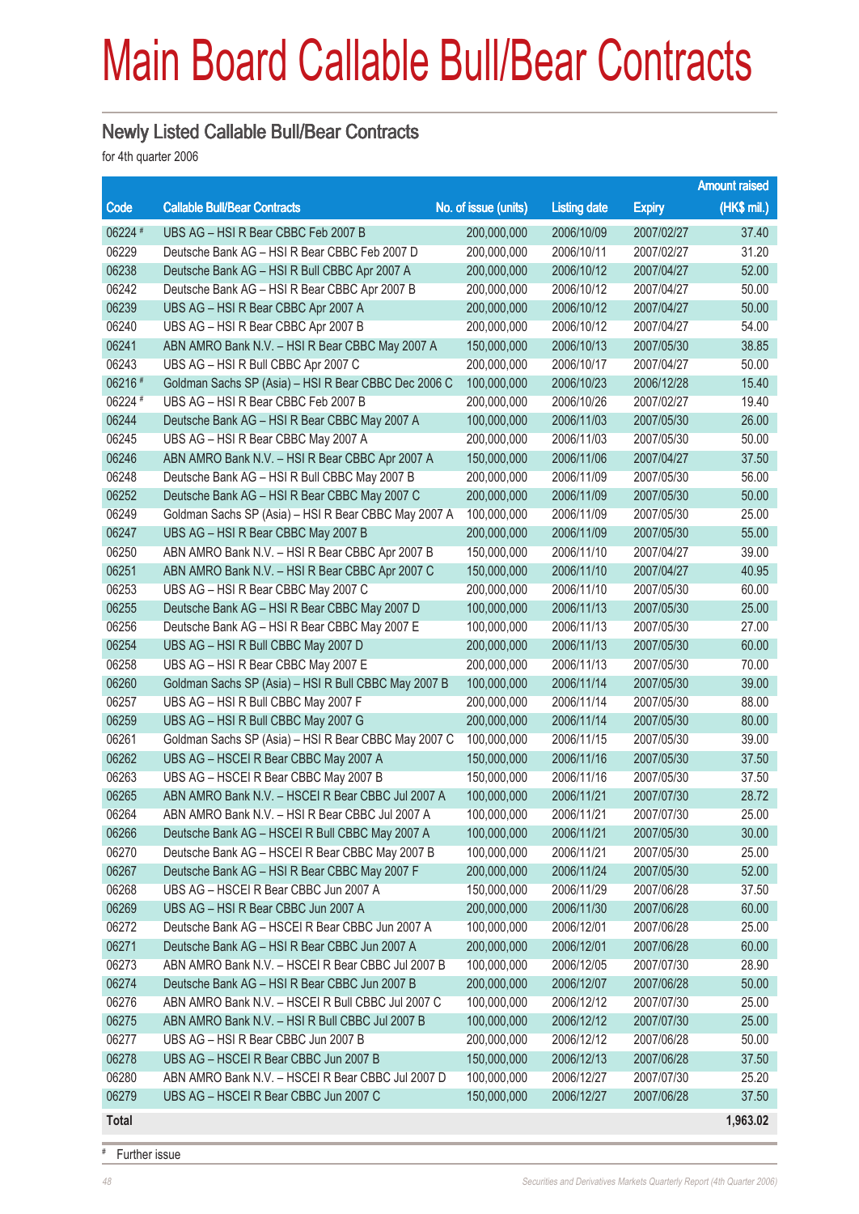# Main Board Callable Bull/Bear Contracts

## Newly Listed Callable Bull/Bear Contracts

for 4th quarter 2006

| Code | Callable Bull/Bear Contracts | No. of issue (units) | Listing date | Expiry | Amount raised (HK$ mil.) |
|---|---|---|---|---|---|
| 06224 # | UBS AG – HSI R Bear CBBC Feb 2007 B | 200,000,000 | 2006/10/09 | 2007/02/27 | 37.40 |
| 06229 | Deutsche Bank AG – HSI R Bear CBBC Feb 2007 D | 200,000,000 | 2006/10/11 | 2007/02/27 | 31.20 |
| 06238 | Deutsche Bank AG – HSI R Bull CBBC Apr 2007 A | 200,000,000 | 2006/10/12 | 2007/04/27 | 52.00 |
| 06242 | Deutsche Bank AG – HSI R Bear CBBC Apr 2007 B | 200,000,000 | 2006/10/12 | 2007/04/27 | 50.00 |
| 06239 | UBS AG – HSI R Bear CBBC Apr 2007 A | 200,000,000 | 2006/10/12 | 2007/04/27 | 50.00 |
| 06240 | UBS AG – HSI R Bear CBBC Apr 2007 B | 200,000,000 | 2006/10/12 | 2007/04/27 | 54.00 |
| 06241 | ABN AMRO Bank N.V. – HSI R Bear CBBC May 2007 A | 150,000,000 | 2006/10/13 | 2007/05/30 | 38.85 |
| 06243 | UBS AG – HSI R Bull CBBC Apr 2007 C | 200,000,000 | 2006/10/17 | 2007/04/27 | 50.00 |
| 06216 # | Goldman Sachs SP (Asia) – HSI R Bear CBBC Dec 2006 C | 100,000,000 | 2006/10/23 | 2006/12/28 | 15.40 |
| 06224 # | UBS AG – HSI R Bear CBBC Feb 2007 B | 200,000,000 | 2006/10/26 | 2007/02/27 | 19.40 |
| 06244 | Deutsche Bank AG – HSI R Bear CBBC May 2007 A | 100,000,000 | 2006/11/03 | 2007/05/30 | 26.00 |
| 06245 | UBS AG – HSI R Bear CBBC May 2007 A | 200,000,000 | 2006/11/03 | 2007/05/30 | 50.00 |
| 06246 | ABN AMRO Bank N.V. – HSI R Bear CBBC Apr 2007 A | 150,000,000 | 2006/11/06 | 2007/04/27 | 37.50 |
| 06248 | Deutsche Bank AG – HSI R Bull CBBC May 2007 B | 200,000,000 | 2006/11/09 | 2007/05/30 | 56.00 |
| 06252 | Deutsche Bank AG – HSI R Bear CBBC May 2007 C | 200,000,000 | 2006/11/09 | 2007/05/30 | 50.00 |
| 06249 | Goldman Sachs SP (Asia) – HSI R Bear CBBC May 2007 A | 100,000,000 | 2006/11/09 | 2007/05/30 | 25.00 |
| 06247 | UBS AG – HSI R Bear CBBC May 2007 B | 200,000,000 | 2006/11/09 | 2007/05/30 | 55.00 |
| 06250 | ABN AMRO Bank N.V. – HSI R Bear CBBC Apr 2007 B | 150,000,000 | 2006/11/10 | 2007/04/27 | 39.00 |
| 06251 | ABN AMRO Bank N.V. – HSI R Bear CBBC Apr 2007 C | 150,000,000 | 2006/11/10 | 2007/04/27 | 40.95 |
| 06253 | UBS AG – HSI R Bear CBBC May 2007 C | 200,000,000 | 2006/11/10 | 2007/05/30 | 60.00 |
| 06255 | Deutsche Bank AG – HSI R Bear CBBC May 2007 D | 100,000,000 | 2006/11/13 | 2007/05/30 | 25.00 |
| 06256 | Deutsche Bank AG – HSI R Bear CBBC May 2007 E | 100,000,000 | 2006/11/13 | 2007/05/30 | 27.00 |
| 06254 | UBS AG – HSI R Bull CBBC May 2007 D | 200,000,000 | 2006/11/13 | 2007/05/30 | 60.00 |
| 06258 | UBS AG – HSI R Bear CBBC May 2007 E | 200,000,000 | 2006/11/13 | 2007/05/30 | 70.00 |
| 06260 | Goldman Sachs SP (Asia) – HSI R Bull CBBC May 2007 B | 100,000,000 | 2006/11/14 | 2007/05/30 | 39.00 |
| 06257 | UBS AG – HSI R Bull CBBC May 2007 F | 200,000,000 | 2006/11/14 | 2007/05/30 | 88.00 |
| 06259 | UBS AG – HSI R Bull CBBC May 2007 G | 200,000,000 | 2006/11/14 | 2007/05/30 | 80.00 |
| 06261 | Goldman Sachs SP (Asia) – HSI R Bear CBBC May 2007 C | 100,000,000 | 2006/11/15 | 2007/05/30 | 39.00 |
| 06262 | UBS AG – HSCEI R Bear CBBC May 2007 A | 150,000,000 | 2006/11/16 | 2007/05/30 | 37.50 |
| 06263 | UBS AG – HSCEI R Bear CBBC May 2007 B | 150,000,000 | 2006/11/16 | 2007/05/30 | 37.50 |
| 06265 | ABN AMRO Bank N.V. – HSCEI R Bear CBBC Jul 2007 A | 100,000,000 | 2006/11/21 | 2007/07/30 | 28.72 |
| 06264 | ABN AMRO Bank N.V. – HSI R Bear CBBC Jul 2007 A | 100,000,000 | 2006/11/21 | 2007/07/30 | 25.00 |
| 06266 | Deutsche Bank AG – HSCEI R Bull CBBC May 2007 A | 100,000,000 | 2006/11/21 | 2007/05/30 | 30.00 |
| 06270 | Deutsche Bank AG – HSCEI R Bear CBBC May 2007 B | 100,000,000 | 2006/11/21 | 2007/05/30 | 25.00 |
| 06267 | Deutsche Bank AG – HSI R Bear CBBC May 2007 F | 200,000,000 | 2006/11/24 | 2007/05/30 | 52.00 |
| 06268 | UBS AG – HSCEI R Bear CBBC Jun 2007 A | 150,000,000 | 2006/11/29 | 2007/06/28 | 37.50 |
| 06269 | UBS AG – HSI R Bear CBBC Jun 2007 A | 200,000,000 | 2006/11/30 | 2007/06/28 | 60.00 |
| 06272 | Deutsche Bank AG – HSCEI R Bear CBBC Jun 2007 A | 100,000,000 | 2006/12/01 | 2007/06/28 | 25.00 |
| 06271 | Deutsche Bank AG – HSI R Bear CBBC Jun 2007 A | 200,000,000 | 2006/12/01 | 2007/06/28 | 60.00 |
| 06273 | ABN AMRO Bank N.V. – HSCEI R Bear CBBC Jul 2007 B | 100,000,000 | 2006/12/05 | 2007/07/30 | 28.90 |
| 06274 | Deutsche Bank AG – HSI R Bear CBBC Jun 2007 B | 200,000,000 | 2006/12/07 | 2007/06/28 | 50.00 |
| 06276 | ABN AMRO Bank N.V. – HSCEI R Bull CBBC Jul 2007 C | 100,000,000 | 2006/12/12 | 2007/07/30 | 25.00 |
| 06275 | ABN AMRO Bank N.V. – HSI R Bull CBBC Jul 2007 B | 100,000,000 | 2006/12/12 | 2007/07/30 | 25.00 |
| 06277 | UBS AG – HSI R Bear CBBC Jun 2007 B | 200,000,000 | 2006/12/12 | 2007/06/28 | 50.00 |
| 06278 | UBS AG – HSCEI R Bear CBBC Jun 2007 B | 150,000,000 | 2006/12/13 | 2007/06/28 | 37.50 |
| 06280 | ABN AMRO Bank N.V. – HSCEI R Bear CBBC Jul 2007 D | 100,000,000 | 2006/12/27 | 2007/07/30 | 25.20 |
| 06279 | UBS AG – HSCEI R Bear CBBC Jun 2007 C | 150,000,000 | 2006/12/27 | 2007/06/28 | 37.50 |
| **Total** | | | | | **1,963.02** |

# Further issue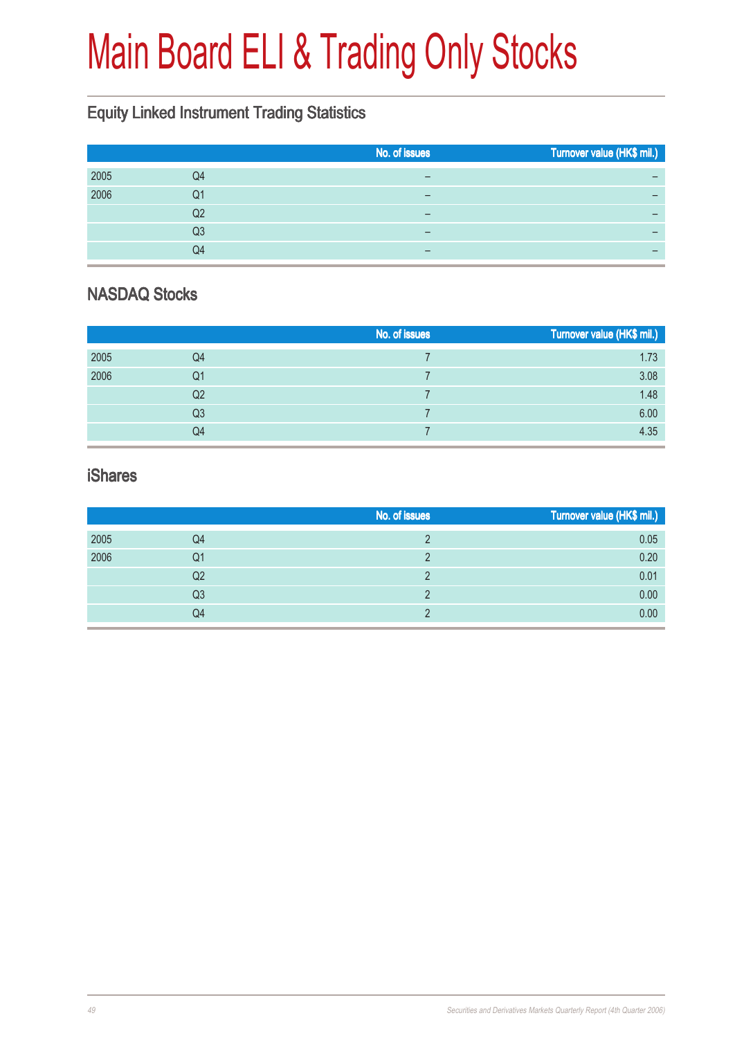# Main Board ELI & Trading Only Stocks

## Equity Linked Instrument Trading Statistics

| | | No. of issues | Turnover value (HK$ mil.) |
|---|---|---|---|
| 2005 | Q4 | – | – |
| 2006 | Q1 | – | – |
| | Q2 | – | – |
| | Q3 | – | – |
| | Q4 | – | – |

## NASDAQ Stocks

| | | No. of issues | Turnover value (HK$ mil.) |
|---|---|---|---|
| 2005 | Q4 | 7 | 1.73 |
| 2006 | Q1 | 7 | 3.08 |
| | Q2 | 7 | 1.48 |
| | Q3 | 7 | 6.00 |
| | Q4 | 7 | 4.35 |

## iShares

| | | No. of issues | Turnover value (HK$ mil.) |
|---|---|---|---|
| 2005 | Q4 | 2 | 0.05 |
| 2006 | Q1 | 2 | 0.20 |
| | Q2 | 2 | 0.01 |
| | Q3 | 2 | 0.00 |
| | Q4 | 2 | 0.00 |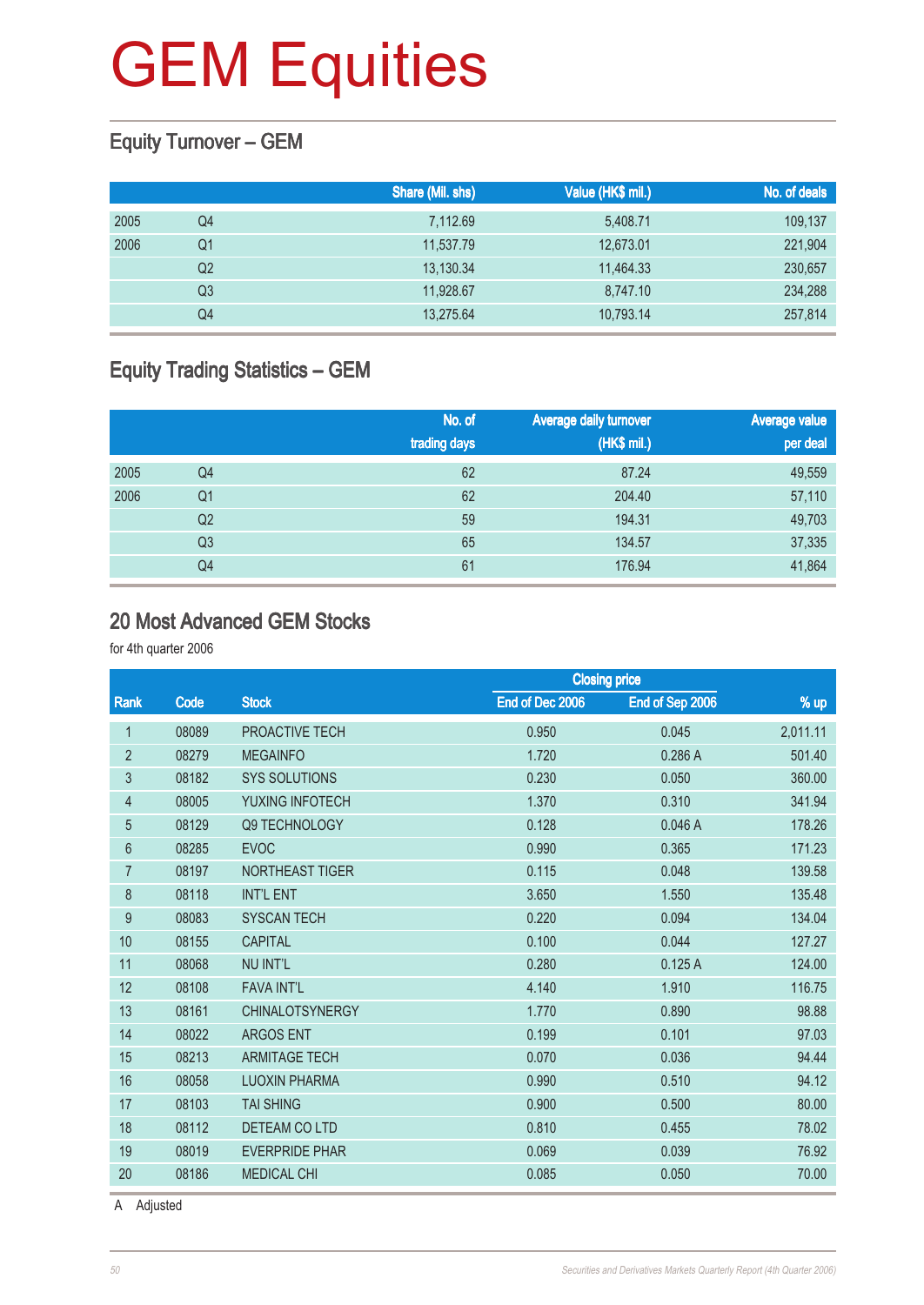# GEM Equities

## Equity Turnover – GEM

| | | Share (Mil. shs) | Value (HK$ mil.) | No. of deals |
|---|---|---|---|---|
| 2005 | Q4 | 7,112.69 | 5,408.71 | 109,137 |
| 2006 | Q1 | 11,537.79 | 12,673.01 | 221,904 |
| | Q2 | 13,130.34 | 11,464.33 | 230,657 |
| | Q3 | 11,928.67 | 8,747.10 | 234,288 |
| | Q4 | 13,275.64 | 10,793.14 | 257,814 |

## Equity Trading Statistics – GEM

| | | No. of trading days | Average daily turnover (HK$ mil.) | Average value per deal |
|---|---|---|---|---|
| 2005 | Q4 | 62 | 87.24 | 49,559 |
| 2006 | Q1 | 62 | 204.40 | 57,110 |
| | Q2 | 59 | 194.31 | 49,703 |
| | Q3 | 65 | 134.57 | 37,335 |
| | Q4 | 61 | 176.94 | 41,864 |

## 20 Most Advanced GEM Stocks

for 4th quarter 2006

| | | | Closing price | | |
|---|---|---|---|---|---|
| Rank | Code | Stock | End of Dec 2006 | End of Sep 2006 | % up |
| 1 | 08089 | PROACTIVE TECH | 0.950 | 0.045 | 2,011.11 |
| 2 | 08279 | MEGAINFO | 1.720 | 0.286 A | 501.40 |
| 3 | 08182 | SYS SOLUTIONS | 0.230 | 0.050 | 360.00 |
| 4 | 08005 | YUXING INFOTECH | 1.370 | 0.310 | 341.94 |
| 5 | 08129 | Q9 TECHNOLOGY | 0.128 | 0.046 A | 178.26 |
| 6 | 08285 | EVOC | 0.990 | 0.365 | 171.23 |
| 7 | 08197 | NORTHEAST TIGER | 0.115 | 0.048 | 139.58 |
| 8 | 08118 | INT'L ENT | 3.650 | 1.550 | 135.48 |
| 9 | 08083 | SYSCAN TECH | 0.220 | 0.094 | 134.04 |
| 10 | 08155 | CAPITAL | 0.100 | 0.044 | 127.27 |
| 11 | 08068 | NU INT'L | 0.280 | 0.125 A | 124.00 |
| 12 | 08108 | FAVA INT'L | 4.140 | 1.910 | 116.75 |
| 13 | 08161 | CHINALOTSYNERGY | 1.770 | 0.890 | 98.88 |
| 14 | 08022 | ARGOS ENT | 0.199 | 0.101 | 97.03 |
| 15 | 08213 | ARMITAGE TECH | 0.070 | 0.036 | 94.44 |
| 16 | 08058 | LUOXIN PHARMA | 0.990 | 0.510 | 94.12 |
| 17 | 08103 | TAI SHING | 0.900 | 0.500 | 80.00 |
| 18 | 08112 | DETEAM CO LTD | 0.810 | 0.455 | 78.02 |
| 19 | 08019 | EVERPRIDE PHAR | 0.069 | 0.039 | 76.92 |
| 20 | 08186 | MEDICAL CHI | 0.085 | 0.050 | 70.00 |

A Adjusted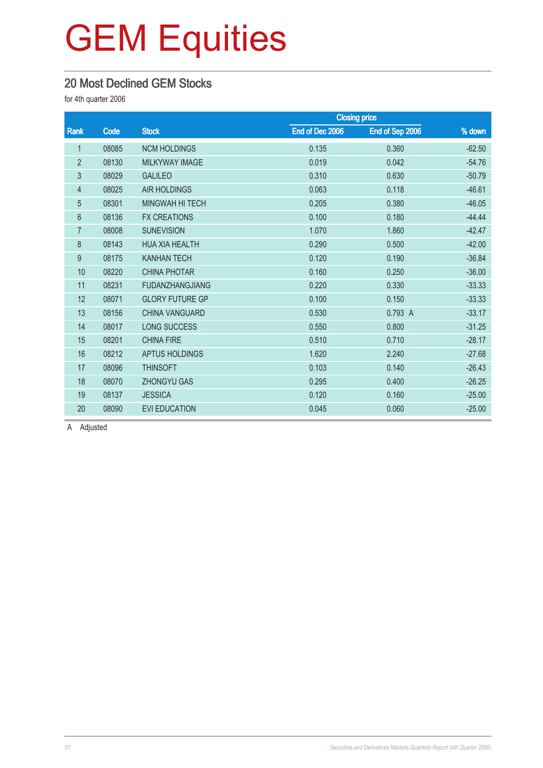# GEM Equities

## 20 Most Declined GEM Stocks

for 4th quarter 2006

| Rank | Code | Stock | Closing price | | % down |
|---|---|---|---|---|---|
| | | | End of Dec 2006 | End of Sep 2006 | |
| 1 | 08085 | NCM HOLDINGS | 0.135 | 0.360 | -62.50 |
| 2 | 08130 | MILKYWAY IMAGE | 0.019 | 0.042 | -54.76 |
| 3 | 08029 | GALILEO | 0.310 | 0.630 | -50.79 |
| 4 | 08025 | AIR HOLDINGS | 0.063 | 0.118 | -46.61 |
| 5 | 08301 | MINGWAH HI TECH | 0.205 | 0.380 | -46.05 |
| 6 | 08136 | FX CREATIONS | 0.100 | 0.180 | -44.44 |
| 7 | 08008 | SUNEVISION | 1.070 | 1.860 | -42.47 |
| 8 | 08143 | HUA XIA HEALTH | 0.290 | 0.500 | -42.00 |
| 9 | 08175 | KANHAN TECH | 0.120 | 0.190 | -36.84 |
| 10 | 08220 | CHINA PHOTAR | 0.160 | 0.250 | -36.00 |
| 11 | 08231 | FUDANZHANGJIANG | 0.220 | 0.330 | -33.33 |
| 12 | 08071 | GLORY FUTURE GP | 0.100 | 0.150 | -33.33 |
| 13 | 08156 | CHINA VANGUARD | 0.530 | 0.793 A | -33.17 |
| 14 | 08017 | LONG SUCCESS | 0.550 | 0.800 | -31.25 |
| 15 | 08201 | CHINA FIRE | 0.510 | 0.710 | -28.17 |
| 16 | 08212 | APTUS HOLDINGS | 1.620 | 2.240 | -27.68 |
| 17 | 08096 | THINSOFT | 0.103 | 0.140 | -26.43 |
| 18 | 08070 | ZHONGYU GAS | 0.295 | 0.400 | -26.25 |
| 19 | 08137 | JESSICA | 0.120 | 0.160 | -25.00 |
| 20 | 08090 | EVI EDUCATION | 0.045 | 0.060 | -25.00 |

A Adjusted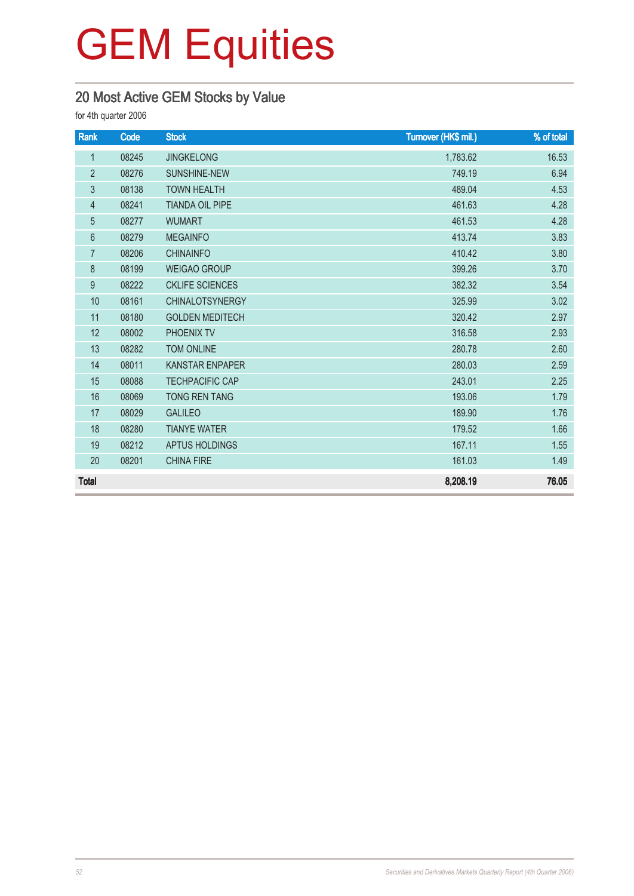# GEM Equities

## 20 Most Active GEM Stocks by Value

for 4th quarter 2006

| Rank | Code | Stock | Turnover (HK$ mil.) | % of total |
|---|---|---|---|---|
| 1 | 08245 | JINGKELONG | 1,783.62 | 16.53 |
| 2 | 08276 | SUNSHINE-NEW | 749.19 | 6.94 |
| 3 | 08138 | TOWN HEALTH | 489.04 | 4.53 |
| 4 | 08241 | TIANDA OIL PIPE | 461.63 | 4.28 |
| 5 | 08277 | WUMART | 461.53 | 4.28 |
| 6 | 08279 | MEGAINFO | 413.74 | 3.83 |
| 7 | 08206 | CHINAINFO | 410.42 | 3.80 |
| 8 | 08199 | WEIGAO GROUP | 399.26 | 3.70 |
| 9 | 08222 | CKLIFE SCIENCES | 382.32 | 3.54 |
| 10 | 08161 | CHINALOTSYNERGY | 325.99 | 3.02 |
| 11 | 08180 | GOLDEN MEDITECH | 320.42 | 2.97 |
| 12 | 08002 | PHOENIX TV | 316.58 | 2.93 |
| 13 | 08282 | TOM ONLINE | 280.78 | 2.60 |
| 14 | 08011 | KANSTAR ENPAPER | 280.03 | 2.59 |
| 15 | 08088 | TECHPACIFIC CAP | 243.01 | 2.25 |
| 16 | 08069 | TONG REN TANG | 193.06 | 1.79 |
| 17 | 08029 | GALILEO | 189.90 | 1.76 |
| 18 | 08280 | TIANYE WATER | 179.52 | 1.66 |
| 19 | 08212 | APTUS HOLDINGS | 167.11 | 1.55 |
| 20 | 08201 | CHINA FIRE | 161.03 | 1.49 |
| **Total** | | | **8,208.19** | **76.05** |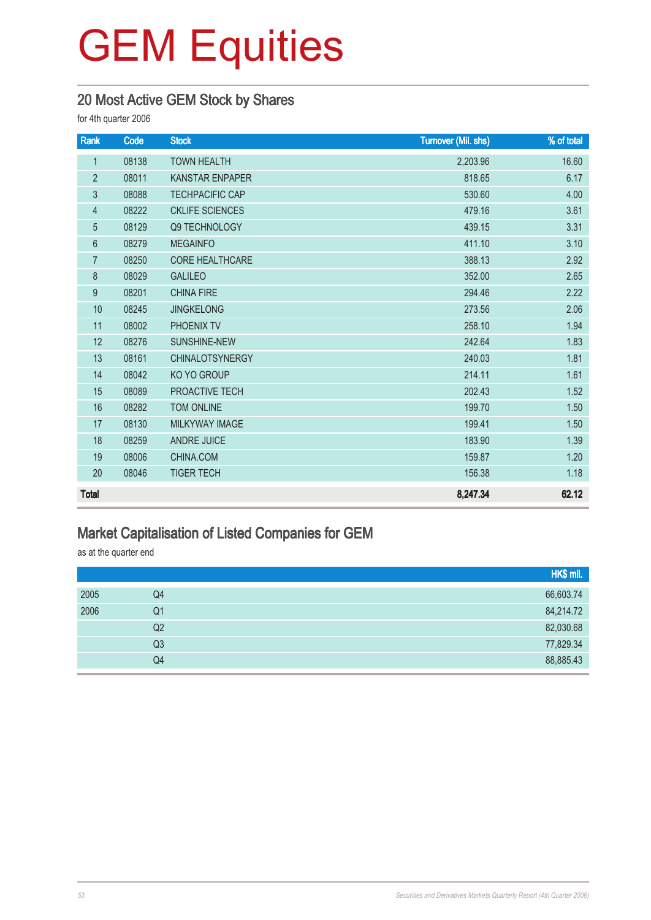# GEM Equities

## 20 Most Active GEM Stock by Shares

for 4th quarter 2006

| Rank | Code | Stock | Turnover (Mil. shs) | % of total |
|---|---|---|---|---|
| 1 | 08138 | TOWN HEALTH | 2,203.96 | 16.60 |
| 2 | 08011 | KANSTAR ENPAPER | 818.65 | 6.17 |
| 3 | 08088 | TECHPACIFIC CAP | 530.60 | 4.00 |
| 4 | 08222 | CKLIFE SCIENCES | 479.16 | 3.61 |
| 5 | 08129 | Q9 TECHNOLOGY | 439.15 | 3.31 |
| 6 | 08279 | MEGAINFO | 411.10 | 3.10 |
| 7 | 08250 | CORE HEALTHCARE | 388.13 | 2.92 |
| 8 | 08029 | GALILEO | 352.00 | 2.65 |
| 9 | 08201 | CHINA FIRE | 294.46 | 2.22 |
| 10 | 08245 | JINGKELONG | 273.56 | 2.06 |
| 11 | 08002 | PHOENIX TV | 258.10 | 1.94 |
| 12 | 08276 | SUNSHINE-NEW | 242.64 | 1.83 |
| 13 | 08161 | CHINALOTSYNERGY | 240.03 | 1.81 |
| 14 | 08042 | KO YO GROUP | 214.11 | 1.61 |
| 15 | 08089 | PROACTIVE TECH | 202.43 | 1.52 |
| 16 | 08282 | TOM ONLINE | 199.70 | 1.50 |
| 17 | 08130 | MILKYWAY IMAGE | 199.41 | 1.50 |
| 18 | 08259 | ANDRE JUICE | 183.90 | 1.39 |
| 19 | 08006 | CHINA.COM | 159.87 | 1.20 |
| 20 | 08046 | TIGER TECH | 156.38 | 1.18 |
| **Total** | | | **8,247.34** | **62.12** |

## Market Capitalisation of Listed Companies for GEM

as at the quarter end

| | | HK$ mil. |
|---|---|---|
| 2005 | Q4 | 66,603.74 |
| 2006 | Q1 | 84,214.72 |
| | Q2 | 82,030.68 |
| | Q3 | 77,829.34 |
| | Q4 | 88,885.43 |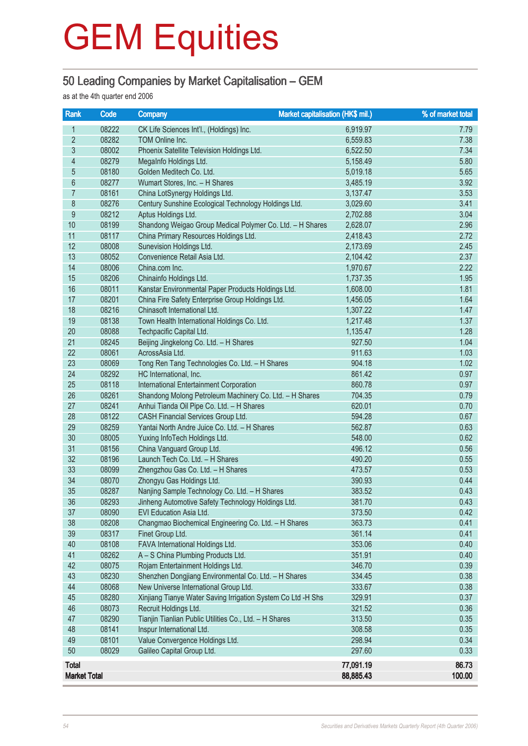# GEM Equities

## 50 Leading Companies by Market Capitalisation – GEM

as at the 4th quarter end 2006

| Rank | Code | Company | Market capitalisation (HK$ mil.) | % of market total |
|---|---|---|---|---|
| 1 | 08222 | CK Life Sciences Int'l., (Holdings) Inc. | 6,919.97 | 7.79 |
| 2 | 08282 | TOM Online Inc. | 6,559.83 | 7.38 |
| 3 | 08002 | Phoenix Satellite Television Holdings Ltd. | 6,522.50 | 7.34 |
| 4 | 08279 | MegaInfo Holdings Ltd. | 5,158.49 | 5.80 |
| 5 | 08180 | Golden Meditech Co. Ltd. | 5,019.18 | 5.65 |
| 6 | 08277 | Wumart Stores, Inc. – H Shares | 3,485.19 | 3.92 |
| 7 | 08161 | China LotSynergy Holdings Ltd. | 3,137.47 | 3.53 |
| 8 | 08276 | Century Sunshine Ecological Technology Holdings Ltd. | 3,029.60 | 3.41 |
| 9 | 08212 | Aptus Holdings Ltd. | 2,702.88 | 3.04 |
| 10 | 08199 | Shandong Weigao Group Medical Polymer Co. Ltd. – H Shares | 2,628.07 | 2.96 |
| 11 | 08117 | China Primary Resources Holdings Ltd. | 2,418.43 | 2.72 |
| 12 | 08008 | Sunevision Holdings Ltd. | 2,173.69 | 2.45 |
| 13 | 08052 | Convenience Retail Asia Ltd. | 2,104.42 | 2.37 |
| 14 | 08006 | China.com Inc. | 1,970.67 | 2.22 |
| 15 | 08206 | Chinainfo Holdings Ltd. | 1,737.35 | 1.95 |
| 16 | 08011 | Kanstar Environmental Paper Products Holdings Ltd. | 1,608.00 | 1.81 |
| 17 | 08201 | China Fire Safety Enterprise Group Holdings Ltd. | 1,456.05 | 1.64 |
| 18 | 08216 | Chinasoft International Ltd. | 1,307.22 | 1.47 |
| 19 | 08138 | Town Health International Holdings Co. Ltd. | 1,217.48 | 1.37 |
| 20 | 08088 | Techpacific Capital Ltd. | 1,135.47 | 1.28 |
| 21 | 08245 | Beijing Jingkelong Co. Ltd. – H Shares | 927.50 | 1.04 |
| 22 | 08061 | AcrossAsia Ltd. | 911.63 | 1.03 |
| 23 | 08069 | Tong Ren Tang Technologies Co. Ltd. – H Shares | 904.18 | 1.02 |
| 24 | 08292 | HC International, Inc. | 861.42 | 0.97 |
| 25 | 08118 | International Entertainment Corporation | 860.78 | 0.97 |
| 26 | 08261 | Shandong Molong Petroleum Machinery Co. Ltd. – H Shares | 704.35 | 0.79 |
| 27 | 08241 | Anhui Tianda Oil Pipe Co. Ltd. – H Shares | 620.01 | 0.70 |
| 28 | 08122 | CASH Financial Services Group Ltd. | 594.28 | 0.67 |
| 29 | 08259 | Yantai North Andre Juice Co. Ltd. – H Shares | 562.87 | 0.63 |
| 30 | 08005 | Yuxing InfoTech Holdings Ltd. | 548.00 | 0.62 |
| 31 | 08156 | China Vanguard Group Ltd. | 496.12 | 0.56 |
| 32 | 08196 | Launch Tech Co. Ltd. – H Shares | 490.20 | 0.55 |
| 33 | 08099 | Zhengzhou Gas Co. Ltd. – H Shares | 473.57 | 0.53 |
| 34 | 08070 | Zhongyu Gas Holdings Ltd. | 390.93 | 0.44 |
| 35 | 08287 | Nanjing Sample Technology Co. Ltd. – H Shares | 383.52 | 0.43 |
| 36 | 08293 | Jinheng Automotive Safety Technology Holdings Ltd. | 381.70 | 0.43 |
| 37 | 08090 | EVI Education Asia Ltd. | 373.50 | 0.42 |
| 38 | 08208 | Changmao Biochemical Engineering Co. Ltd. – H Shares | 363.73 | 0.41 |
| 39 | 08317 | Finet Group Ltd. | 361.14 | 0.41 |
| 40 | 08108 | FAVA International Holdings Ltd. | 353.06 | 0.40 |
| 41 | 08262 | A – S China Plumbing Products Ltd. | 351.91 | 0.40 |
| 42 | 08075 | Rojam Entertainment Holdings Ltd. | 346.70 | 0.39 |
| 43 | 08230 | Shenzhen Dongjiang Environmental Co. Ltd. – H Shares | 334.45 | 0.38 |
| 44 | 08068 | New Universe International Group Ltd. | 333.67 | 0.38 |
| 45 | 08280 | Xinjiang Tianye Water Saving Irrigation System Co Ltd -H Shs | 329.91 | 0.37 |
| 46 | 08073 | Recruit Holdings Ltd. | 321.52 | 0.36 |
| 47 | 08290 | Tianjin Tianlian Public Utilities Co., Ltd. – H Shares | 313.50 | 0.35 |
| 48 | 08141 | Inspur International Ltd. | 308.58 | 0.35 |
| 49 | 08101 | Value Convergence Holdings Ltd. | 298.94 | 0.34 |
| 50 | 08029 | Galileo Capital Group Ltd. | 297.60 | 0.33 |
| **Total** | | | **77,091.19** | **86.73** |
| **Market Total** | | | **88,885.43** | **100.00** |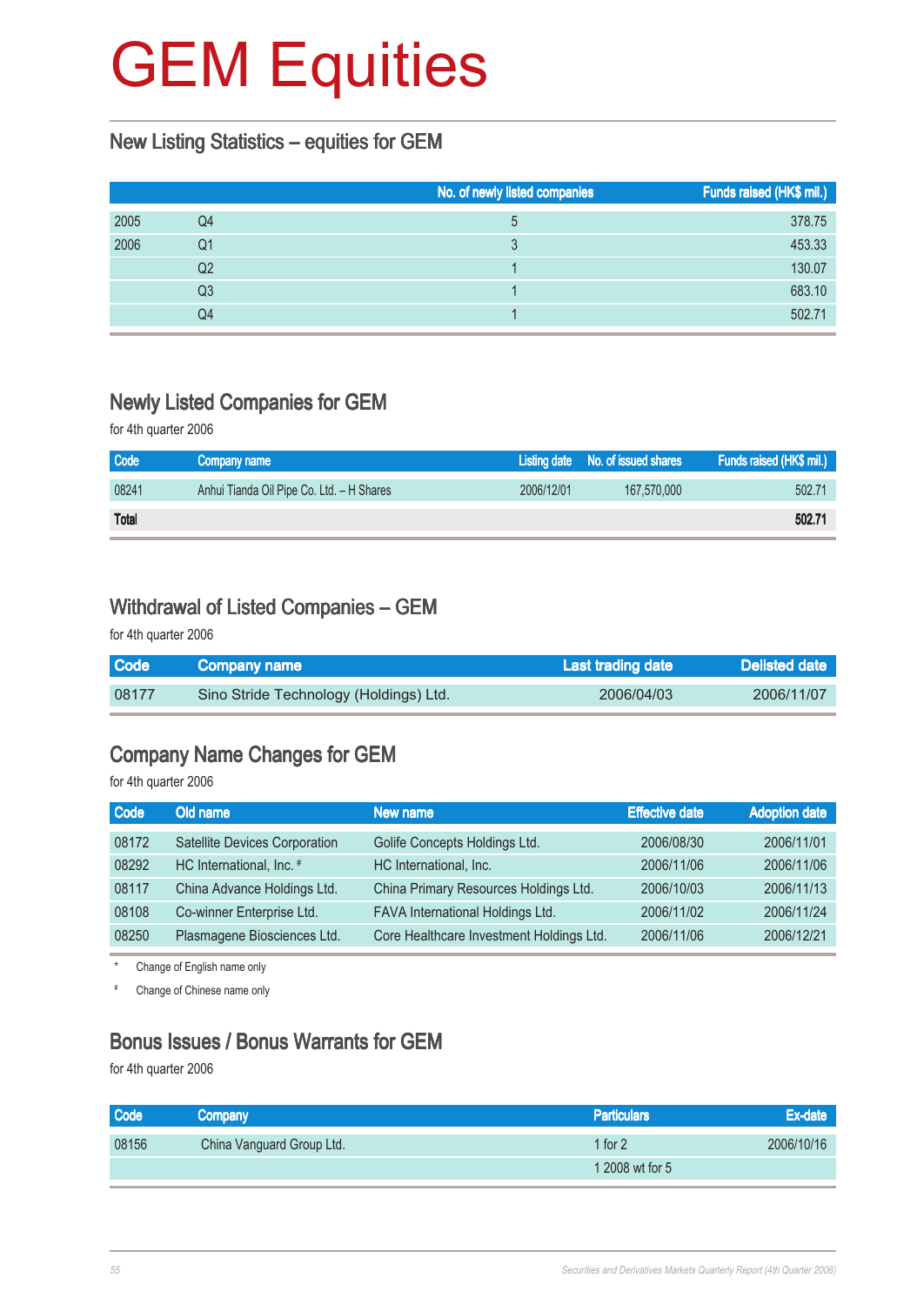# GEM Equities

## New Listing Statistics – equities for GEM

| | | No. of newly listed companies | Funds raised (HK$ mil.) |
|---|---|---|---|
| 2005 | Q4 | 5 | 378.75 |
| 2006 | Q1 | 3 | 453.33 |
| | Q2 | 1 | 130.07 |
| | Q3 | 1 | 683.10 |
| | Q4 | 1 | 502.71 |

## Newly Listed Companies for GEM

for 4th quarter 2006

| Code | Company name | Listing date | No. of issued shares | Funds raised (HK$ mil.) |
|---|---|---|---|---|
| 08241 | Anhui Tianda Oil Pipe Co. Ltd. – H Shares | 2006/12/01 | 167,570,000 | 502.71 |
| **Total** | | | | **502.71** |

## Withdrawal of Listed Companies – GEM

for 4th quarter 2006

| Code | Company name | Last trading date | Delisted date |
|---|---|---|---|
| 08177 | Sino Stride Technology (Holdings) Ltd. | 2006/04/03 | 2006/11/07 |

## Company Name Changes for GEM

for 4th quarter 2006

| Code | Old name | New name | Effective date | Adoption date |
|---|---|---|---|---|
| 08172 | Satellite Devices Corporation | Golife Concepts Holdings Ltd. | 2006/08/30 | 2006/11/01 |
| 08292 | HC International, Inc. # | HC International, Inc. | 2006/11/06 | 2006/11/06 |
| 08117 | China Advance Holdings Ltd. | China Primary Resources Holdings Ltd. | 2006/10/03 | 2006/11/13 |
| 08108 | Co-winner Enterprise Ltd. | FAVA International Holdings Ltd. | 2006/11/02 | 2006/11/24 |
| 08250 | Plasmagene Biosciences Ltd. | Core Healthcare Investment Holdings Ltd. | 2006/11/06 | 2006/12/21 |

\* Change of English name only

\# Change of Chinese name only

## Bonus Issues / Bonus Warrants for GEM

for 4th quarter 2006

| Code | Company | Particulars | Ex-date |
|---|---|---|---|
| 08156 | China Vanguard Group Ltd. | 1 for 2 | 2006/10/16 |
| | | 1 2008 wt for 5 | |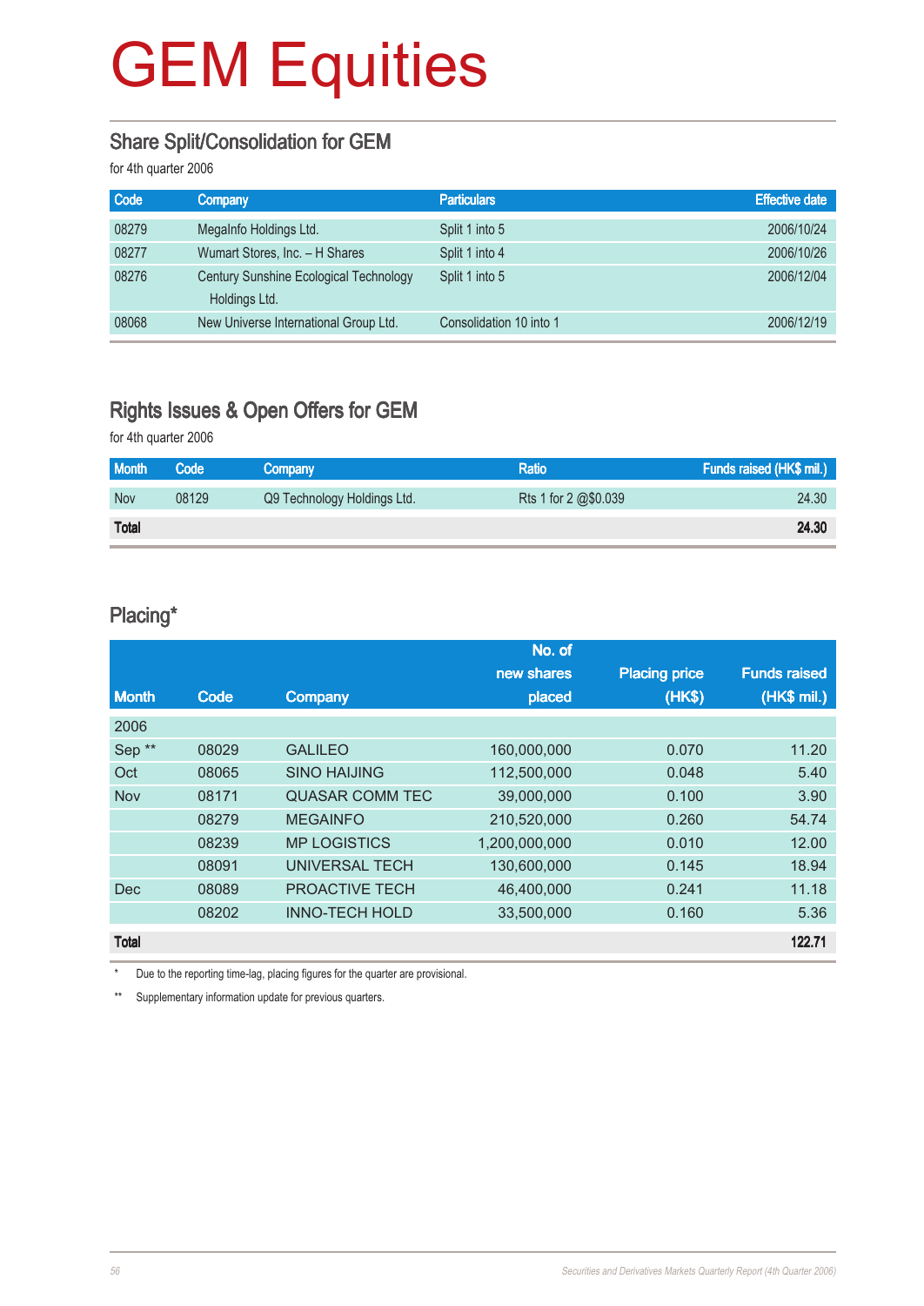# GEM Equities

## Share Split/Consolidation for GEM

for 4th quarter 2006

| Code | Company | Particulars | Effective date |
|---|---|---|---|
| 08279 | MegaInfo Holdings Ltd. | Split 1 into 5 | 2006/10/24 |
| 08277 | Wumart Stores, Inc. – H Shares | Split 1 into 4 | 2006/10/26 |
| 08276 | Century Sunshine Ecological Technology Holdings Ltd. | Split 1 into 5 | 2006/12/04 |
| 08068 | New Universe International Group Ltd. | Consolidation 10 into 1 | 2006/12/19 |

## Rights Issues & Open Offers for GEM

for 4th quarter 2006

| Month | Code | Company | Ratio | Funds raised (HK$ mil.) |
|---|---|---|---|---|
| Nov | 08129 | Q9 Technology Holdings Ltd. | Rts 1 for 2 @$0.039 | 24.30 |
| **Total** | | | | **24.30** |

## Placing*

| Month | Code | Company | No. of new shares placed | Placing price (HK$) | Funds raised (HK$ mil.) |
|---|---|---|---|---|---|
| 2006 | | | | | |
| Sep ** | 08029 | GALILEO | 160,000,000 | 0.070 | 11.20 |
| Oct | 08065 | SINO HAIJING | 112,500,000 | 0.048 | 5.40 |
| Nov | 08171 | QUASAR COMM TEC | 39,000,000 | 0.100 | 3.90 |
| | 08279 | MEGAINFO | 210,520,000 | 0.260 | 54.74 |
| | 08239 | MP LOGISTICS | 1,200,000,000 | 0.010 | 12.00 |
| | 08091 | UNIVERSAL TECH | 130,600,000 | 0.145 | 18.94 |
| Dec | 08089 | PROACTIVE TECH | 46,400,000 | 0.241 | 11.18 |
| | 08202 | INNO-TECH HOLD | 33,500,000 | 0.160 | 5.36 |
| **Total** | | | | | **122.71** |

\* Due to the reporting time-lag, placing figures for the quarter are provisional.

** Supplementary information update for previous quarters.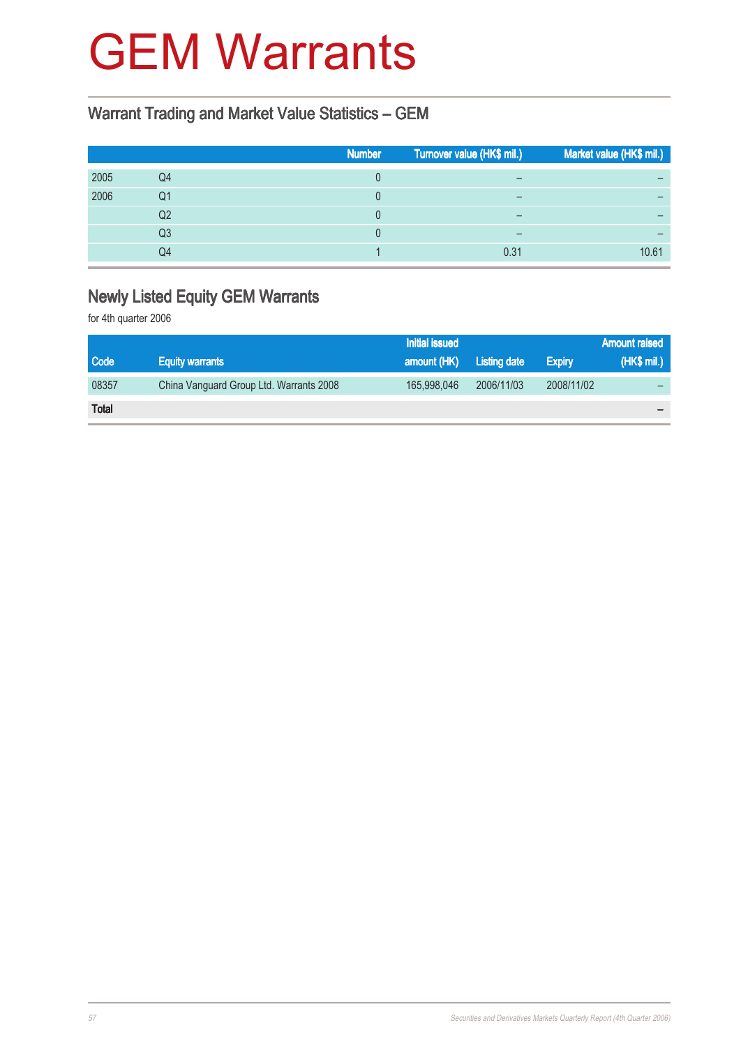# GEM Warrants

## Warrant Trading and Market Value Statistics – GEM

| | | Number | Turnover value (HK$ mil.) | Market value (HK$ mil.) |
|---|---|---|---|---|
| 2005 | Q4 | 0 | – | – |
| 2006 | Q1 | 0 | – | – |
| | Q2 | 0 | – | – |
| | Q3 | 0 | – | – |
| | Q4 | 1 | 0.31 | 10.61 |

## Newly Listed Equity GEM Warrants

for 4th quarter 2006

| Code | Equity warrants | Initial issued amount (HK) | Listing date | Expiry | Amount raised (HK$ mil.) |
|---|---|---|---|---|---|
| 08357 | China Vanguard Group Ltd. Warrants 2008 | 165,998,046 | 2006/11/03 | 2008/11/02 | – |
| **Total** | | | | | – |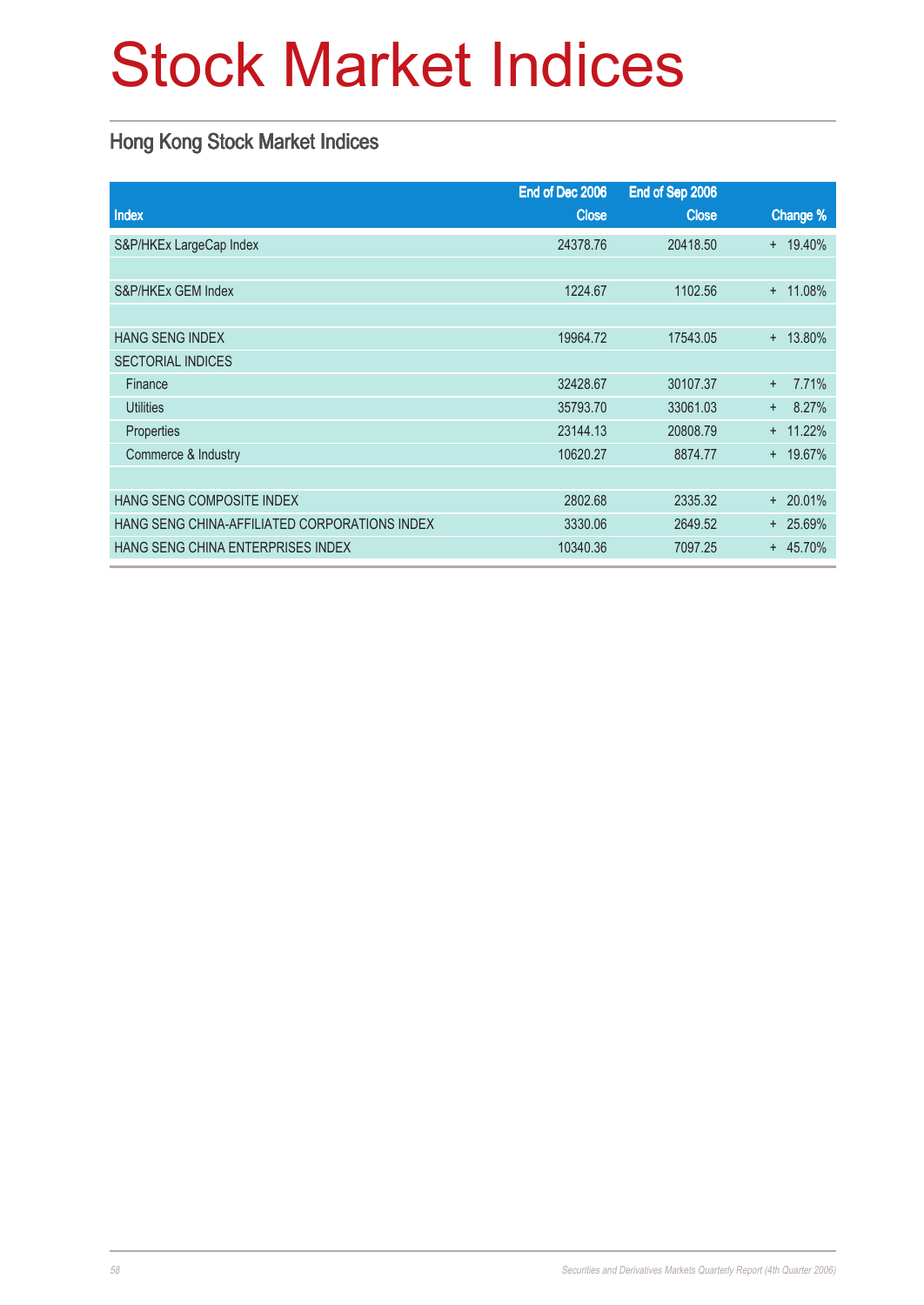# Stock Market Indices

## Hong Kong Stock Market Indices

| Index | End of Dec 2006 Close | End of Sep 2006 Close | Change % |
|---|---|---|---|
| S&P/HKEx LargeCap Index | 24378.76 | 20418.50 | + 19.40% |
| | | | |
| S&P/HKEx GEM Index | 1224.67 | 1102.56 | + 11.08% |
| | | | |
| HANG SENG INDEX | 19964.72 | 17543.05 | + 13.80% |
| SECTORIAL INDICES | | | |
| Finance | 32428.67 | 30107.37 | + 7.71% |
| Utilities | 35793.70 | 33061.03 | + 8.27% |
| Properties | 23144.13 | 20808.79 | + 11.22% |
| Commerce & Industry | 10620.27 | 8874.77 | + 19.67% |
| | | | |
| HANG SENG COMPOSITE INDEX | 2802.68 | 2335.32 | + 20.01% |
| HANG SENG CHINA-AFFILIATED CORPORATIONS INDEX | 3330.06 | 2649.52 | + 25.69% |
| HANG SENG CHINA ENTERPRISES INDEX | 10340.36 | 7097.25 | + 45.70% |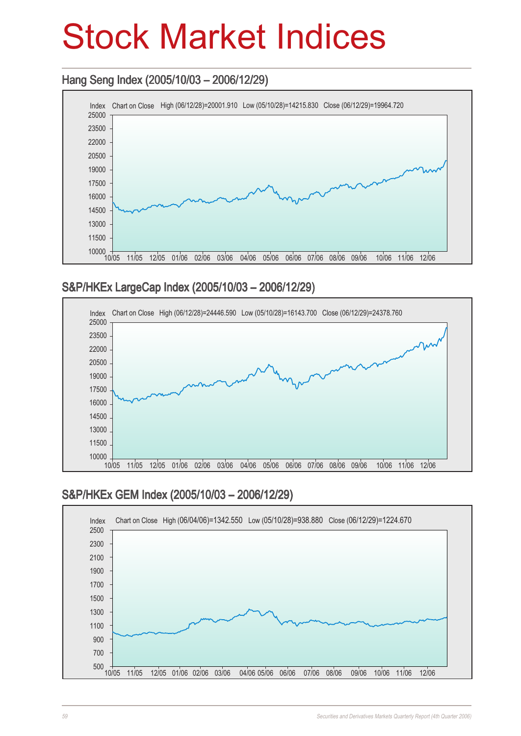# Stock Market Indices

## Hang Seng Index (2005/10/03 – 2006/12/29)

Index Chart on Close High (06/12/28)=20001.910 Low (05/10/28)=14215.830 Close (06/12/29)=19964.720

## S&P/HKEx LargeCap Index (2005/10/03 – 2006/12/29)

Index Chart on Close High (06/12/28)=24446.590 Low (05/10/28)=16143.700 Close (06/12/29)=24378.760

## S&P/HKEx GEM Index (2005/10/03 – 2006/12/29)

Index Chart on Close High (06/04/06)=1342.550 Low (05/10/28)=938.880 Close (06/12/29)=1224.670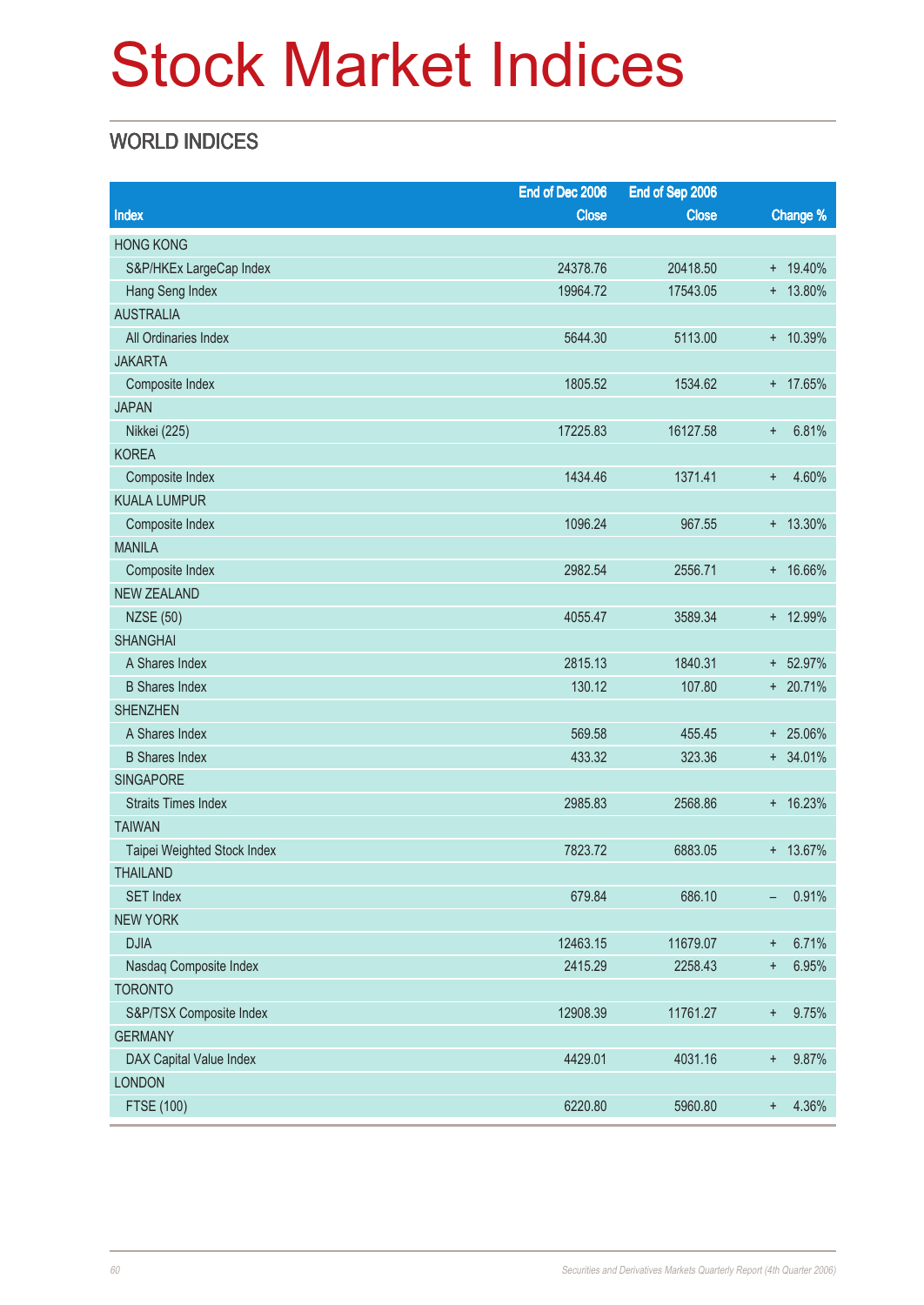# Stock Market Indices

## WORLD INDICES

| Index | End of Dec 2006 Close | End of Sep 2006 Close | Change % |
|---|---|---|---|
| HONG KONG | | | |
| S&P/HKEx LargeCap Index | 24378.76 | 20418.50 | + 19.40% |
| Hang Seng Index | 19964.72 | 17543.05 | + 13.80% |
| AUSTRALIA | | | |
| All Ordinaries Index | 5644.30 | 5113.00 | + 10.39% |
| JAKARTA | | | |
| Composite Index | 1805.52 | 1534.62 | + 17.65% |
| JAPAN | | | |
| Nikkei (225) | 17225.83 | 16127.58 | + 6.81% |
| KOREA | | | |
| Composite Index | 1434.46 | 1371.41 | + 4.60% |
| KUALA LUMPUR | | | |
| Composite Index | 1096.24 | 967.55 | + 13.30% |
| MANILA | | | |
| Composite Index | 2982.54 | 2556.71 | + 16.66% |
| NEW ZEALAND | | | |
| NZSE (50) | 4055.47 | 3589.34 | + 12.99% |
| SHANGHAI | | | |
| A Shares Index | 2815.13 | 1840.31 | + 52.97% |
| B Shares Index | 130.12 | 107.80 | + 20.71% |
| SHENZHEN | | | |
| A Shares Index | 569.58 | 455.45 | + 25.06% |
| B Shares Index | 433.32 | 323.36 | + 34.01% |
| SINGAPORE | | | |
| Straits Times Index | 2985.83 | 2568.86 | + 16.23% |
| TAIWAN | | | |
| Taipei Weighted Stock Index | 7823.72 | 6883.05 | + 13.67% |
| THAILAND | | | |
| SET Index | 679.84 | 686.10 | – 0.91% |
| NEW YORK | | | |
| DJIA | 12463.15 | 11679.07 | + 6.71% |
| Nasdaq Composite Index | 2415.29 | 2258.43 | + 6.95% |
| TORONTO | | | |
| S&P/TSX Composite Index | 12908.39 | 11761.27 | + 9.75% |
| GERMANY | | | |
| DAX Capital Value Index | 4429.01 | 4031.16 | + 9.87% |
| LONDON | | | |
| FTSE (100) | 6220.80 | 5960.80 | + 4.36% |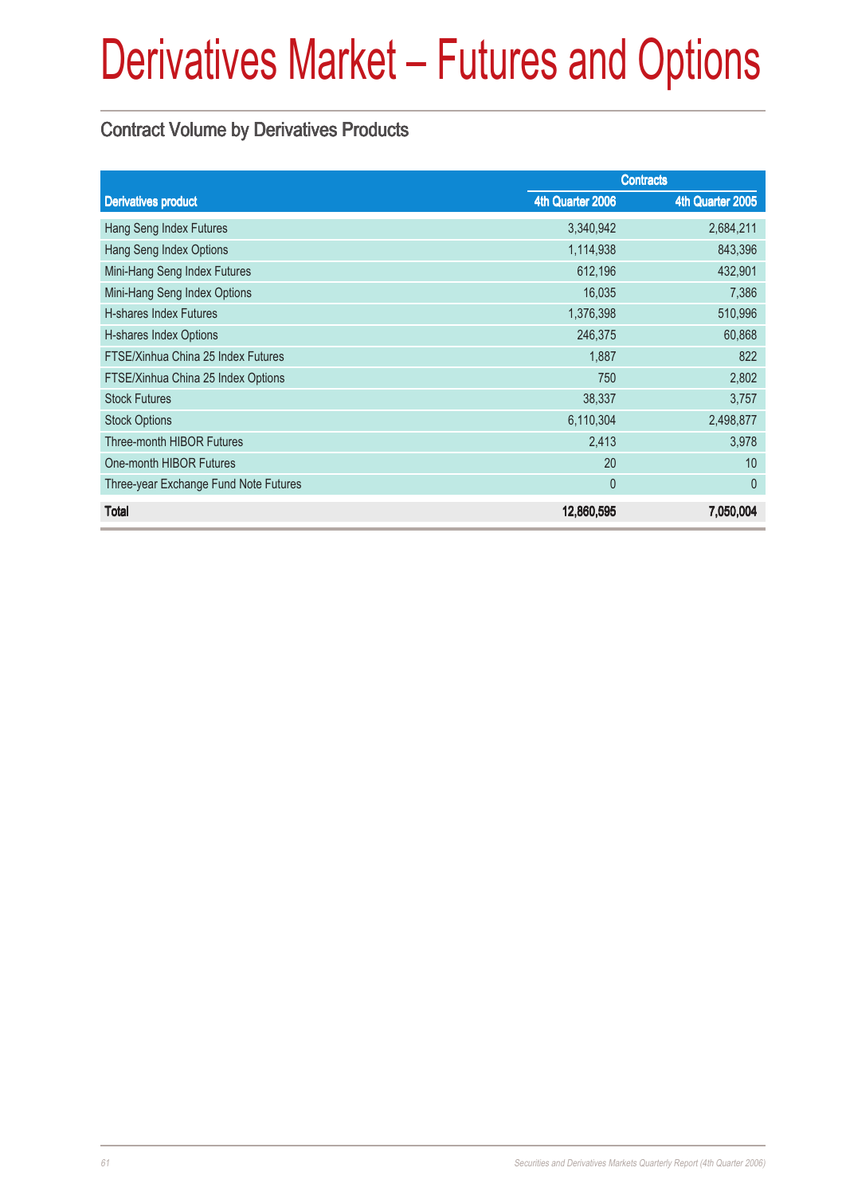# Derivatives Market – Futures and Options

## Contract Volume by Derivatives Products

| Derivatives product | Contracts | |
|---|---|---|
| | 4th Quarter 2006 | 4th Quarter 2005 |
| Hang Seng Index Futures | 3,340,942 | 2,684,211 |
| Hang Seng Index Options | 1,114,938 | 843,396 |
| Mini-Hang Seng Index Futures | 612,196 | 432,901 |
| Mini-Hang Seng Index Options | 16,035 | 7,386 |
| H-shares Index Futures | 1,376,398 | 510,996 |
| H-shares Index Options | 246,375 | 60,868 |
| FTSE/Xinhua China 25 Index Futures | 1,887 | 822 |
| FTSE/Xinhua China 25 Index Options | 750 | 2,802 |
| Stock Futures | 38,337 | 3,757 |
| Stock Options | 6,110,304 | 2,498,877 |
| Three-month HIBOR Futures | 2,413 | 3,978 |
| One-month HIBOR Futures | 20 | 10 |
| Three-year Exchange Fund Note Futures | 0 | 0 |
| **Total** | **12,860,595** | **7,050,004** |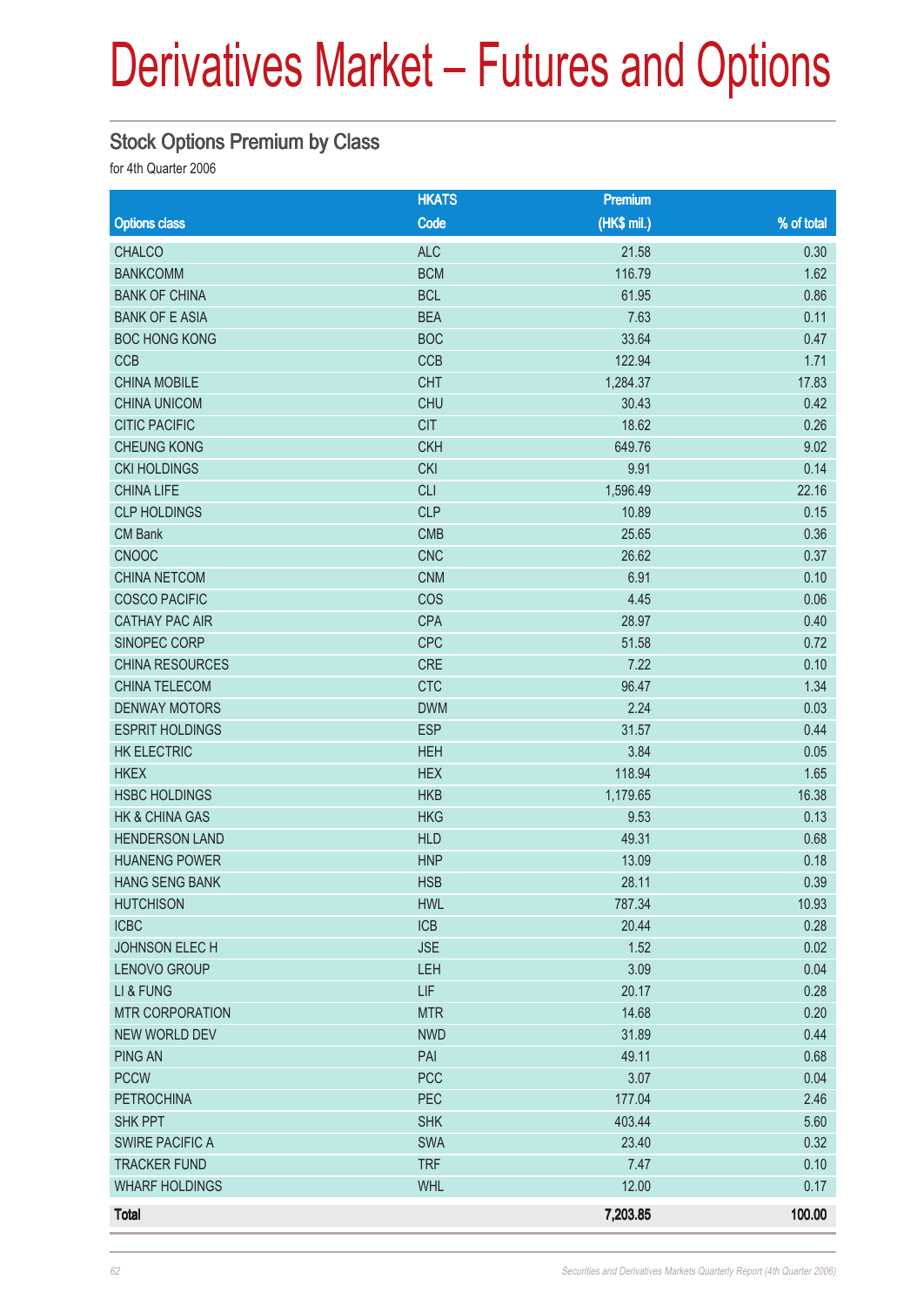# Derivatives Market – Futures and Options

## Stock Options Premium by Class

for 4th Quarter 2006

| Options class | HKATS Code | Premium (HK$ mil.) | % of total |
|---|---|---|---|
| CHALCO | ALC | 21.58 | 0.30 |
| BANKCOMM | BCM | 116.79 | 1.62 |
| BANK OF CHINA | BCL | 61.95 | 0.86 |
| BANK OF E ASIA | BEA | 7.63 | 0.11 |
| BOC HONG KONG | BOC | 33.64 | 0.47 |
| CCB | CCB | 122.94 | 1.71 |
| CHINA MOBILE | CHT | 1,284.37 | 17.83 |
| CHINA UNICOM | CHU | 30.43 | 0.42 |
| CITIC PACIFIC | CIT | 18.62 | 0.26 |
| CHEUNG KONG | CKH | 649.76 | 9.02 |
| CKI HOLDINGS | CKI | 9.91 | 0.14 |
| CHINA LIFE | CLI | 1,596.49 | 22.16 |
| CLP HOLDINGS | CLP | 10.89 | 0.15 |
| CM Bank | CMB | 25.65 | 0.36 |
| CNOOC | CNC | 26.62 | 0.37 |
| CHINA NETCOM | CNM | 6.91 | 0.10 |
| COSCO PACIFIC | COS | 4.45 | 0.06 |
| CATHAY PAC AIR | CPA | 28.97 | 0.40 |
| SINOPEC CORP | CPC | 51.58 | 0.72 |
| CHINA RESOURCES | CRE | 7.22 | 0.10 |
| CHINA TELECOM | CTC | 96.47 | 1.34 |
| DENWAY MOTORS | DWM | 2.24 | 0.03 |
| ESPRIT HOLDINGS | ESP | 31.57 | 0.44 |
| HK ELECTRIC | HEH | 3.84 | 0.05 |
| HKEX | HEX | 118.94 | 1.65 |
| HSBC HOLDINGS | HKB | 1,179.65 | 16.38 |
| HK & CHINA GAS | HKG | 9.53 | 0.13 |
| HENDERSON LAND | HLD | 49.31 | 0.68 |
| HUANENG POWER | HNP | 13.09 | 0.18 |
| HANG SENG BANK | HSB | 28.11 | 0.39 |
| HUTCHISON | HWL | 787.34 | 10.93 |
| ICBC | ICB | 20.44 | 0.28 |
| JOHNSON ELEC H | JSE | 1.52 | 0.02 |
| LENOVO GROUP | LEH | 3.09 | 0.04 |
| LI & FUNG | LIF | 20.17 | 0.28 |
| MTR CORPORATION | MTR | 14.68 | 0.20 |
| NEW WORLD DEV | NWD | 31.89 | 0.44 |
| PING AN | PAI | 49.11 | 0.68 |
| PCCW | PCC | 3.07 | 0.04 |
| PETROCHINA | PEC | 177.04 | 2.46 |
| SHK PPT | SHK | 403.44 | 5.60 |
| SWIRE PACIFIC A | SWA | 23.40 | 0.32 |
| TRACKER FUND | TRF | 7.47 | 0.10 |
| WHARF HOLDINGS | WHL | 12.00 | 0.17 |
| **Total** | | **7,203.85** | **100.00** |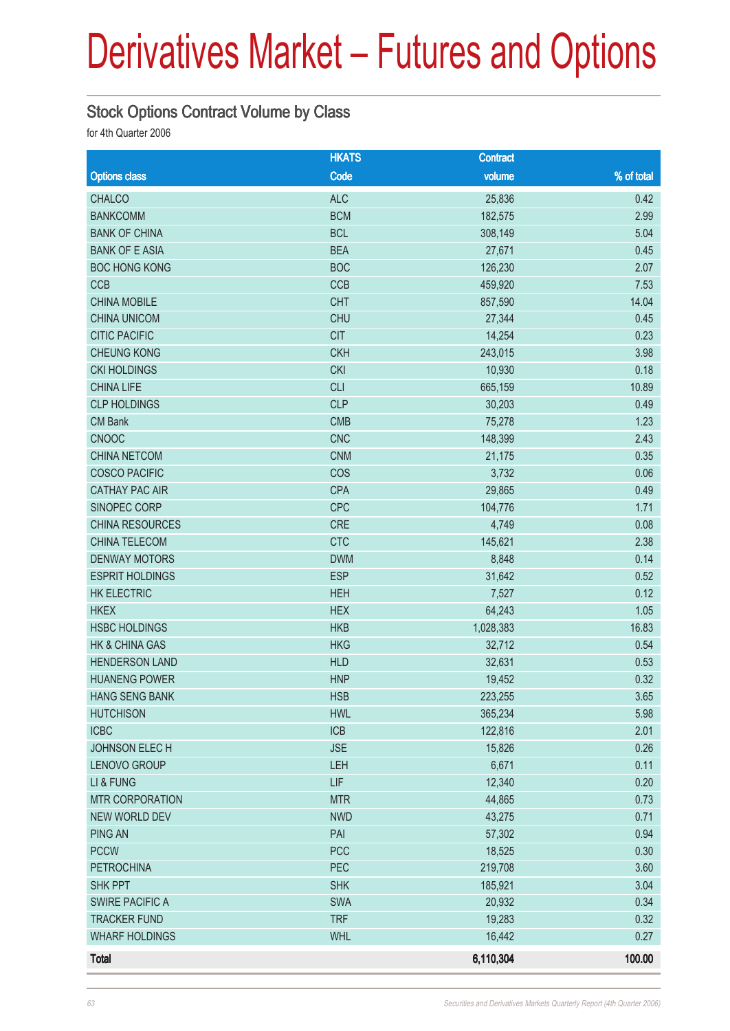# Derivatives Market – Futures and Options

## Stock Options Contract Volume by Class

for 4th Quarter 2006

| Options class | HKATS Code | Contract volume | % of total |
|---|---|---|---|
| CHALCO | ALC | 25,836 | 0.42 |
| BANKCOMM | BCM | 182,575 | 2.99 |
| BANK OF CHINA | BCL | 308,149 | 5.04 |
| BANK OF E ASIA | BEA | 27,671 | 0.45 |
| BOC HONG KONG | BOC | 126,230 | 2.07 |
| CCB | CCB | 459,920 | 7.53 |
| CHINA MOBILE | CHT | 857,590 | 14.04 |
| CHINA UNICOM | CHU | 27,344 | 0.45 |
| CITIC PACIFIC | CIT | 14,254 | 0.23 |
| CHEUNG KONG | CKH | 243,015 | 3.98 |
| CKI HOLDINGS | CKI | 10,930 | 0.18 |
| CHINA LIFE | CLI | 665,159 | 10.89 |
| CLP HOLDINGS | CLP | 30,203 | 0.49 |
| CM Bank | CMB | 75,278 | 1.23 |
| CNOOC | CNC | 148,399 | 2.43 |
| CHINA NETCOM | CNM | 21,175 | 0.35 |
| COSCO PACIFIC | COS | 3,732 | 0.06 |
| CATHAY PAC AIR | CPA | 29,865 | 0.49 |
| SINOPEC CORP | CPC | 104,776 | 1.71 |
| CHINA RESOURCES | CRE | 4,749 | 0.08 |
| CHINA TELECOM | CTC | 145,621 | 2.38 |
| DENWAY MOTORS | DWM | 8,848 | 0.14 |
| ESPRIT HOLDINGS | ESP | 31,642 | 0.52 |
| HK ELECTRIC | HEH | 7,527 | 0.12 |
| HKEX | HEX | 64,243 | 1.05 |
| HSBC HOLDINGS | HKB | 1,028,383 | 16.83 |
| HK & CHINA GAS | HKG | 32,712 | 0.54 |
| HENDERSON LAND | HLD | 32,631 | 0.53 |
| HUANENG POWER | HNP | 19,452 | 0.32 |
| HANG SENG BANK | HSB | 223,255 | 3.65 |
| HUTCHISON | HWL | 365,234 | 5.98 |
| ICBC | ICB | 122,816 | 2.01 |
| JOHNSON ELEC H | JSE | 15,826 | 0.26 |
| LENOVO GROUP | LEH | 6,671 | 0.11 |
| LI & FUNG | LIF | 12,340 | 0.20 |
| MTR CORPORATION | MTR | 44,865 | 0.73 |
| NEW WORLD DEV | NWD | 43,275 | 0.71 |
| PING AN | PAI | 57,302 | 0.94 |
| PCCW | PCC | 18,525 | 0.30 |
| PETROCHINA | PEC | 219,708 | 3.60 |
| SHK PPT | SHK | 185,921 | 3.04 |
| SWIRE PACIFIC A | SWA | 20,932 | 0.34 |
| TRACKER FUND | TRF | 19,283 | 0.32 |
| WHARF HOLDINGS | WHL | 16,442 | 0.27 |
| **Total** | | **6,110,304** | **100.00** |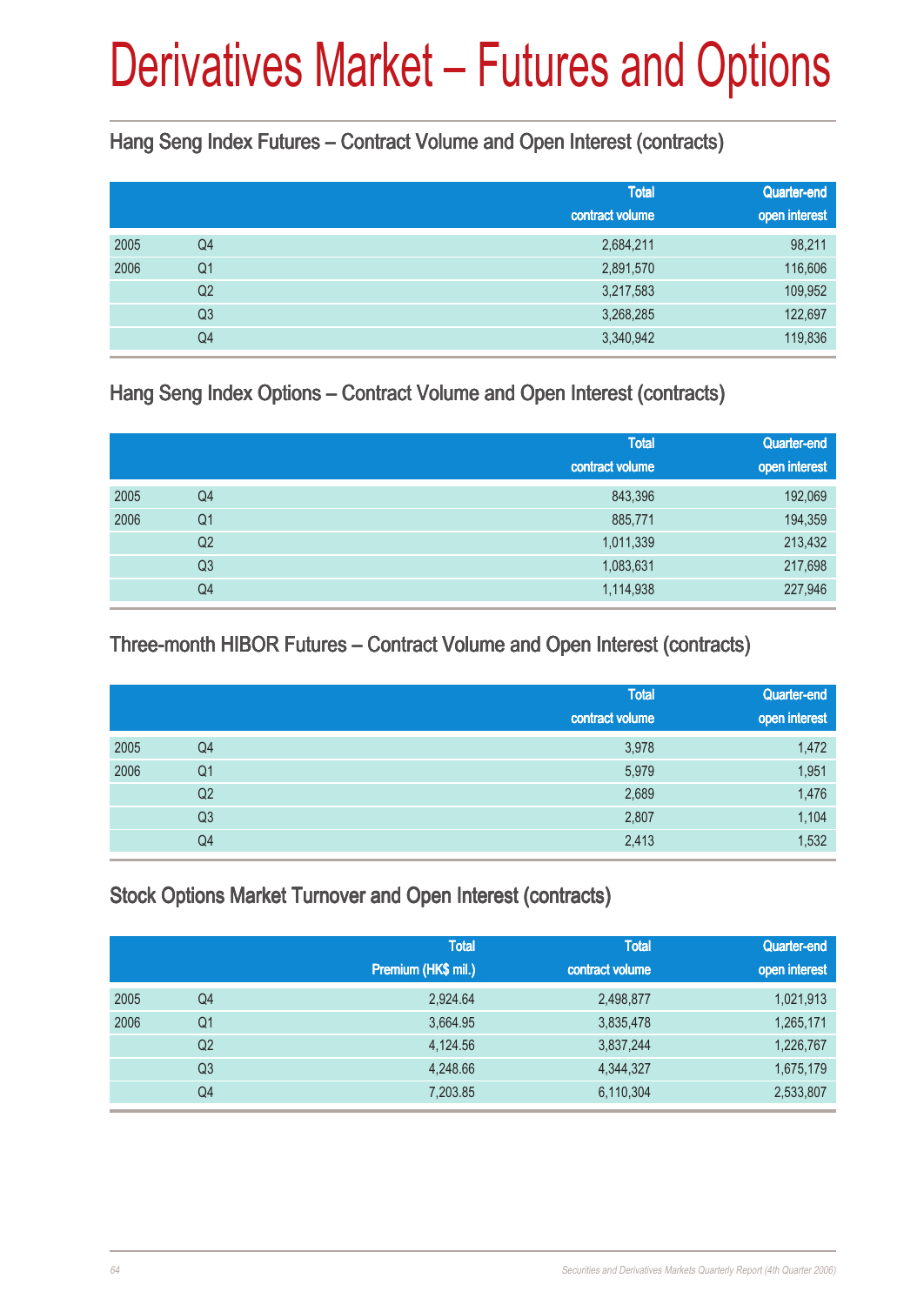# Derivatives Market – Futures and Options

## Hang Seng Index Futures – Contract Volume and Open Interest (contracts)

| | | Total contract volume | Quarter-end open interest |
|---|---|---|---|
| 2005 | Q4 | 2,684,211 | 98,211 |
| 2006 | Q1 | 2,891,570 | 116,606 |
| | Q2 | 3,217,583 | 109,952 |
| | Q3 | 3,268,285 | 122,697 |
| | Q4 | 3,340,942 | 119,836 |

## Hang Seng Index Options – Contract Volume and Open Interest (contracts)

| | | Total contract volume | Quarter-end open interest |
|---|---|---|---|
| 2005 | Q4 | 843,396 | 192,069 |
| 2006 | Q1 | 885,771 | 194,359 |
| | Q2 | 1,011,339 | 213,432 |
| | Q3 | 1,083,631 | 217,698 |
| | Q4 | 1,114,938 | 227,946 |

## Three-month HIBOR Futures – Contract Volume and Open Interest (contracts)

| | | Total contract volume | Quarter-end open interest |
|---|---|---|---|
| 2005 | Q4 | 3,978 | 1,472 |
| 2006 | Q1 | 5,979 | 1,951 |
| | Q2 | 2,689 | 1,476 |
| | Q3 | 2,807 | 1,104 |
| | Q4 | 2,413 | 1,532 |

## Stock Options Market Turnover and Open Interest (contracts)

| | | Total Premium (HK$ mil.) | Total contract volume | Quarter-end open interest |
|---|---|---|---|---|
| 2005 | Q4 | 2,924.64 | 2,498,877 | 1,021,913 |
| 2006 | Q1 | 3,664.95 | 3,835,478 | 1,265,171 |
| | Q2 | 4,124.56 | 3,837,244 | 1,226,767 |
| | Q3 | 4,248.66 | 4,344,327 | 1,675,179 |
| | Q4 | 7,203.85 | 6,110,304 | 2,533,807 |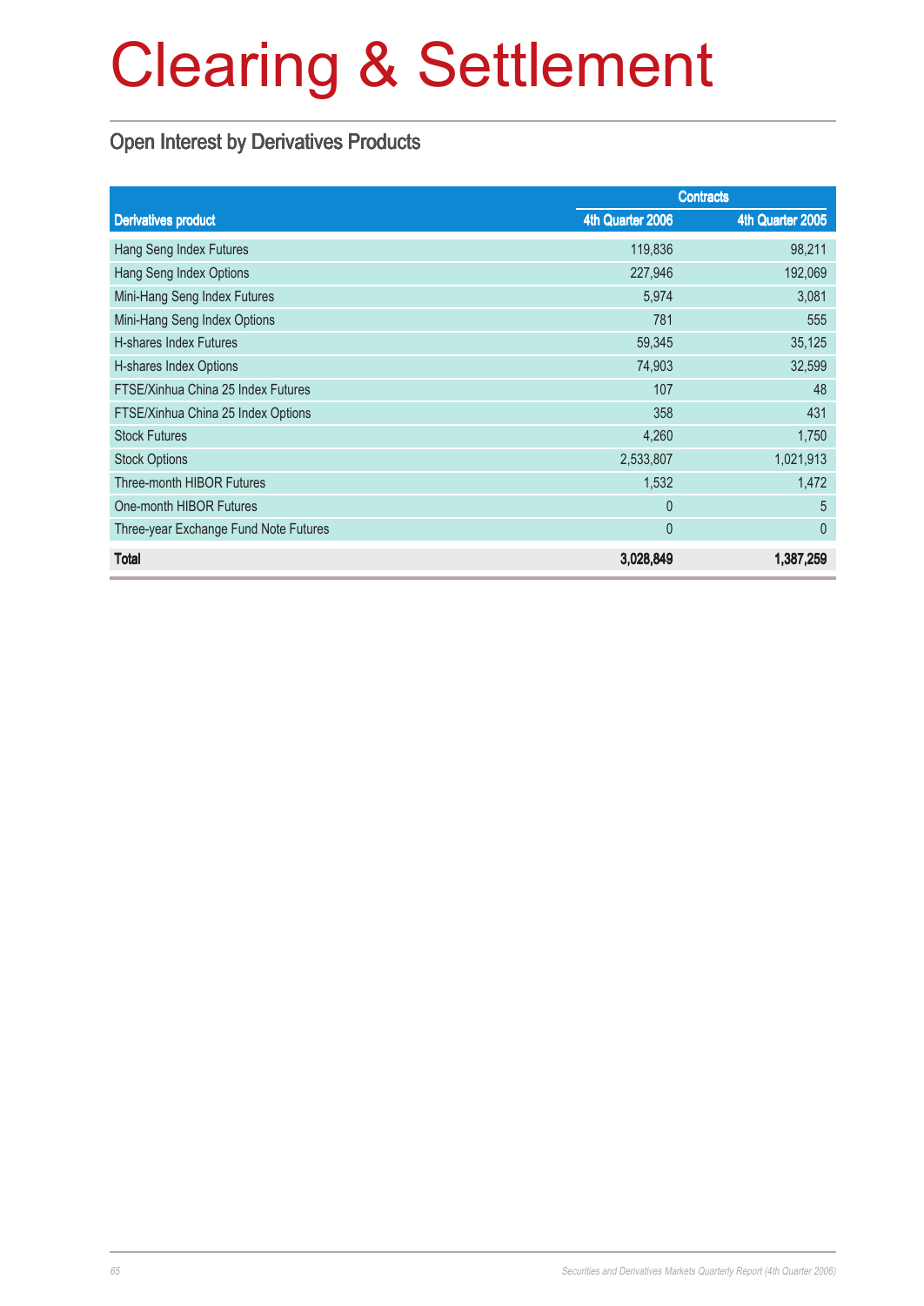# Clearing & Settlement

## Open Interest by Derivatives Products

| Derivatives product | Contracts | |
|---|---|---|
| | 4th Quarter 2006 | 4th Quarter 2005 |
| Hang Seng Index Futures | 119,836 | 98,211 |
| Hang Seng Index Options | 227,946 | 192,069 |
| Mini-Hang Seng Index Futures | 5,974 | 3,081 |
| Mini-Hang Seng Index Options | 781 | 555 |
| H-shares Index Futures | 59,345 | 35,125 |
| H-shares Index Options | 74,903 | 32,599 |
| FTSE/Xinhua China 25 Index Futures | 107 | 48 |
| FTSE/Xinhua China 25 Index Options | 358 | 431 |
| Stock Futures | 4,260 | 1,750 |
| Stock Options | 2,533,807 | 1,021,913 |
| Three-month HIBOR Futures | 1,532 | 1,472 |
| One-month HIBOR Futures | 0 | 5 |
| Three-year Exchange Fund Note Futures | 0 | 0 |
| **Total** | **3,028,849** | **1,387,259** |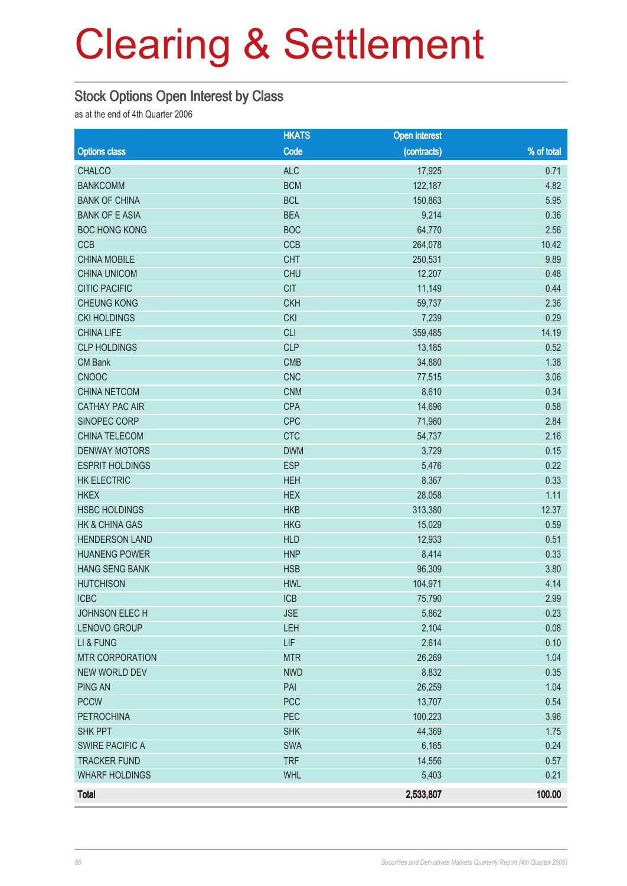# Clearing & Settlement

## Stock Options Open Interest by Class

as at the end of 4th Quarter 2006

| Options class | HKATS Code | Open interest (contracts) | % of total |
|---|---|---|---|
| CHALCO | ALC | 17,925 | 0.71 |
| BANKCOMM | BCM | 122,187 | 4.82 |
| BANK OF CHINA | BCL | 150,863 | 5.95 |
| BANK OF E ASIA | BEA | 9,214 | 0.36 |
| BOC HONG KONG | BOC | 64,770 | 2.56 |
| CCB | CCB | 264,078 | 10.42 |
| CHINA MOBILE | CHT | 250,531 | 9.89 |
| CHINA UNICOM | CHU | 12,207 | 0.48 |
| CITIC PACIFIC | CIT | 11,149 | 0.44 |
| CHEUNG KONG | CKH | 59,737 | 2.36 |
| CKI HOLDINGS | CKI | 7,239 | 0.29 |
| CHINA LIFE | CLI | 359,485 | 14.19 |
| CLP HOLDINGS | CLP | 13,185 | 0.52 |
| CM Bank | CMB | 34,880 | 1.38 |
| CNOOC | CNC | 77,515 | 3.06 |
| CHINA NETCOM | CNM | 8,610 | 0.34 |
| CATHAY PAC AIR | CPA | 14,696 | 0.58 |
| SINOPEC CORP | CPC | 71,980 | 2.84 |
| CHINA TELECOM | CTC | 54,737 | 2.16 |
| DENWAY MOTORS | DWM | 3,729 | 0.15 |
| ESPRIT HOLDINGS | ESP | 5,476 | 0.22 |
| HK ELECTRIC | HEH | 8,367 | 0.33 |
| HKEX | HEX | 28,058 | 1.11 |
| HSBC HOLDINGS | HKB | 313,380 | 12.37 |
| HK & CHINA GAS | HKG | 15,029 | 0.59 |
| HENDERSON LAND | HLD | 12,933 | 0.51 |
| HUANENG POWER | HNP | 8,414 | 0.33 |
| HANG SENG BANK | HSB | 96,309 | 3.80 |
| HUTCHISON | HWL | 104,971 | 4.14 |
| ICBC | ICB | 75,790 | 2.99 |
| JOHNSON ELEC H | JSE | 5,862 | 0.23 |
| LENOVO GROUP | LEH | 2,104 | 0.08 |
| LI & FUNG | LIF | 2,614 | 0.10 |
| MTR CORPORATION | MTR | 26,269 | 1.04 |
| NEW WORLD DEV | NWD | 8,832 | 0.35 |
| PING AN | PAI | 26,259 | 1.04 |
| PCCW | PCC | 13,707 | 0.54 |
| PETROCHINA | PEC | 100,223 | 3.96 |
| SHK PPT | SHK | 44,369 | 1.75 |
| SWIRE PACIFIC A | SWA | 6,165 | 0.24 |
| TRACKER FUND | TRF | 14,556 | 0.57 |
| WHARF HOLDINGS | WHL | 5,403 | 0.21 |
| **Total** | | **2,533,807** | **100.00** |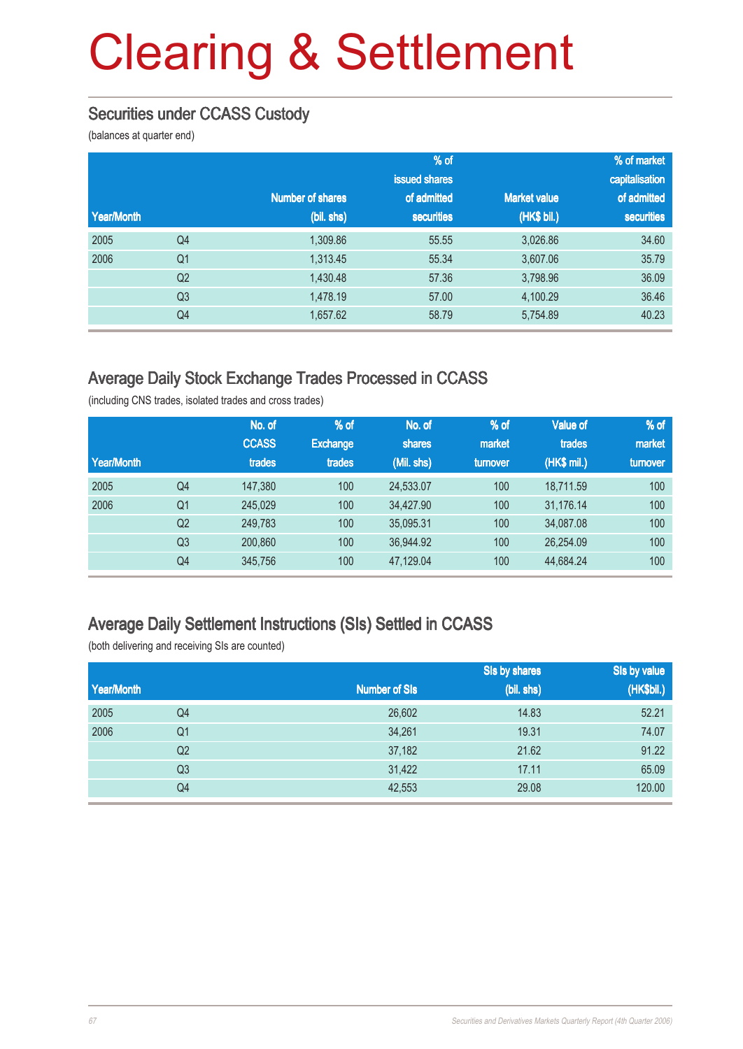# Clearing & Settlement

## Securities under CCASS Custody

(balances at quarter end)

| Year/Month | | Number of shares (bil. shs) | % of issued shares of admitted securities | Market value (HK$ bil.) | % of market capitalisation of admitted securities |
|---|---|---|---|---|---|
| 2005 | Q4 | 1,309.86 | 55.55 | 3,026.86 | 34.60 |
| 2006 | Q1 | 1,313.45 | 55.34 | 3,607.06 | 35.79 |
| | Q2 | 1,430.48 | 57.36 | 3,798.96 | 36.09 |
| | Q3 | 1,478.19 | 57.00 | 4,100.29 | 36.46 |
| | Q4 | 1,657.62 | 58.79 | 5,754.89 | 40.23 |

## Average Daily Stock Exchange Trades Processed in CCASS

(including CNS trades, isolated trades and cross trades)

| Year/Month | | No. of CCASS trades | % of Exchange trades | No. of shares (Mil. shs) | % of market turnover | Value of trades (HK$ mil.) | % of market turnover |
|---|---|---|---|---|---|---|---|
| 2005 | Q4 | 147,380 | 100 | 24,533.07 | 100 | 18,711.59 | 100 |
| 2006 | Q1 | 245,029 | 100 | 34,427.90 | 100 | 31,176.14 | 100 |
| | Q2 | 249,783 | 100 | 35,095.31 | 100 | 34,087.08 | 100 |
| | Q3 | 200,860 | 100 | 36,944.92 | 100 | 26,254.09 | 100 |
| | Q4 | 345,756 | 100 | 47,129.04 | 100 | 44,684.24 | 100 |

## Average Daily Settlement Instructions (SIs) Settled in CCASS

(both delivering and receiving SIs are counted)

| Year/Month | | Number of SIs | SIs by shares (bil. shs) | SIs by value (HK$bil.) |
|---|---|---|---|---|
| 2005 | Q4 | 26,602 | 14.83 | 52.21 |
| 2006 | Q1 | 34,261 | 19.31 | 74.07 |
| | Q2 | 37,182 | 21.62 | 91.22 |
| | Q3 | 31,422 | 17.11 | 65.09 |
| | Q4 | 42,553 | 29.08 | 120.00 |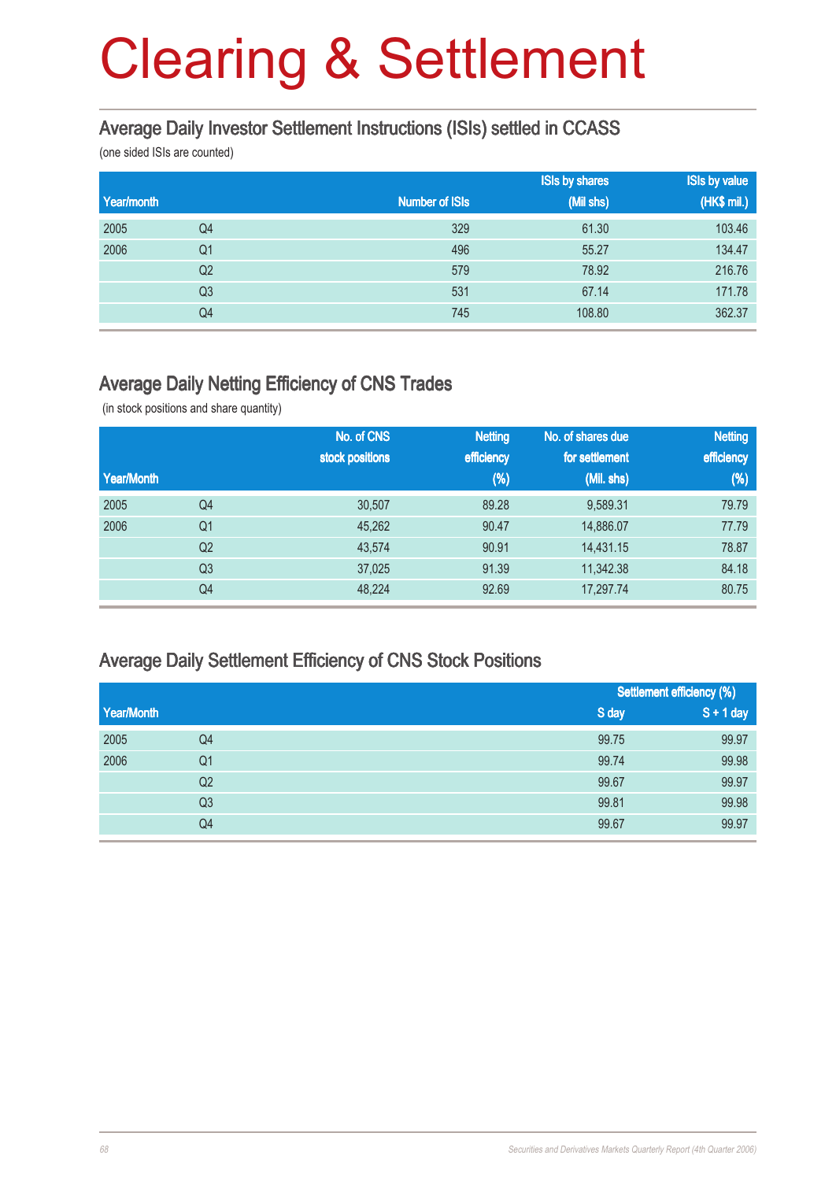# Clearing & Settlement

## Average Daily Investor Settlement Instructions (ISIs) settled in CCASS

(one sided ISIs are counted)

| Year/month | | Number of ISIs | ISIs by shares (Mil shs) | ISIs by value (HK$ mil.) |
|---|---|---|---|---|
| 2005 | Q4 | 329 | 61.30 | 103.46 |
| 2006 | Q1 | 496 | 55.27 | 134.47 |
| | Q2 | 579 | 78.92 | 216.76 |
| | Q3 | 531 | 67.14 | 171.78 |
| | Q4 | 745 | 108.80 | 362.37 |

## Average Daily Netting Efficiency of CNS Trades

(in stock positions and share quantity)

| Year/Month | | No. of CNS stock positions | Netting efficiency (%) | No. of shares due for settlement (Mil. shs) | Netting efficiency (%) |
|---|---|---|---|---|---|
| 2005 | Q4 | 30,507 | 89.28 | 9,589.31 | 79.79 |
| 2006 | Q1 | 45,262 | 90.47 | 14,886.07 | 77.79 |
| | Q2 | 43,574 | 90.91 | 14,431.15 | 78.87 |
| | Q3 | 37,025 | 91.39 | 11,342.38 | 84.18 |
| | Q4 | 48,224 | 92.69 | 17,297.74 | 80.75 |

## Average Daily Settlement Efficiency of CNS Stock Positions

| | | Settlement efficiency (%) | |
|---|---|---|---|
| Year/Month | | S day | S + 1 day |
| 2005 | Q4 | 99.75 | 99.97 |
| 2006 | Q1 | 99.74 | 99.98 |
| | Q2 | 99.67 | 99.97 |
| | Q3 | 99.81 | 99.98 |
| | Q4 | 99.67 | 99.97 |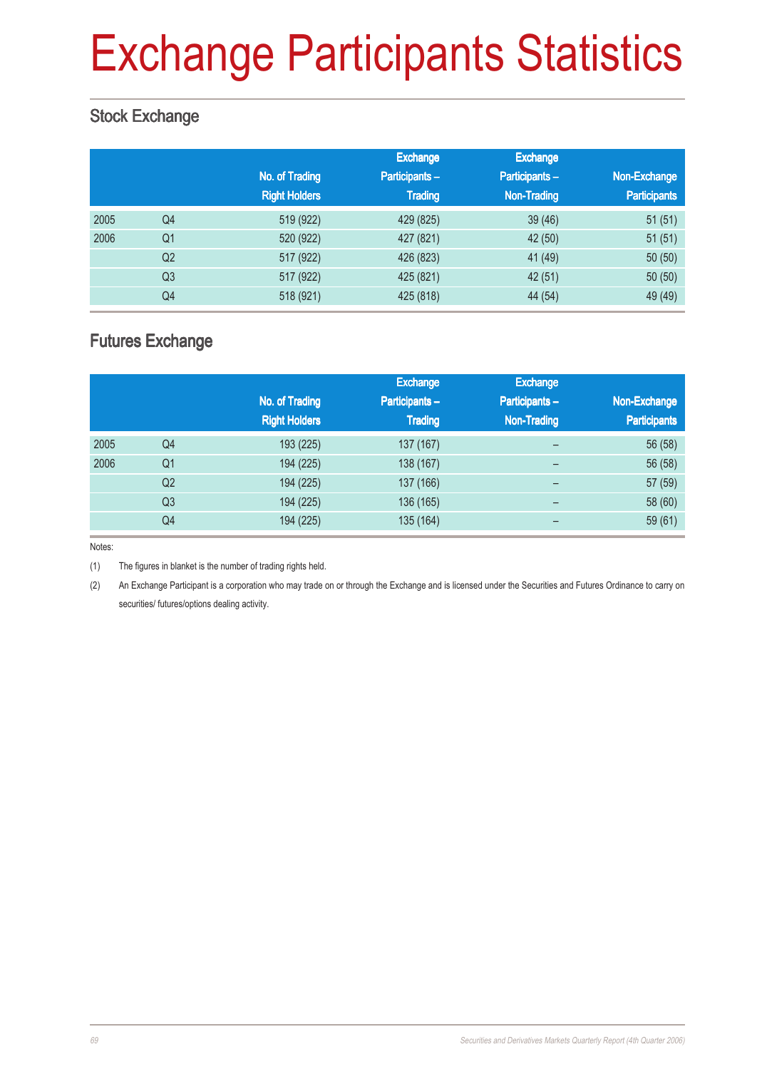# Exchange Participants Statistics

## Stock Exchange

| | | No. of Trading Right Holders | Exchange Participants – Trading | Exchange Participants – Non-Trading | Non-Exchange Participants |
|---|---|---|---|---|---|
| 2005 | Q4 | 519 (922) | 429 (825) | 39 (46) | 51 (51) |
| 2006 | Q1 | 520 (922) | 427 (821) | 42 (50) | 51 (51) |
| | Q2 | 517 (922) | 426 (823) | 41 (49) | 50 (50) |
| | Q3 | 517 (922) | 425 (821) | 42 (51) | 50 (50) |
| | Q4 | 518 (921) | 425 (818) | 44 (54) | 49 (49) |

## Futures Exchange

| | | No. of Trading Right Holders | Exchange Participants – Trading | Exchange Participants – Non-Trading | Non-Exchange Participants |
|---|---|---|---|---|---|
| 2005 | Q4 | 193 (225) | 137 (167) | – | 56 (58) |
| 2006 | Q1 | 194 (225) | 138 (167) | – | 56 (58) |
| | Q2 | 194 (225) | 137 (166) | – | 57 (59) |
| | Q3 | 194 (225) | 136 (165) | – | 58 (60) |
| | Q4 | 194 (225) | 135 (164) | – | 59 (61) |

Notes:

(1) The figures in blanket is the number of trading rights held.

(2) An Exchange Participant is a corporation who may trade on or through the Exchange and is licensed under the Securities and Futures Ordinance to carry on securities/ futures/options dealing activity.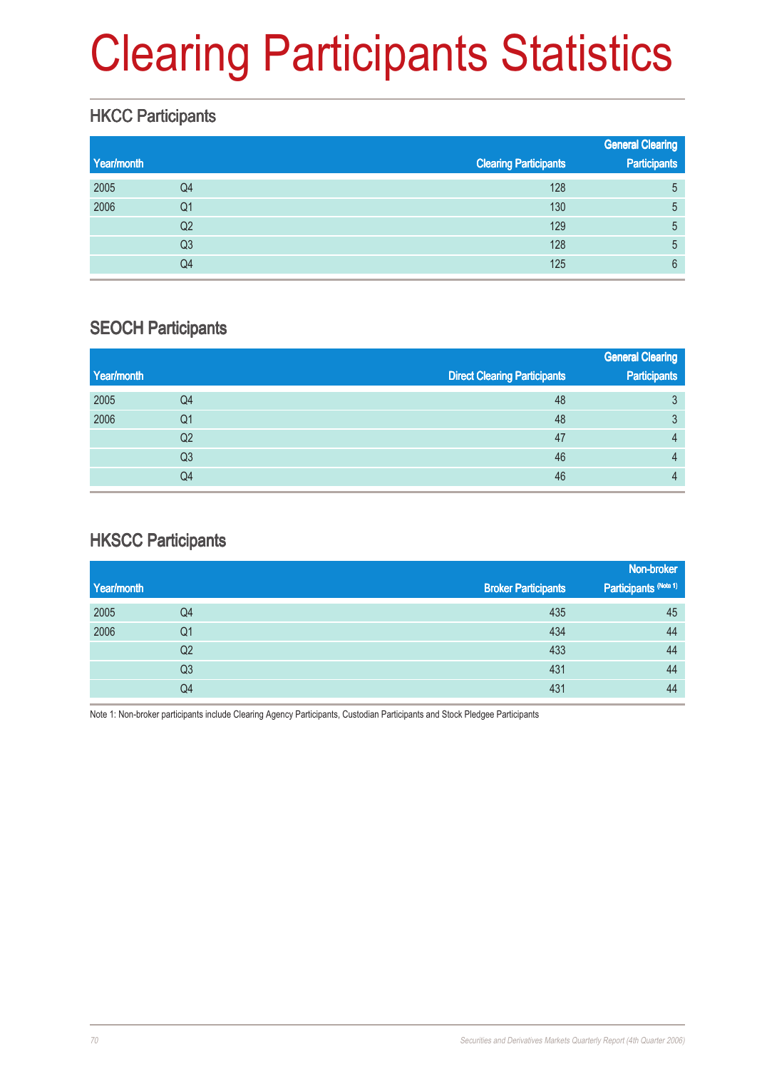# Clearing Participants Statistics

## HKCC Participants

| Year/month | | Clearing Participants | General Clearing Participants |
|---|---|---|---|
| 2005 | Q4 | 128 | 5 |
| 2006 | Q1 | 130 | 5 |
| | Q2 | 129 | 5 |
| | Q3 | 128 | 5 |
| | Q4 | 125 | 6 |

## SEOCH Participants

| Year/month | | Direct Clearing Participants | General Clearing Participants |
|---|---|---|---|
| 2005 | Q4 | 48 | 3 |
| 2006 | Q1 | 48 | 3 |
| | Q2 | 47 | 4 |
| | Q3 | 46 | 4 |
| | Q4 | 46 | 4 |

## HKSCC Participants

| Year/month | | Broker Participants | Non-broker Participants (Note 1) |
|---|---|---|---|
| 2005 | Q4 | 435 | 45 |
| 2006 | Q1 | 434 | 44 |
| | Q2 | 433 | 44 |
| | Q3 | 431 | 44 |
| | Q4 | 431 | 44 |

Note 1: Non-broker participants include Clearing Agency Participants, Custodian Participants and Stock Pledgee Participants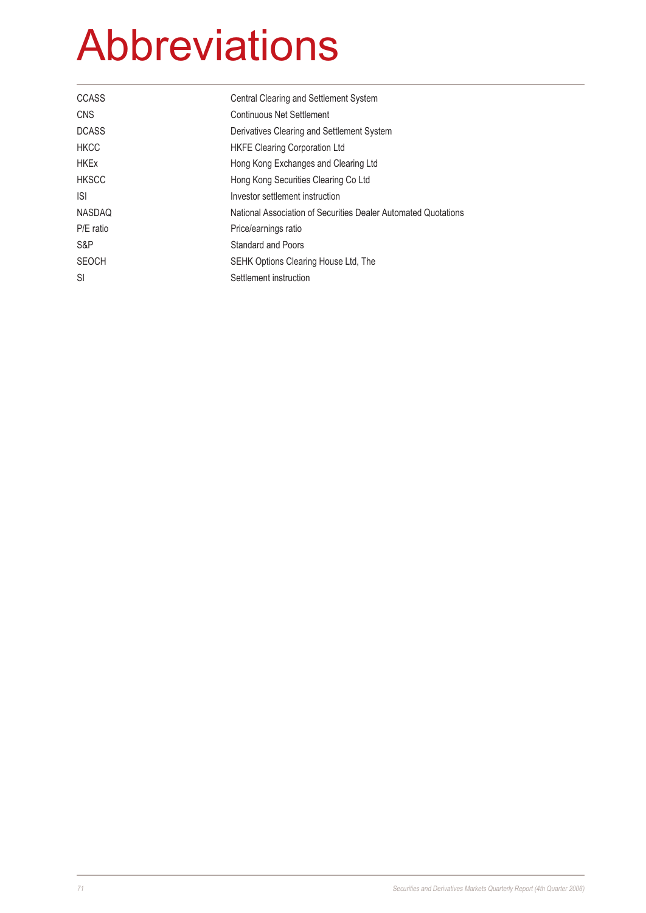# Abbreviations

| | |
|---|---|
| CCASS | Central Clearing and Settlement System |
| CNS | Continuous Net Settlement |
| DCASS | Derivatives Clearing and Settlement System |
| HKCC | HKFE Clearing Corporation Ltd |
| HKEx | Hong Kong Exchanges and Clearing Ltd |
| HKSCC | Hong Kong Securities Clearing Co Ltd |
| ISI | Investor settlement instruction |
| NASDAQ | National Association of Securities Dealer Automated Quotations |
| P/E ratio | Price/earnings ratio |
| S&P | Standard and Poors |
| SEOCH | SEHK Options Clearing House Ltd, The |
| SI | Settlement instruction |